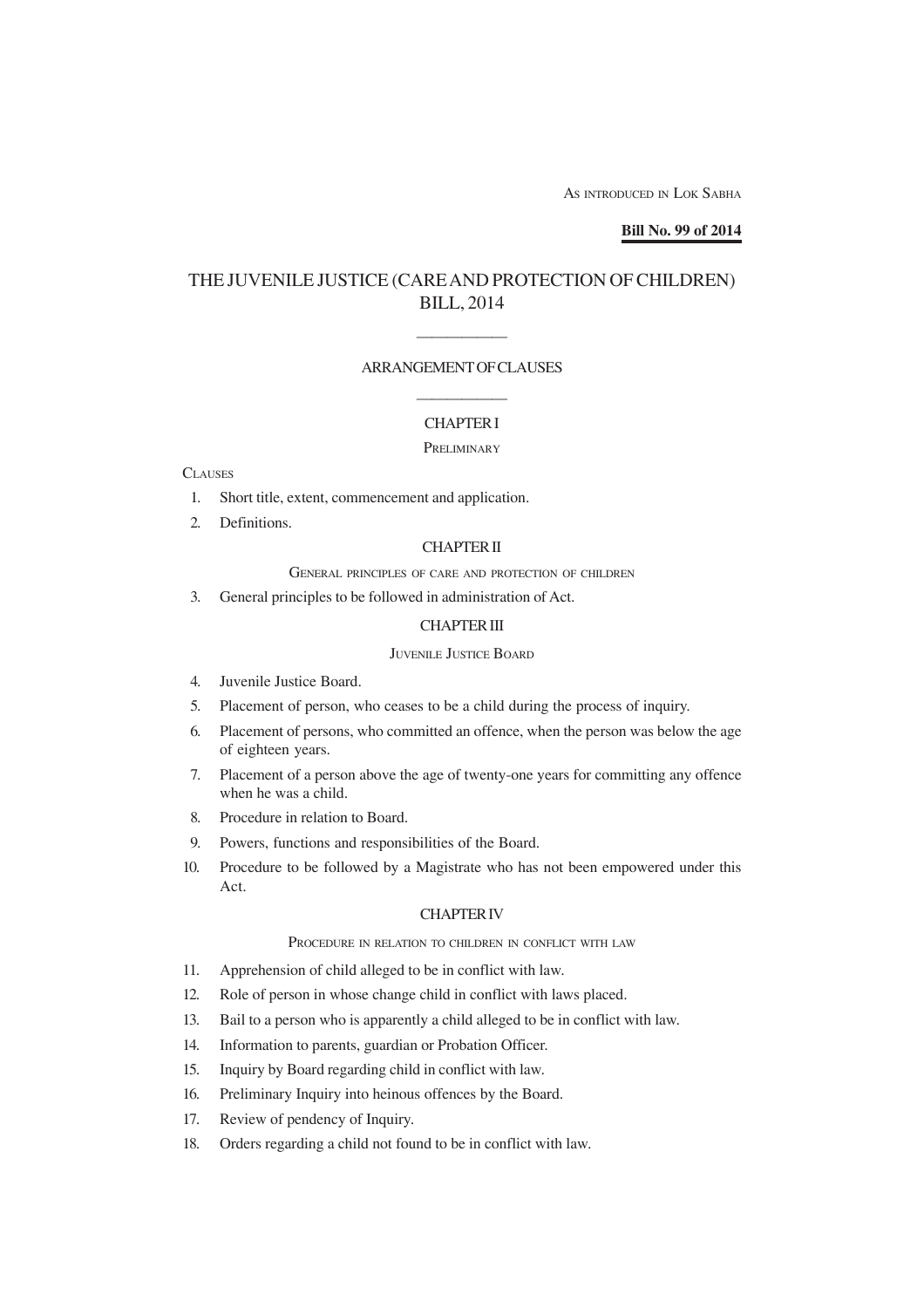As introduced in Lok Sabha

**Bill No. 99 of 2014**

# THE JUVENILE JUSTICE (CARE AND PROTECTION OF CHILDREN) BILL, 2014

---

## ARRANGEMENT OF CLAUSES

---

### CHAPTER I

#### Preliminary

Clauses

1. Short title, extent, commencement and application.
2. Definitions.

### CHAPTER II

#### General principles of care and protection of children

3. General principles to be followed in administration of Act.

### CHAPTER III

#### Juvenile Justice Board

4. Juvenile Justice Board.
5. Placement of person, who ceases to be a child during the process of inquiry.
6. Placement of persons, who committed an offence, when the person was below the age of eighteen years.
7. Placement of a person above the age of twenty-one years for committing any offence when he was a child.
8. Procedure in relation to Board.
9. Powers, functions and responsibilities of the Board.
10. Procedure to be followed by a Magistrate who has not been empowered under this Act.

### CHAPTER IV

#### Procedure in relation to children in conflict with law

11. Apprehension of child alleged to be in conflict with law.
12. Role of person in whose change child in conflict with laws placed.
13. Bail to a person who is apparently a child alleged to be in conflict with law.
14. Information to parents, guardian or Probation Officer.
15. Inquiry by Board regarding child in conflict with law.
16. Preliminary Inquiry into heinous offences by the Board.
17. Review of pendency of Inquiry.
18. Orders regarding a child not found to be in conflict with law.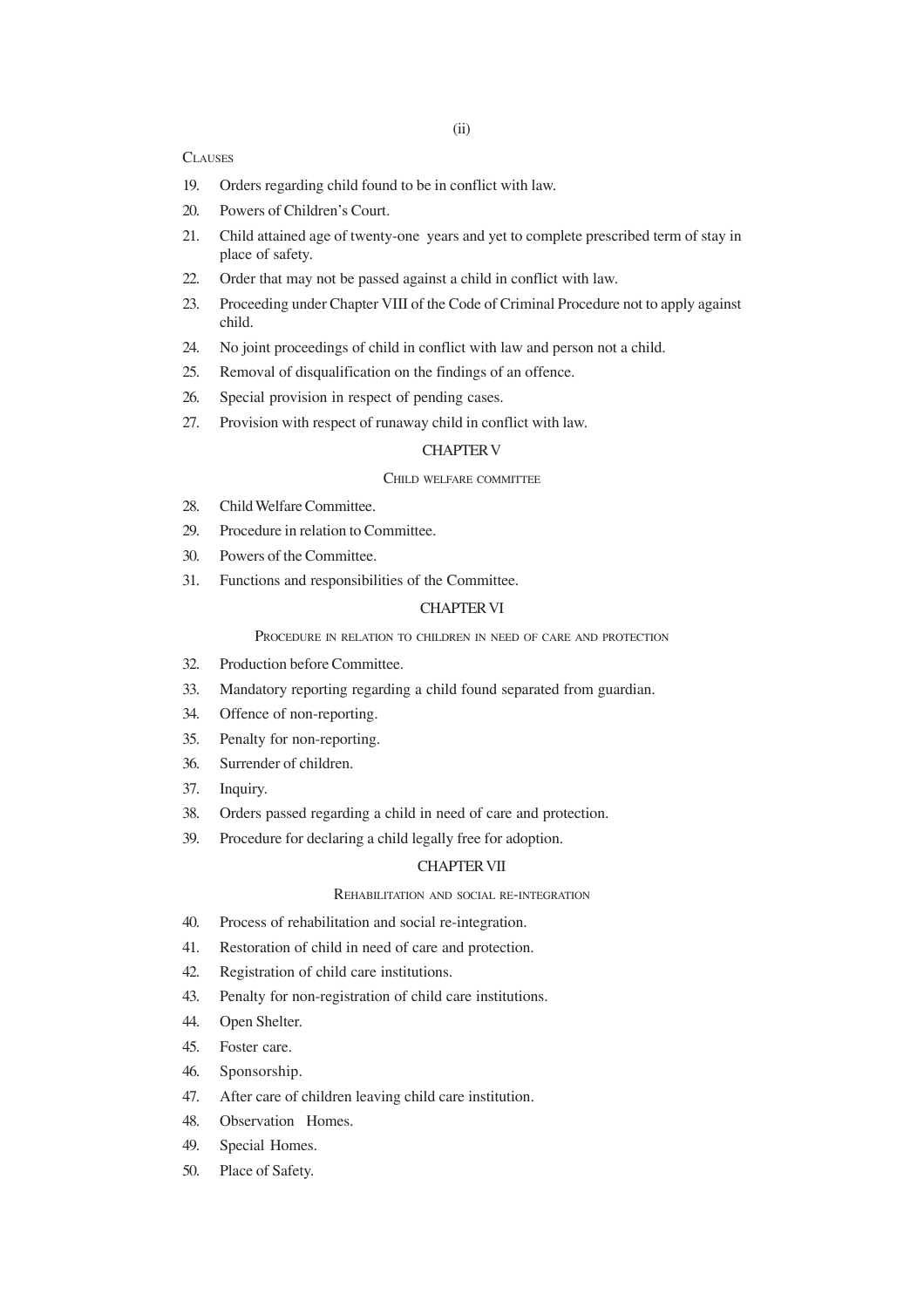CLAUSES

19. Orders regarding child found to be in conflict with law.
20. Powers of Children's Court.
21. Child attained age of twenty-one years and yet to complete prescribed term of stay in place of safety.
22. Order that may not be passed against a child in conflict with law.
23. Proceeding under Chapter VIII of the Code of Criminal Procedure not to apply against child.
24. No joint proceedings of child in conflict with law and person not a child.
25. Removal of disqualification on the findings of an offence.
26. Special provision in respect of pending cases.
27. Provision with respect of runaway child in conflict with law.

## CHAPTER V

### CHILD WELFARE COMMITTEE

28. Child Welfare Committee.
29. Procedure in relation to Committee.
30. Powers of the Committee.
31. Functions and responsibilities of the Committee.

## CHAPTER VI

### PROCEDURE IN RELATION TO CHILDREN IN NEED OF CARE AND PROTECTION

32. Production before Committee.
33. Mandatory reporting regarding a child found separated from guardian.
34. Offence of non-reporting.
35. Penalty for non-reporting.
36. Surrender of children.
37. Inquiry.
38. Orders passed regarding a child in need of care and protection.
39. Procedure for declaring a child legally free for adoption.

## CHAPTER VII

### REHABILITATION AND SOCIAL RE-INTEGRATION

40. Process of rehabilitation and social re-integration.
41. Restoration of child in need of care and protection.
42. Registration of child care institutions.
43. Penalty for non-registration of child care institutions.
44. Open Shelter.
45. Foster care.
46. Sponsorship.
47. After care of children leaving child care institution.
48. Observation Homes.
49. Special Homes.
50. Place of Safety.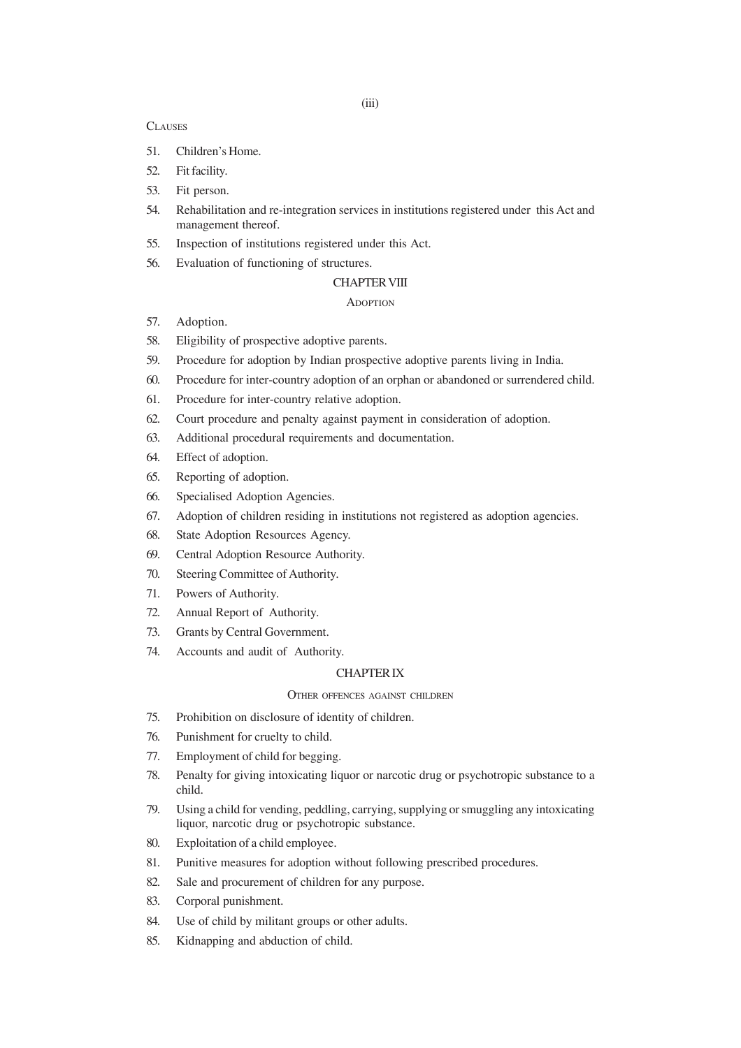CLAUSES

51. Children's Home.
52. Fit facility.
53. Fit person.
54. Rehabilitation and re-integration services in institutions registered under this Act and management thereof.
55. Inspection of institutions registered under this Act.
56. Evaluation of functioning of structures.

## CHAPTER VIII

### ADOPTION

57. Adoption.
58. Eligibility of prospective adoptive parents.
59. Procedure for adoption by Indian prospective adoptive parents living in India.
60. Procedure for inter-country adoption of an orphan or abandoned or surrendered child.
61. Procedure for inter-country relative adoption.
62. Court procedure and penalty against payment in consideration of adoption.
63. Additional procedural requirements and documentation.
64. Effect of adoption.
65. Reporting of adoption.
66. Specialised Adoption Agencies.
67. Adoption of children residing in institutions not registered as adoption agencies.
68. State Adoption Resources Agency.
69. Central Adoption Resource Authority.
70. Steering Committee of Authority.
71. Powers of Authority.
72. Annual Report of Authority.
73. Grants by Central Government.
74. Accounts and audit of Authority.

## CHAPTER IX

### OTHER OFFENCES AGAINST CHILDREN

75. Prohibition on disclosure of identity of children.
76. Punishment for cruelty to child.
77. Employment of child for begging.
78. Penalty for giving intoxicating liquor or narcotic drug or psychotropic substance to a child.
79. Using a child for vending, peddling, carrying, supplying or smuggling any intoxicating liquor, narcotic drug or psychotropic substance.
80. Exploitation of a child employee.
81. Punitive measures for adoption without following prescribed procedures.
82. Sale and procurement of children for any purpose.
83. Corporal punishment.
84. Use of child by militant groups or other adults.
85. Kidnapping and abduction of child.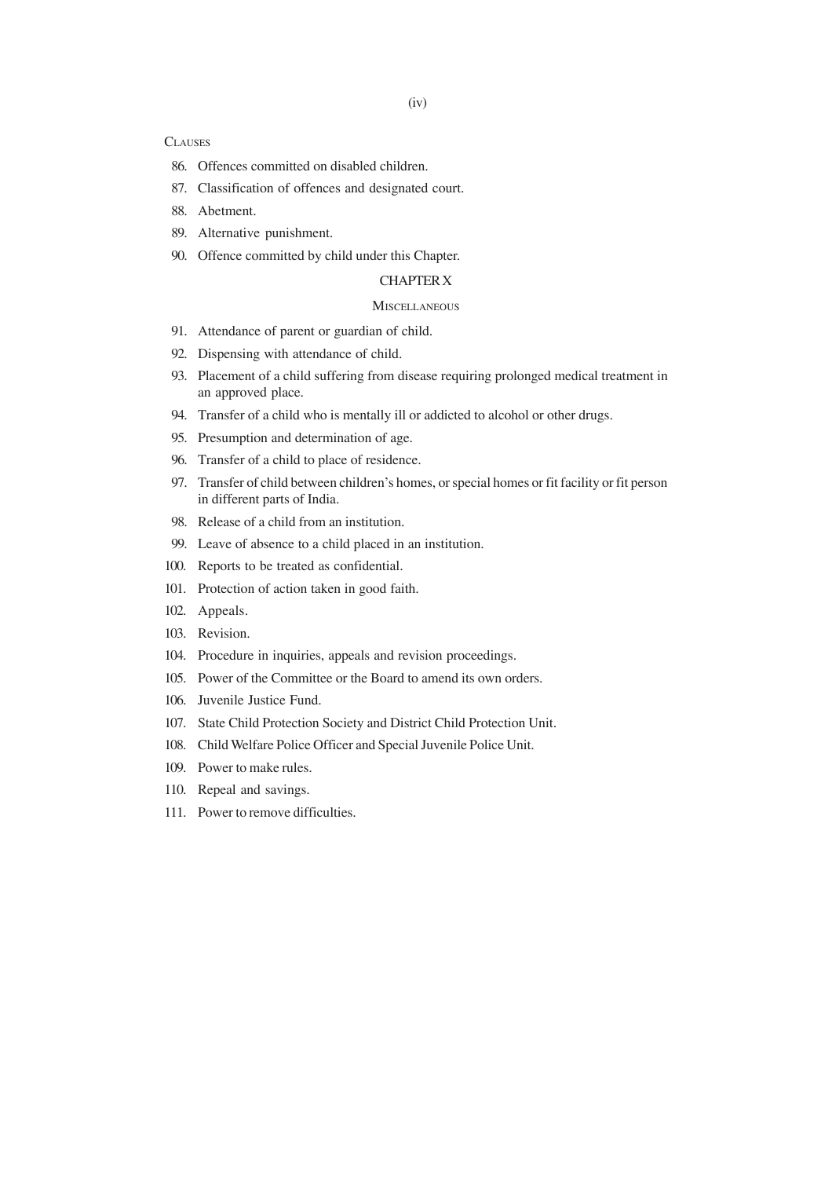CLAUSES

86. Offences committed on disabled children.
87. Classification of offences and designated court.
88. Abetment.
89. Alternative punishment.
90. Offence committed by child under this Chapter.

## CHAPTER X

### MISCELLANEOUS

91. Attendance of parent or guardian of child.
92. Dispensing with attendance of child.
93. Placement of a child suffering from disease requiring prolonged medical treatment in an approved place.
94. Transfer of a child who is mentally ill or addicted to alcohol or other drugs.
95. Presumption and determination of age.
96. Transfer of a child to place of residence.
97. Transfer of child between children's homes, or special homes or fit facility or fit person in different parts of India.
98. Release of a child from an institution.
99. Leave of absence to a child placed in an institution.
100. Reports to be treated as confidential.
101. Protection of action taken in good faith.
102. Appeals.
103. Revision.
104. Procedure in inquiries, appeals and revision proceedings.
105. Power of the Committee or the Board to amend its own orders.
106. Juvenile Justice Fund.
107. State Child Protection Society and District Child Protection Unit.
108. Child Welfare Police Officer and Special Juvenile Police Unit.
109. Power to make rules.
110. Repeal and savings.
111. Power to remove difficulties.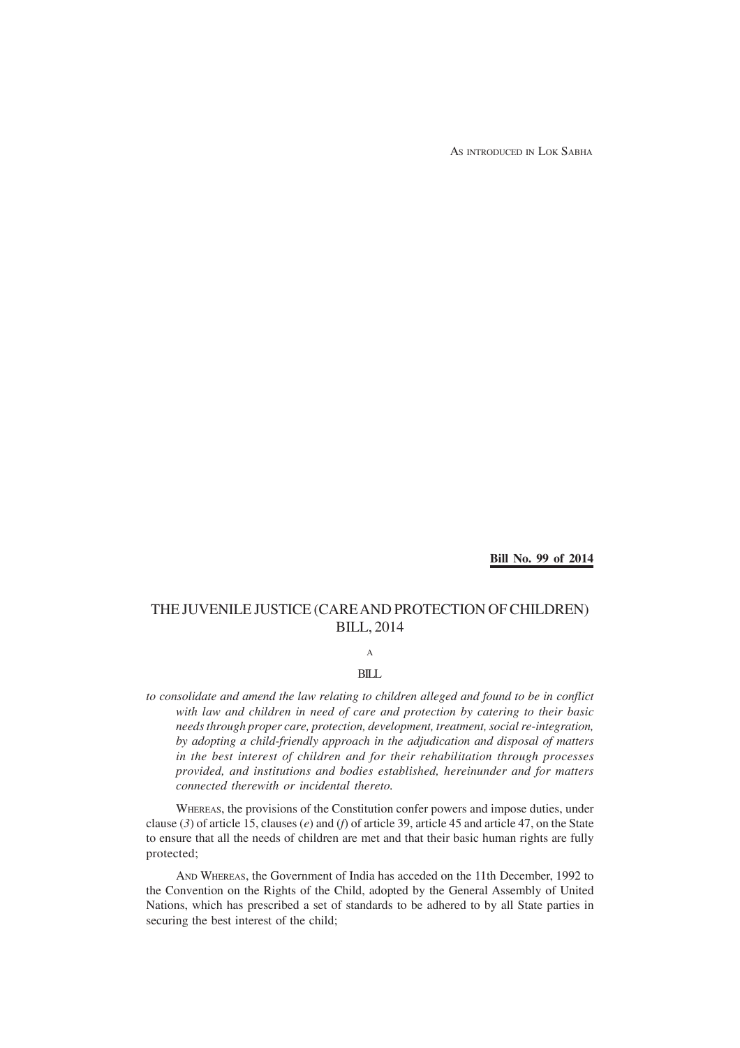AS INTRODUCED IN LOK SABHA

**Bill No. 99 of 2014**

# THE JUVENILE JUSTICE (CARE AND PROTECTION OF CHILDREN) BILL, 2014

A

BILL

*to consolidate and amend the law relating to children alleged and found to be in conflict with law and children in need of care and protection by catering to their basic needs through proper care, protection, development, treatment, social re-integration, by adopting a child-friendly approach in the adjudication and disposal of matters in the best interest of children and for their rehabilitation through processes provided, and institutions and bodies established, hereinunder and for matters connected therewith or incidental thereto.*

WHEREAS, the provisions of the Constitution confer powers and impose duties, under clause (*3*) of article 15, clauses (*e*) and (*f*) of article 39, article 45 and article 47, on the State to ensure that all the needs of children are met and that their basic human rights are fully protected;

AND WHEREAS, the Government of India has acceded on the 11th December, 1992 to the Convention on the Rights of the Child, adopted by the General Assembly of United Nations, which has prescribed a set of standards to be adhered to by all State parties in securing the best interest of the child;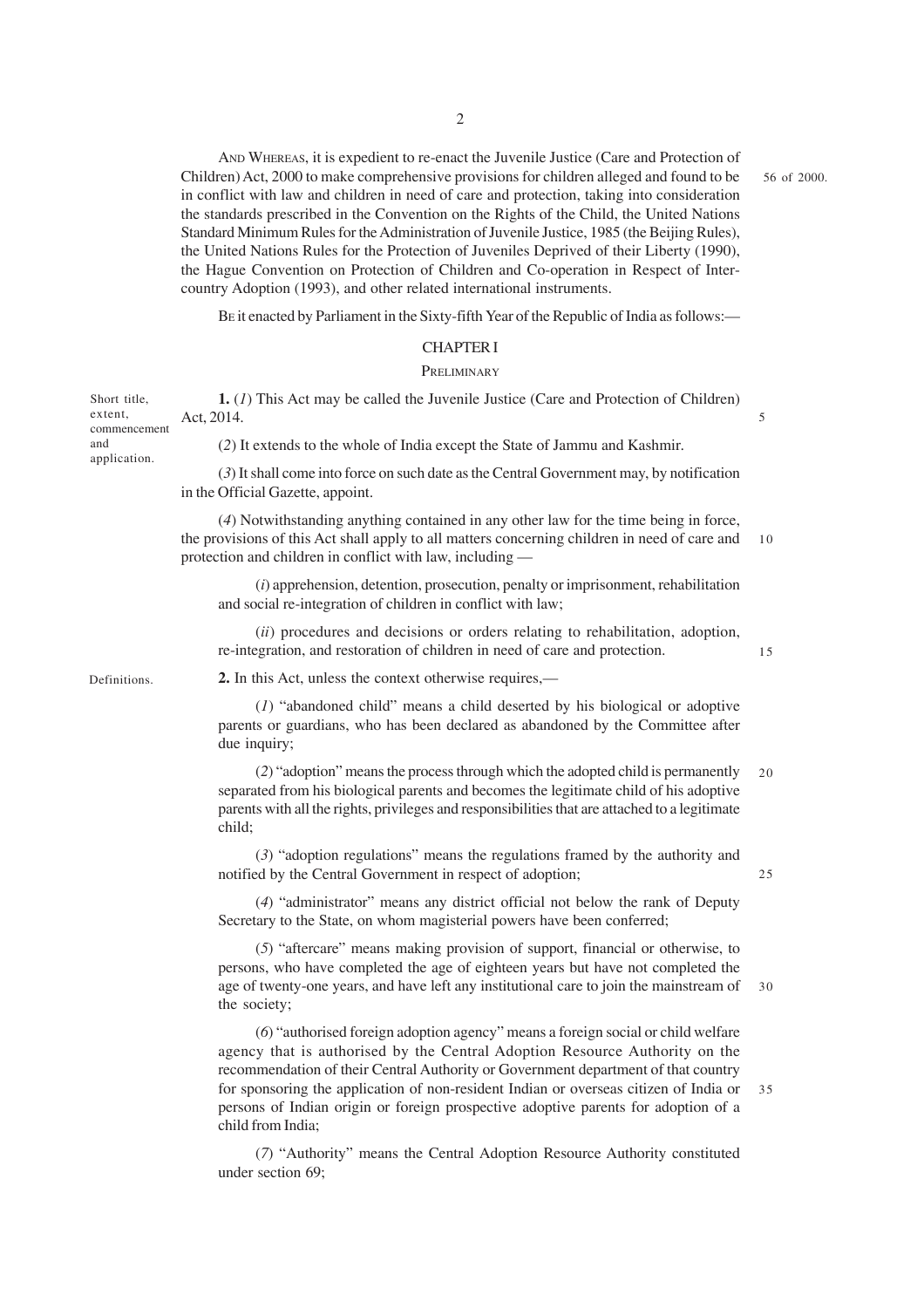AND WHEREAS, it is expedient to re-enact the Juvenile Justice (Care and Protection of Children) Act, 2000 to make comprehensive provisions for children alleged and found to be in conflict with law and children in need of care and protection, taking into consideration the standards prescribed in the Convention on the Rights of the Child, the United Nations Standard Minimum Rules for the Administration of Juvenile Justice, 1985 (the Beijing Rules), the United Nations Rules for the Protection of Juveniles Deprived of their Liberty (1990), the Hague Convention on Protection of Children and Co-operation in Respect of Inter-country Adoption (1993), and other related international instruments.

56 of 2000.

BE it enacted by Parliament in the Sixty-fifth Year of the Republic of India as follows:—

## CHAPTER I

### PRELIMINARY

Short title, extent, commencement and application.

**1.** (*1*) This Act may be called the Juvenile Justice (Care and Protection of Children) Act, 2014.

(*2*) It extends to the whole of India except the State of Jammu and Kashmir.

(*3*) It shall come into force on such date as the Central Government may, by notification in the Official Gazette, appoint.

(*4*) Notwithstanding anything contained in any other law for the time being in force, the provisions of this Act shall apply to all matters concerning children in need of care and protection and children in conflict with law, including —

(*i*) apprehension, detention, prosecution, penalty or imprisonment, rehabilitation and social re-integration of children in conflict with law;

(*ii*) procedures and decisions or orders relating to rehabilitation, adoption, re-integration, and restoration of children in need of care and protection.

Definitions.

**2.** In this Act, unless the context otherwise requires,—

(*1*) "abandoned child" means a child deserted by his biological or adoptive parents or guardians, who has been declared as abandoned by the Committee after due inquiry;

(*2*) "adoption" means the process through which the adopted child is permanently separated from his biological parents and becomes the legitimate child of his adoptive parents with all the rights, privileges and responsibilities that are attached to a legitimate child;

(*3*) "adoption regulations" means the regulations framed by the authority and notified by the Central Government in respect of adoption;

(*4*) "administrator" means any district official not below the rank of Deputy Secretary to the State, on whom magisterial powers have been conferred;

(*5*) "aftercare" means making provision of support, financial or otherwise, to persons, who have completed the age of eighteen years but have not completed the age of twenty-one years, and have left any institutional care to join the mainstream of the society;

(*6*) "authorised foreign adoption agency" means a foreign social or child welfare agency that is authorised by the Central Adoption Resource Authority on the recommendation of their Central Authority or Government department of that country for sponsoring the application of non-resident Indian or overseas citizen of India or persons of Indian origin or foreign prospective adoptive parents for adoption of a child from India;

(*7*) "Authority" means the Central Adoption Resource Authority constituted under section 69;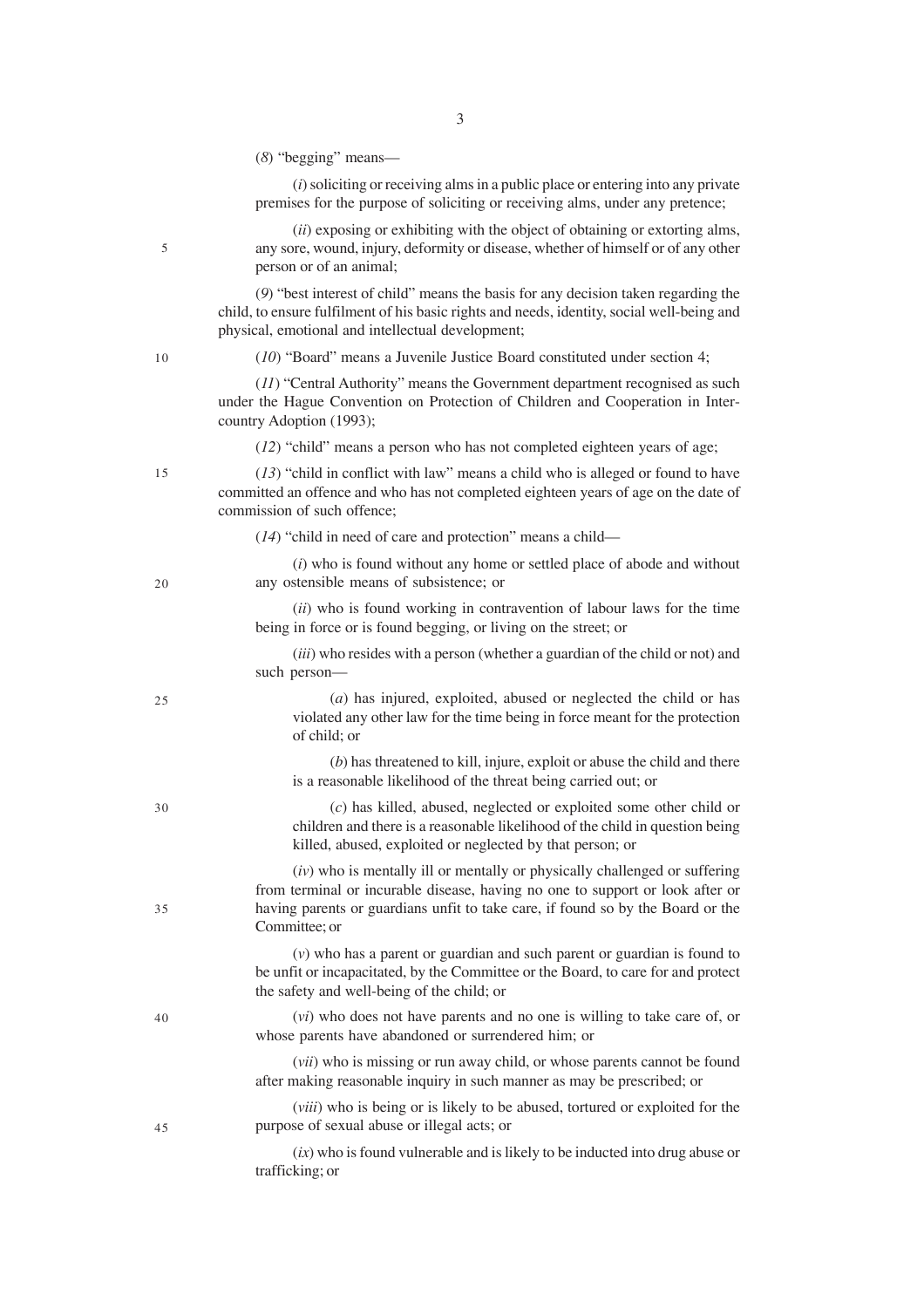(*8*) "begging" means—

(*i*) soliciting or receiving alms in a public place or entering into any private premises for the purpose of soliciting or receiving alms, under any pretence;

(*ii*) exposing or exhibiting with the object of obtaining or extorting alms, any sore, wound, injury, deformity or disease, whether of himself or of any other person or of an animal;

(*9*) "best interest of child" means the basis for any decision taken regarding the child, to ensure fulfilment of his basic rights and needs, identity, social well-being and physical, emotional and intellectual development;

(*10*) "Board" means a Juvenile Justice Board constituted under section 4;

(*11*) "Central Authority" means the Government department recognised as such under the Hague Convention on Protection of Children and Cooperation in Inter-country Adoption (1993);

(*12*) "child" means a person who has not completed eighteen years of age;

(*13*) "child in conflict with law" means a child who is alleged or found to have committed an offence and who has not completed eighteen years of age on the date of commission of such offence;

(*14*) "child in need of care and protection" means a child—

(*i*) who is found without any home or settled place of abode and without any ostensible means of subsistence; or

(*ii*) who is found working in contravention of labour laws for the time being in force or is found begging, or living on the street; or

(*iii*) who resides with a person (whether a guardian of the child or not) and such person—

(*a*) has injured, exploited, abused or neglected the child or has violated any other law for the time being in force meant for the protection of child; or

(*b*) has threatened to kill, injure, exploit or abuse the child and there is a reasonable likelihood of the threat being carried out; or

(*c*) has killed, abused, neglected or exploited some other child or children and there is a reasonable likelihood of the child in question being killed, abused, exploited or neglected by that person; or

(*iv*) who is mentally ill or mentally or physically challenged or suffering from terminal or incurable disease, having no one to support or look after or having parents or guardians unfit to take care, if found so by the Board or the Committee; or

(*v*) who has a parent or guardian and such parent or guardian is found to be unfit or incapacitated, by the Committee or the Board, to care for and protect the safety and well-being of the child; or

(*vi*) who does not have parents and no one is willing to take care of, or whose parents have abandoned or surrendered him; or

(*vii*) who is missing or run away child, or whose parents cannot be found after making reasonable inquiry in such manner as may be prescribed; or

(*viii*) who is being or is likely to be abused, tortured or exploited for the purpose of sexual abuse or illegal acts; or

(*ix*) who is found vulnerable and is likely to be inducted into drug abuse or trafficking; or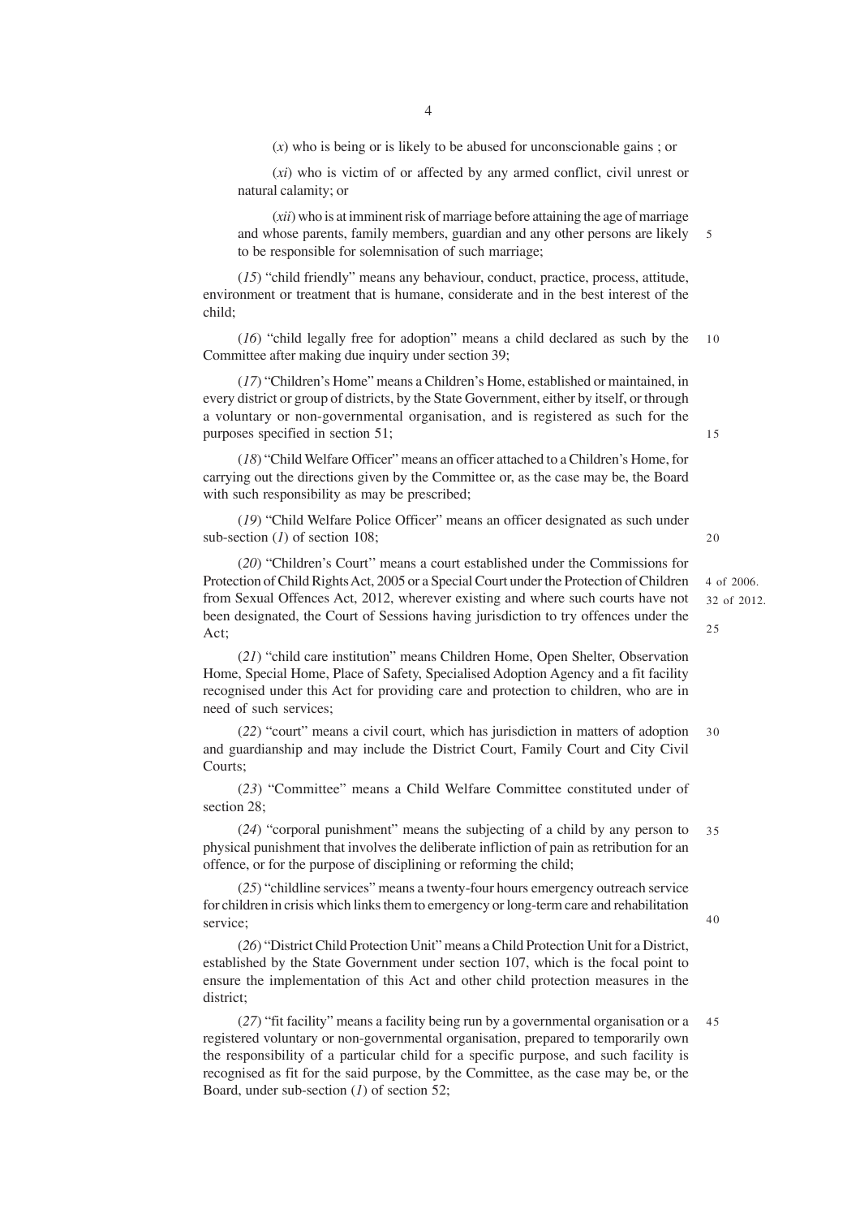(*x*) who is being or is likely to be abused for unconscionable gains ; or

(*xi*) who is victim of or affected by any armed conflict, civil unrest or natural calamity; or

(*xii*) who is at imminent risk of marriage before attaining the age of marriage and whose parents, family members, guardian and any other persons are likely to be responsible for solemnisation of such marriage;

(*15*) "child friendly" means any behaviour, conduct, practice, process, attitude, environment or treatment that is humane, considerate and in the best interest of the child;

(*16*) "child legally free for adoption" means a child declared as such by the Committee after making due inquiry under section 39;

(*17*) "Children's Home" means a Children's Home, established or maintained, in every district or group of districts, by the State Government, either by itself, or through a voluntary or non-governmental organisation, and is registered as such for the purposes specified in section 51;

(*18*) "Child Welfare Officer" means an officer attached to a Children's Home, for carrying out the directions given by the Committee or, as the case may be, the Board with such responsibility as may be prescribed;

(*19*) "Child Welfare Police Officer" means an officer designated as such under sub-section (*1*) of section 108;

(*20*) "Children's Court'' means a court established under the Commissions for Protection of Child Rights Act, 2005 or a Special Court under the Protection of Children from Sexual Offences Act, 2012, wherever existing and where such courts have not been designated, the Court of Sessions having jurisdiction to try offences under the Act;

4 of 2006.
32 of 2012.

(*21*) "child care institution" means Children Home, Open Shelter, Observation Home, Special Home, Place of Safety, Specialised Adoption Agency and a fit facility recognised under this Act for providing care and protection to children, who are in need of such services;

(*22*) "court" means a civil court, which has jurisdiction in matters of adoption and guardianship and may include the District Court, Family Court and City Civil Courts;

(*23*) "Committee" means a Child Welfare Committee constituted under of section 28;

(*24*) "corporal punishment" means the subjecting of a child by any person to physical punishment that involves the deliberate infliction of pain as retribution for an offence, or for the purpose of disciplining or reforming the child;

(*25*) "childline services" means a twenty-four hours emergency outreach service for children in crisis which links them to emergency or long-term care and rehabilitation service;

(*26*) "District Child Protection Unit" means a Child Protection Unit for a District, established by the State Government under section 107, which is the focal point to ensure the implementation of this Act and other child protection measures in the district;

(*27*) "fit facility" means a facility being run by a governmental organisation or a registered voluntary or non-governmental organisation, prepared to temporarily own the responsibility of a particular child for a specific purpose, and such facility is recognised as fit for the said purpose, by the Committee, as the case may be, or the Board, under sub-section (*1*) of section 52;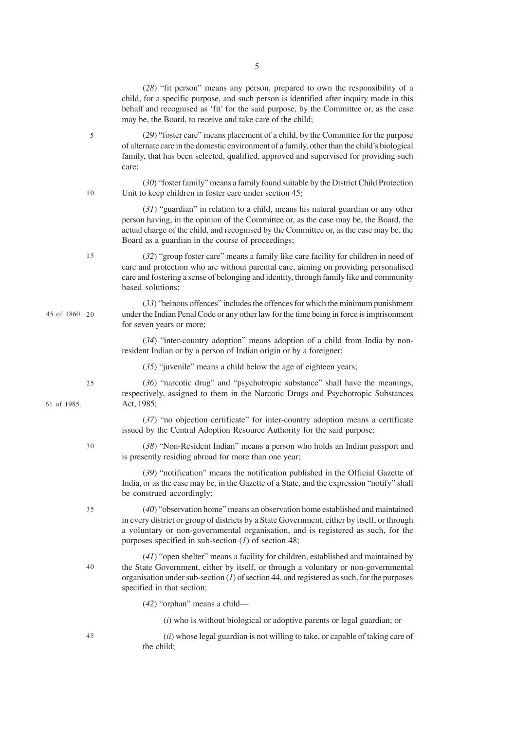(*28*) "fit person" means any person, prepared to own the responsibility of a child, for a specific purpose, and such person is identified after inquiry made in this behalf and recognised as 'fit' for the said purpose, by the Committee or, as the case may be, the Board, to receive and take care of the child;

(*29*) "foster care" means placement of a child, by the Committee for the purpose of alternate care in the domestic environment of a family, other than the child's biological family, that has been selected, qualified, approved and supervised for providing such care;

(*30*) "foster family" means a family found suitable by the District Child Protection Unit to keep children in foster care under section 45;

(*31*) "guardian" in relation to a child, means his natural guardian or any other person having, in the opinion of the Committee or, as the case may be, the Board, the actual charge of the child, and recognised by the Committee or, as the case may be, the Board as a guardian in the course of proceedings;

(*32*) "group foster care" means a family like care facility for children in need of care and protection who are without parental care, aiming on providing personalised care and fostering a sense of belonging and identity, through family like and community based solutions;

(*33*) "heinous offences" includes the offences for which the minimum punishment under the Indian Penal Code or any other law for the time being in force is imprisonment for seven years or more;

45 of 1860.

(*34*) "inter-country adoption" means adoption of a child from India by non-resident Indian or by a person of Indian origin or by a foreigner;

(*35*) "juvenile" means a child below the age of eighteen years;

(*36*) "narcotic drug" and "psychotropic substance" shall have the meanings, respectively, assigned to them in the Narcotic Drugs and Psychotropic Substances Act, 1985;

61 of 1985.

(*37*) "no objection certificate" for inter-country adoption means a certificate issued by the Central Adoption Resource Authority for the said purpose;

(*38*) "Non-Resident Indian" means a person who holds an Indian passport and is presently residing abroad for more than one year;

(*39*) "notification" means the notification published in the Official Gazette of India, or as the case may be, in the Gazette of a State, and the expression "notify" shall be construed accordingly;

(*40*) "observation home" means an observation home established and maintained in every district or group of districts by a State Government, either by itself, or through a voluntary or non-governmental organisation, and is registered as such, for the purposes specified in sub-section (*1*) of section 48;

(*41*) "open shelter" means a facility for children, established and maintained by the State Government, either by itself, or through a voluntary or non-governmental organisation under sub-section (*1*) of section 44, and registered as such, for the purposes specified in that section;

(*42*) "orphan" means a child—

(*i*) who is without biological or adoptive parents or legal guardian; or

(*ii*) whose legal guardian is not willing to take, or capable of taking care of the child;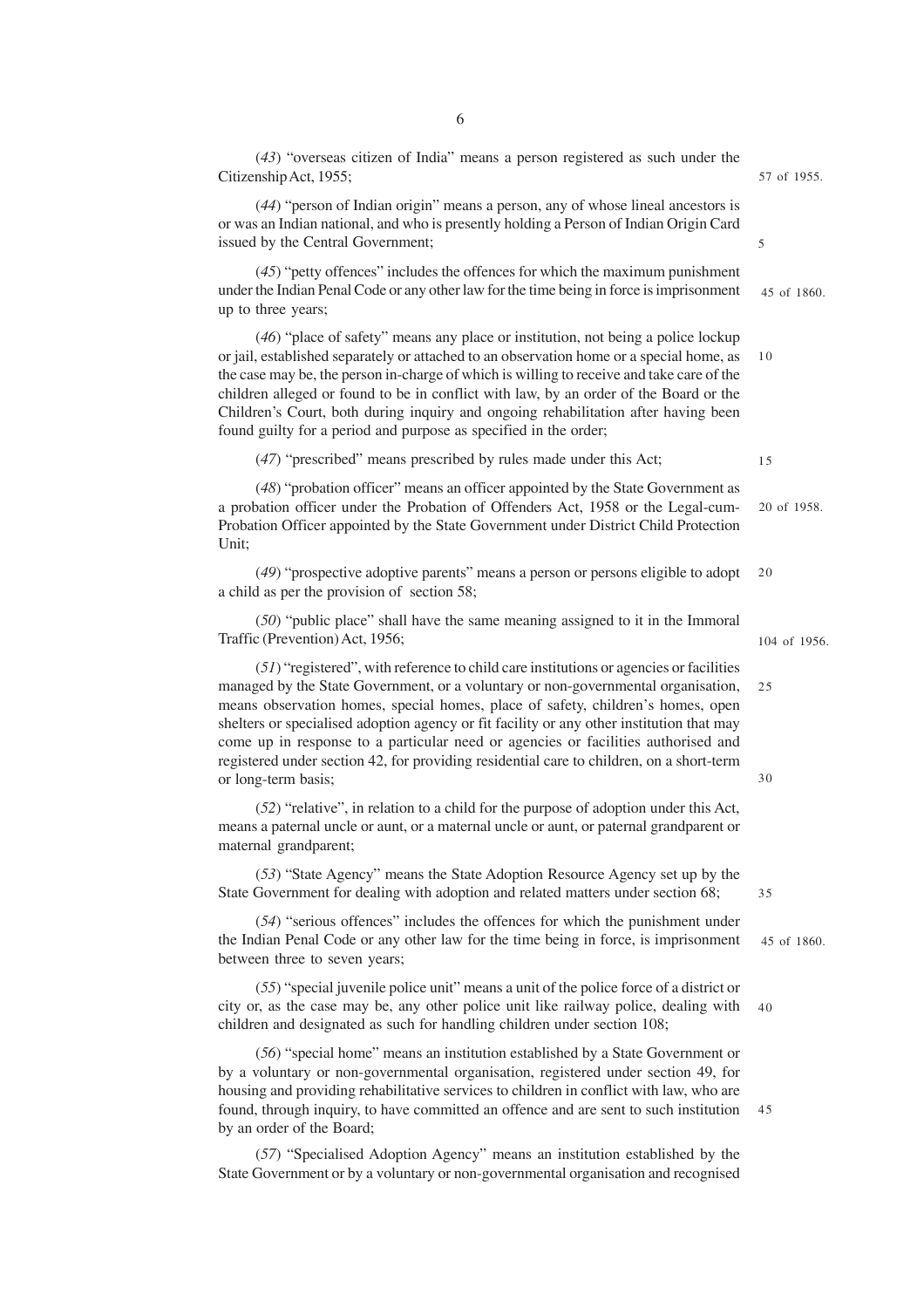(*43*) "overseas citizen of India" means a person registered as such under the Citizenship Act, 1955; 57 of 1955.

(*44*) "person of Indian origin" means a person, any of whose lineal ancestors is or was an Indian national, and who is presently holding a Person of Indian Origin Card issued by the Central Government;

(*45*) "petty offences" includes the offences for which the maximum punishment under the Indian Penal Code or any other law for the time being in force is imprisonment up to three years; 45 of 1860.

(*46*) "place of safety" means any place or institution, not being a police lockup or jail, established separately or attached to an observation home or a special home, as the case may be, the person in-charge of which is willing to receive and take care of the children alleged or found to be in conflict with law, by an order of the Board or the Children's Court, both during inquiry and ongoing rehabilitation after having been found guilty for a period and purpose as specified in the order;

(*47*) "prescribed" means prescribed by rules made under this Act;

(*48*) "probation officer" means an officer appointed by the State Government as a probation officer under the Probation of Offenders Act, 1958 or the Legal-cum-Probation Officer appointed by the State Government under District Child Protection Unit; 20 of 1958.

(*49*) "prospective adoptive parents" means a person or persons eligible to adopt a child as per the provision of section 58;

(*50*) "public place" shall have the same meaning assigned to it in the Immoral Traffic (Prevention) Act, 1956; 104 of 1956.

(*51*) "registered", with reference to child care institutions or agencies or facilities managed by the State Government, or a voluntary or non-governmental organisation, means observation homes, special homes, place of safety, children's homes, open shelters or specialised adoption agency or fit facility or any other institution that may come up in response to a particular need or agencies or facilities authorised and registered under section 42, for providing residential care to children, on a short-term or long-term basis;

(*52*) "relative", in relation to a child for the purpose of adoption under this Act, means a paternal uncle or aunt, or a maternal uncle or aunt, or paternal grandparent or maternal grandparent;

(*53*) "State Agency" means the State Adoption Resource Agency set up by the State Government for dealing with adoption and related matters under section 68;

(*54*) "serious offences" includes the offences for which the punishment under the Indian Penal Code or any other law for the time being in force, is imprisonment between three to seven years; 45 of 1860.

(*55*) "special juvenile police unit" means a unit of the police force of a district or city or, as the case may be, any other police unit like railway police, dealing with children and designated as such for handling children under section 108;

(*56*) "special home" means an institution established by a State Government or by a voluntary or non-governmental organisation, registered under section 49, for housing and providing rehabilitative services to children in conflict with law, who are found, through inquiry, to have committed an offence and are sent to such institution by an order of the Board;

(*57*) "Specialised Adoption Agency" means an institution established by the State Government or by a voluntary or non-governmental organisation and recognised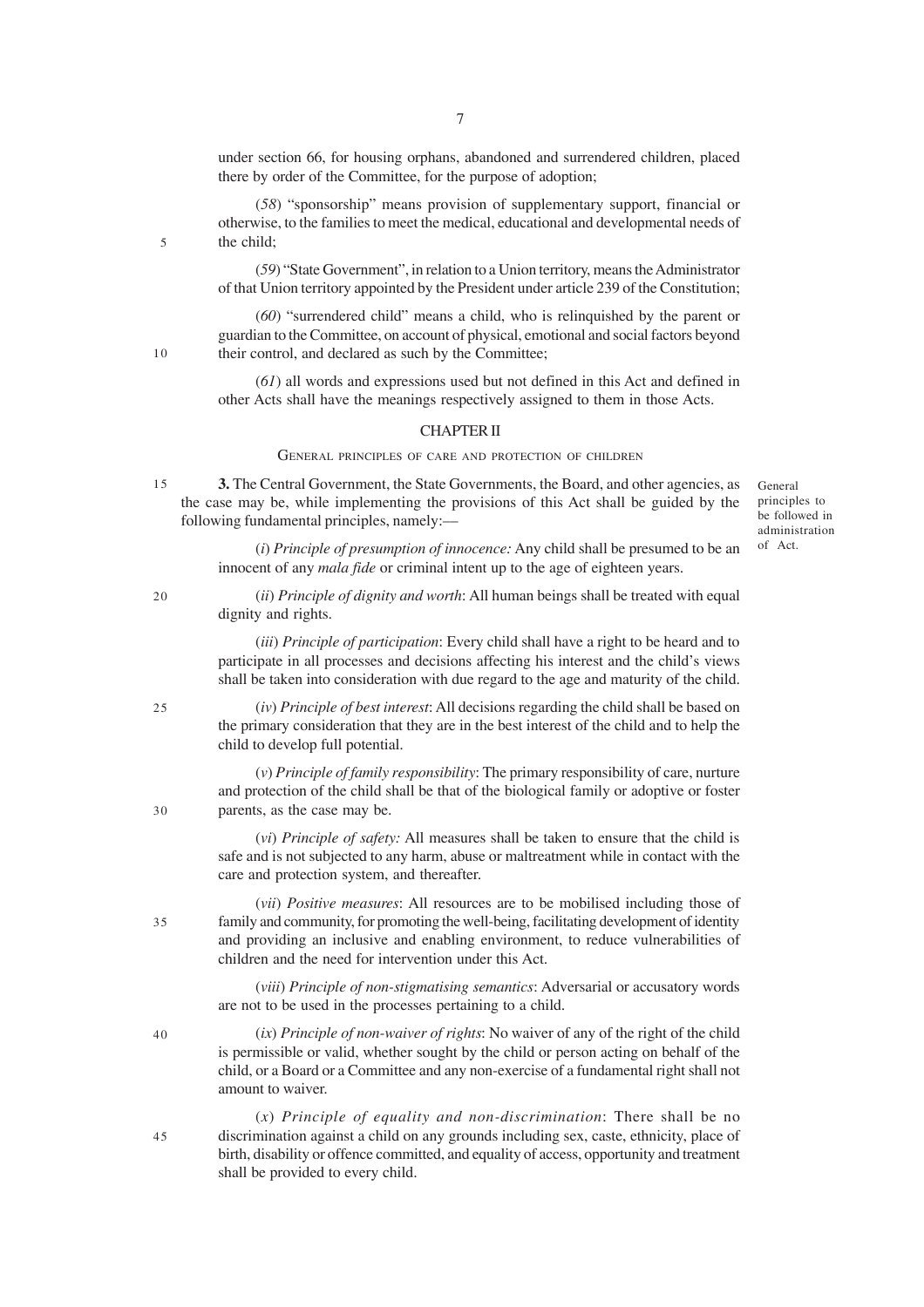under section 66, for housing orphans, abandoned and surrendered children, placed there by order of the Committee, for the purpose of adoption;

(*58*) "sponsorship" means provision of supplementary support, financial or otherwise, to the families to meet the medical, educational and developmental needs of the child;

(*59*) "State Government", in relation to a Union territory, means the Administrator of that Union territory appointed by the President under article 239 of the Constitution;

(*60*) "surrendered child" means a child, who is relinquished by the parent or guardian to the Committee, on account of physical, emotional and social factors beyond their control, and declared as such by the Committee;

(*61*) all words and expressions used but not defined in this Act and defined in other Acts shall have the meanings respectively assigned to them in those Acts.

## CHAPTER II

### GENERAL PRINCIPLES OF CARE AND PROTECTION OF CHILDREN

General principles to be followed in administration of Act.

**3.** The Central Government, the State Governments, the Board, and other agencies, as the case may be, while implementing the provisions of this Act shall be guided by the following fundamental principles, namely:—

(*i*) *Principle of presumption of innocence:* Any child shall be presumed to be an innocent of any *mala fide* or criminal intent up to the age of eighteen years.

(*ii*) *Principle of dignity and worth*: All human beings shall be treated with equal dignity and rights.

(*iii*) *Principle of participation*: Every child shall have a right to be heard and to participate in all processes and decisions affecting his interest and the child's views shall be taken into consideration with due regard to the age and maturity of the child.

(*iv*) *Principle of best interest*: All decisions regarding the child shall be based on the primary consideration that they are in the best interest of the child and to help the child to develop full potential.

(*v*) *Principle of family responsibility*: The primary responsibility of care, nurture and protection of the child shall be that of the biological family or adoptive or foster parents, as the case may be.

(*vi*) *Principle of safety:* All measures shall be taken to ensure that the child is safe and is not subjected to any harm, abuse or maltreatment while in contact with the care and protection system, and thereafter.

(*vii*) *Positive measures*: All resources are to be mobilised including those of family and community, for promoting the well-being, facilitating development of identity and providing an inclusive and enabling environment, to reduce vulnerabilities of children and the need for intervention under this Act.

(*viii*) *Principle of non-stigmatising semantics*: Adversarial or accusatory words are not to be used in the processes pertaining to a child.

(*ix*) *Principle of non-waiver of rights*: No waiver of any of the right of the child is permissible or valid, whether sought by the child or person acting on behalf of the child, or a Board or a Committee and any non-exercise of a fundamental right shall not amount to waiver.

(*x*) *Principle of equality and non-discrimination*: There shall be no discrimination against a child on any grounds including sex, caste, ethnicity, place of birth, disability or offence committed, and equality of access, opportunity and treatment shall be provided to every child.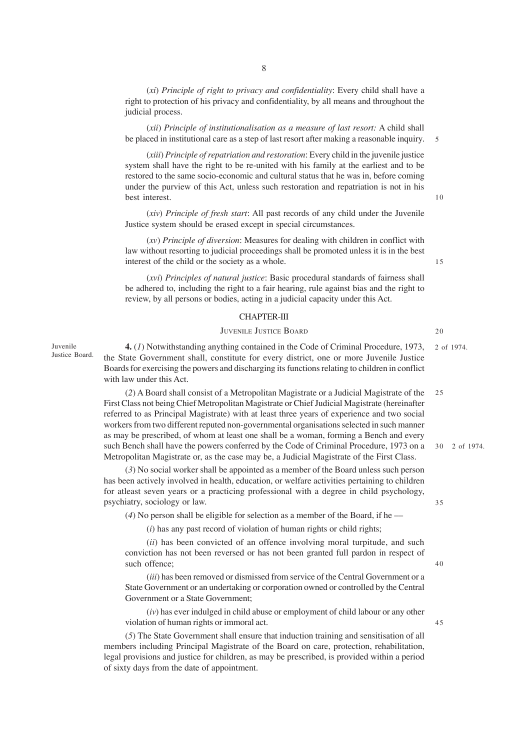(*xi*) *Principle of right to privacy and confidentiality*: Every child shall have a right to protection of his privacy and confidentiality, by all means and throughout the judicial process.

(*xii*) *Principle of institutionalisation as a measure of last resort:* A child shall be placed in institutional care as a step of last resort after making a reasonable inquiry.

(*xiii*) *Principle of repatriation and restoration*: Every child in the juvenile justice system shall have the right to be re-united with his family at the earliest and to be restored to the same socio-economic and cultural status that he was in, before coming under the purview of this Act, unless such restoration and repatriation is not in his best interest.

(*xiv*) *Principle of fresh start*: All past records of any child under the Juvenile Justice system should be erased except in special circumstances.

(*xv*) *Principle of diversion*: Measures for dealing with children in conflict with law without resorting to judicial proceedings shall be promoted unless it is in the best interest of the child or the society as a whole.

(*xvi*) *Principles of natural justice*: Basic procedural standards of fairness shall be adhered to, including the right to a fair hearing, rule against bias and the right to review, by all persons or bodies, acting in a judicial capacity under this Act.

## CHAPTER-III

### JUVENILE JUSTICE BOARD

Juvenile Justice Board.

**4.** (*1*) Notwithstanding anything contained in the Code of Criminal Procedure, 1973, the State Government shall, constitute for every district, one or more Juvenile Justice Boards for exercising the powers and discharging its functions relating to children in conflict with law under this Act.

2 of 1974.

(*2*) A Board shall consist of a Metropolitan Magistrate or a Judicial Magistrate of the First Class not being Chief Metropolitan Magistrate or Chief Judicial Magistrate (hereinafter referred to as Principal Magistrate) with at least three years of experience and two social workers from two different reputed non-governmental organisations selected in such manner as may be prescribed, of whom at least one shall be a woman, forming a Bench and every such Bench shall have the powers conferred by the Code of Criminal Procedure, 1973 on a Metropolitan Magistrate or, as the case may be, a Judicial Magistrate of the First Class.

2 of 1974.

(*3*) No social worker shall be appointed as a member of the Board unless such person has been actively involved in health, education, or welfare activities pertaining to children for atleast seven years or a practicing professional with a degree in child psychology, psychiatry, sociology or law.

(*4*) No person shall be eligible for selection as a member of the Board, if he —

(*i*) has any past record of violation of human rights or child rights;

(*ii*) has been convicted of an offence involving moral turpitude, and such conviction has not been reversed or has not been granted full pardon in respect of such offence;

(*iii*) has been removed or dismissed from service of the Central Government or a State Government or an undertaking or corporation owned or controlled by the Central Government or a State Government;

(*iv*) has ever indulged in child abuse or employment of child labour or any other violation of human rights or immoral act.

(*5*) The State Government shall ensure that induction training and sensitisation of all members including Principal Magistrate of the Board on care, protection, rehabilitation, legal provisions and justice for children, as may be prescribed, is provided within a period of sixty days from the date of appointment.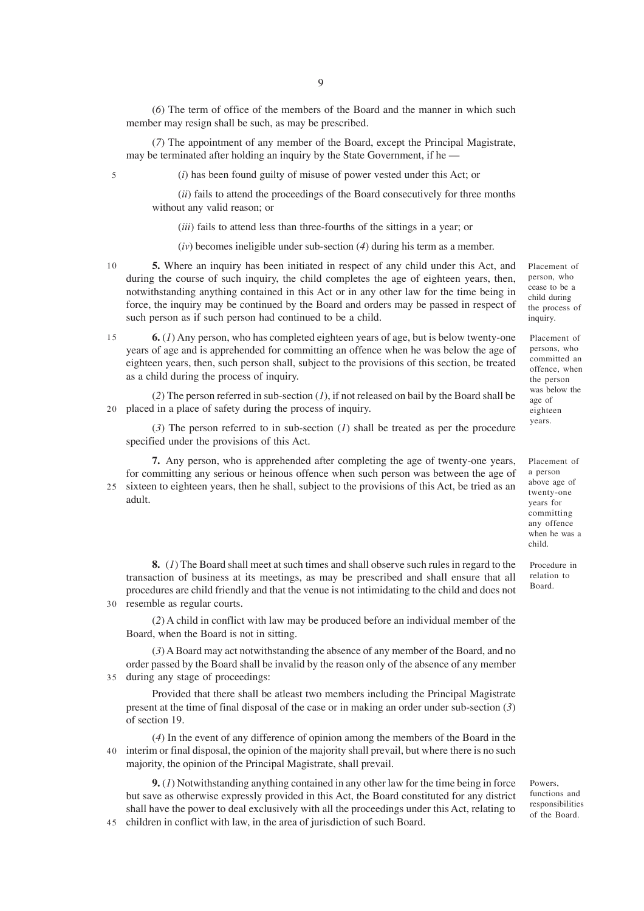(*6*) The term of office of the members of the Board and the manner in which such member may resign shall be such, as may be prescribed.

(*7*) The appointment of any member of the Board, except the Principal Magistrate, may be terminated after holding an inquiry by the State Government, if he —

(*i*) has been found guilty of misuse of power vested under this Act; or

(*ii*) fails to attend the proceedings of the Board consecutively for three months without any valid reason; or

(*iii*) fails to attend less than three-fourths of the sittings in a year; or

(*iv*) becomes ineligible under sub-section (*4*) during his term as a member.

Placement of person, who cease to be a child during the process of inquiry.

**5.** Where an inquiry has been initiated in respect of any child under this Act, and during the course of such inquiry, the child completes the age of eighteen years, then, notwithstanding anything contained in this Act or in any other law for the time being in force, the inquiry may be continued by the Board and orders may be passed in respect of such person as if such person had continued to be a child.

Placement of persons, who committed an offence, when the person was below the age of eighteen years.

**6.** (*1*) Any person, who has completed eighteen years of age, but is below twenty-one years of age and is apprehended for committing an offence when he was below the age of eighteen years, then, such person shall, subject to the provisions of this section, be treated as a child during the process of inquiry.

(*2*) The person referred in sub-section (*1*), if not released on bail by the Board shall be placed in a place of safety during the process of inquiry.

(*3*) The person referred to in sub-section (*1*) shall be treated as per the procedure specified under the provisions of this Act.

Placement of a person above age of twenty-one years for committing any offence when he was a child.

**7.** Any person, who is apprehended after completing the age of twenty-one years, for committing any serious or heinous offence when such person was between the age of sixteen to eighteen years, then he shall, subject to the provisions of this Act, be tried as an adult.

Procedure in relation to Board.

**8.** (*1*) The Board shall meet at such times and shall observe such rules in regard to the transaction of business at its meetings, as may be prescribed and shall ensure that all procedures are child friendly and that the venue is not intimidating to the child and does not resemble as regular courts.

(*2*) A child in conflict with law may be produced before an individual member of the Board, when the Board is not in sitting.

(*3*) A Board may act notwithstanding the absence of any member of the Board, and no order passed by the Board shall be invalid by the reason only of the absence of any member during any stage of proceedings:

Provided that there shall be atleast two members including the Principal Magistrate present at the time of final disposal of the case or in making an order under sub-section (*3*) of section 19.

(*4*) In the event of any difference of opinion among the members of the Board in the interim or final disposal, the opinion of the majority shall prevail, but where there is no such majority, the opinion of the Principal Magistrate, shall prevail.

Powers, functions and responsibilities of the Board.

**9.** (*1*) Notwithstanding anything contained in any other law for the time being in force but save as otherwise expressly provided in this Act, the Board constituted for any district shall have the power to deal exclusively with all the proceedings under this Act, relating to children in conflict with law, in the area of jurisdiction of such Board.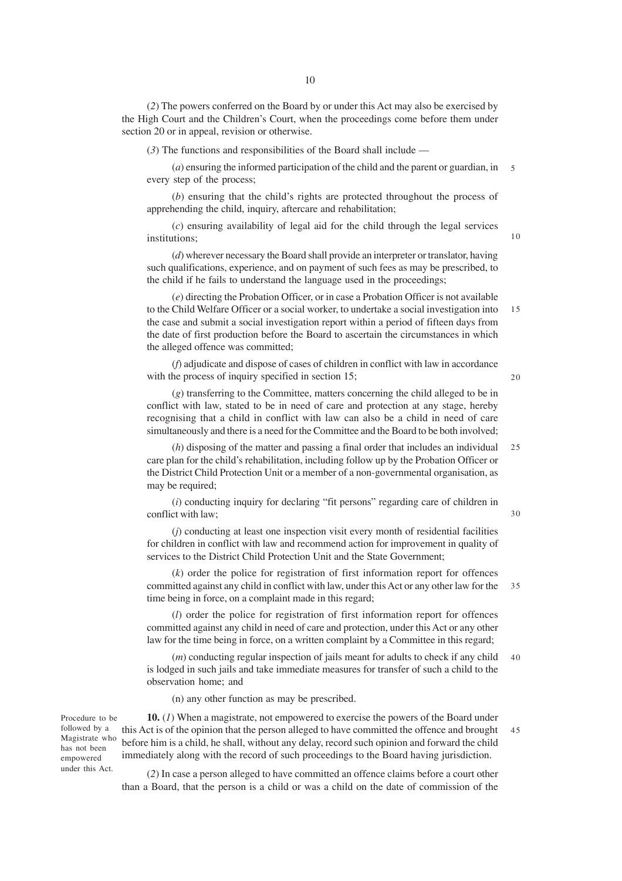(*2*) The powers conferred on the Board by or under this Act may also be exercised by the High Court and the Children's Court, when the proceedings come before them under section 20 or in appeal, revision or otherwise.

(*3*) The functions and responsibilities of the Board shall include —

(*a*) ensuring the informed participation of the child and the parent or guardian, in every step of the process;

(*b*) ensuring that the child's rights are protected throughout the process of apprehending the child, inquiry, aftercare and rehabilitation;

(*c*) ensuring availability of legal aid for the child through the legal services institutions;

(*d*) wherever necessary the Board shall provide an interpreter or translator, having such qualifications, experience, and on payment of such fees as may be prescribed, to the child if he fails to understand the language used in the proceedings;

(*e*) directing the Probation Officer, or in case a Probation Officer is not available to the Child Welfare Officer or a social worker, to undertake a social investigation into the case and submit a social investigation report within a period of fifteen days from the date of first production before the Board to ascertain the circumstances in which the alleged offence was committed;

(*f*) adjudicate and dispose of cases of children in conflict with law in accordance with the process of inquiry specified in section 15;

(*g*) transferring to the Committee, matters concerning the child alleged to be in conflict with law, stated to be in need of care and protection at any stage, hereby recognising that a child in conflict with law can also be a child in need of care simultaneously and there is a need for the Committee and the Board to be both involved;

(*h*) disposing of the matter and passing a final order that includes an individual care plan for the child's rehabilitation, including follow up by the Probation Officer or the District Child Protection Unit or a member of a non-governmental organisation, as may be required;

(*i*) conducting inquiry for declaring "fit persons" regarding care of children in conflict with law;

(*j*) conducting at least one inspection visit every month of residential facilities for children in conflict with law and recommend action for improvement in quality of services to the District Child Protection Unit and the State Government;

(*k*) order the police for registration of first information report for offences committed against any child in conflict with law, under this Act or any other law for the time being in force, on a complaint made in this regard;

(*l*) order the police for registration of first information report for offences committed against any child in need of care and protection, under this Act or any other law for the time being in force, on a written complaint by a Committee in this regard;

(*m*) conducting regular inspection of jails meant for adults to check if any child is lodged in such jails and take immediate measures for transfer of such a child to the observation home; and

(n) any other function as may be prescribed.

Procedure to be followed by a Magistrate who has not been empowered under this Act.

**10.** (*1*) When a magistrate, not empowered to exercise the powers of the Board under this Act is of the opinion that the person alleged to have committed the offence and brought before him is a child, he shall, without any delay, record such opinion and forward the child immediately along with the record of such proceedings to the Board having jurisdiction.

(*2*) In case a person alleged to have committed an offence claims before a court other than a Board, that the person is a child or was a child on the date of commission of the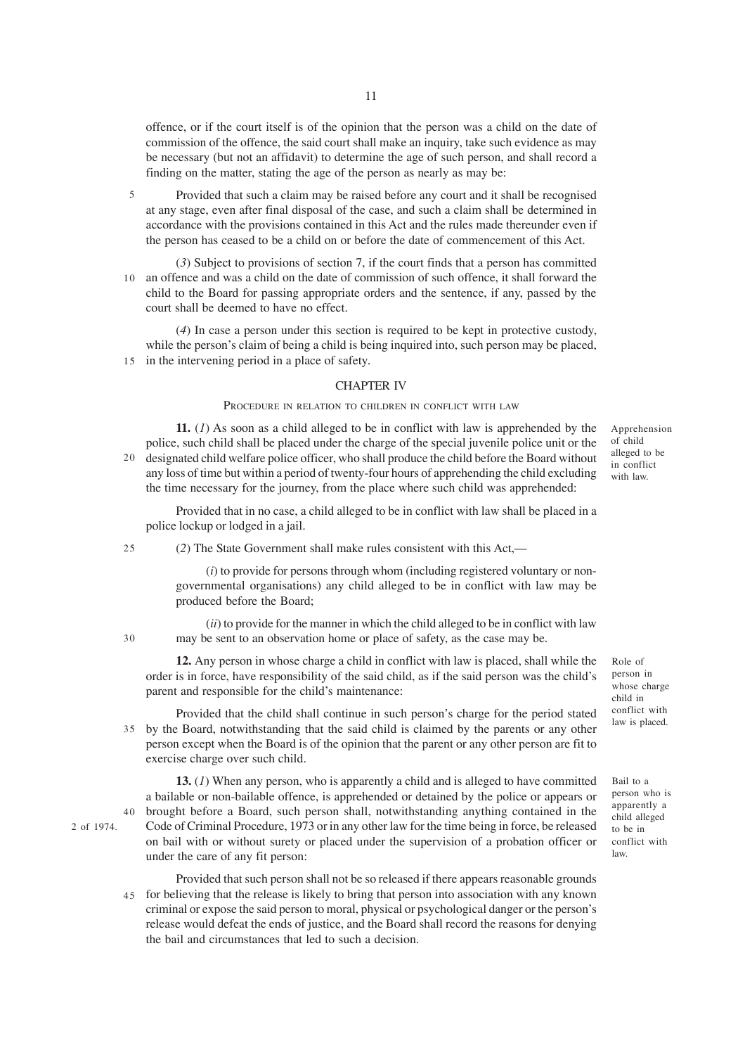offence, or if the court itself is of the opinion that the person was a child on the date of commission of the offence, the said court shall make an inquiry, take such evidence as may be necessary (but not an affidavit) to determine the age of such person, and shall record a finding on the matter, stating the age of the person as nearly as may be:

Provided that such a claim may be raised before any court and it shall be recognised at any stage, even after final disposal of the case, and such a claim shall be determined in accordance with the provisions contained in this Act and the rules made thereunder even if the person has ceased to be a child on or before the date of commencement of this Act.

(*3*) Subject to provisions of section 7, if the court finds that a person has committed an offence and was a child on the date of commission of such offence, it shall forward the child to the Board for passing appropriate orders and the sentence, if any, passed by the court shall be deemed to have no effect.

(*4*) In case a person under this section is required to be kept in protective custody, while the person's claim of being a child is being inquired into, such person may be placed, in the intervening period in a place of safety.

## CHAPTER IV

### PROCEDURE IN RELATION TO CHILDREN IN CONFLICT WITH LAW

*Apprehension of child alleged to be in conflict with law.*

**11.** (*1*) As soon as a child alleged to be in conflict with law is apprehended by the police, such child shall be placed under the charge of the special juvenile police unit or the designated child welfare police officer, who shall produce the child before the Board without any loss of time but within a period of twenty-four hours of apprehending the child excluding the time necessary for the journey, from the place where such child was apprehended:

Provided that in no case, a child alleged to be in conflict with law shall be placed in a police lockup or lodged in a jail.

(*2*) The State Government shall make rules consistent with this Act,—

(*i*) to provide for persons through whom (including registered voluntary or non-governmental organisations) any child alleged to be in conflict with law may be produced before the Board;

(*ii*) to provide for the manner in which the child alleged to be in conflict with law may be sent to an observation home or place of safety, as the case may be.

*Role of person in whose charge child in conflict with law is placed.*

**12.** Any person in whose charge a child in conflict with law is placed, shall while the order is in force, have responsibility of the said child, as if the said person was the child's parent and responsible for the child's maintenance:

Provided that the child shall continue in such person's charge for the period stated by the Board, notwithstanding that the said child is claimed by the parents or any other person except when the Board is of the opinion that the parent or any other person are fit to exercise charge over such child.

*Bail to a person who is apparently a child alleged to be in conflict with law.*

**13.** (*1*) When any person, who is apparently a child and is alleged to have committed a bailable or non-bailable offence, is apprehended or detained by the police or appears or brought before a Board, such person shall, notwithstanding anything contained in the Code of Criminal Procedure, 1973 (2 of 1974) or in any other law for the time being in force, be released on bail with or without surety or placed under the supervision of a probation officer or under the care of any fit person:

Provided that such person shall not be so released if there appears reasonable grounds for believing that the release is likely to bring that person into association with any known criminal or expose the said person to moral, physical or psychological danger or the person's release would defeat the ends of justice, and the Board shall record the reasons for denying the bail and circumstances that led to such a decision.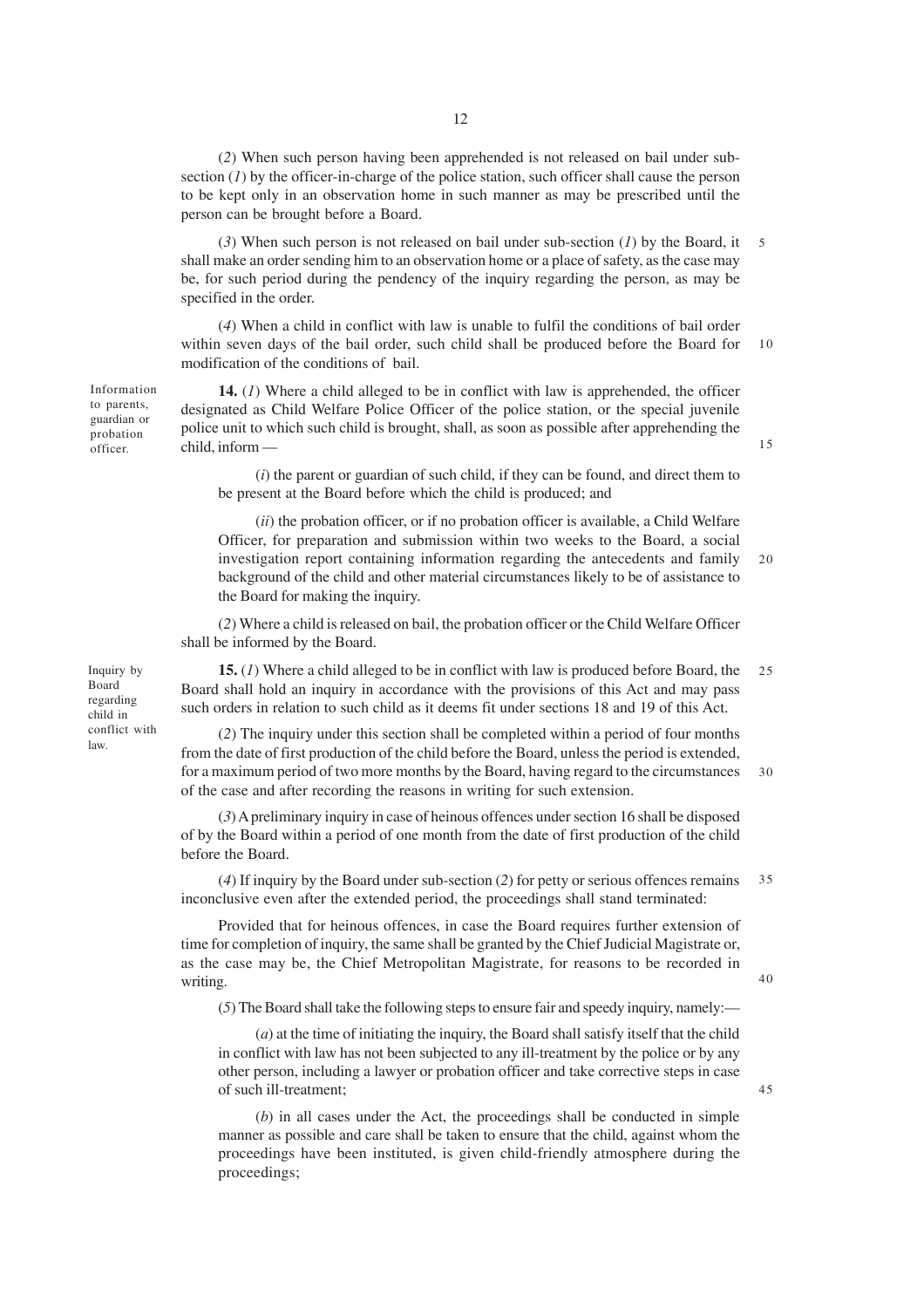(*2*) When such person having been apprehended is not released on bail under sub-section (*1*) by the officer-in-charge of the police station, such officer shall cause the person to be kept only in an observation home in such manner as may be prescribed until the person can be brought before a Board.

(*3*) When such person is not released on bail under sub-section (*1*) by the Board, it shall make an order sending him to an observation home or a place of safety, as the case may be, for such period during the pendency of the inquiry regarding the person, as may be specified in the order.

(*4*) When a child in conflict with law is unable to fulfil the conditions of bail order within seven days of the bail order, such child shall be produced before the Board for modification of the conditions of bail.

Information to parents, guardian or probation officer.

**14.** (*1*) Where a child alleged to be in conflict with law is apprehended, the officer designated as Child Welfare Police Officer of the police station, or the special juvenile police unit to which such child is brought, shall, as soon as possible after apprehending the child, inform —

(*i*) the parent or guardian of such child, if they can be found, and direct them to be present at the Board before which the child is produced; and

(*ii*) the probation officer, or if no probation officer is available, a Child Welfare Officer, for preparation and submission within two weeks to the Board, a social investigation report containing information regarding the antecedents and family background of the child and other material circumstances likely to be of assistance to the Board for making the inquiry.

(*2*) Where a child is released on bail, the probation officer or the Child Welfare Officer shall be informed by the Board.

Inquiry by Board regarding child in conflict with law.

**15.** (*1*) Where a child alleged to be in conflict with law is produced before Board, the Board shall hold an inquiry in accordance with the provisions of this Act and may pass such orders in relation to such child as it deems fit under sections 18 and 19 of this Act.

(*2*) The inquiry under this section shall be completed within a period of four months from the date of first production of the child before the Board, unless the period is extended, for a maximum period of two more months by the Board, having regard to the circumstances of the case and after recording the reasons in writing for such extension.

(*3*) A preliminary inquiry in case of heinous offences under section 16 shall be disposed of by the Board within a period of one month from the date of first production of the child before the Board.

(*4*) If inquiry by the Board under sub-section (*2*) for petty or serious offences remains inconclusive even after the extended period, the proceedings shall stand terminated:

Provided that for heinous offences, in case the Board requires further extension of time for completion of inquiry, the same shall be granted by the Chief Judicial Magistrate or, as the case may be, the Chief Metropolitan Magistrate, for reasons to be recorded in writing.

(*5*) The Board shall take the following steps to ensure fair and speedy inquiry, namely:—

(*a*) at the time of initiating the inquiry, the Board shall satisfy itself that the child in conflict with law has not been subjected to any ill-treatment by the police or by any other person, including a lawyer or probation officer and take corrective steps in case of such ill-treatment;

(*b*) in all cases under the Act, the proceedings shall be conducted in simple manner as possible and care shall be taken to ensure that the child, against whom the proceedings have been instituted, is given child-friendly atmosphere during the proceedings;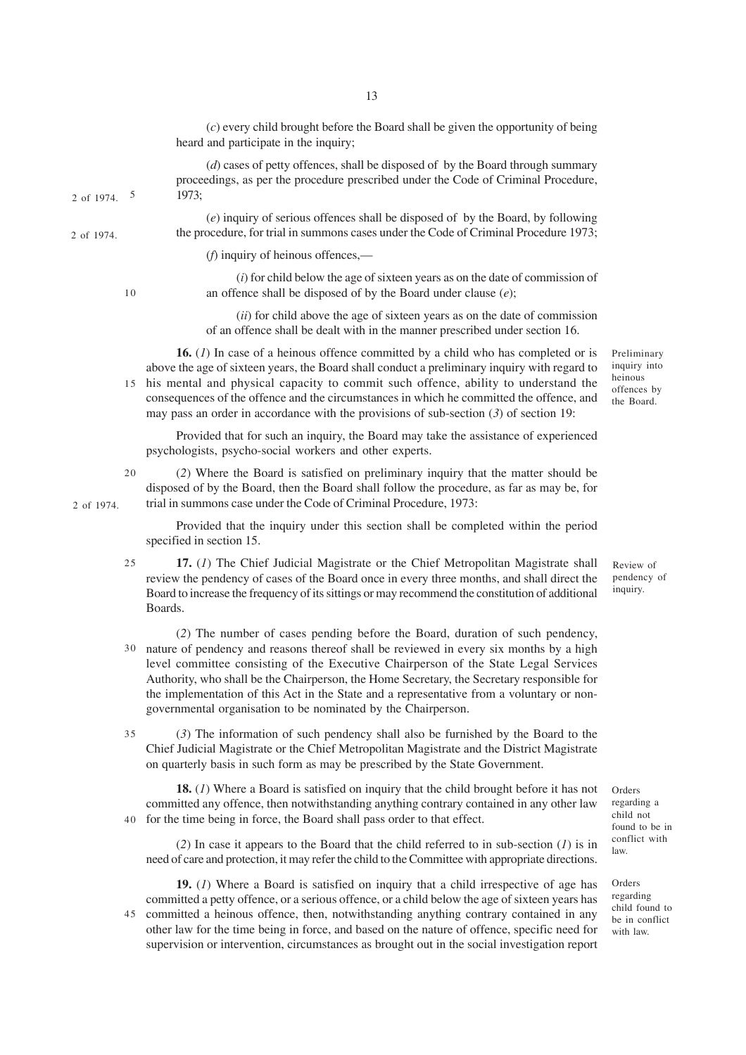(*c*) every child brought before the Board shall be given the opportunity of being heard and participate in the inquiry;

(*d*) cases of petty offences, shall be disposed of by the Board through summary proceedings, as per the procedure prescribed under the Code of Criminal Procedure, 1973;

(*e*) inquiry of serious offences shall be disposed of by the Board, by following the procedure, for trial in summons cases under the Code of Criminal Procedure 1973;

(*f*) inquiry of heinous offences,—

(*i*) for child below the age of sixteen years as on the date of commission of an offence shall be disposed of by the Board under clause (*e*);

(*ii*) for child above the age of sixteen years as on the date of commission of an offence shall be dealt with in the manner prescribed under section 16.

**Preliminary inquiry into heinous offences by the Board.**

**16.** (*1*) In case of a heinous offence committed by a child who has completed or is above the age of sixteen years, the Board shall conduct a preliminary inquiry with regard to his mental and physical capacity to commit such offence, ability to understand the consequences of the offence and the circumstances in which he committed the offence, and may pass an order in accordance with the provisions of sub-section (*3*) of section 19:

Provided that for such an inquiry, the Board may take the assistance of experienced psychologists, psycho-social workers and other experts.

(*2*) Where the Board is satisfied on preliminary inquiry that the matter should be disposed of by the Board, then the Board shall follow the procedure, as far as may be, for trial in summons case under the Code of Criminal Procedure, 1973:

Provided that the inquiry under this section shall be completed within the period specified in section 15.

**Review of pendency of inquiry.**

**17.** (*1*) The Chief Judicial Magistrate or the Chief Metropolitan Magistrate shall review the pendency of cases of the Board once in every three months, and shall direct the Board to increase the frequency of its sittings or may recommend the constitution of additional Boards.

(*2*) The number of cases pending before the Board, duration of such pendency, nature of pendency and reasons thereof shall be reviewed in every six months by a high level committee consisting of the Executive Chairperson of the State Legal Services Authority, who shall be the Chairperson, the Home Secretary, the Secretary responsible for the implementation of this Act in the State and a representative from a voluntary or non-governmental organisation to be nominated by the Chairperson.

(*3*) The information of such pendency shall also be furnished by the Board to the Chief Judicial Magistrate or the Chief Metropolitan Magistrate and the District Magistrate on quarterly basis in such form as may be prescribed by the State Government.

**Orders regarding a child not found to be in conflict with law.**

**18.** (*1*) Where a Board is satisfied on inquiry that the child brought before it has not committed any offence, then notwithstanding anything contrary contained in any other law for the time being in force, the Board shall pass order to that effect.

(*2*) In case it appears to the Board that the child referred to in sub-section (*1*) is in need of care and protection, it may refer the child to the Committee with appropriate directions.

**Orders regarding child found to be in conflict with law.**

**19.** (*1*) Where a Board is satisfied on inquiry that a child irrespective of age has committed a petty offence, or a serious offence, or a child below the age of sixteen years has committed a heinous offence, then, notwithstanding anything contrary contained in any other law for the time being in force, and based on the nature of offence, specific need for supervision or intervention, circumstances as brought out in the social investigation report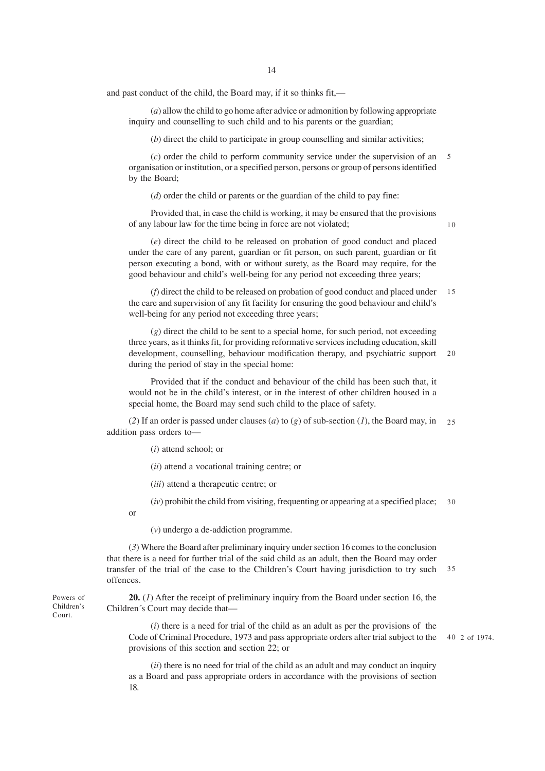and past conduct of the child, the Board may, if it so thinks fit,—

(*a*) allow the child to go home after advice or admonition by following appropriate inquiry and counselling to such child and to his parents or the guardian;

(*b*) direct the child to participate in group counselling and similar activities;

(*c*) order the child to perform community service under the supervision of an organisation or institution, or a specified person, persons or group of persons identified by the Board;

(*d*) order the child or parents or the guardian of the child to pay fine:

Provided that, in case the child is working, it may be ensured that the provisions of any labour law for the time being in force are not violated;

(*e*) direct the child to be released on probation of good conduct and placed under the care of any parent, guardian or fit person, on such parent, guardian or fit person executing a bond, with or without surety, as the Board may require, for the good behaviour and child's well-being for any period not exceeding three years;

(*f*) direct the child to be released on probation of good conduct and placed under the care and supervision of any fit facility for ensuring the good behaviour and child's well-being for any period not exceeding three years;

(*g*) direct the child to be sent to a special home, for such period, not exceeding three years, as it thinks fit, for providing reformative services including education, skill development, counselling, behaviour modification therapy, and psychiatric support during the period of stay in the special home:

Provided that if the conduct and behaviour of the child has been such that, it would not be in the child's interest, or in the interest of other children housed in a special home, the Board may send such child to the place of safety.

(*2*) If an order is passed under clauses (*a*) to (*g*) of sub-section (*1*), the Board may, in addition pass orders to—

(*i*) attend school; or

(*ii*) attend a vocational training centre; or

(*iii*) attend a therapeutic centre; or

(*iv*) prohibit the child from visiting, frequenting or appearing at a specified place; or

(*v*) undergo a de-addiction programme.

(*3*) Where the Board after preliminary inquiry under section 16 comes to the conclusion that there is a need for further trial of the said child as an adult, then the Board may order transfer of the trial of the case to the Children's Court having jurisdiction to try such offences.

Powers of Children's Court.

**20.** (*1*) After the receipt of preliminary inquiry from the Board under section 16, the Children´s Court may decide that—

(*i*) there is a need for trial of the child as an adult as per the provisions of the Code of Criminal Procedure, 1973 and pass appropriate orders after trial subject to the provisions of this section and section 22; or

2 of 1974.

(*ii*) there is no need for trial of the child as an adult and may conduct an inquiry as a Board and pass appropriate orders in accordance with the provisions of section 18.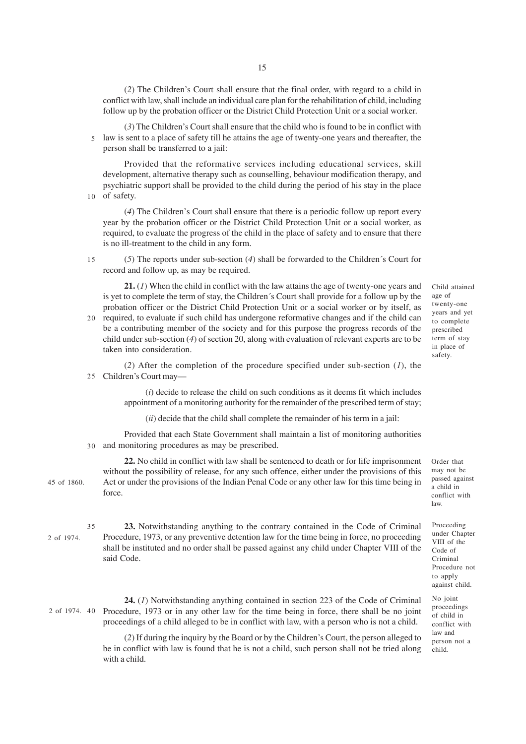(*2*) The Children's Court shall ensure that the final order, with regard to a child in conflict with law, shall include an individual care plan for the rehabilitation of child, including follow up by the probation officer or the District Child Protection Unit or a social worker.

(*3*) The Children's Court shall ensure that the child who is found to be in conflict with law is sent to a place of safety till he attains the age of twenty-one years and thereafter, the person shall be transferred to a jail:

Provided that the reformative services including educational services, skill development, alternative therapy such as counselling, behaviour modification therapy, and psychiatric support shall be provided to the child during the period of his stay in the place of safety.

(*4*) The Children's Court shall ensure that there is a periodic follow up report every year by the probation officer or the District Child Protection Unit or a social worker, as required, to evaluate the progress of the child in the place of safety and to ensure that there is no ill-treatment to the child in any form.

(*5*) The reports under sub-section (*4*) shall be forwarded to the Children´s Court for record and follow up, as may be required.

*Child attained age of twenty-one years and yet to complete prescribed term of stay in place of safety.*

**21.** (*1*) When the child in conflict with the law attains the age of twenty-one years and is yet to complete the term of stay, the Children´s Court shall provide for a follow up by the probation officer or the District Child Protection Unit or a social worker or by itself, as required, to evaluate if such child has undergone reformative changes and if the child can be a contributing member of the society and for this purpose the progress records of the child under sub-section (*4*) of section 20, along with evaluation of relevant experts are to be taken into consideration.

(*2*) After the completion of the procedure specified under sub-section (*1*), the Children's Court may—

(*i*) decide to release the child on such conditions as it deems fit which includes appointment of a monitoring authority for the remainder of the prescribed term of stay;

(*ii*) decide that the child shall complete the remainder of his term in a jail:

Provided that each State Government shall maintain a list of monitoring authorities and monitoring procedures as may be prescribed.

*Order that may not be passed against a child in conflict with law.*

**22.** No child in conflict with law shall be sentenced to death or for life imprisonment without the possibility of release, for any such offence, either under the provisions of this Act or under the provisions of the Indian Penal Code or any other law for this time being in force.

45 of 1860.

*Proceeding under Chapter VIII of the Code of Criminal Procedure not to apply against child.*

**23.** Notwithstanding anything to the contrary contained in the Code of Criminal Procedure, 1973, or any preventive detention law for the time being in force, no proceeding shall be instituted and no order shall be passed against any child under Chapter VIII of the said Code.

2 of 1974.

*No joint proceedings of child in conflict with law and person not a child.*

**24.** (*1*) Notwithstanding anything contained in section 223 of the Code of Criminal Procedure, 1973 or in any other law for the time being in force, there shall be no joint proceedings of a child alleged to be in conflict with law, with a person who is not a child.

2 of 1974.

(*2*) If during the inquiry by the Board or by the Children's Court, the person alleged to be in conflict with law is found that he is not a child, such person shall not be tried along with a child.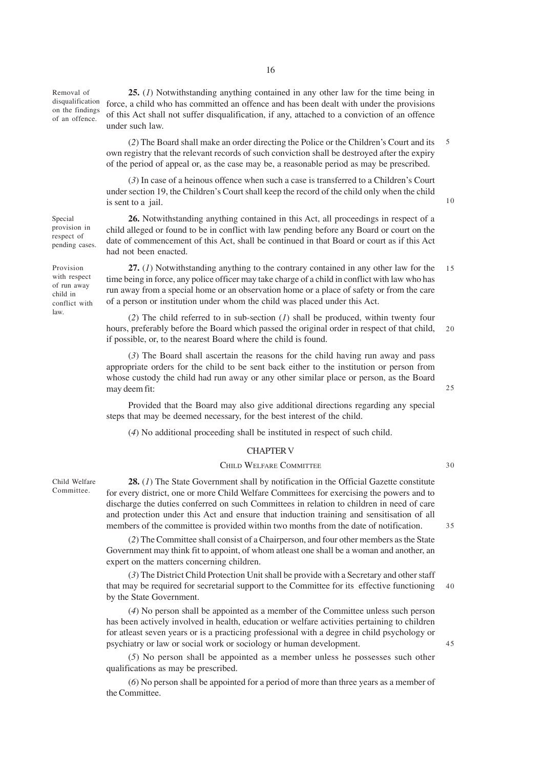Removal of disqualification on the findings of an offence.

**25.** (*1*) Notwithstanding anything contained in any other law for the time being in force, a child who has committed an offence and has been dealt with under the provisions of this Act shall not suffer disqualification, if any, attached to a conviction of an offence under such law.

(*2*) The Board shall make an order directing the Police or the Children's Court and its own registry that the relevant records of such conviction shall be destroyed after the expiry of the period of appeal or, as the case may be, a reasonable period as may be prescribed.

(*3*) In case of a heinous offence when such a case is transferred to a Children's Court under section 19, the Children's Court shall keep the record of the child only when the child is sent to a jail.

Special provision in respect of pending cases.

**26.** Notwithstanding anything contained in this Act, all proceedings in respect of a child alleged or found to be in conflict with law pending before any Board or court on the date of commencement of this Act, shall be continued in that Board or court as if this Act had not been enacted.

Provision with respect of run away child in conflict with law.

**27.** (*1*) Notwithstanding anything to the contrary contained in any other law for the time being in force, any police officer may take charge of a child in conflict with law who has run away from a special home or an observation home or a place of safety or from the care of a person or institution under whom the child was placed under this Act.

(*2*) The child referred to in sub-section (*1*) shall be produced, within twenty four hours, preferably before the Board which passed the original order in respect of that child, if possible, or, to the nearest Board where the child is found.

(*3*) The Board shall ascertain the reasons for the child having run away and pass appropriate orders for the child to be sent back either to the institution or person from whose custody the child had run away or any other similar place or person, as the Board may deem fit:

Provided that the Board may also give additional directions regarding any special steps that may be deemed necessary, for the best interest of the child.

(*4*) No additional proceeding shall be instituted in respect of such child.

## CHAPTER V

### CHILD WELFARE COMMITTEE

Child Welfare Committee.

**28.** (*1*) The State Government shall by notification in the Official Gazette constitute for every district, one or more Child Welfare Committees for exercising the powers and to discharge the duties conferred on such Committees in relation to children in need of care and protection under this Act and ensure that induction training and sensitisation of all members of the committee is provided within two months from the date of notification.

(*2*) The Committee shall consist of a Chairperson, and four other members as the State Government may think fit to appoint, of whom atleast one shall be a woman and another, an expert on the matters concerning children.

(*3*) The District Child Protection Unit shall be provide with a Secretary and other staff that may be required for secretarial support to the Committee for its effective functioning by the State Government.

(*4*) No person shall be appointed as a member of the Committee unless such person has been actively involved in health, education or welfare activities pertaining to children for atleast seven years or is a practicing professional with a degree in child psychology or psychiatry or law or social work or sociology or human development.

(*5*) No person shall be appointed as a member unless he possesses such other qualifications as may be prescribed.

(*6*) No person shall be appointed for a period of more than three years as a member of the Committee.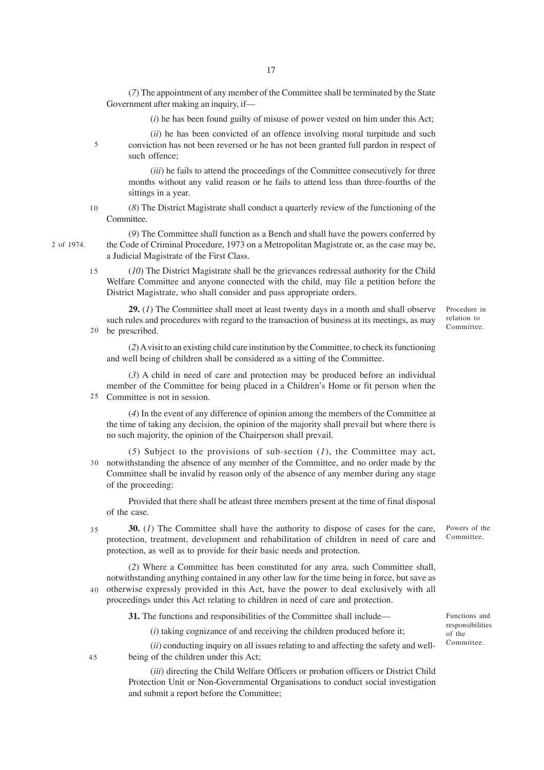(*7*) The appointment of any member of the Committee shall be terminated by the State Government after making an inquiry, if—

(*i*) he has been found guilty of misuse of power vested on him under this Act;

(*ii*) he has been convicted of an offence involving moral turpitude and such conviction has not been reversed or he has not been granted full pardon in respect of such offence;

(*iii*) he fails to attend the proceedings of the Committee consecutively for three months without any valid reason or he fails to attend less than three-fourths of the sittings in a year.

(*8*) The District Magistrate shall conduct a quarterly review of the functioning of the Committee.

(*9*) The Committee shall function as a Bench and shall have the powers conferred by the Code of Criminal Procedure, 1973 on a Metropolitan Magistrate or, as the case may be, a Judicial Magistrate of the First Class.

2 of 1974.

(*10*) The District Magistrate shall be the grievances redressal authority for the Child Welfare Committee and anyone connected with the child, may file a petition before the District Magistrate, who shall consider and pass appropriate orders.

Procedure in relation to Committee.

**29.** (*1*) The Committee shall meet at least twenty days in a month and shall observe such rules and procedures with regard to the transaction of business at its meetings, as may be prescribed.

(*2*) A visit to an existing child care institution by the Committee, to check its functioning and well being of children shall be considered as a sitting of the Committee.

(*3*) A child in need of care and protection may be produced before an individual member of the Committee for being placed in a Children's Home or fit person when the Committee is not in session.

(*4*) In the event of any difference of opinion among the members of the Committee at the time of taking any decision, the opinion of the majority shall prevail but where there is no such majority, the opinion of the Chairperson shall prevail.

(*5*) Subject to the provisions of sub-section (*1*), the Committee may act, notwithstanding the absence of any member of the Committee, and no order made by the Committee shall be invalid by reason only of the absence of any member during any stage of the proceeding:

Provided that there shall be atleast three members present at the time of final disposal of the case.

Powers of the Committee.

**30.** (*1*) The Committee shall have the authority to dispose of cases for the care, protection, treatment, development and rehabilitation of children in need of care and protection, as well as to provide for their basic needs and protection.

(*2*) Where a Committee has been constituted for any area, such Committee shall, notwithstanding anything contained in any other law for the time being in force, but save as otherwise expressly provided in this Act, have the power to deal exclusively with all proceedings under this Act relating to children in need of care and protection.

Functions and responsibilities of the Committee.

**31.** The functions and responsibilities of the Committee shall include—

(*i*) taking cognizance of and receiving the children produced before it;

(*ii*) conducting inquiry on all issues relating to and affecting the safety and well-being of the children under this Act;

(*iii*) directing the Child Welfare Officers or probation officers or District Child Protection Unit or Non-Governmental Organisations to conduct social investigation and submit a report before the Committee;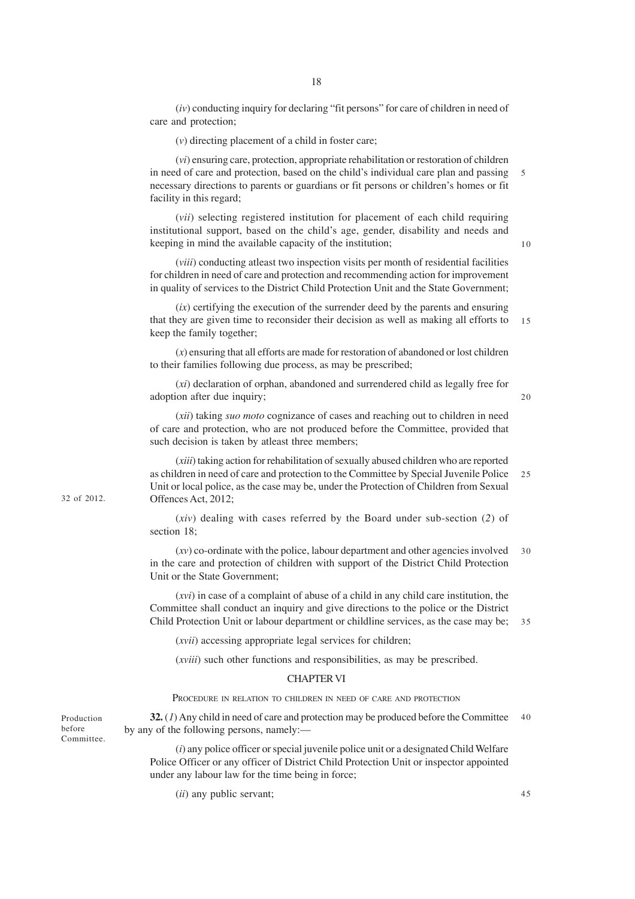(*iv*) conducting inquiry for declaring "fit persons" for care of children in need of care and protection;

(*v*) directing placement of a child in foster care;

(*vi*) ensuring care, protection, appropriate rehabilitation or restoration of children in need of care and protection, based on the child's individual care plan and passing necessary directions to parents or guardians or fit persons or children's homes or fit facility in this regard;

(*vii*) selecting registered institution for placement of each child requiring institutional support, based on the child's age, gender, disability and needs and keeping in mind the available capacity of the institution;

(*viii*) conducting atleast two inspection visits per month of residential facilities for children in need of care and protection and recommending action for improvement in quality of services to the District Child Protection Unit and the State Government;

(*ix*) certifying the execution of the surrender deed by the parents and ensuring that they are given time to reconsider their decision as well as making all efforts to keep the family together;

(*x*) ensuring that all efforts are made for restoration of abandoned or lost children to their families following due process, as may be prescribed;

(*xi*) declaration of orphan, abandoned and surrendered child as legally free for adoption after due inquiry;

(*xii*) taking *suo moto* cognizance of cases and reaching out to children in need of care and protection, who are not produced before the Committee, provided that such decision is taken by atleast three members;

(*xiii*) taking action for rehabilitation of sexually abused children who are reported as children in need of care and protection to the Committee by Special Juvenile Police Unit or local police, as the case may be, under the Protection of Children from Sexual Offences Act, 2012; (32 of 2012.)

(*xiv*) dealing with cases referred by the Board under sub-section (*2*) of section 18;

(*xv*) co-ordinate with the police, labour department and other agencies involved in the care and protection of children with support of the District Child Protection Unit or the State Government;

(*xvi*) in case of a complaint of abuse of a child in any child care institution, the Committee shall conduct an inquiry and give directions to the police or the District Child Protection Unit or labour department or childline services, as the case may be;

(*xvii*) accessing appropriate legal services for children;

(*xviii*) such other functions and responsibilities, as may be prescribed.

## CHAPTER VI

### PROCEDURE IN RELATION TO CHILDREN IN NEED OF CARE AND PROTECTION

*Production before Committee.*

**32.** (*1*) Any child in need of care and protection may be produced before the Committee by any of the following persons, namely:—

(*i*) any police officer or special juvenile police unit or a designated Child Welfare Police Officer or any officer of District Child Protection Unit or inspector appointed under any labour law for the time being in force;

(*ii*) any public servant;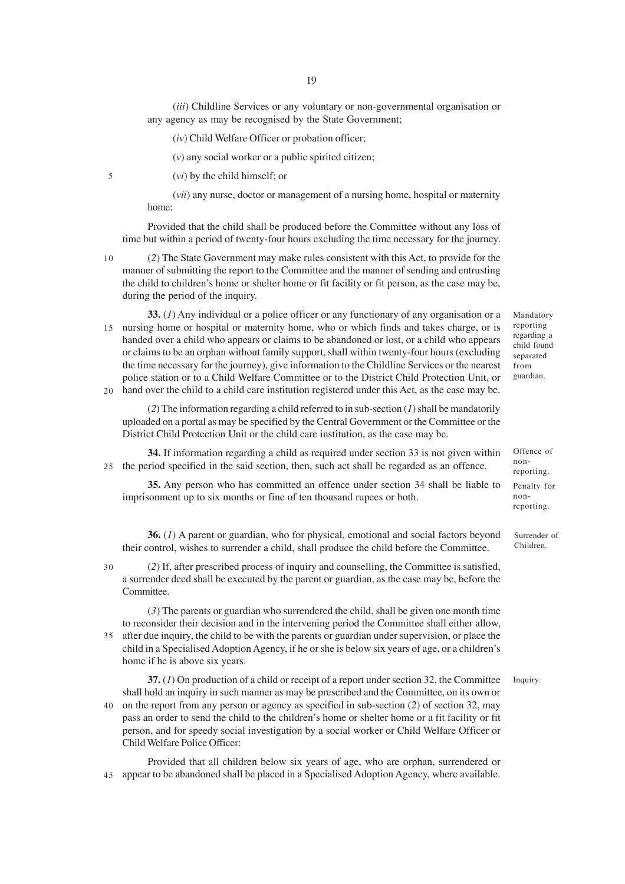(*iii*) Childline Services or any voluntary or non-governmental organisation or any agency as may be recognised by the State Government;

(*iv*) Child Welfare Officer or probation officer;

(*v*) any social worker or a public spirited citizen;

(*vi*) by the child himself; or

(*vii*) any nurse, doctor or management of a nursing home, hospital or maternity home:

Provided that the child shall be produced before the Committee without any loss of time but within a period of twenty-four hours excluding the time necessary for the journey.

(*2*) The State Government may make rules consistent with this Act, to provide for the manner of submitting the report to the Committee and the manner of sending and entrusting the child to children's home or shelter home or fit facility or fit person, as the case may be, during the period of the inquiry.

**Mandatory reporting regarding a child found separated from guardian.**

**33.** (*1*) Any individual or a police officer or any functionary of any organisation or a nursing home or hospital or maternity home, who or which finds and takes charge, or is handed over a child who appears or claims to be abandoned or lost, or a child who appears or claims to be an orphan without family support, shall within twenty-four hours (excluding the time necessary for the journey), give information to the Childline Services or the nearest police station or to a Child Welfare Committee or to the District Child Protection Unit, or hand over the child to a child care institution registered under this Act, as the case may be.

(*2*) The information regarding a child referred to in sub-section (*1*) shall be mandatorily uploaded on a portal as may be specified by the Central Government or the Committee or the District Child Protection Unit or the child care institution, as the case may be.

**Offence of non-reporting.**

**34.** If information regarding a child as required under section 33 is not given within the period specified in the said section, then, such act shall be regarded as an offence.

**Penalty for non-reporting.**

**35.** Any person who has committed an offence under section 34 shall be liable to imprisonment up to six months or fine of ten thousand rupees or both.

**Surrender of Children.**

**36.** (*1*) A parent or guardian, who for physical, emotional and social factors beyond their control, wishes to surrender a child, shall produce the child before the Committee.

(*2*) If, after prescribed process of inquiry and counselling, the Committee is satisfied, a surrender deed shall be executed by the parent or guardian, as the case may be, before the Committee.

(*3*) The parents or guardian who surrendered the child, shall be given one month time to reconsider their decision and in the intervening period the Committee shall either allow, after due inquiry, the child to be with the parents or guardian under supervision, or place the child in a Specialised Adoption Agency, if he or she is below six years of age, or a children's home if he is above six years.

**Inquiry.**

**37.** (*1*) On production of a child or receipt of a report under section 32, the Committee shall hold an inquiry in such manner as may be prescribed and the Committee, on its own or on the report from any person or agency as specified in sub-section (*2*) of section 32, may pass an order to send the child to the children's home or shelter home or a fit facility or fit person, and for speedy social investigation by a social worker or Child Welfare Officer or Child Welfare Police Officer:

Provided that all children below six years of age, who are orphan, surrendered or appear to be abandoned shall be placed in a Specialised Adoption Agency, where available.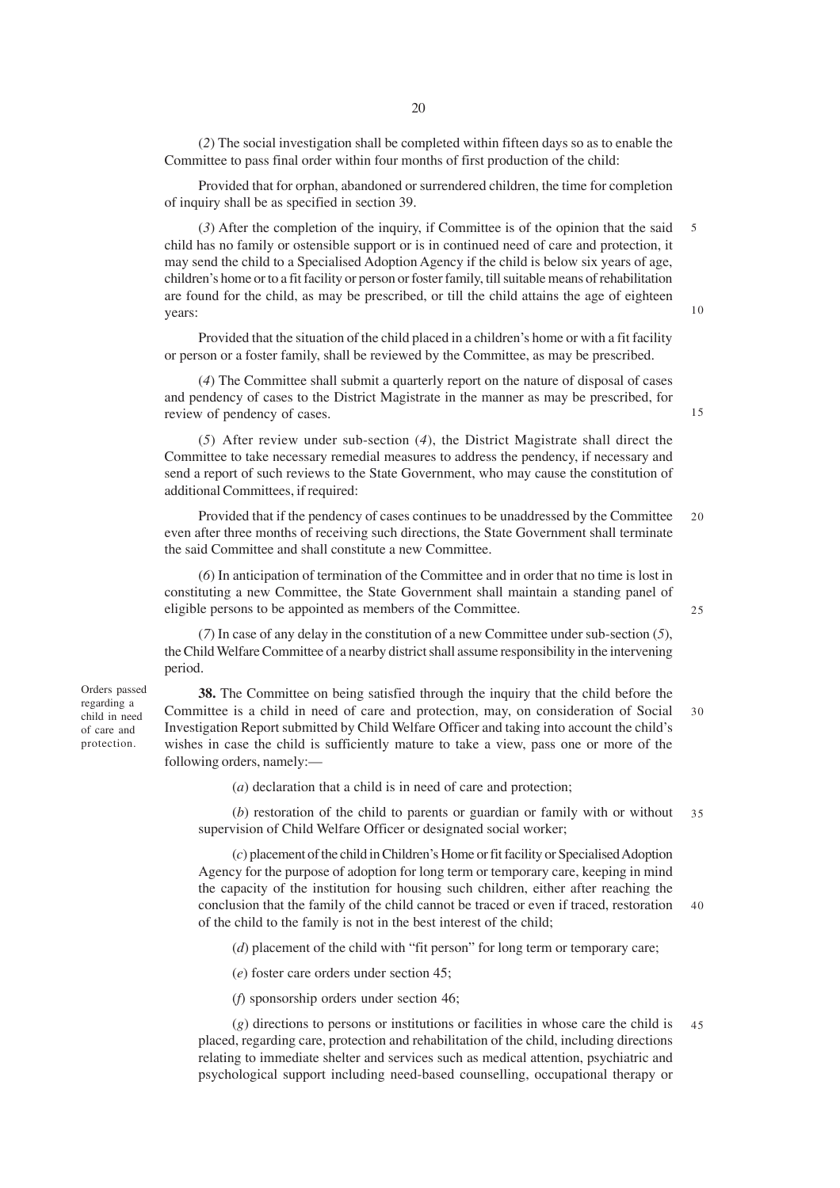(*2*) The social investigation shall be completed within fifteen days so as to enable the Committee to pass final order within four months of first production of the child:

Provided that for orphan, abandoned or surrendered children, the time for completion of inquiry shall be as specified in section 39.

(*3*) After the completion of the inquiry, if Committee is of the opinion that the said child has no family or ostensible support or is in continued need of care and protection, it may send the child to a Specialised Adoption Agency if the child is below six years of age, children's home or to a fit facility or person or foster family, till suitable means of rehabilitation are found for the child, as may be prescribed, or till the child attains the age of eighteen years:

Provided that the situation of the child placed in a children's home or with a fit facility or person or a foster family, shall be reviewed by the Committee, as may be prescribed.

(*4*) The Committee shall submit a quarterly report on the nature of disposal of cases and pendency of cases to the District Magistrate in the manner as may be prescribed, for review of pendency of cases.

(*5*) After review under sub-section (*4*), the District Magistrate shall direct the Committee to take necessary remedial measures to address the pendency, if necessary and send a report of such reviews to the State Government, who may cause the constitution of additional Committees, if required:

Provided that if the pendency of cases continues to be unaddressed by the Committee even after three months of receiving such directions, the State Government shall terminate the said Committee and shall constitute a new Committee.

(*6*) In anticipation of termination of the Committee and in order that no time is lost in constituting a new Committee, the State Government shall maintain a standing panel of eligible persons to be appointed as members of the Committee.

(*7*) In case of any delay in the constitution of a new Committee under sub-section (*5*), the Child Welfare Committee of a nearby district shall assume responsibility in the intervening period.

Orders passed regarding a child in need of care and protection.

**38.** The Committee on being satisfied through the inquiry that the child before the Committee is a child in need of care and protection, may, on consideration of Social Investigation Report submitted by Child Welfare Officer and taking into account the child's wishes in case the child is sufficiently mature to take a view, pass one or more of the following orders, namely:—

(*a*) declaration that a child is in need of care and protection;

(*b*) restoration of the child to parents or guardian or family with or without supervision of Child Welfare Officer or designated social worker;

(*c*) placement of the child in Children's Home or fit facility or Specialised Adoption Agency for the purpose of adoption for long term or temporary care, keeping in mind the capacity of the institution for housing such children, either after reaching the conclusion that the family of the child cannot be traced or even if traced, restoration of the child to the family is not in the best interest of the child;

(*d*) placement of the child with "fit person" for long term or temporary care;

(*e*) foster care orders under section 45;

(*f*) sponsorship orders under section 46;

(*g*) directions to persons or institutions or facilities in whose care the child is placed, regarding care, protection and rehabilitation of the child, including directions relating to immediate shelter and services such as medical attention, psychiatric and psychological support including need-based counselling, occupational therapy or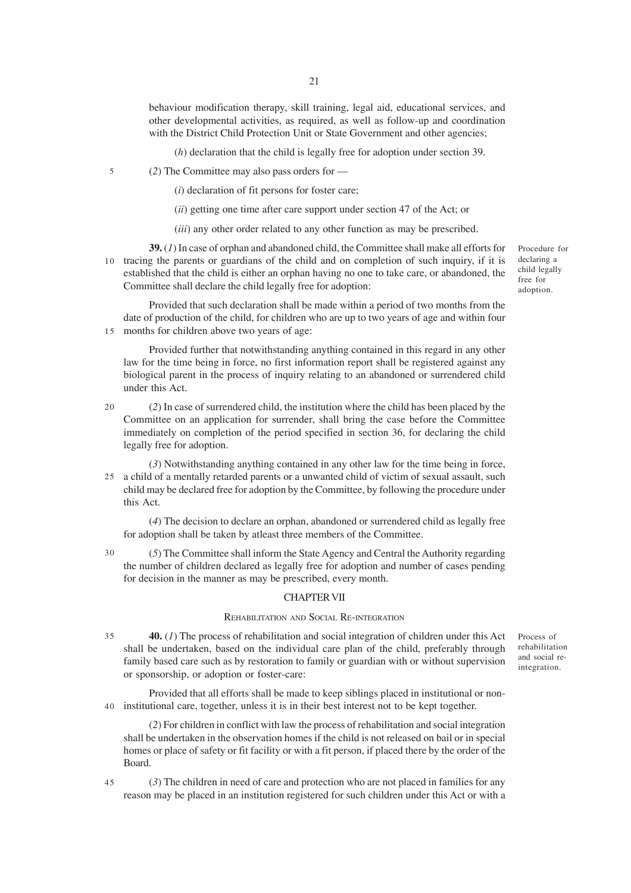behaviour modification therapy, skill training, legal aid, educational services, and other developmental activities, as required, as well as follow-up and coordination with the District Child Protection Unit or State Government and other agencies;

(*h*) declaration that the child is legally free for adoption under section 39.

(*2*) The Committee may also pass orders for —

(*i*) declaration of fit persons for foster care;

(*ii*) getting one time after care support under section 47 of the Act; or

(*iii*) any other order related to any other function as may be prescribed.

Procedure for declaring a child legally free for adoption.

**39.** (*1*) In case of orphan and abandoned child, the Committee shall make all efforts for tracing the parents or guardians of the child and on completion of such inquiry, if it is established that the child is either an orphan having no one to take care, or abandoned, the Committee shall declare the child legally free for adoption:

Provided that such declaration shall be made within a period of two months from the date of production of the child, for children who are up to two years of age and within four months for children above two years of age:

Provided further that notwithstanding anything contained in this regard in any other law for the time being in force, no first information report shall be registered against any biological parent in the process of inquiry relating to an abandoned or surrendered child under this Act.

(*2*) In case of surrendered child, the institution where the child has been placed by the Committee on an application for surrender, shall bring the case before the Committee immediately on completion of the period specified in section 36, for declaring the child legally free for adoption.

(*3*) Notwithstanding anything contained in any other law for the time being in force, a child of a mentally retarded parents or a unwanted child of victim of sexual assault, such child may be declared free for adoption by the Committee, by following the procedure under this Act.

(*4*) The decision to declare an orphan, abandoned or surrendered child as legally free for adoption shall be taken by atleast three members of the Committee.

(*5*) The Committee shall inform the State Agency and Central the Authority regarding the number of children declared as legally free for adoption and number of cases pending for decision in the manner as may be prescribed, every month.

## CHAPTER VII

### REHABILITATION AND SOCIAL RE-INTEGRATION

Process of rehabilitation and social re-integration.

**40.** (*1*) The process of rehabilitation and social integration of children under this Act shall be undertaken, based on the individual care plan of the child, preferably through family based care such as by restoration to family or guardian with or without supervision or sponsorship, or adoption or foster-care:

Provided that all efforts shall be made to keep siblings placed in institutional or non-institutional care, together, unless it is in their best interest not to be kept together.

(*2*) For children in conflict with law the process of rehabilitation and social integration shall be undertaken in the observation homes if the child is not released on bail or in special homes or place of safety or fit facility or with a fit person, if placed there by the order of the Board.

(*3*) The children in need of care and protection who are not placed in families for any reason may be placed in an institution registered for such children under this Act or with a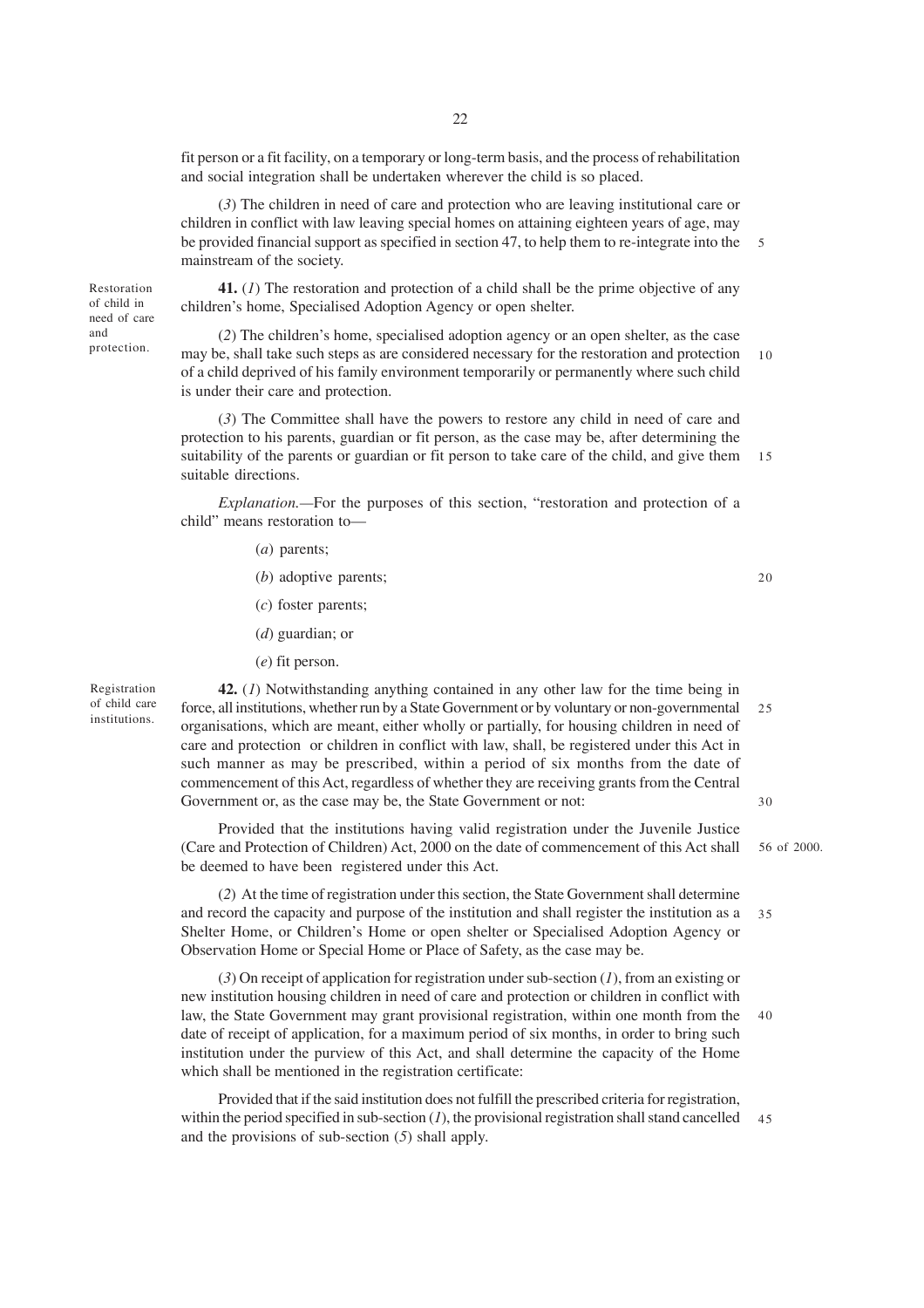fit person or a fit facility, on a temporary or long-term basis, and the process of rehabilitation and social integration shall be undertaken wherever the child is so placed.

(*3*) The children in need of care and protection who are leaving institutional care or children in conflict with law leaving special homes on attaining eighteen years of age, may be provided financial support as specified in section 47, to help them to re-integrate into the mainstream of the society.

Restoration of child in need of care and protection.

**41.** (*1*) The restoration and protection of a child shall be the prime objective of any children's home, Specialised Adoption Agency or open shelter.

(*2*) The children's home, specialised adoption agency or an open shelter, as the case may be, shall take such steps as are considered necessary for the restoration and protection of a child deprived of his family environment temporarily or permanently where such child is under their care and protection.

(*3*) The Committee shall have the powers to restore any child in need of care and protection to his parents, guardian or fit person, as the case may be, after determining the suitability of the parents or guardian or fit person to take care of the child, and give them suitable directions.

*Explanation.*—For the purposes of this section, "restoration and protection of a child" means restoration to—

(*a*) parents;

(*b*) adoptive parents;

(*c*) foster parents;

(*d*) guardian; or

(*e*) fit person.

Registration of child care institutions.

**42.** (*1*) Notwithstanding anything contained in any other law for the time being in force, all institutions, whether run by a State Government or by voluntary or non-governmental organisations, which are meant, either wholly or partially, for housing children in need of care and protection or children in conflict with law, shall, be registered under this Act in such manner as may be prescribed, within a period of six months from the date of commencement of this Act, regardless of whether they are receiving grants from the Central Government or, as the case may be, the State Government or not:

Provided that the institutions having valid registration under the Juvenile Justice (Care and Protection of Children) Act, 2000 on the date of commencement of this Act shall be deemed to have been registered under this Act.

56 of 2000.

(*2*) At the time of registration under this section, the State Government shall determine and record the capacity and purpose of the institution and shall register the institution as a Shelter Home, or Children's Home or open shelter or Specialised Adoption Agency or Observation Home or Special Home or Place of Safety, as the case may be.

(*3*) On receipt of application for registration under sub-section (*1*), from an existing or new institution housing children in need of care and protection or children in conflict with law, the State Government may grant provisional registration, within one month from the date of receipt of application, for a maximum period of six months, in order to bring such institution under the purview of this Act, and shall determine the capacity of the Home which shall be mentioned in the registration certificate:

Provided that if the said institution does not fulfill the prescribed criteria for registration, within the period specified in sub-section (*1*), the provisional registration shall stand cancelled and the provisions of sub-section (*5*) shall apply.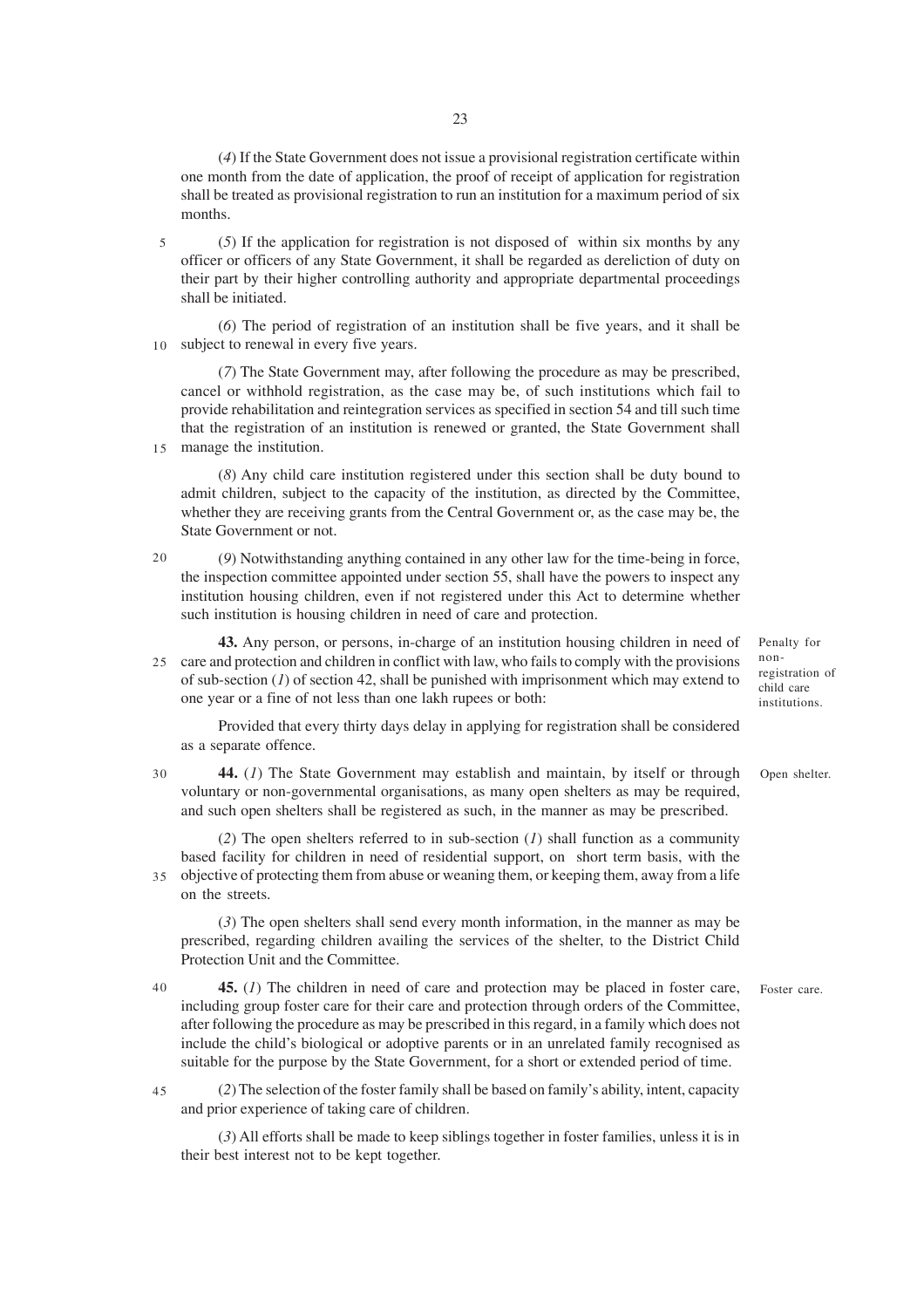(*4*) If the State Government does not issue a provisional registration certificate within one month from the date of application, the proof of receipt of application for registration shall be treated as provisional registration to run an institution for a maximum period of six months.

(*5*) If the application for registration is not disposed of within six months by any officer or officers of any State Government, it shall be regarded as dereliction of duty on their part by their higher controlling authority and appropriate departmental proceedings shall be initiated.

(*6*) The period of registration of an institution shall be five years, and it shall be subject to renewal in every five years.

(*7*) The State Government may, after following the procedure as may be prescribed, cancel or withhold registration, as the case may be, of such institutions which fail to provide rehabilitation and reintegration services as specified in section 54 and till such time that the registration of an institution is renewed or granted, the State Government shall manage the institution.

(*8*) Any child care institution registered under this section shall be duty bound to admit children, subject to the capacity of the institution, as directed by the Committee, whether they are receiving grants from the Central Government or, as the case may be, the State Government or not.

(*9*) Notwithstanding anything contained in any other law for the time-being in force, the inspection committee appointed under section 55, shall have the powers to inspect any institution housing children, even if not registered under this Act to determine whether such institution is housing children in need of care and protection.

Penalty for non-registration of child care institutions.

**43.** Any person, or persons, in-charge of an institution housing children in need of care and protection and children in conflict with law, who fails to comply with the provisions of sub-section (*1*) of section 42, shall be punished with imprisonment which may extend to one year or a fine of not less than one lakh rupees or both:

Provided that every thirty days delay in applying for registration shall be considered as a separate offence.

Open shelter.

**44.** (*1*) The State Government may establish and maintain, by itself or through voluntary or non-governmental organisations, as many open shelters as may be required, and such open shelters shall be registered as such, in the manner as may be prescribed.

(*2*) The open shelters referred to in sub-section (*1*) shall function as a community based facility for children in need of residential support, on short term basis, with the objective of protecting them from abuse or weaning them, or keeping them, away from a life on the streets.

(*3*) The open shelters shall send every month information, in the manner as may be prescribed, regarding children availing the services of the shelter, to the District Child Protection Unit and the Committee.

Foster care.

**45.** (*1*) The children in need of care and protection may be placed in foster care, including group foster care for their care and protection through orders of the Committee, after following the procedure as may be prescribed in this regard, in a family which does not include the child's biological or adoptive parents or in an unrelated family recognised as suitable for the purpose by the State Government, for a short or extended period of time.

(*2*) The selection of the foster family shall be based on family's ability, intent, capacity and prior experience of taking care of children.

(*3*) All efforts shall be made to keep siblings together in foster families, unless it is in their best interest not to be kept together.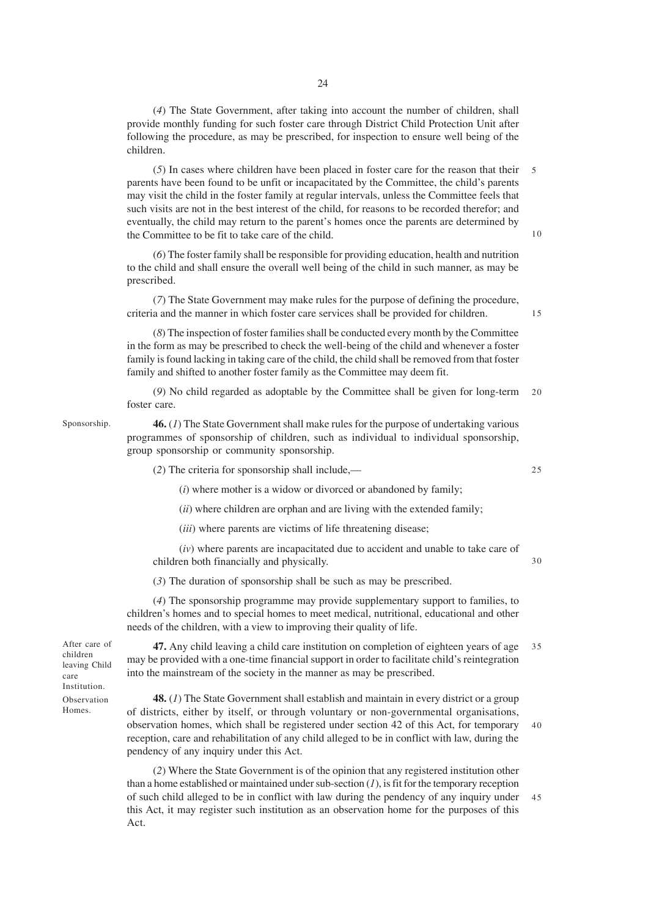(*4*) The State Government, after taking into account the number of children, shall provide monthly funding for such foster care through District Child Protection Unit after following the procedure, as may be prescribed, for inspection to ensure well being of the children.

(*5*) In cases where children have been placed in foster care for the reason that their parents have been found to be unfit or incapacitated by the Committee, the child's parents may visit the child in the foster family at regular intervals, unless the Committee feels that such visits are not in the best interest of the child, for reasons to be recorded therefor; and eventually, the child may return to the parent's homes once the parents are determined by the Committee to be fit to take care of the child.

(*6*) The foster family shall be responsible for providing education, health and nutrition to the child and shall ensure the overall well being of the child in such manner, as may be prescribed.

(*7*) The State Government may make rules for the purpose of defining the procedure, criteria and the manner in which foster care services shall be provided for children.

(*8*) The inspection of foster families shall be conducted every month by the Committee in the form as may be prescribed to check the well-being of the child and whenever a foster family is found lacking in taking care of the child, the child shall be removed from that foster family and shifted to another foster family as the Committee may deem fit.

(*9*) No child regarded as adoptable by the Committee shall be given for long-term foster care.

Sponsorship.

**46.** (*1*) The State Government shall make rules for the purpose of undertaking various programmes of sponsorship of children, such as individual to individual sponsorship, group sponsorship or community sponsorship.

(*2*) The criteria for sponsorship shall include,—

(*i*) where mother is a widow or divorced or abandoned by family;

(*ii*) where children are orphan and are living with the extended family;

(*iii*) where parents are victims of life threatening disease;

(*iv*) where parents are incapacitated due to accident and unable to take care of children both financially and physically.

(*3*) The duration of sponsorship shall be such as may be prescribed.

(*4*) The sponsorship programme may provide supplementary support to families, to children's homes and to special homes to meet medical, nutritional, educational and other needs of the children, with a view to improving their quality of life.

After care of children leaving Child care Institution.

**47.** Any child leaving a child care institution on completion of eighteen years of age may be provided with a one-time financial support in order to facilitate child's reintegration into the mainstream of the society in the manner as may be prescribed.

Observation Homes.

**48.** (*1*) The State Government shall establish and maintain in every district or a group of districts, either by itself, or through voluntary or non-governmental organisations, observation homes, which shall be registered under section 42 of this Act, for temporary reception, care and rehabilitation of any child alleged to be in conflict with law, during the pendency of any inquiry under this Act.

(*2*) Where the State Government is of the opinion that any registered institution other than a home established or maintained under sub-section (*1*), is fit for the temporary reception of such child alleged to be in conflict with law during the pendency of any inquiry under this Act, it may register such institution as an observation home for the purposes of this Act.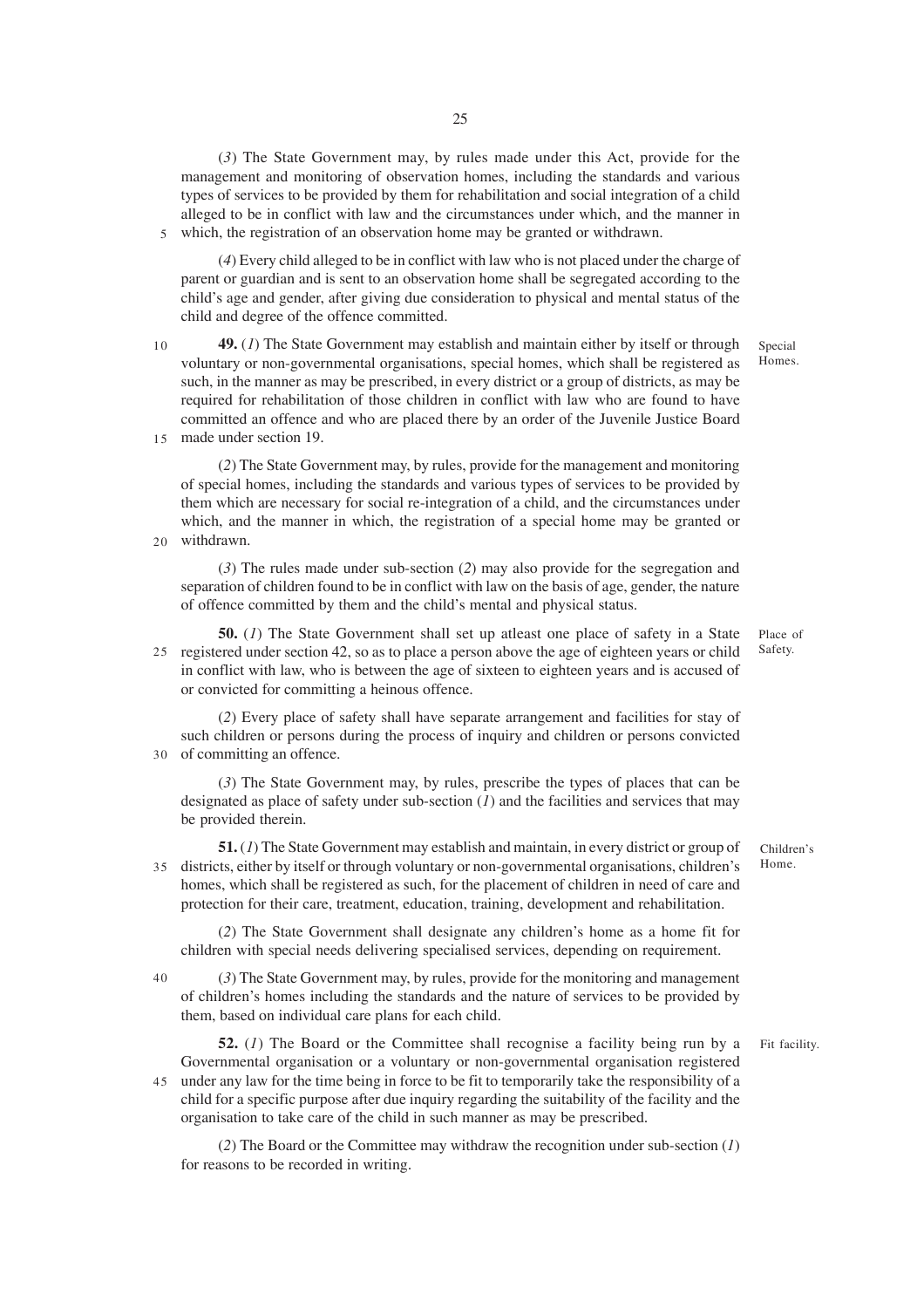(*3*) The State Government may, by rules made under this Act, provide for the management and monitoring of observation homes, including the standards and various types of services to be provided by them for rehabilitation and social integration of a child alleged to be in conflict with law and the circumstances under which, and the manner in which, the registration of an observation home may be granted or withdrawn.

(*4*) Every child alleged to be in conflict with law who is not placed under the charge of parent or guardian and is sent to an observation home shall be segregated according to the child's age and gender, after giving due consideration to physical and mental status of the child and degree of the offence committed.

Special Homes.

**49.** (*1*) The State Government may establish and maintain either by itself or through voluntary or non-governmental organisations, special homes, which shall be registered as such, in the manner as may be prescribed, in every district or a group of districts, as may be required for rehabilitation of those children in conflict with law who are found to have committed an offence and who are placed there by an order of the Juvenile Justice Board made under section 19.

(*2*) The State Government may, by rules, provide for the management and monitoring of special homes, including the standards and various types of services to be provided by them which are necessary for social re-integration of a child, and the circumstances under which, and the manner in which, the registration of a special home may be granted or withdrawn.

(*3*) The rules made under sub-section (*2*) may also provide for the segregation and separation of children found to be in conflict with law on the basis of age, gender, the nature of offence committed by them and the child's mental and physical status.

Place of Safety.

**50.** (*1*) The State Government shall set up atleast one place of safety in a State registered under section 42, so as to place a person above the age of eighteen years or child in conflict with law, who is between the age of sixteen to eighteen years and is accused of or convicted for committing a heinous offence.

(*2*) Every place of safety shall have separate arrangement and facilities for stay of such children or persons during the process of inquiry and children or persons convicted of committing an offence.

(*3*) The State Government may, by rules, prescribe the types of places that can be designated as place of safety under sub-section (*1*) and the facilities and services that may be provided therein.

Children's Home.

**51.** (*1*) The State Government may establish and maintain, in every district or group of districts, either by itself or through voluntary or non-governmental organisations, children's homes, which shall be registered as such, for the placement of children in need of care and protection for their care, treatment, education, training, development and rehabilitation.

(*2*) The State Government shall designate any children's home as a home fit for children with special needs delivering specialised services, depending on requirement.

(*3*) The State Government may, by rules, provide for the monitoring and management of children's homes including the standards and the nature of services to be provided by them, based on individual care plans for each child.

Fit facility.

**52.** (*1*) The Board or the Committee shall recognise a facility being run by a Governmental organisation or a voluntary or non-governmental organisation registered under any law for the time being in force to be fit to temporarily take the responsibility of a child for a specific purpose after due inquiry regarding the suitability of the facility and the organisation to take care of the child in such manner as may be prescribed.

(*2*) The Board or the Committee may withdraw the recognition under sub-section (*1*) for reasons to be recorded in writing.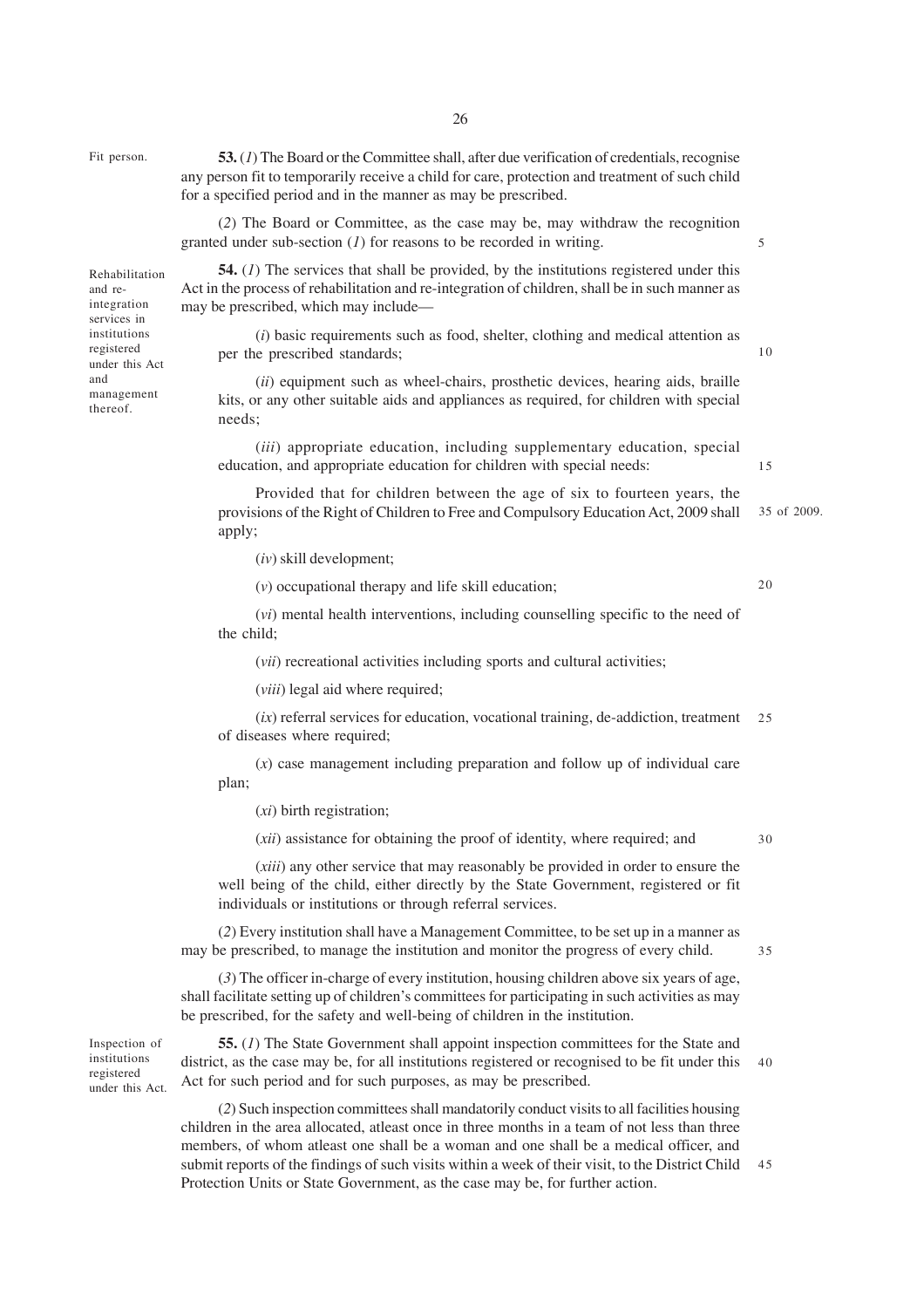**Fit person.**

**53.** (*1*) The Board or the Committee shall, after due verification of credentials, recognise any person fit to temporarily receive a child for care, protection and treatment of such child for a specified period and in the manner as may be prescribed.

(*2*) The Board or Committee, as the case may be, may withdraw the recognition granted under sub-section (*1*) for reasons to be recorded in writing.

**Rehabilitation and re-integration services in institutions registered under this Act and management thereof.**

**54.** (*1*) The services that shall be provided, by the institutions registered under this Act in the process of rehabilitation and re-integration of children, shall be in such manner as may be prescribed, which may include—

(*i*) basic requirements such as food, shelter, clothing and medical attention as per the prescribed standards;

(*ii*) equipment such as wheel-chairs, prosthetic devices, hearing aids, braille kits, or any other suitable aids and appliances as required, for children with special needs;

(*iii*) appropriate education, including supplementary education, special education, and appropriate education for children with special needs:

Provided that for children between the age of six to fourteen years, the provisions of the Right of Children to Free and Compulsory Education Act, 2009 shall apply; (35 of 2009.)

(*iv*) skill development;

(*v*) occupational therapy and life skill education;

(*vi*) mental health interventions, including counselling specific to the need of the child;

(*vii*) recreational activities including sports and cultural activities;

(*viii*) legal aid where required;

(*ix*) referral services for education, vocational training, de-addiction, treatment of diseases where required;

(*x*) case management including preparation and follow up of individual care plan;

(*xi*) birth registration;

(*xii*) assistance for obtaining the proof of identity, where required; and

(*xiii*) any other service that may reasonably be provided in order to ensure the well being of the child, either directly by the State Government, registered or fit individuals or institutions or through referral services.

(*2*) Every institution shall have a Management Committee, to be set up in a manner as may be prescribed, to manage the institution and monitor the progress of every child.

(*3*) The officer in-charge of every institution, housing children above six years of age, shall facilitate setting up of children's committees for participating in such activities as may be prescribed, for the safety and well-being of children in the institution.

**Inspection of institutions registered under this Act.**

**55.** (*1*) The State Government shall appoint inspection committees for the State and district, as the case may be, for all institutions registered or recognised to be fit under this Act for such period and for such purposes, as may be prescribed.

(*2*) Such inspection committees shall mandatorily conduct visits to all facilities housing children in the area allocated, atleast once in three months in a team of not less than three members, of whom atleast one shall be a woman and one shall be a medical officer, and submit reports of the findings of such visits within a week of their visit, to the District Child Protection Units or State Government, as the case may be, for further action.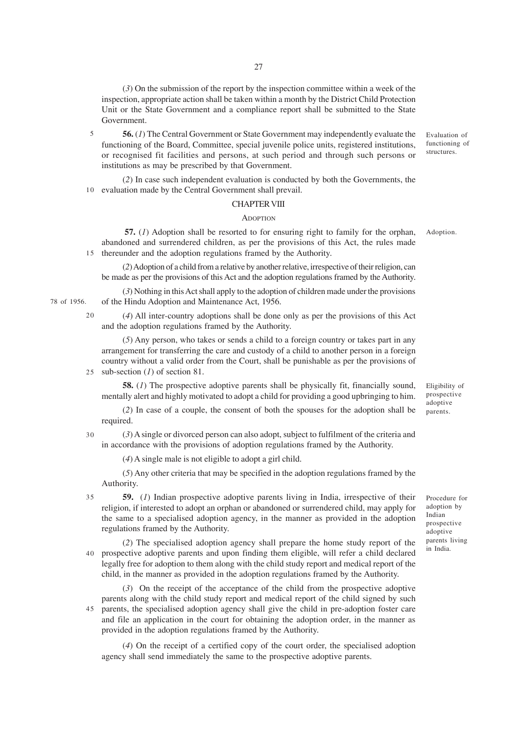(*3*) On the submission of the report by the inspection committee within a week of the inspection, appropriate action shall be taken within a month by the District Child Protection Unit or the State Government and a compliance report shall be submitted to the State Government.

Evaluation of functioning of structures.

**56.** (*1*) The Central Government or State Government may independently evaluate the functioning of the Board, Committee, special juvenile police units, registered institutions, or recognised fit facilities and persons, at such period and through such persons or institutions as may be prescribed by that Government.

(*2*) In case such independent evaluation is conducted by both the Governments, the evaluation made by the Central Government shall prevail.

## CHAPTER VIII

### ADOPTION

Adoption.

**57.** (*1*) Adoption shall be resorted to for ensuring right to family for the orphan, abandoned and surrendered children, as per the provisions of this Act, the rules made thereunder and the adoption regulations framed by the Authority.

(*2*) Adoption of a child from a relative by another relative, irrespective of their religion, can be made as per the provisions of this Act and the adoption regulations framed by the Authority.

(*3*) Nothing in this Act shall apply to the adoption of children made under the provisions of the Hindu Adoption and Maintenance Act, 1956. (78 of 1956.)

(*4*) All inter-country adoptions shall be done only as per the provisions of this Act and the adoption regulations framed by the Authority.

(*5*) Any person, who takes or sends a child to a foreign country or takes part in any arrangement for transferring the care and custody of a child to another person in a foreign country without a valid order from the Court, shall be punishable as per the provisions of sub-section (*1*) of section 81.

Eligibility of prospective adoptive parents.

**58.** (*1*) The prospective adoptive parents shall be physically fit, financially sound, mentally alert and highly motivated to adopt a child for providing a good upbringing to him.

(*2*) In case of a couple, the consent of both the spouses for the adoption shall be required.

(*3*) A single or divorced person can also adopt, subject to fulfilment of the criteria and in accordance with the provisions of adoption regulations framed by the Authority.

(*4*) A single male is not eligible to adopt a girl child.

(*5*) Any other criteria that may be specified in the adoption regulations framed by the Authority.

Procedure for adoption by Indian prospective adoptive parents living in India.

**59.** (*1*) Indian prospective adoptive parents living in India, irrespective of their religion, if interested to adopt an orphan or abandoned or surrendered child, may apply for the same to a specialised adoption agency, in the manner as provided in the adoption regulations framed by the Authority.

(*2*) The specialised adoption agency shall prepare the home study report of the prospective adoptive parents and upon finding them eligible, will refer a child declared legally free for adoption to them along with the child study report and medical report of the child, in the manner as provided in the adoption regulations framed by the Authority.

(*3*) On the receipt of the acceptance of the child from the prospective adoptive parents along with the child study report and medical report of the child signed by such parents, the specialised adoption agency shall give the child in pre-adoption foster care and file an application in the court for obtaining the adoption order, in the manner as provided in the adoption regulations framed by the Authority.

(*4*) On the receipt of a certified copy of the court order, the specialised adoption agency shall send immediately the same to the prospective adoptive parents.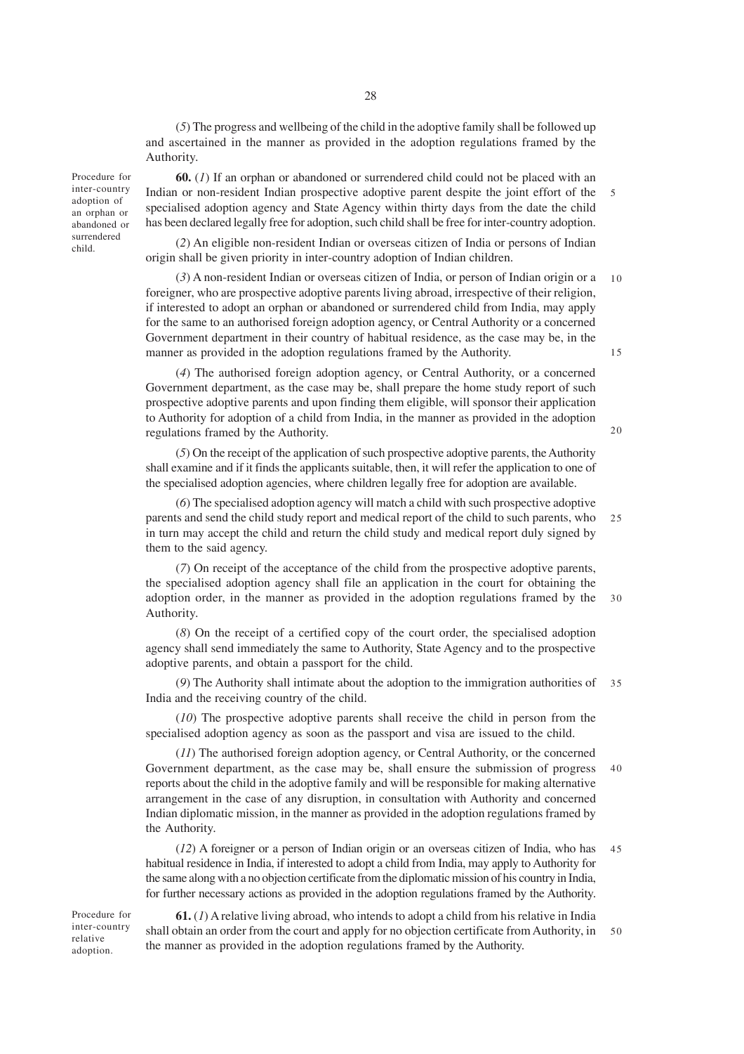(*5*) The progress and wellbeing of the child in the adoptive family shall be followed up and ascertained in the manner as provided in the adoption regulations framed by the Authority.

Procedure for inter-country adoption of an orphan or abandoned or surrendered child.

**60.** (*1*) If an orphan or abandoned or surrendered child could not be placed with an Indian or non-resident Indian prospective adoptive parent despite the joint effort of the specialised adoption agency and State Agency within thirty days from the date the child has been declared legally free for adoption, such child shall be free for inter-country adoption.

(*2*) An eligible non-resident Indian or overseas citizen of India or persons of Indian origin shall be given priority in inter-country adoption of Indian children.

(*3*) A non-resident Indian or overseas citizen of India, or person of Indian origin or a foreigner, who are prospective adoptive parents living abroad, irrespective of their religion, if interested to adopt an orphan or abandoned or surrendered child from India, may apply for the same to an authorised foreign adoption agency, or Central Authority or a concerned Government department in their country of habitual residence, as the case may be, in the manner as provided in the adoption regulations framed by the Authority.

(*4*) The authorised foreign adoption agency, or Central Authority, or a concerned Government department, as the case may be, shall prepare the home study report of such prospective adoptive parents and upon finding them eligible, will sponsor their application to Authority for adoption of a child from India, in the manner as provided in the adoption regulations framed by the Authority.

(*5*) On the receipt of the application of such prospective adoptive parents, the Authority shall examine and if it finds the applicants suitable, then, it will refer the application to one of the specialised adoption agencies, where children legally free for adoption are available.

(*6*) The specialised adoption agency will match a child with such prospective adoptive parents and send the child study report and medical report of the child to such parents, who in turn may accept the child and return the child study and medical report duly signed by them to the said agency.

(*7*) On receipt of the acceptance of the child from the prospective adoptive parents, the specialised adoption agency shall file an application in the court for obtaining the adoption order, in the manner as provided in the adoption regulations framed by the Authority.

(*8*) On the receipt of a certified copy of the court order, the specialised adoption agency shall send immediately the same to Authority, State Agency and to the prospective adoptive parents, and obtain a passport for the child.

(*9*) The Authority shall intimate about the adoption to the immigration authorities of India and the receiving country of the child.

(*10*) The prospective adoptive parents shall receive the child in person from the specialised adoption agency as soon as the passport and visa are issued to the child.

(*11*) The authorised foreign adoption agency, or Central Authority, or the concerned Government department, as the case may be, shall ensure the submission of progress reports about the child in the adoptive family and will be responsible for making alternative arrangement in the case of any disruption, in consultation with Authority and concerned Indian diplomatic mission, in the manner as provided in the adoption regulations framed by the Authority.

(*12*) A foreigner or a person of Indian origin or an overseas citizen of India, who has habitual residence in India, if interested to adopt a child from India, may apply to Authority for the same along with a no objection certificate from the diplomatic mission of his country in India, for further necessary actions as provided in the adoption regulations framed by the Authority.

Procedure for inter-country relative adoption.

**61.** (*1*) A relative living abroad, who intends to adopt a child from his relative in India shall obtain an order from the court and apply for no objection certificate from Authority, in the manner as provided in the adoption regulations framed by the Authority.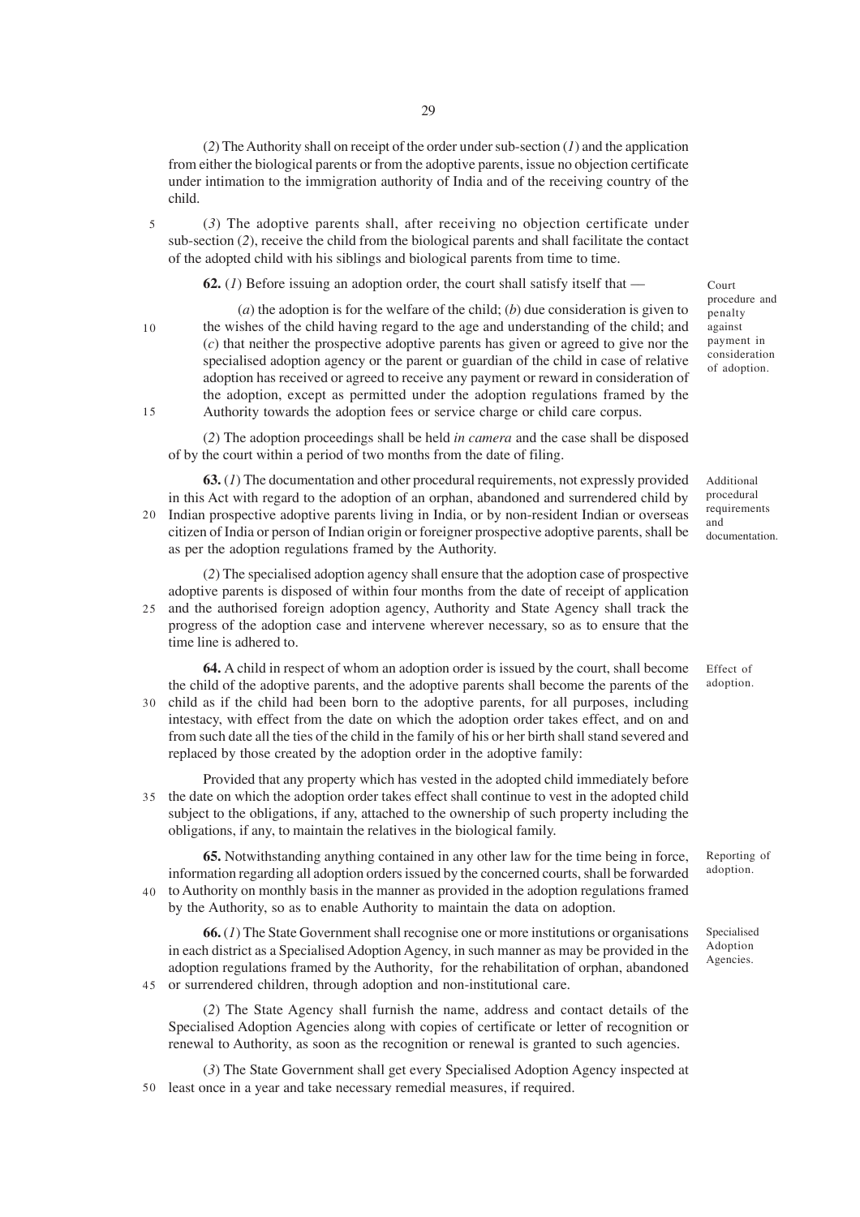(*2*) The Authority shall on receipt of the order under sub-section (*1*) and the application from either the biological parents or from the adoptive parents, issue no objection certificate under intimation to the immigration authority of India and of the receiving country of the child.

(*3*) The adoptive parents shall, after receiving no objection certificate under sub-section (*2*), receive the child from the biological parents and shall facilitate the contact of the adopted child with his siblings and biological parents from time to time.

*Court procedure and penalty against payment in consideration of adoption.*

**62.** (*1*) Before issuing an adoption order, the court shall satisfy itself that —

(*a*) the adoption is for the welfare of the child; (*b*) due consideration is given to the wishes of the child having regard to the age and understanding of the child; and (*c*) that neither the prospective adoptive parents has given or agreed to give nor the specialised adoption agency or the parent or guardian of the child in case of relative adoption has received or agreed to receive any payment or reward in consideration of the adoption, except as permitted under the adoption regulations framed by the Authority towards the adoption fees or service charge or child care corpus.

(*2*) The adoption proceedings shall be held *in camera* and the case shall be disposed of by the court within a period of two months from the date of filing.

*Additional procedural requirements and documentation.*

**63.** (*1*) The documentation and other procedural requirements, not expressly provided in this Act with regard to the adoption of an orphan, abandoned and surrendered child by Indian prospective adoptive parents living in India, or by non-resident Indian or overseas citizen of India or person of Indian origin or foreigner prospective adoptive parents, shall be as per the adoption regulations framed by the Authority.

(*2*) The specialised adoption agency shall ensure that the adoption case of prospective adoptive parents is disposed of within four months from the date of receipt of application and the authorised foreign adoption agency, Authority and State Agency shall track the progress of the adoption case and intervene wherever necessary, so as to ensure that the time line is adhered to.

*Effect of adoption.*

**64.** A child in respect of whom an adoption order is issued by the court, shall become the child of the adoptive parents, and the adoptive parents shall become the parents of the child as if the child had been born to the adoptive parents, for all purposes, including intestacy, with effect from the date on which the adoption order takes effect, and on and from such date all the ties of the child in the family of his or her birth shall stand severed and replaced by those created by the adoption order in the adoptive family:

Provided that any property which has vested in the adopted child immediately before the date on which the adoption order takes effect shall continue to vest in the adopted child subject to the obligations, if any, attached to the ownership of such property including the obligations, if any, to maintain the relatives in the biological family.

*Reporting of adoption.*

**65.** Notwithstanding anything contained in any other law for the time being in force, information regarding all adoption orders issued by the concerned courts, shall be forwarded to Authority on monthly basis in the manner as provided in the adoption regulations framed by the Authority, so as to enable Authority to maintain the data on adoption.

*Specialised Adoption Agencies.*

**66.** (*1*) The State Government shall recognise one or more institutions or organisations in each district as a Specialised Adoption Agency, in such manner as may be provided in the adoption regulations framed by the Authority, for the rehabilitation of orphan, abandoned or surrendered children, through adoption and non-institutional care.

(*2*) The State Agency shall furnish the name, address and contact details of the Specialised Adoption Agencies along with copies of certificate or letter of recognition or renewal to Authority, as soon as the recognition or renewal is granted to such agencies.

(*3*) The State Government shall get every Specialised Adoption Agency inspected at least once in a year and take necessary remedial measures, if required.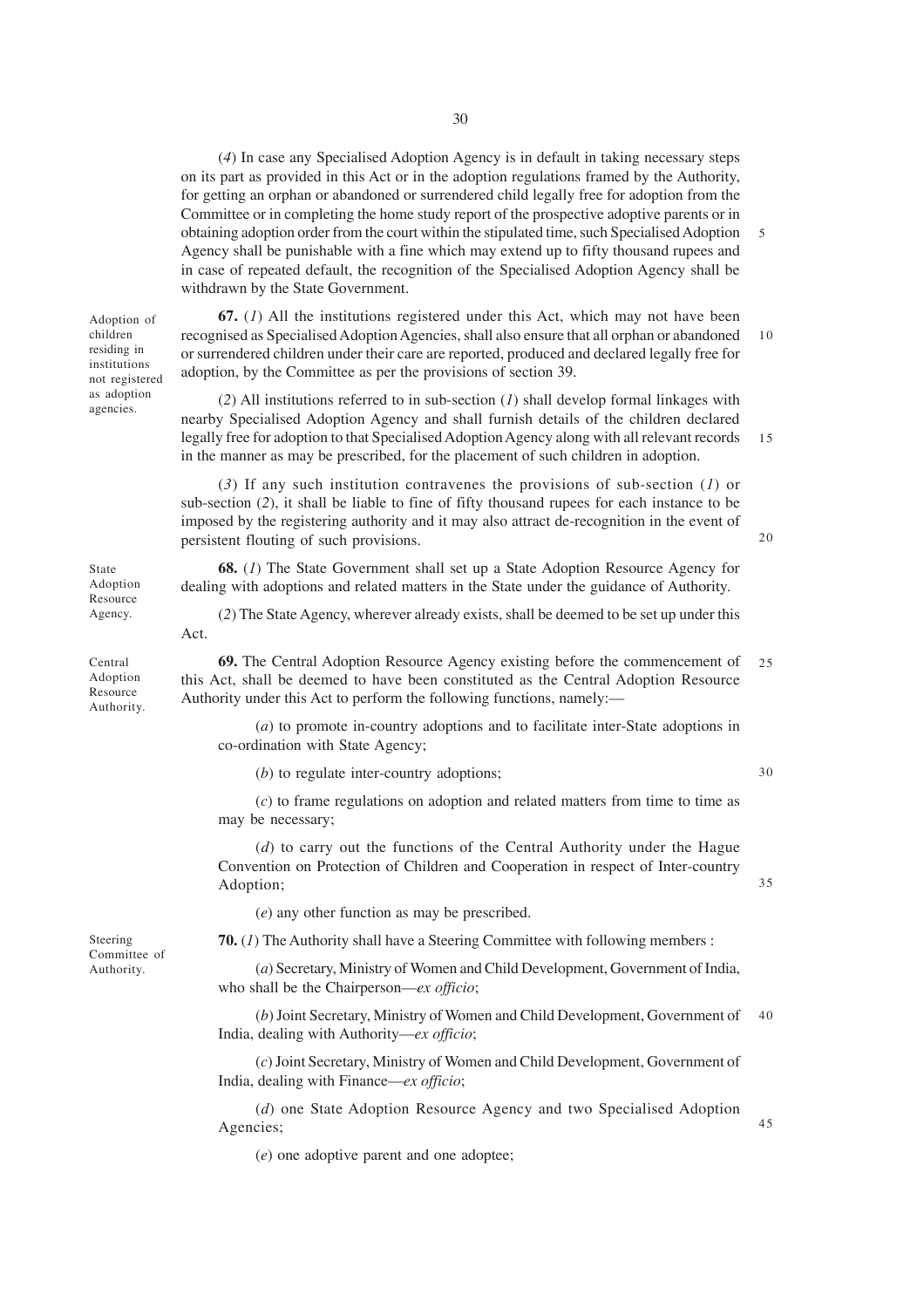(*4*) In case any Specialised Adoption Agency is in default in taking necessary steps on its part as provided in this Act or in the adoption regulations framed by the Authority, for getting an orphan or abandoned or surrendered child legally free for adoption from the Committee or in completing the home study report of the prospective adoptive parents or in obtaining adoption order from the court within the stipulated time, such Specialised Adoption Agency shall be punishable with a fine which may extend up to fifty thousand rupees and in case of repeated default, the recognition of the Specialised Adoption Agency shall be withdrawn by the State Government.

*Adoption of children residing in institutions not registered as adoption agencies.*

**67.** (*1*) All the institutions registered under this Act, which may not have been recognised as Specialised Adoption Agencies, shall also ensure that all orphan or abandoned or surrendered children under their care are reported, produced and declared legally free for adoption, by the Committee as per the provisions of section 39.

(*2*) All institutions referred to in sub-section (*1*) shall develop formal linkages with nearby Specialised Adoption Agency and shall furnish details of the children declared legally free for adoption to that Specialised Adoption Agency along with all relevant records in the manner as may be prescribed, for the placement of such children in adoption.

(*3*) If any such institution contravenes the provisions of sub-section (*1*) or sub-section (*2*), it shall be liable to fine of fifty thousand rupees for each instance to be imposed by the registering authority and it may also attract de-recognition in the event of persistent flouting of such provisions.

*State Adoption Resource Agency.*

**68.** (*1*) The State Government shall set up a State Adoption Resource Agency for dealing with adoptions and related matters in the State under the guidance of Authority.

(*2*) The State Agency, wherever already exists, shall be deemed to be set up under this Act.

*Central Adoption Resource Authority.*

**69.** The Central Adoption Resource Agency existing before the commencement of this Act, shall be deemed to have been constituted as the Central Adoption Resource Authority under this Act to perform the following functions, namely:—

(*a*) to promote in-country adoptions and to facilitate inter-State adoptions in co-ordination with State Agency;

(*b*) to regulate inter-country adoptions;

(*c*) to frame regulations on adoption and related matters from time to time as may be necessary;

(*d*) to carry out the functions of the Central Authority under the Hague Convention on Protection of Children and Cooperation in respect of Inter-country Adoption;

(*e*) any other function as may be prescribed.

*Steering Committee of Authority.*

**70.** (*1*) The Authority shall have a Steering Committee with following members :

(*a*) Secretary, Ministry of Women and Child Development, Government of India, who shall be the Chairperson—*ex officio*;

(*b*) Joint Secretary, Ministry of Women and Child Development, Government of India, dealing with Authority—*ex officio*;

(*c*) Joint Secretary, Ministry of Women and Child Development, Government of India, dealing with Finance—*ex officio*;

(*d*) one State Adoption Resource Agency and two Specialised Adoption Agencies;

(*e*) one adoptive parent and one adoptee;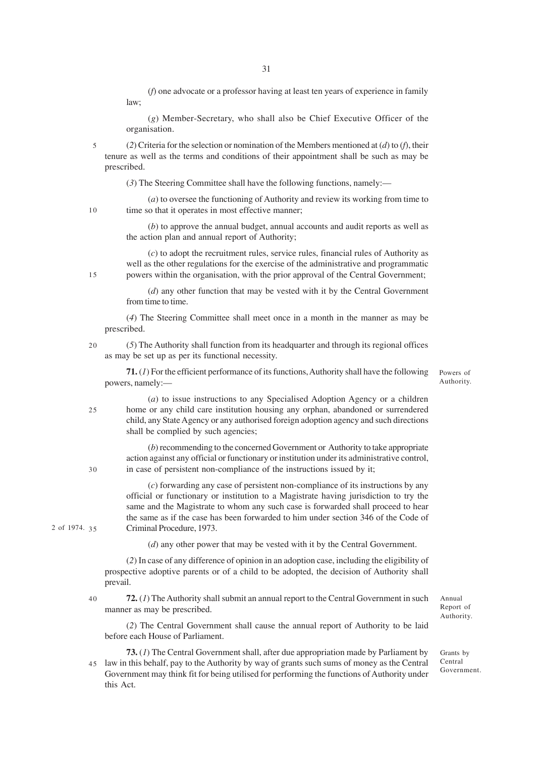(*f*) one advocate or a professor having at least ten years of experience in family law;

(*g*) Member-Secretary, who shall also be Chief Executive Officer of the organisation.

(*2*) Criteria for the selection or nomination of the Members mentioned at (*d*) to (*f*), their tenure as well as the terms and conditions of their appointment shall be such as may be prescribed.

(*3*) The Steering Committee shall have the following functions, namely:—

(*a*) to oversee the functioning of Authority and review its working from time to time so that it operates in most effective manner;

(*b*) to approve the annual budget, annual accounts and audit reports as well as the action plan and annual report of Authority;

(*c*) to adopt the recruitment rules, service rules, financial rules of Authority as well as the other regulations for the exercise of the administrative and programmatic powers within the organisation, with the prior approval of the Central Government;

(*d*) any other function that may be vested with it by the Central Government from time to time.

(*4*) The Steering Committee shall meet once in a month in the manner as may be prescribed.

(*5*) The Authority shall function from its headquarter and through its regional offices as may be set up as per its functional necessity.

Powers of Authority.

**71.** (*1*) For the efficient performance of its functions, Authority shall have the following powers, namely:—

(*a*) to issue instructions to any Specialised Adoption Agency or a children home or any child care institution housing any orphan, abandoned or surrendered child, any State Agency or any authorised foreign adoption agency and such directions shall be complied by such agencies;

(*b*) recommending to the concerned Government or Authority to take appropriate action against any official or functionary or institution under its administrative control, in case of persistent non-compliance of the instructions issued by it;

(*c*) forwarding any case of persistent non-compliance of its instructions by any official or functionary or institution to a Magistrate having jurisdiction to try the same and the Magistrate to whom any such case is forwarded shall proceed to hear the same as if the case has been forwarded to him under section 346 of the Code of Criminal Procedure, 1973.

2 of 1974.

(*d*) any other power that may be vested with it by the Central Government.

(*2*) In case of any difference of opinion in an adoption case, including the eligibility of prospective adoptive parents or of a child to be adopted, the decision of Authority shall prevail.

Annual Report of Authority.

**72.** (*1*) The Authority shall submit an annual report to the Central Government in such manner as may be prescribed.

(*2*) The Central Government shall cause the annual report of Authority to be laid before each House of Parliament.

Grants by Central Government.

**73.** (*1*) The Central Government shall, after due appropriation made by Parliament by law in this behalf, pay to the Authority by way of grants such sums of money as the Central Government may think fit for being utilised for performing the functions of Authority under this Act.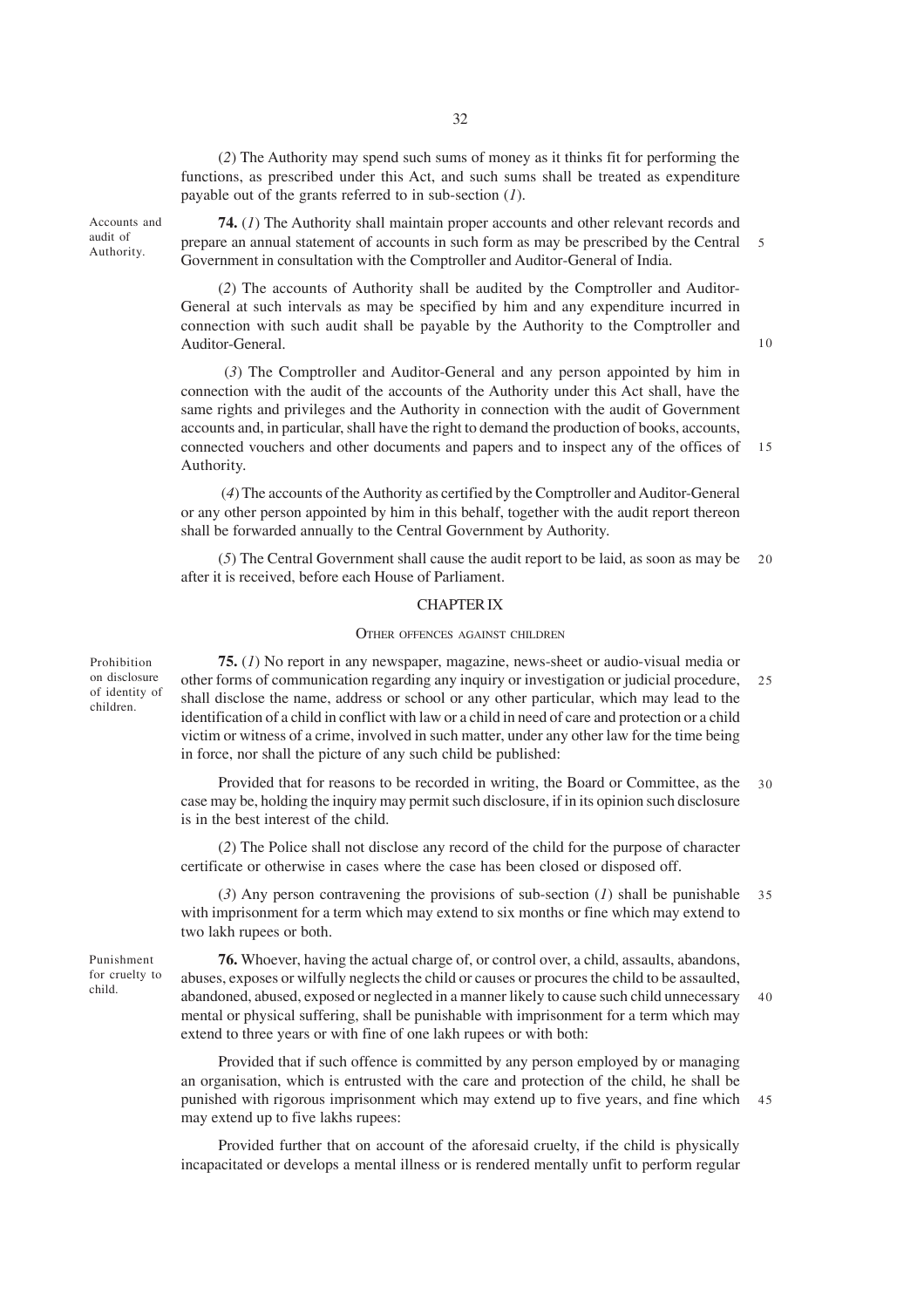(*2*) The Authority may spend such sums of money as it thinks fit for performing the functions, as prescribed under this Act, and such sums shall be treated as expenditure payable out of the grants referred to in sub-section (*1*).

Accounts and audit of Authority.

**74.** (*1*) The Authority shall maintain proper accounts and other relevant records and prepare an annual statement of accounts in such form as may be prescribed by the Central Government in consultation with the Comptroller and Auditor-General of India.

(*2*) The accounts of Authority shall be audited by the Comptroller and Auditor-General at such intervals as may be specified by him and any expenditure incurred in connection with such audit shall be payable by the Authority to the Comptroller and Auditor-General.

(*3*) The Comptroller and Auditor-General and any person appointed by him in connection with the audit of the accounts of the Authority under this Act shall, have the same rights and privileges and the Authority in connection with the audit of Government accounts and, in particular, shall have the right to demand the production of books, accounts, connected vouchers and other documents and papers and to inspect any of the offices of Authority.

(*4*) The accounts of the Authority as certified by the Comptroller and Auditor-General or any other person appointed by him in this behalf, together with the audit report thereon shall be forwarded annually to the Central Government by Authority.

(*5*) The Central Government shall cause the audit report to be laid, as soon as may be after it is received, before each House of Parliament.

## CHAPTER IX

### OTHER OFFENCES AGAINST CHILDREN

Prohibition on disclosure of identity of children.

**75.** (*1*) No report in any newspaper, magazine, news-sheet or audio-visual media or other forms of communication regarding any inquiry or investigation or judicial procedure, shall disclose the name, address or school or any other particular, which may lead to the identification of a child in conflict with law or a child in need of care and protection or a child victim or witness of a crime, involved in such matter, under any other law for the time being in force, nor shall the picture of any such child be published:

Provided that for reasons to be recorded in writing, the Board or Committee, as the case may be, holding the inquiry may permit such disclosure, if in its opinion such disclosure is in the best interest of the child.

(*2*) The Police shall not disclose any record of the child for the purpose of character certificate or otherwise in cases where the case has been closed or disposed off.

(*3*) Any person contravening the provisions of sub-section (*1*) shall be punishable with imprisonment for a term which may extend to six months or fine which may extend to two lakh rupees or both.

Punishment for cruelty to child.

**76.** Whoever, having the actual charge of, or control over, a child, assaults, abandons, abuses, exposes or wilfully neglects the child or causes or procures the child to be assaulted, abandoned, abused, exposed or neglected in a manner likely to cause such child unnecessary mental or physical suffering, shall be punishable with imprisonment for a term which may extend to three years or with fine of one lakh rupees or with both:

Provided that if such offence is committed by any person employed by or managing an organisation, which is entrusted with the care and protection of the child, he shall be punished with rigorous imprisonment which may extend up to five years, and fine which may extend up to five lakhs rupees:

Provided further that on account of the aforesaid cruelty, if the child is physically incapacitated or develops a mental illness or is rendered mentally unfit to perform regular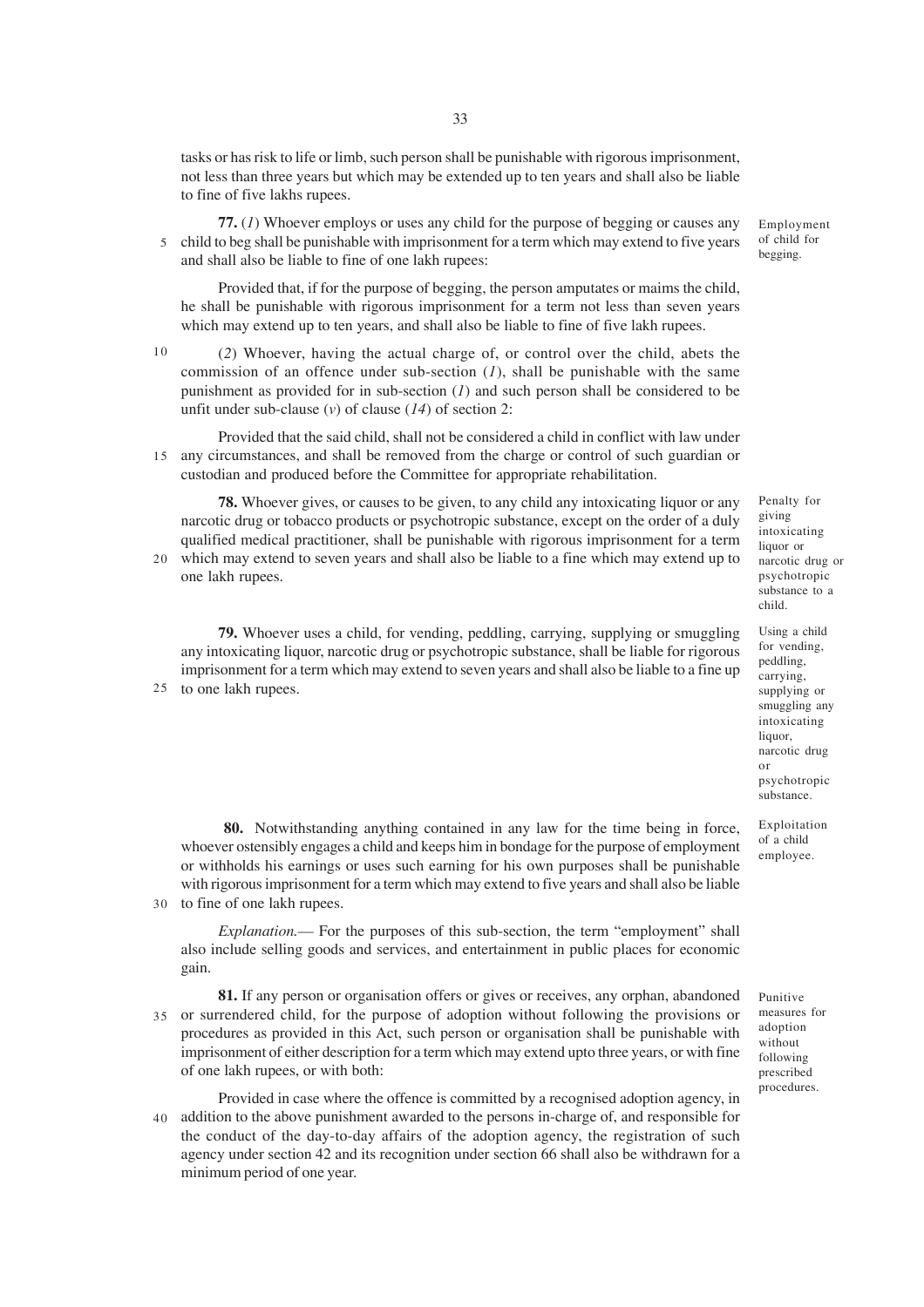tasks or has risk to life or limb, such person shall be punishable with rigorous imprisonment, not less than three years but which may be extended up to ten years and shall also be liable to fine of five lakhs rupees.

*Employment of child for begging.*

**77.** (*1*) Whoever employs or uses any child for the purpose of begging or causes any child to beg shall be punishable with imprisonment for a term which may extend to five years and shall also be liable to fine of one lakh rupees:

Provided that, if for the purpose of begging, the person amputates or maims the child, he shall be punishable with rigorous imprisonment for a term not less than seven years which may extend up to ten years, and shall also be liable to fine of five lakh rupees.

(*2*) Whoever, having the actual charge of, or control over the child, abets the commission of an offence under sub-section (*1*), shall be punishable with the same punishment as provided for in sub-section (*1*) and such person shall be considered to be unfit under sub-clause (*v*) of clause (*14*) of section 2:

Provided that the said child, shall not be considered a child in conflict with law under any circumstances, and shall be removed from the charge or control of such guardian or custodian and produced before the Committee for appropriate rehabilitation.

*Penalty for giving intoxicating liquor or narcotic drug or psychotropic substance to a child.*

**78.** Whoever gives, or causes to be given, to any child any intoxicating liquor or any narcotic drug or tobacco products or psychotropic substance, except on the order of a duly qualified medical practitioner, shall be punishable with rigorous imprisonment for a term which may extend to seven years and shall also be liable to a fine which may extend up to one lakh rupees.

*Using a child for vending, peddling, carrying, supplying or smuggling any intoxicating liquor, narcotic drug or psychotropic substance.*

**79.** Whoever uses a child, for vending, peddling, carrying, supplying or smuggling any intoxicating liquor, narcotic drug or psychotropic substance, shall be liable for rigorous imprisonment for a term which may extend to seven years and shall also be liable to a fine up to one lakh rupees.

*Exploitation of a child employee.*

**80.** Notwithstanding anything contained in any law for the time being in force, whoever ostensibly engages a child and keeps him in bondage for the purpose of employment or withholds his earnings or uses such earning for his own purposes shall be punishable with rigorous imprisonment for a term which may extend to five years and shall also be liable to fine of one lakh rupees.

*Explanation.*— For the purposes of this sub-section, the term "employment" shall also include selling goods and services, and entertainment in public places for economic gain.

*Punitive measures for adoption without following prescribed procedures.*

**81.** If any person or organisation offers or gives or receives, any orphan, abandoned or surrendered child, for the purpose of adoption without following the provisions or procedures as provided in this Act, such person or organisation shall be punishable with imprisonment of either description for a term which may extend upto three years, or with fine of one lakh rupees, or with both:

Provided in case where the offence is committed by a recognised adoption agency, in addition to the above punishment awarded to the persons in-charge of, and responsible for the conduct of the day-to-day affairs of the adoption agency, the registration of such agency under section 42 and its recognition under section 66 shall also be withdrawn for a minimum period of one year.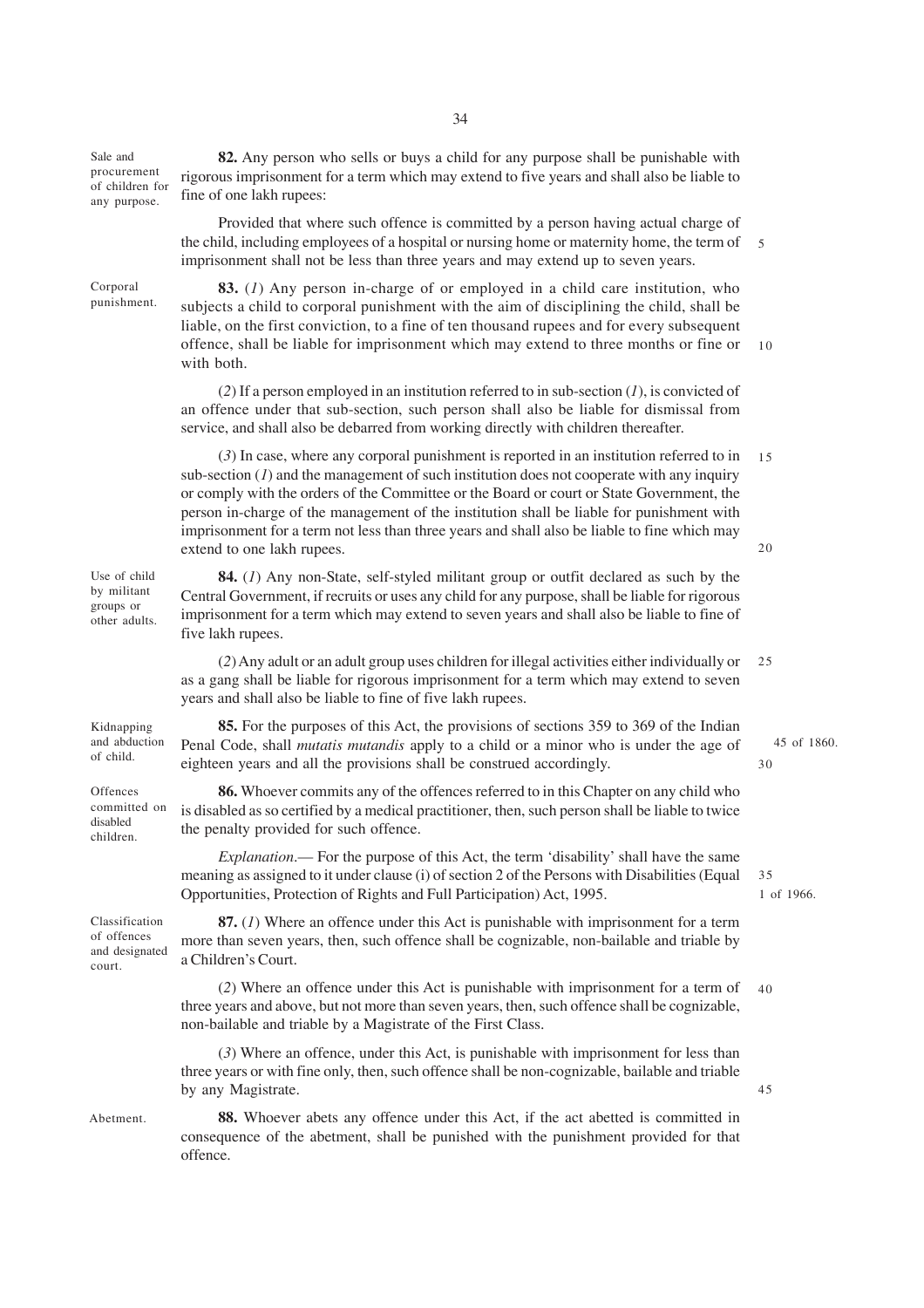Sale and procurement of children for any purpose.

**82.** Any person who sells or buys a child for any purpose shall be punishable with rigorous imprisonment for a term which may extend to five years and shall also be liable to fine of one lakh rupees:

Provided that where such offence is committed by a person having actual charge of the child, including employees of a hospital or nursing home or maternity home, the term of imprisonment shall not be less than three years and may extend up to seven years.

Corporal punishment.

**83.** (*1*) Any person in-charge of or employed in a child care institution, who subjects a child to corporal punishment with the aim of disciplining the child, shall be liable, on the first conviction, to a fine of ten thousand rupees and for every subsequent offence, shall be liable for imprisonment which may extend to three months or fine or with both.

(*2*) If a person employed in an institution referred to in sub-section (*1*), is convicted of an offence under that sub-section, such person shall also be liable for dismissal from service, and shall also be debarred from working directly with children thereafter.

(*3*) In case, where any corporal punishment is reported in an institution referred to in sub-section (*1*) and the management of such institution does not cooperate with any inquiry or comply with the orders of the Committee or the Board or court or State Government, the person in-charge of the management of the institution shall be liable for punishment with imprisonment for a term not less than three years and shall also be liable to fine which may extend to one lakh rupees.

Use of child by militant groups or other adults.

**84.** (*1*) Any non-State, self-styled militant group or outfit declared as such by the Central Government, if recruits or uses any child for any purpose, shall be liable for rigorous imprisonment for a term which may extend to seven years and shall also be liable to fine of five lakh rupees.

(*2*) Any adult or an adult group uses children for illegal activities either individually or as a gang shall be liable for rigorous imprisonment for a term which may extend to seven years and shall also be liable to fine of five lakh rupees.

Kidnapping and abduction of child.

**85.** For the purposes of this Act, the provisions of sections 359 to 369 of the Indian Penal Code, shall *mutatis mutandis* apply to a child or a minor who is under the age of eighteen years and all the provisions shall be construed accordingly.

45 of 1860.

Offences committed on disabled children.

**86.** Whoever commits any of the offences referred to in this Chapter on any child who is disabled as so certified by a medical practitioner, then, such person shall be liable to twice the penalty provided for such offence.

*Explanation*.— For the purpose of this Act, the term 'disability' shall have the same meaning as assigned to it under clause (i) of section 2 of the Persons with Disabilities (Equal Opportunities, Protection of Rights and Full Participation) Act, 1995.

1 of 1966.

Classification of offences and designated court.

**87.** (*1*) Where an offence under this Act is punishable with imprisonment for a term more than seven years, then, such offence shall be cognizable, non-bailable and triable by a Children's Court.

(*2*) Where an offence under this Act is punishable with imprisonment for a term of three years and above, but not more than seven years, then, such offence shall be cognizable, non-bailable and triable by a Magistrate of the First Class.

(*3*) Where an offence, under this Act, is punishable with imprisonment for less than three years or with fine only, then, such offence shall be non-cognizable, bailable and triable by any Magistrate.

Abetment.

**88.** Whoever abets any offence under this Act, if the act abetted is committed in consequence of the abetment, shall be punished with the punishment provided for that offence.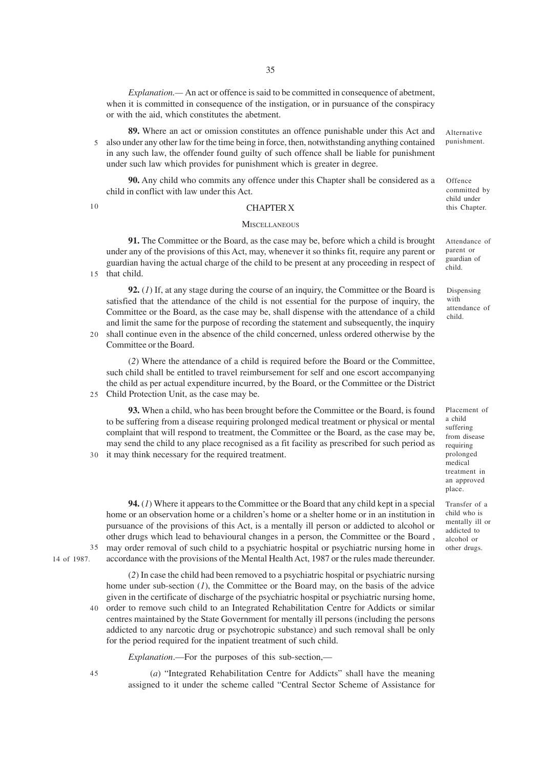*Explanation*.— An act or offence is said to be committed in consequence of abetment, when it is committed in consequence of the instigation, or in pursuance of the conspiracy or with the aid, which constitutes the abetment.

Alternative punishment.

**89.** Where an act or omission constitutes an offence punishable under this Act and also under any other law for the time being in force, then, notwithstanding anything contained in any such law, the offender found guilty of such offence shall be liable for punishment under such law which provides for punishment which is greater in degree.

Offence committed by child under this Chapter.

**90.** Any child who commits any offence under this Chapter shall be considered as a child in conflict with law under this Act.

## CHAPTER X

### MISCELLANEOUS

Attendance of parent or guardian of child.

**91.** The Committee or the Board, as the case may be, before which a child is brought under any of the provisions of this Act, may, whenever it so thinks fit, require any parent or guardian having the actual charge of the child to be present at any proceeding in respect of that child.

Dispensing with attendance of child.

**92.** (*1*) If, at any stage during the course of an inquiry, the Committee or the Board is satisfied that the attendance of the child is not essential for the purpose of inquiry, the Committee or the Board, as the case may be, shall dispense with the attendance of a child and limit the same for the purpose of recording the statement and subsequently, the inquiry shall continue even in the absence of the child concerned, unless ordered otherwise by the Committee or the Board.

(*2*) Where the attendance of a child is required before the Board or the Committee, such child shall be entitled to travel reimbursement for self and one escort accompanying the child as per actual expenditure incurred, by the Board, or the Committee or the District Child Protection Unit, as the case may be.

Placement of a child suffering from disease requiring prolonged medical treatment in an approved place.

**93.** When a child, who has been brought before the Committee or the Board, is found to be suffering from a disease requiring prolonged medical treatment or physical or mental complaint that will respond to treatment, the Committee or the Board, as the case may be, may send the child to any place recognised as a fit facility as prescribed for such period as it may think necessary for the required treatment.

Transfer of a child who is mentally ill or addicted to alcohol or other drugs.

**94.** (*1*) Where it appears to the Committee or the Board that any child kept in a special home or an observation home or a children's home or a shelter home or in an institution in pursuance of the provisions of this Act, is a mentally ill person or addicted to alcohol or other drugs which lead to behavioural changes in a person, the Committee or the Board , may order removal of such child to a psychiatric hospital or psychiatric nursing home in accordance with the provisions of the Mental Health Act, 1987 or the rules made thereunder.

14 of 1987.

(*2*) In case the child had been removed to a psychiatric hospital or psychiatric nursing home under sub-section (*1*), the Committee or the Board may, on the basis of the advice given in the certificate of discharge of the psychiatric hospital or psychiatric nursing home, order to remove such child to an Integrated Rehabilitation Centre for Addicts or similar centres maintained by the State Government for mentally ill persons (including the persons addicted to any narcotic drug or psychotropic substance) and such removal shall be only for the period required for the inpatient treatment of such child.

*Explanation*.—For the purposes of this sub-section,—

(*a*) "Integrated Rehabilitation Centre for Addicts" shall have the meaning assigned to it under the scheme called "Central Sector Scheme of Assistance for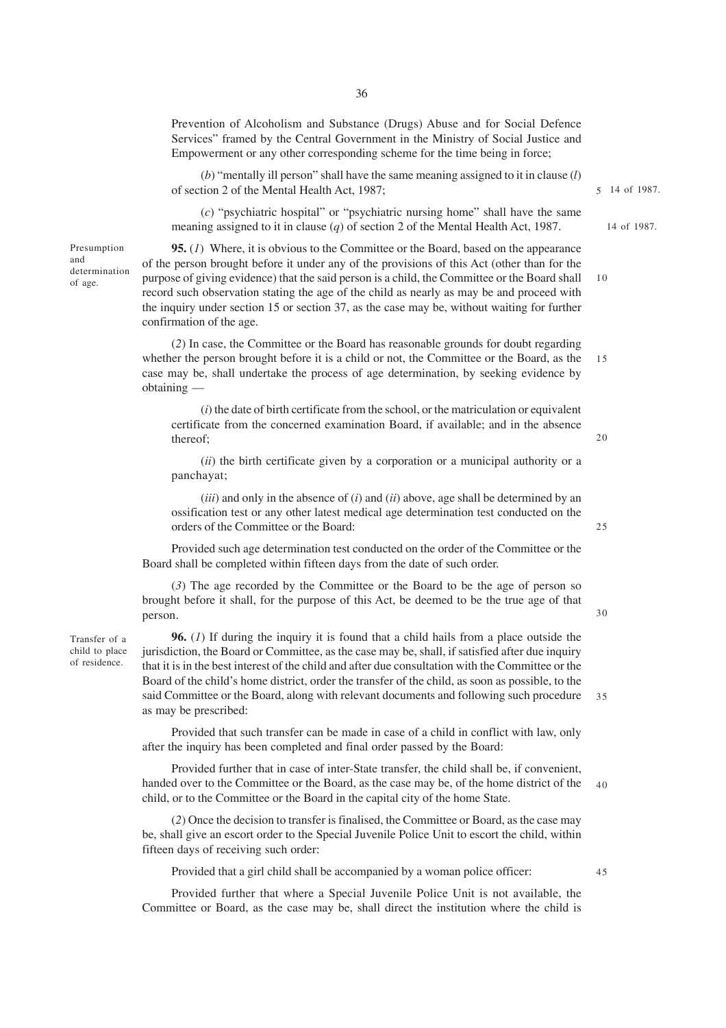Prevention of Alcoholism and Substance (Drugs) Abuse and for Social Defence Services" framed by the Central Government in the Ministry of Social Justice and Empowerment or any other corresponding scheme for the time being in force;

(*b*) "mentally ill person" shall have the same meaning assigned to it in clause (*l*) of section 2 of the Mental Health Act, 1987; 14 of 1987.

(*c*) "psychiatric hospital" or "psychiatric nursing home" shall have the same meaning assigned to it in clause (*q*) of section 2 of the Mental Health Act, 1987. 14 of 1987.

Presumption and determination of age.

**95.** (*1*) Where, it is obvious to the Committee or the Board, based on the appearance of the person brought before it under any of the provisions of this Act (other than for the purpose of giving evidence) that the said person is a child, the Committee or the Board shall record such observation stating the age of the child as nearly as may be and proceed with the inquiry under section 15 or section 37, as the case may be, without waiting for further confirmation of the age.

(*2*) In case, the Committee or the Board has reasonable grounds for doubt regarding whether the person brought before it is a child or not, the Committee or the Board, as the case may be, shall undertake the process of age determination, by seeking evidence by obtaining —

(*i*) the date of birth certificate from the school, or the matriculation or equivalent certificate from the concerned examination Board, if available; and in the absence thereof;

(*ii*) the birth certificate given by a corporation or a municipal authority or a panchayat;

(*iii*) and only in the absence of (*i*) and (*ii*) above, age shall be determined by an ossification test or any other latest medical age determination test conducted on the orders of the Committee or the Board:

Provided such age determination test conducted on the order of the Committee or the Board shall be completed within fifteen days from the date of such order.

(*3*) The age recorded by the Committee or the Board to be the age of person so brought before it shall, for the purpose of this Act, be deemed to be the true age of that person.

Transfer of a child to place of residence.

**96.** (*1*) If during the inquiry it is found that a child hails from a place outside the jurisdiction, the Board or Committee, as the case may be, shall, if satisfied after due inquiry that it is in the best interest of the child and after due consultation with the Committee or the Board of the child's home district, order the transfer of the child, as soon as possible, to the said Committee or the Board, along with relevant documents and following such procedure as may be prescribed:

Provided that such transfer can be made in case of a child in conflict with law, only after the inquiry has been completed and final order passed by the Board:

Provided further that in case of inter-State transfer, the child shall be, if convenient, handed over to the Committee or the Board, as the case may be, of the home district of the child, or to the Committee or the Board in the capital city of the home State.

(*2*) Once the decision to transfer is finalised, the Committee or Board, as the case may be, shall give an escort order to the Special Juvenile Police Unit to escort the child, within fifteen days of receiving such order:

Provided that a girl child shall be accompanied by a woman police officer:

Provided further that where a Special Juvenile Police Unit is not available, the Committee or Board, as the case may be, shall direct the institution where the child is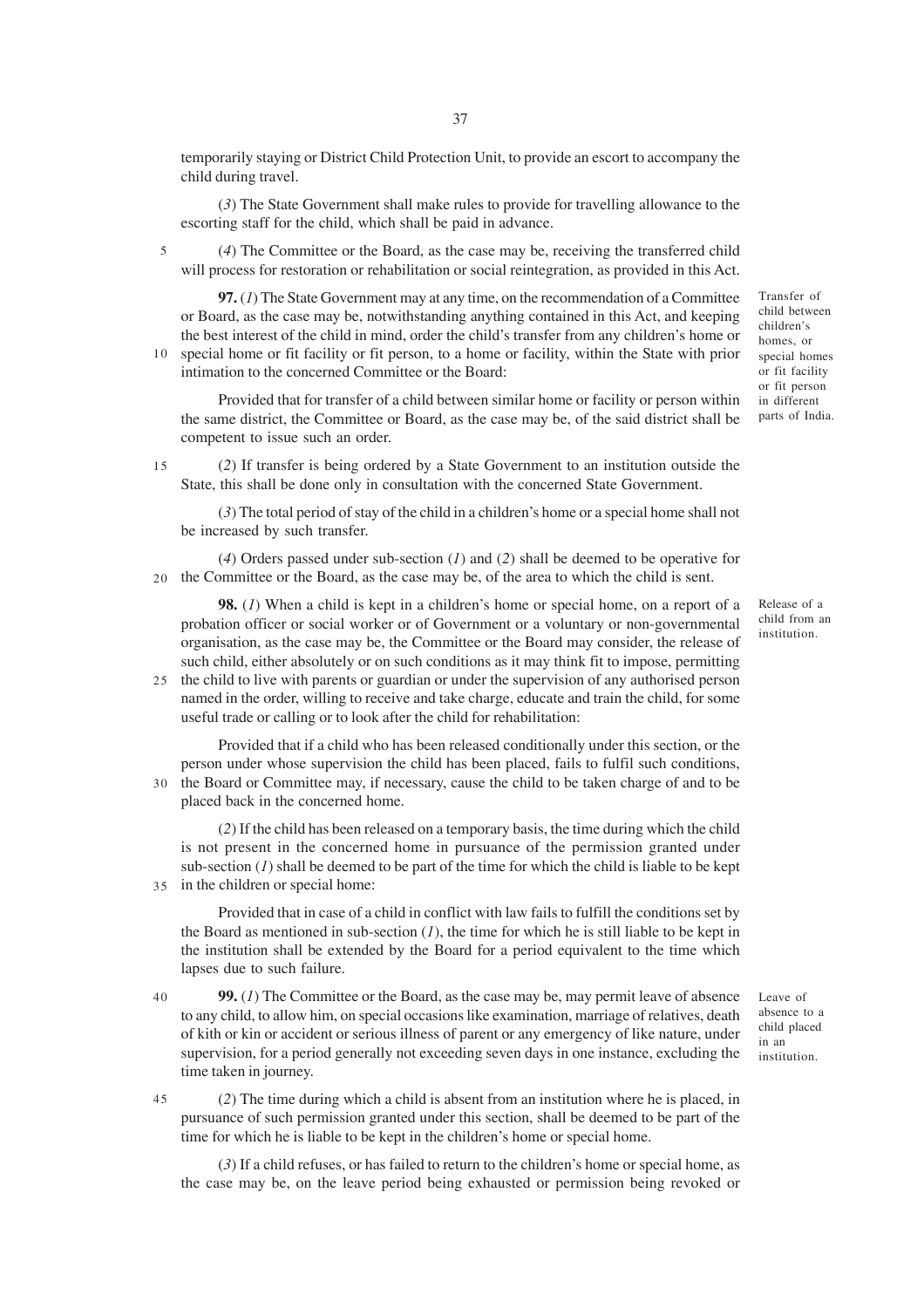temporarily staying or District Child Protection Unit, to provide an escort to accompany the child during travel.

(*3*) The State Government shall make rules to provide for travelling allowance to the escorting staff for the child, which shall be paid in advance.

(*4*) The Committee or the Board, as the case may be, receiving the transferred child will process for restoration or rehabilitation or social reintegration, as provided in this Act.

*Transfer of child between children's homes, or special homes or fit facility or fit person in different parts of India.*

**97.** (*1*) The State Government may at any time, on the recommendation of a Committee or Board, as the case may be, notwithstanding anything contained in this Act, and keeping the best interest of the child in mind, order the child's transfer from any children's home or special home or fit facility or fit person, to a home or facility, within the State with prior intimation to the concerned Committee or the Board:

Provided that for transfer of a child between similar home or facility or person within the same district, the Committee or Board, as the case may be, of the said district shall be competent to issue such an order.

(*2*) If transfer is being ordered by a State Government to an institution outside the State, this shall be done only in consultation with the concerned State Government.

(*3*) The total period of stay of the child in a children's home or a special home shall not be increased by such transfer.

(*4*) Orders passed under sub-section (*1*) and (*2*) shall be deemed to be operative for the Committee or the Board, as the case may be, of the area to which the child is sent.

*Release of a child from an institution.*

**98.** (*1*) When a child is kept in a children's home or special home, on a report of a probation officer or social worker or of Government or a voluntary or non-governmental organisation, as the case may be, the Committee or the Board may consider, the release of such child, either absolutely or on such conditions as it may think fit to impose, permitting the child to live with parents or guardian or under the supervision of any authorised person named in the order, willing to receive and take charge, educate and train the child, for some useful trade or calling or to look after the child for rehabilitation:

Provided that if a child who has been released conditionally under this section, or the person under whose supervision the child has been placed, fails to fulfil such conditions, the Board or Committee may, if necessary, cause the child to be taken charge of and to be placed back in the concerned home.

(*2*) If the child has been released on a temporary basis, the time during which the child is not present in the concerned home in pursuance of the permission granted under sub-section (*1*) shall be deemed to be part of the time for which the child is liable to be kept in the children or special home:

Provided that in case of a child in conflict with law fails to fulfill the conditions set by the Board as mentioned in sub-section (*1*), the time for which he is still liable to be kept in the institution shall be extended by the Board for a period equivalent to the time which lapses due to such failure.

*Leave of absence to a child placed in an institution.*

**99.** (*1*) The Committee or the Board, as the case may be, may permit leave of absence to any child, to allow him, on special occasions like examination, marriage of relatives, death of kith or kin or accident or serious illness of parent or any emergency of like nature, under supervision, for a period generally not exceeding seven days in one instance, excluding the time taken in journey.

(*2*) The time during which a child is absent from an institution where he is placed, in pursuance of such permission granted under this section, shall be deemed to be part of the time for which he is liable to be kept in the children's home or special home.

(*3*) If a child refuses, or has failed to return to the children's home or special home, as the case may be, on the leave period being exhausted or permission being revoked or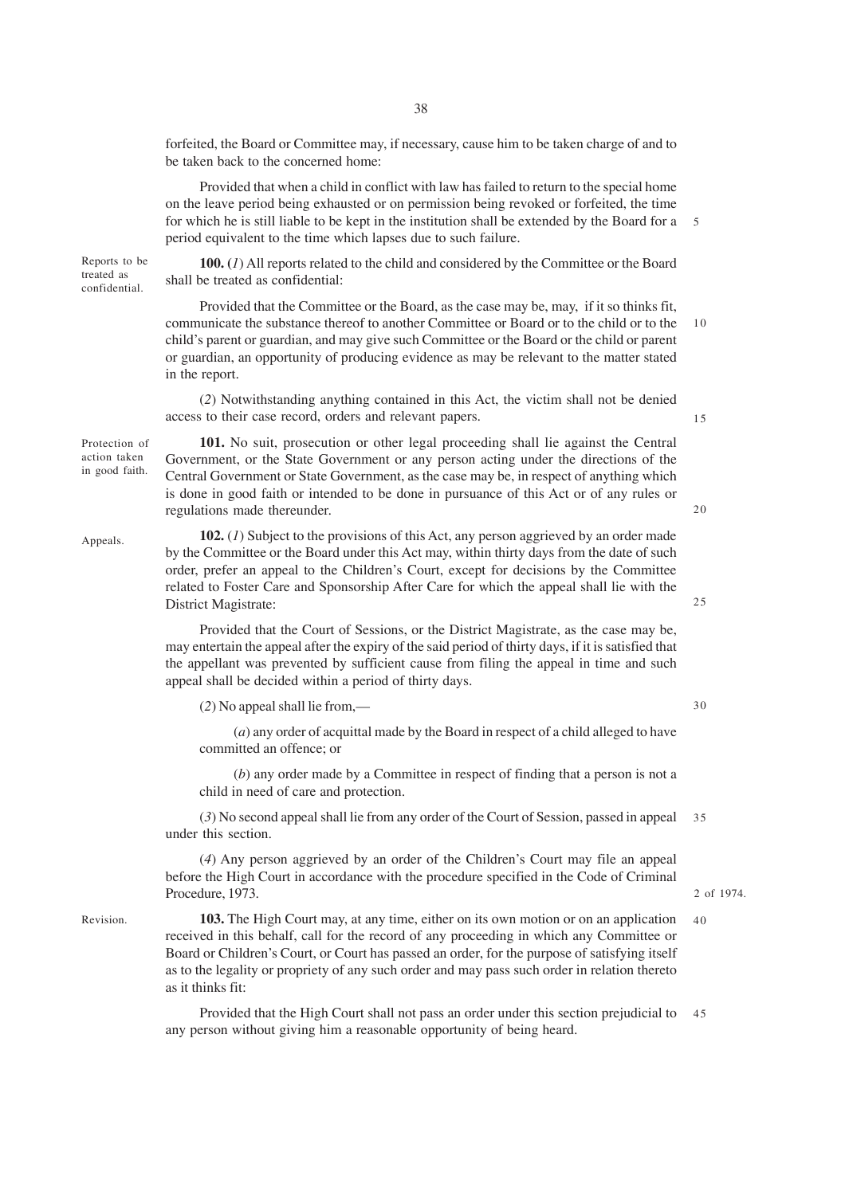forfeited, the Board or Committee may, if necessary, cause him to be taken charge of and to be taken back to the concerned home:

Provided that when a child in conflict with law has failed to return to the special home on the leave period being exhausted or on permission being revoked or forfeited, the time for which he is still liable to be kept in the institution shall be extended by the Board for a period equivalent to the time which lapses due to such failure.

Reports to be treated as confidential.

**100.** (*1*) All reports related to the child and considered by the Committee or the Board shall be treated as confidential:

Provided that the Committee or the Board, as the case may be, may, if it so thinks fit, communicate the substance thereof to another Committee or Board or to the child or to the child's parent or guardian, and may give such Committee or the Board or the child or parent or guardian, an opportunity of producing evidence as may be relevant to the matter stated in the report.

(*2*) Notwithstanding anything contained in this Act, the victim shall not be denied access to their case record, orders and relevant papers.

Protection of action taken in good faith.

**101.** No suit, prosecution or other legal proceeding shall lie against the Central Government, or the State Government or any person acting under the directions of the Central Government or State Government, as the case may be, in respect of anything which is done in good faith or intended to be done in pursuance of this Act or of any rules or regulations made thereunder.

Appeals.

**102.** (*1*) Subject to the provisions of this Act, any person aggrieved by an order made by the Committee or the Board under this Act may, within thirty days from the date of such order, prefer an appeal to the Children's Court, except for decisions by the Committee related to Foster Care and Sponsorship After Care for which the appeal shall lie with the District Magistrate:

Provided that the Court of Sessions, or the District Magistrate, as the case may be, may entertain the appeal after the expiry of the said period of thirty days, if it is satisfied that the appellant was prevented by sufficient cause from filing the appeal in time and such appeal shall be decided within a period of thirty days.

(*2*) No appeal shall lie from,—

(*a*) any order of acquittal made by the Board in respect of a child alleged to have committed an offence; or

(*b*) any order made by a Committee in respect of finding that a person is not a child in need of care and protection.

(*3*) No second appeal shall lie from any order of the Court of Session, passed in appeal under this section.

(*4*) Any person aggrieved by an order of the Children's Court may file an appeal before the High Court in accordance with the procedure specified in the Code of Criminal Procedure, 1973.

2 of 1974.

Revision.

**103.** The High Court may, at any time, either on its own motion or on an application received in this behalf, call for the record of any proceeding in which any Committee or Board or Children's Court, or Court has passed an order, for the purpose of satisfying itself as to the legality or propriety of any such order and may pass such order in relation thereto as it thinks fit:

Provided that the High Court shall not pass an order under this section prejudicial to any person without giving him a reasonable opportunity of being heard.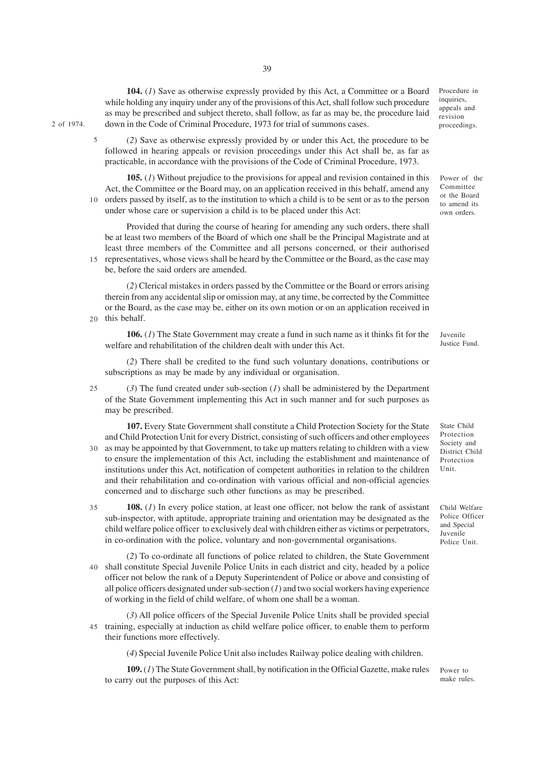**104.** (*1*) Save as otherwise expressly provided by this Act, a Committee or a Board while holding any inquiry under any of the provisions of this Act, shall follow such procedure as may be prescribed and subject thereto, shall follow, as far as may be, the procedure laid down in the Code of Criminal Procedure, 1973 for trial of summons cases.

*Procedure in inquiries, appeals and revision proceedings.*

2 of 1974.

(*2*) Save as otherwise expressly provided by or under this Act, the procedure to be followed in hearing appeals or revision proceedings under this Act shall be, as far as practicable, in accordance with the provisions of the Code of Criminal Procedure, 1973.

**105.** (*1*) Without prejudice to the provisions for appeal and revision contained in this Act, the Committee or the Board may, on an application received in this behalf, amend any orders passed by itself, as to the institution to which a child is to be sent or as to the person under whose care or supervision a child is to be placed under this Act:

*Power of the Committee or the Board to amend its own orders.*

Provided that during the course of hearing for amending any such orders, there shall be at least two members of the Board of which one shall be the Principal Magistrate and at least three members of the Committee and all persons concerned, or their authorised representatives, whose views shall be heard by the Committee or the Board, as the case may be, before the said orders are amended.

(*2*) Clerical mistakes in orders passed by the Committee or the Board or errors arising therein from any accidental slip or omission may, at any time, be corrected by the Committee or the Board, as the case may be, either on its own motion or on an application received in this behalf.

**106.** (*1*) The State Government may create a fund in such name as it thinks fit for the welfare and rehabilitation of the children dealt with under this Act.

*Juvenile Justice Fund.*

(*2*) There shall be credited to the fund such voluntary donations, contributions or subscriptions as may be made by any individual or organisation.

(*3*) The fund created under sub-section (*1*) shall be administered by the Department of the State Government implementing this Act in such manner and for such purposes as may be prescribed.

**107.** Every State Government shall constitute a Child Protection Society for the State and Child Protection Unit for every District, consisting of such officers and other employees as may be appointed by that Government, to take up matters relating to children with a view to ensure the implementation of this Act, including the establishment and maintenance of institutions under this Act, notification of competent authorities in relation to the children and their rehabilitation and co-ordination with various official and non-official agencies concerned and to discharge such other functions as may be prescribed.

*State Child Protection Society and District Child Protection Unit.*

**108.** (*1*) In every police station, at least one officer, not below the rank of assistant sub-inspector, with aptitude, appropriate training and orientation may be designated as the child welfare police officer to exclusively deal with children either as victims or perpetrators, in co-ordination with the police, voluntary and non-governmental organisations.

*Child Welfare Police Officer and Special Juvenile Police Unit.*

(*2*) To co-ordinate all functions of police related to children, the State Government shall constitute Special Juvenile Police Units in each district and city, headed by a police officer not below the rank of a Deputy Superintendent of Police or above and consisting of all police officers designated under sub-section (*1*) and two social workers having experience of working in the field of child welfare, of whom one shall be a woman.

(*3*) All police officers of the Special Juvenile Police Units shall be provided special training, especially at induction as child welfare police officer, to enable them to perform their functions more effectively.

(*4*) Special Juvenile Police Unit also includes Railway police dealing with children.

**109.** (*1*) The State Government shall, by notification in the Official Gazette, make rules to carry out the purposes of this Act:

*Power to make rules.*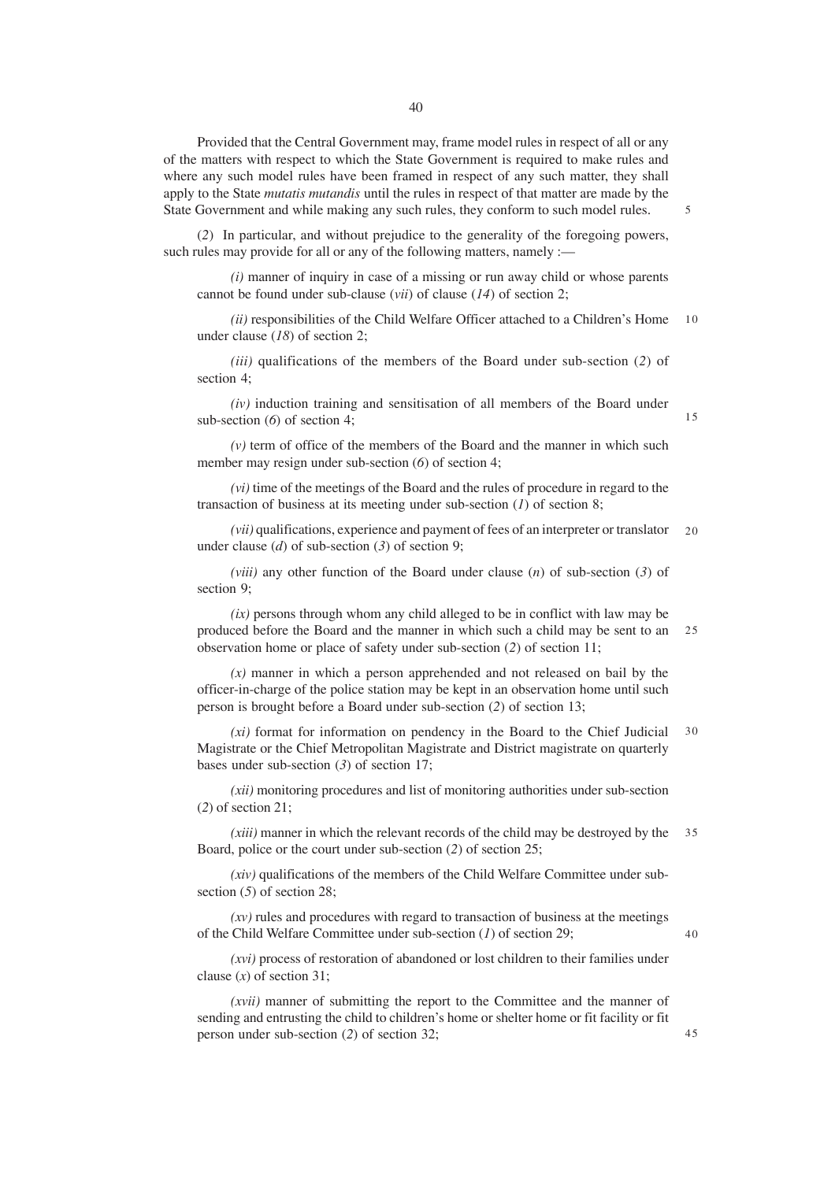Provided that the Central Government may, frame model rules in respect of all or any of the matters with respect to which the State Government is required to make rules and where any such model rules have been framed in respect of any such matter, they shall apply to the State *mutatis mutandis* until the rules in respect of that matter are made by the State Government and while making any such rules, they conform to such model rules.

(*2*) In particular, and without prejudice to the generality of the foregoing powers, such rules may provide for all or any of the following matters, namely :—

*(i)* manner of inquiry in case of a missing or run away child or whose parents cannot be found under sub-clause (*vii*) of clause (*14*) of section 2;

*(ii)* responsibilities of the Child Welfare Officer attached to a Children's Home under clause (*18*) of section 2;

*(iii)* qualifications of the members of the Board under sub-section (*2*) of section 4;

*(iv)* induction training and sensitisation of all members of the Board under sub-section (*6*) of section 4;

*(v)* term of office of the members of the Board and the manner in which such member may resign under sub-section (*6*) of section 4;

*(vi)* time of the meetings of the Board and the rules of procedure in regard to the transaction of business at its meeting under sub-section (*1*) of section 8;

*(vii)* qualifications, experience and payment of fees of an interpreter or translator under clause (*d*) of sub-section (*3*) of section 9;

*(viii)* any other function of the Board under clause (*n*) of sub-section (*3*) of section 9;

*(ix)* persons through whom any child alleged to be in conflict with law may be produced before the Board and the manner in which such a child may be sent to an observation home or place of safety under sub-section (*2*) of section 11;

*(x)* manner in which a person apprehended and not released on bail by the officer-in-charge of the police station may be kept in an observation home until such person is brought before a Board under sub-section (*2*) of section 13;

*(xi)* format for information on pendency in the Board to the Chief Judicial Magistrate or the Chief Metropolitan Magistrate and District magistrate on quarterly bases under sub-section (*3*) of section 17;

*(xii)* monitoring procedures and list of monitoring authorities under sub-section (*2*) of section 21;

*(xiii)* manner in which the relevant records of the child may be destroyed by the Board, police or the court under sub-section (*2*) of section 25;

*(xiv)* qualifications of the members of the Child Welfare Committee under sub-section (*5*) of section 28;

*(xv)* rules and procedures with regard to transaction of business at the meetings of the Child Welfare Committee under sub-section (*1*) of section 29;

*(xvi)* process of restoration of abandoned or lost children to their families under clause (*x*) of section 31;

*(xvii)* manner of submitting the report to the Committee and the manner of sending and entrusting the child to children's home or shelter home or fit facility or fit person under sub-section (*2*) of section 32;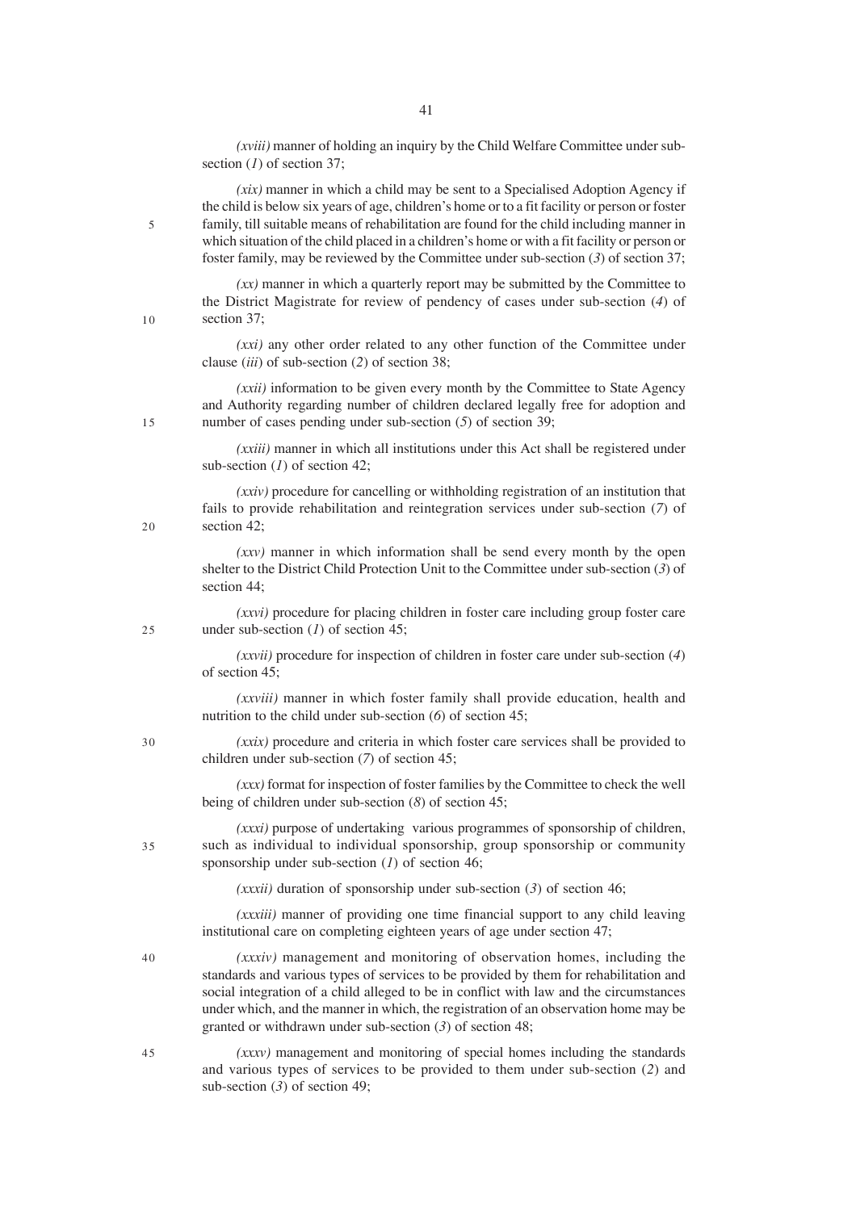*(xviii)* manner of holding an inquiry by the Child Welfare Committee under sub-section (*1*) of section 37;

*(xix)* manner in which a child may be sent to a Specialised Adoption Agency if the child is below six years of age, children's home or to a fit facility or person or foster family, till suitable means of rehabilitation are found for the child including manner in which situation of the child placed in a children's home or with a fit facility or person or foster family, may be reviewed by the Committee under sub-section (*3*) of section 37;

*(xx)* manner in which a quarterly report may be submitted by the Committee to the District Magistrate for review of pendency of cases under sub-section (*4*) of section 37;

*(xxi)* any other order related to any other function of the Committee under clause (*iii*) of sub-section (*2*) of section 38;

*(xxii)* information to be given every month by the Committee to State Agency and Authority regarding number of children declared legally free for adoption and number of cases pending under sub-section (*5*) of section 39;

*(xxiii)* manner in which all institutions under this Act shall be registered under sub-section (*1*) of section 42;

*(xxiv)* procedure for cancelling or withholding registration of an institution that fails to provide rehabilitation and reintegration services under sub-section (*7*) of section 42;

*(xxv)* manner in which information shall be send every month by the open shelter to the District Child Protection Unit to the Committee under sub-section (*3*) of section 44;

*(xxvi)* procedure for placing children in foster care including group foster care under sub-section (*1*) of section 45;

*(xxvii)* procedure for inspection of children in foster care under sub-section (*4*) of section 45;

*(xxviii)* manner in which foster family shall provide education, health and nutrition to the child under sub-section (*6*) of section 45;

*(xxix)* procedure and criteria in which foster care services shall be provided to children under sub-section (*7*) of section 45;

*(xxx)* format for inspection of foster families by the Committee to check the well being of children under sub-section (*8*) of section 45;

*(xxxi)* purpose of undertaking various programmes of sponsorship of children, such as individual to individual sponsorship, group sponsorship or community sponsorship under sub-section (*1*) of section 46;

*(xxxii)* duration of sponsorship under sub-section (*3*) of section 46;

*(xxxiii)* manner of providing one time financial support to any child leaving institutional care on completing eighteen years of age under section 47;

*(xxxiv)* management and monitoring of observation homes, including the standards and various types of services to be provided by them for rehabilitation and social integration of a child alleged to be in conflict with law and the circumstances under which, and the manner in which, the registration of an observation home may be granted or withdrawn under sub-section (*3*) of section 48;

*(xxxv)* management and monitoring of special homes including the standards and various types of services to be provided to them under sub-section (*2*) and sub-section (*3*) of section 49;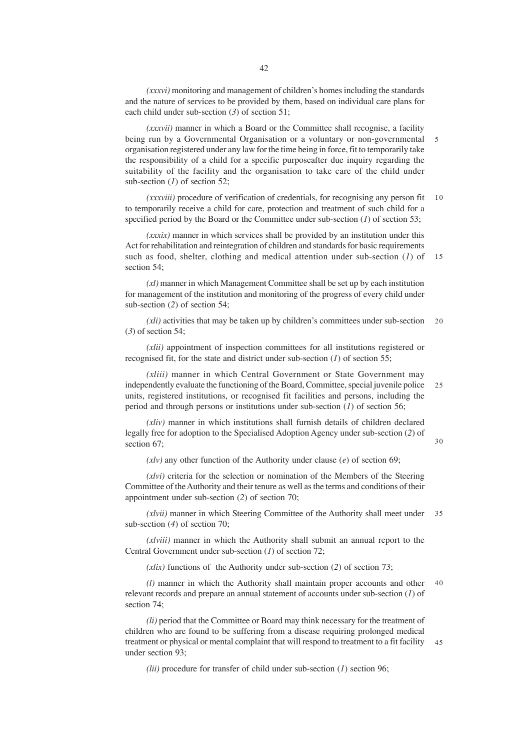*(xxxvi)* monitoring and management of children's homes including the standards and the nature of services to be provided by them, based on individual care plans for each child under sub-section (*3*) of section 51;

*(xxxvii)* manner in which a Board or the Committee shall recognise, a facility being run by a Governmental Organisation or a voluntary or non-governmental organisation registered under any law for the time being in force, fit to temporarily take the responsibility of a child for a specific purposeafter due inquiry regarding the suitability of the facility and the organisation to take care of the child under sub-section (*1*) of section 52;

*(xxxviii)* procedure of verification of credentials, for recognising any person fit to temporarily receive a child for care, protection and treatment of such child for a specified period by the Board or the Committee under sub-section (*1*) of section 53;

*(xxxix)* manner in which services shall be provided by an institution under this Act for rehabilitation and reintegration of children and standards for basic requirements such as food, shelter, clothing and medical attention under sub-section (*1*) of section 54;

*(xl)* manner in which Management Committee shall be set up by each institution for management of the institution and monitoring of the progress of every child under sub-section (*2*) of section 54;

*(xli)* activities that may be taken up by children's committees under sub-section (*3*) of section 54;

*(xlii)* appointment of inspection committees for all institutions registered or recognised fit, for the state and district under sub-section (*1*) of section 55;

*(xliii)* manner in which Central Government or State Government may independently evaluate the functioning of the Board, Committee, special juvenile police units, registered institutions, or recognised fit facilities and persons, including the period and through persons or institutions under sub-section (*1*) of section 56;

*(xliv)* manner in which institutions shall furnish details of children declared legally free for adoption to the Specialised Adoption Agency under sub-section (*2*) of section 67;

*(xlv)* any other function of the Authority under clause (*e*) of section 69;

*(xlvi)* criteria for the selection or nomination of the Members of the Steering Committee of the Authority and their tenure as well as the terms and conditions of their appointment under sub-section (*2*) of section 70;

*(xlvii)* manner in which Steering Committee of the Authority shall meet under sub-section (*4*) of section 70;

*(xlviii)* manner in which the Authority shall submit an annual report to the Central Government under sub-section (*1*) of section 72;

*(xlix)* functions of the Authority under sub-section (*2*) of section 73;

*(l)* manner in which the Authority shall maintain proper accounts and other relevant records and prepare an annual statement of accounts under sub-section (*1*) of section 74;

*(li)* period that the Committee or Board may think necessary for the treatment of children who are found to be suffering from a disease requiring prolonged medical treatment or physical or mental complaint that will respond to treatment to a fit facility under section 93;

*(lii)* procedure for transfer of child under sub-section (*1*) section 96;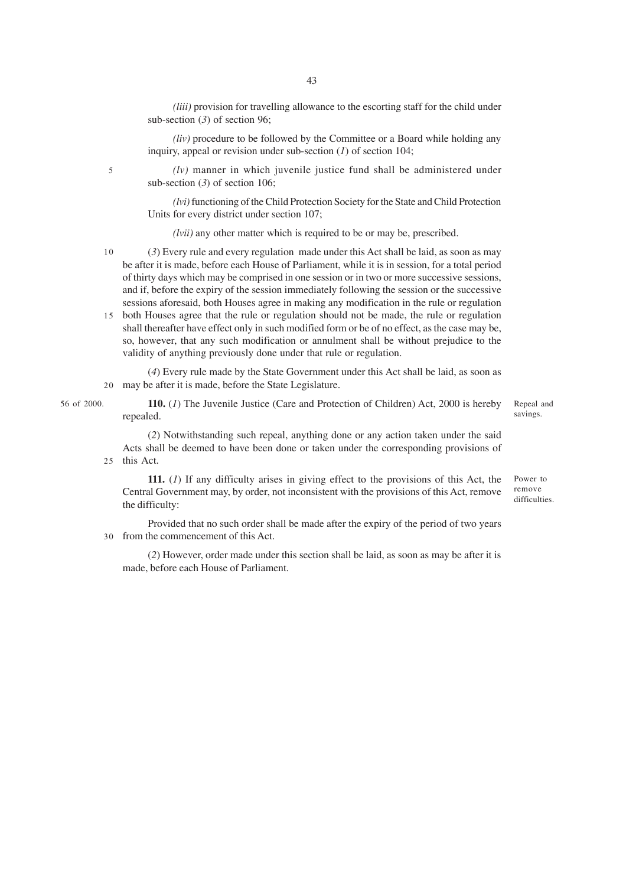*(liii)* provision for travelling allowance to the escorting staff for the child under sub-section (*3*) of section 96;

*(liv)* procedure to be followed by the Committee or a Board while holding any inquiry, appeal or revision under sub-section (*1*) of section 104;

*(lv)* manner in which juvenile justice fund shall be administered under sub-section (*3*) of section 106;

*(lvi)* functioning of the Child Protection Society for the State and Child Protection Units for every district under section 107;

*(lvii)* any other matter which is required to be or may be, prescribed.

(*3*) Every rule and every regulation made under this Act shall be laid, as soon as may be after it is made, before each House of Parliament, while it is in session, for a total period of thirty days which may be comprised in one session or in two or more successive sessions, and if, before the expiry of the session immediately following the session or the successive sessions aforesaid, both Houses agree in making any modification in the rule or regulation both Houses agree that the rule or regulation should not be made, the rule or regulation shall thereafter have effect only in such modified form or be of no effect, as the case may be, so, however, that any such modification or annulment shall be without prejudice to the validity of anything previously done under that rule or regulation.

(*4*) Every rule made by the State Government under this Act shall be laid, as soon as may be after it is made, before the State Legislature.

Repeal and savings.

56 of 2000.

**110.** (*1*) The Juvenile Justice (Care and Protection of Children) Act, 2000 is hereby repealed.

(*2*) Notwithstanding such repeal, anything done or any action taken under the said Acts shall be deemed to have been done or taken under the corresponding provisions of this Act.

Power to remove difficulties.

**111.** (*1*) If any difficulty arises in giving effect to the provisions of this Act, the Central Government may, by order, not inconsistent with the provisions of this Act, remove the difficulty:

Provided that no such order shall be made after the expiry of the period of two years from the commencement of this Act.

(*2*) However, order made under this section shall be laid, as soon as may be after it is made, before each House of Parliament.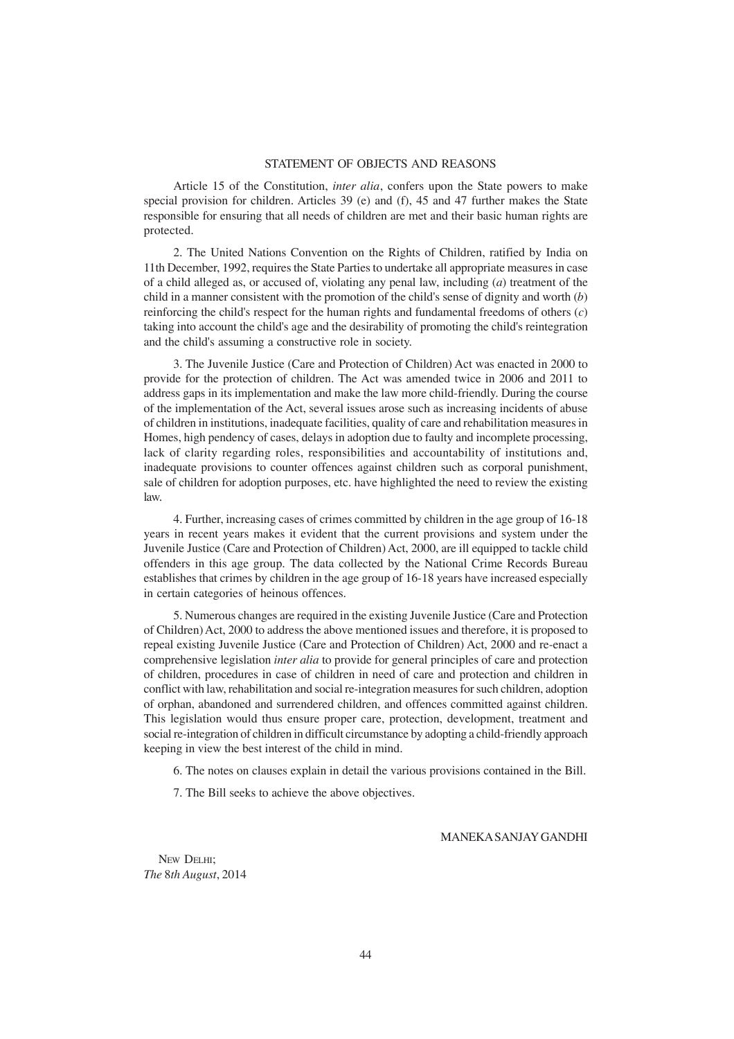## STATEMENT OF OBJECTS AND REASONS

Article 15 of the Constitution, *inter alia*, confers upon the State powers to make special provision for children. Articles 39 (e) and (f), 45 and 47 further makes the State responsible for ensuring that all needs of children are met and their basic human rights are protected.

2. The United Nations Convention on the Rights of Children, ratified by India on 11th December, 1992, requires the State Parties to undertake all appropriate measures in case of a child alleged as, or accused of, violating any penal law, including (*a*) treatment of the child in a manner consistent with the promotion of the child's sense of dignity and worth (*b*) reinforcing the child's respect for the human rights and fundamental freedoms of others (*c*) taking into account the child's age and the desirability of promoting the child's reintegration and the child's assuming a constructive role in society.

3. The Juvenile Justice (Care and Protection of Children) Act was enacted in 2000 to provide for the protection of children. The Act was amended twice in 2006 and 2011 to address gaps in its implementation and make the law more child-friendly. During the course of the implementation of the Act, several issues arose such as increasing incidents of abuse of children in institutions, inadequate facilities, quality of care and rehabilitation measures in Homes, high pendency of cases, delays in adoption due to faulty and incomplete processing, lack of clarity regarding roles, responsibilities and accountability of institutions and, inadequate provisions to counter offences against children such as corporal punishment, sale of children for adoption purposes, etc. have highlighted the need to review the existing law.

4. Further, increasing cases of crimes committed by children in the age group of 16-18 years in recent years makes it evident that the current provisions and system under the Juvenile Justice (Care and Protection of Children) Act, 2000, are ill equipped to tackle child offenders in this age group. The data collected by the National Crime Records Bureau establishes that crimes by children in the age group of 16-18 years have increased especially in certain categories of heinous offences.

5. Numerous changes are required in the existing Juvenile Justice (Care and Protection of Children) Act, 2000 to address the above mentioned issues and therefore, it is proposed to repeal existing Juvenile Justice (Care and Protection of Children) Act, 2000 and re-enact a comprehensive legislation *inter alia* to provide for general principles of care and protection of children, procedures in case of children in need of care and protection and children in conflict with law, rehabilitation and social re-integration measures for such children, adoption of orphan, abandoned and surrendered children, and offences committed against children. This legislation would thus ensure proper care, protection, development, treatment and social re-integration of children in difficult circumstance by adopting a child-friendly approach keeping in view the best interest of the child in mind.

6. The notes on clauses explain in detail the various provisions contained in the Bill.

7. The Bill seeks to achieve the above objectives.

MANEKA SANJAY GANDHI

NEW DELHI;
*The* 8*th August*, 2014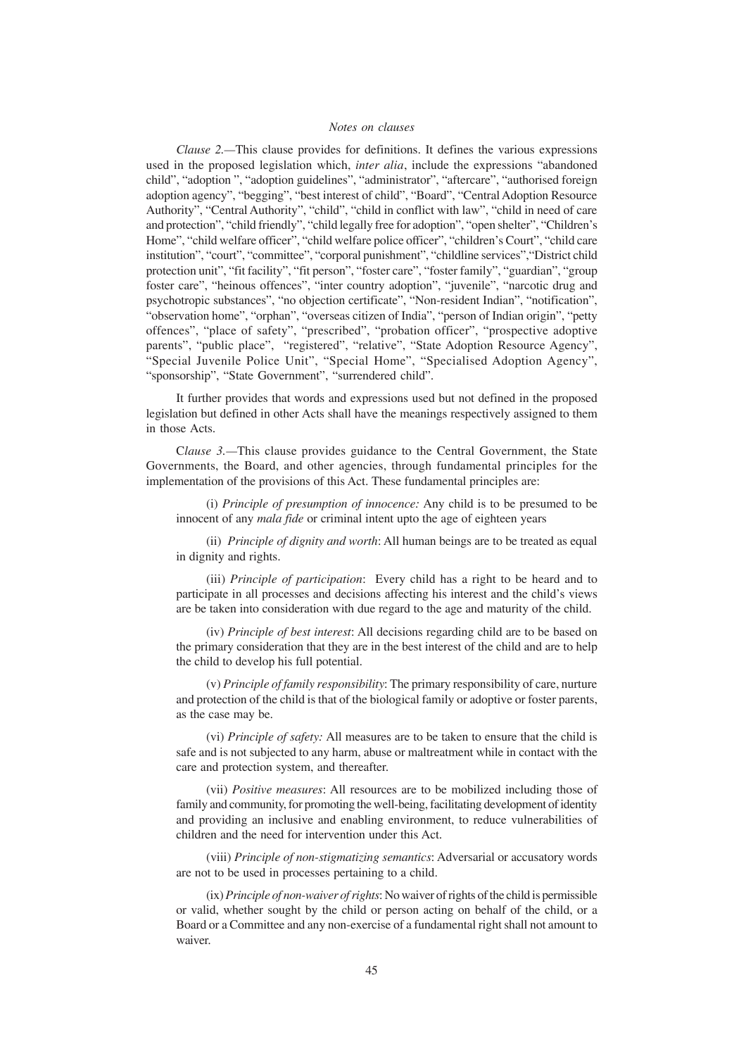*Notes on clauses*

*Clause 2.*—This clause provides for definitions. It defines the various expressions used in the proposed legislation which, *inter alia*, include the expressions "abandoned child", "adoption ", "adoption guidelines", "administrator", "aftercare", "authorised foreign adoption agency", "begging", "best interest of child", "Board", "Central Adoption Resource Authority", "Central Authority", "child", "child in conflict with law", "child in need of care and protection", "child friendly", "child legally free for adoption", "open shelter", "Children's Home", "child welfare officer", "child welfare police officer", "children's Court", "child care institution", "court", "committee", "corporal punishment", "childline services","District child protection unit", "fit facility", "fit person", "foster care", "foster family", "guardian", "group foster care", "heinous offences", "inter country adoption", "juvenile", "narcotic drug and psychotropic substances", "no objection certificate", "Non-resident Indian", "notification", "observation home", "orphan", "overseas citizen of India", "person of Indian origin", "petty offences", "place of safety", "prescribed", "probation officer", "prospective adoptive parents", "public place", "registered", "relative", "State Adoption Resource Agency", "Special Juvenile Police Unit", "Special Home", "Specialised Adoption Agency", "sponsorship", "State Government", "surrendered child".

It further provides that words and expressions used but not defined in the proposed legislation but defined in other Acts shall have the meanings respectively assigned to them in those Acts.

C*lause 3.*—This clause provides guidance to the Central Government, the State Governments, the Board, and other agencies, through fundamental principles for the implementation of the provisions of this Act. These fundamental principles are:

(i) *Principle of presumption of innocence:* Any child is to be presumed to be innocent of any *mala fide* or criminal intent upto the age of eighteen years

(ii) *Principle of dignity and worth*: All human beings are to be treated as equal in dignity and rights.

(iii) *Principle of participation*: Every child has a right to be heard and to participate in all processes and decisions affecting his interest and the child's views are be taken into consideration with due regard to the age and maturity of the child.

(iv) *Principle of best interest*: All decisions regarding child are to be based on the primary consideration that they are in the best interest of the child and are to help the child to develop his full potential.

(v) *Principle of family responsibility*: The primary responsibility of care, nurture and protection of the child is that of the biological family or adoptive or foster parents, as the case may be.

(vi) *Principle of safety:* All measures are to be taken to ensure that the child is safe and is not subjected to any harm, abuse or maltreatment while in contact with the care and protection system, and thereafter.

(vii) *Positive measures*: All resources are to be mobilized including those of family and community, for promoting the well-being, facilitating development of identity and providing an inclusive and enabling environment, to reduce vulnerabilities of children and the need for intervention under this Act.

(viii) *Principle of non-stigmatizing semantics*: Adversarial or accusatory words are not to be used in processes pertaining to a child.

(ix) *Principle of non-waiver of rights*: No waiver of rights of the child is permissible or valid, whether sought by the child or person acting on behalf of the child, or a Board or a Committee and any non-exercise of a fundamental right shall not amount to waiver.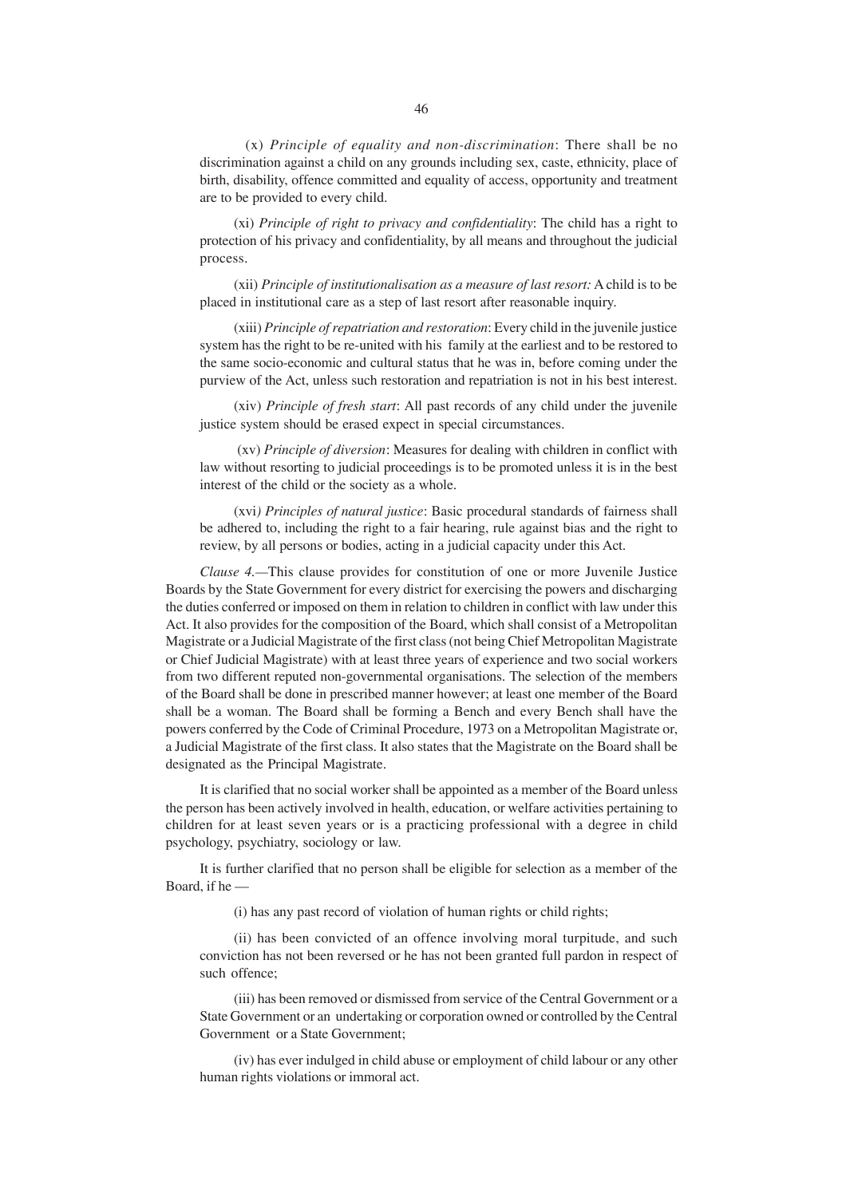(x) *Principle of equality and non-discrimination*: There shall be no discrimination against a child on any grounds including sex, caste, ethnicity, place of birth, disability, offence committed and equality of access, opportunity and treatment are to be provided to every child.

(xi) *Principle of right to privacy and confidentiality*: The child has a right to protection of his privacy and confidentiality, by all means and throughout the judicial process.

(xii) *Principle of institutionalisation as a measure of last resort:* A child is to be placed in institutional care as a step of last resort after reasonable inquiry.

(xiii) *Principle of repatriation and restoration*: Every child in the juvenile justice system has the right to be re-united with his family at the earliest and to be restored to the same socio-economic and cultural status that he was in, before coming under the purview of the Act, unless such restoration and repatriation is not in his best interest.

(xiv) *Principle of fresh start*: All past records of any child under the juvenile justice system should be erased expect in special circumstances.

(xv) *Principle of diversion*: Measures for dealing with children in conflict with law without resorting to judicial proceedings is to be promoted unless it is in the best interest of the child or the society as a whole.

(xvi) *Principles of natural justice*: Basic procedural standards of fairness shall be adhered to, including the right to a fair hearing, rule against bias and the right to review, by all persons or bodies, acting in a judicial capacity under this Act.

*Clause 4.*—This clause provides for constitution of one or more Juvenile Justice Boards by the State Government for every district for exercising the powers and discharging the duties conferred or imposed on them in relation to children in conflict with law under this Act. It also provides for the composition of the Board, which shall consist of a Metropolitan Magistrate or a Judicial Magistrate of the first class (not being Chief Metropolitan Magistrate or Chief Judicial Magistrate) with at least three years of experience and two social workers from two different reputed non-governmental organisations. The selection of the members of the Board shall be done in prescribed manner however; at least one member of the Board shall be a woman. The Board shall be forming a Bench and every Bench shall have the powers conferred by the Code of Criminal Procedure, 1973 on a Metropolitan Magistrate or, a Judicial Magistrate of the first class. It also states that the Magistrate on the Board shall be designated as the Principal Magistrate.

It is clarified that no social worker shall be appointed as a member of the Board unless the person has been actively involved in health, education, or welfare activities pertaining to children for at least seven years or is a practicing professional with a degree in child psychology, psychiatry, sociology or law.

It is further clarified that no person shall be eligible for selection as a member of the Board, if he —

(i) has any past record of violation of human rights or child rights;

(ii) has been convicted of an offence involving moral turpitude, and such conviction has not been reversed or he has not been granted full pardon in respect of such offence;

(iii) has been removed or dismissed from service of the Central Government or a State Government or an undertaking or corporation owned or controlled by the Central Government or a State Government;

(iv) has ever indulged in child abuse or employment of child labour or any other human rights violations or immoral act.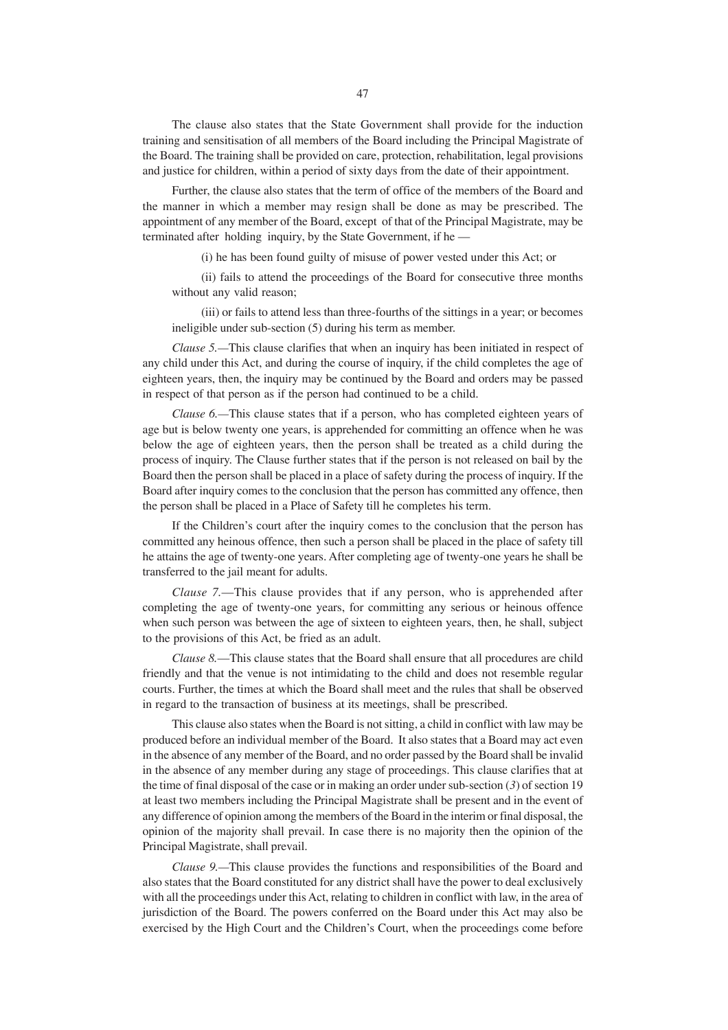The clause also states that the State Government shall provide for the induction training and sensitisation of all members of the Board including the Principal Magistrate of the Board. The training shall be provided on care, protection, rehabilitation, legal provisions and justice for children, within a period of sixty days from the date of their appointment.

Further, the clause also states that the term of office of the members of the Board and the manner in which a member may resign shall be done as may be prescribed. The appointment of any member of the Board, except of that of the Principal Magistrate, may be terminated after holding inquiry, by the State Government, if he —

(i) he has been found guilty of misuse of power vested under this Act; or

(ii) fails to attend the proceedings of the Board for consecutive three months without any valid reason;

(iii) or fails to attend less than three-fourths of the sittings in a year; or becomes ineligible under sub-section (5) during his term as member.

*Clause 5.*—This clause clarifies that when an inquiry has been initiated in respect of any child under this Act, and during the course of inquiry, if the child completes the age of eighteen years, then, the inquiry may be continued by the Board and orders may be passed in respect of that person as if the person had continued to be a child.

*Clause 6.*—This clause states that if a person, who has completed eighteen years of age but is below twenty one years, is apprehended for committing an offence when he was below the age of eighteen years, then the person shall be treated as a child during the process of inquiry. The Clause further states that if the person is not released on bail by the Board then the person shall be placed in a place of safety during the process of inquiry. If the Board after inquiry comes to the conclusion that the person has committed any offence, then the person shall be placed in a Place of Safety till he completes his term.

If the Children's court after the inquiry comes to the conclusion that the person has committed any heinous offence, then such a person shall be placed in the place of safety till he attains the age of twenty-one years. After completing age of twenty-one years he shall be transferred to the jail meant for adults.

*Clause 7.*—This clause provides that if any person, who is apprehended after completing the age of twenty-one years, for committing any serious or heinous offence when such person was between the age of sixteen to eighteen years, then, he shall, subject to the provisions of this Act, be fried as an adult.

*Clause 8.*—This clause states that the Board shall ensure that all procedures are child friendly and that the venue is not intimidating to the child and does not resemble regular courts. Further, the times at which the Board shall meet and the rules that shall be observed in regard to the transaction of business at its meetings, shall be prescribed.

This clause also states when the Board is not sitting, a child in conflict with law may be produced before an individual member of the Board. It also states that a Board may act even in the absence of any member of the Board, and no order passed by the Board shall be invalid in the absence of any member during any stage of proceedings. This clause clarifies that at the time of final disposal of the case or in making an order under sub-section (*3*) of section 19 at least two members including the Principal Magistrate shall be present and in the event of any difference of opinion among the members of the Board in the interim or final disposal, the opinion of the majority shall prevail. In case there is no majority then the opinion of the Principal Magistrate, shall prevail.

*Clause 9.*—This clause provides the functions and responsibilities of the Board and also states that the Board constituted for any district shall have the power to deal exclusively with all the proceedings under this Act, relating to children in conflict with law, in the area of jurisdiction of the Board. The powers conferred on the Board under this Act may also be exercised by the High Court and the Children's Court, when the proceedings come before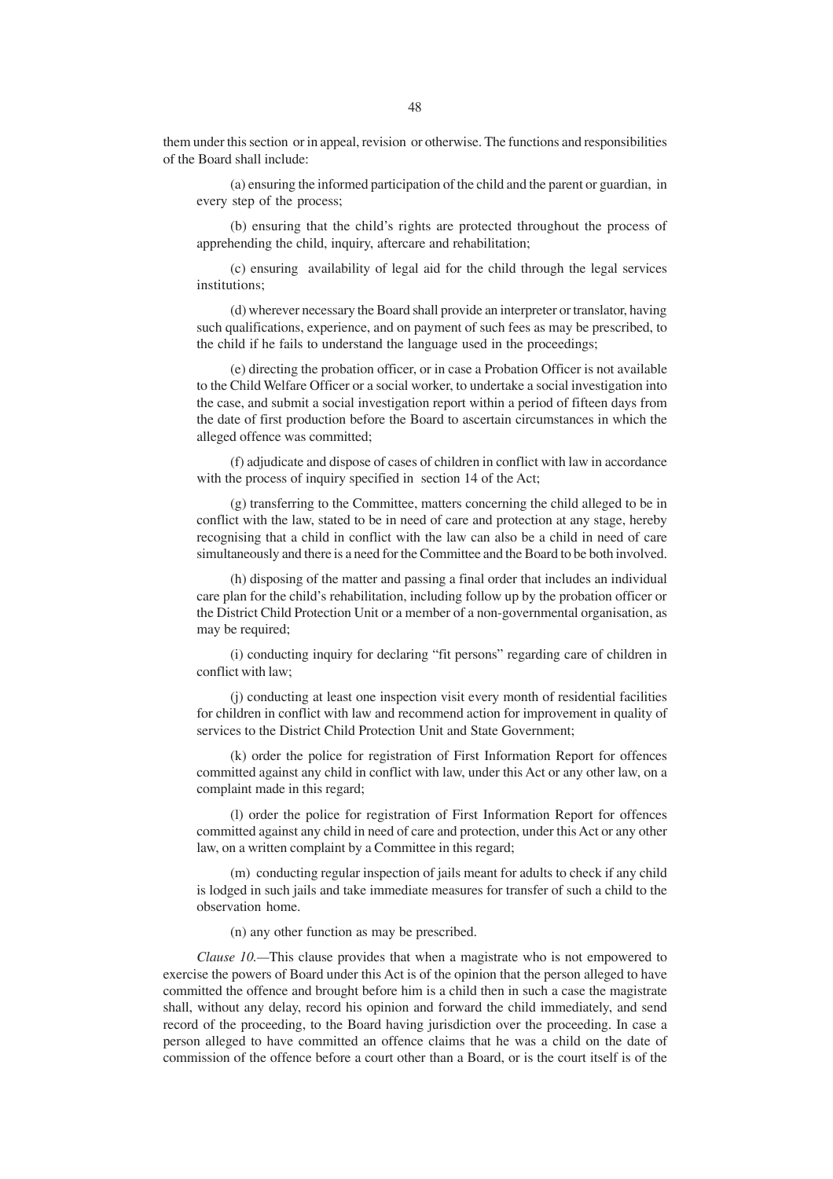them under this section or in appeal, revision or otherwise. The functions and responsibilities of the Board shall include:

(a) ensuring the informed participation of the child and the parent or guardian, in every step of the process;

(b) ensuring that the child's rights are protected throughout the process of apprehending the child, inquiry, aftercare and rehabilitation;

(c) ensuring availability of legal aid for the child through the legal services institutions;

(d) wherever necessary the Board shall provide an interpreter or translator, having such qualifications, experience, and on payment of such fees as may be prescribed, to the child if he fails to understand the language used in the proceedings;

(e) directing the probation officer, or in case a Probation Officer is not available to the Child Welfare Officer or a social worker, to undertake a social investigation into the case, and submit a social investigation report within a period of fifteen days from the date of first production before the Board to ascertain circumstances in which the alleged offence was committed;

(f) adjudicate and dispose of cases of children in conflict with law in accordance with the process of inquiry specified in section 14 of the Act;

(g) transferring to the Committee, matters concerning the child alleged to be in conflict with the law, stated to be in need of care and protection at any stage, hereby recognising that a child in conflict with the law can also be a child in need of care simultaneously and there is a need for the Committee and the Board to be both involved.

(h) disposing of the matter and passing a final order that includes an individual care plan for the child's rehabilitation, including follow up by the probation officer or the District Child Protection Unit or a member of a non-governmental organisation, as may be required;

(i) conducting inquiry for declaring "fit persons" regarding care of children in conflict with law;

(j) conducting at least one inspection visit every month of residential facilities for children in conflict with law and recommend action for improvement in quality of services to the District Child Protection Unit and State Government;

(k) order the police for registration of First Information Report for offences committed against any child in conflict with law, under this Act or any other law, on a complaint made in this regard;

(l) order the police for registration of First Information Report for offences committed against any child in need of care and protection, under this Act or any other law, on a written complaint by a Committee in this regard;

(m) conducting regular inspection of jails meant for adults to check if any child is lodged in such jails and take immediate measures for transfer of such a child to the observation home.

(n) any other function as may be prescribed.

*Clause 10.*—This clause provides that when a magistrate who is not empowered to exercise the powers of Board under this Act is of the opinion that the person alleged to have committed the offence and brought before him is a child then in such a case the magistrate shall, without any delay, record his opinion and forward the child immediately, and send record of the proceeding, to the Board having jurisdiction over the proceeding. In case a person alleged to have committed an offence claims that he was a child on the date of commission of the offence before a court other than a Board, or is the court itself is of the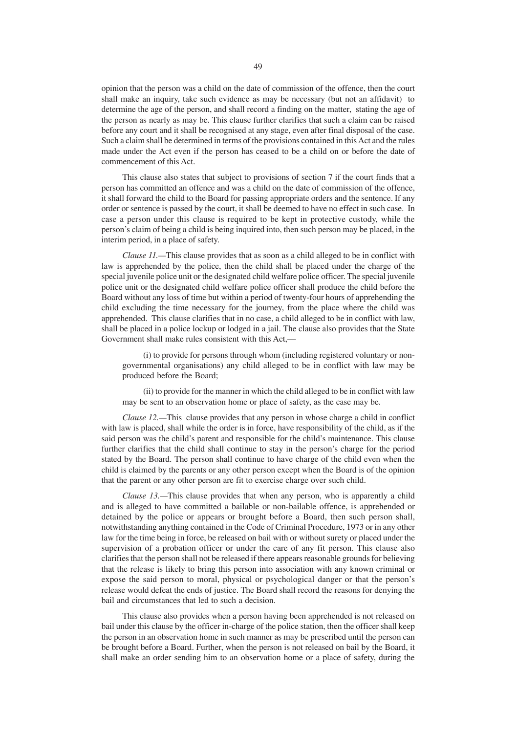opinion that the person was a child on the date of commission of the offence, then the court shall make an inquiry, take such evidence as may be necessary (but not an affidavit) to determine the age of the person, and shall record a finding on the matter, stating the age of the person as nearly as may be. This clause further clarifies that such a claim can be raised before any court and it shall be recognised at any stage, even after final disposal of the case. Such a claim shall be determined in terms of the provisions contained in this Act and the rules made under the Act even if the person has ceased to be a child on or before the date of commencement of this Act.

This clause also states that subject to provisions of section 7 if the court finds that a person has committed an offence and was a child on the date of commission of the offence, it shall forward the child to the Board for passing appropriate orders and the sentence. If any order or sentence is passed by the court, it shall be deemed to have no effect in such case. In case a person under this clause is required to be kept in protective custody, while the person's claim of being a child is being inquired into, then such person may be placed, in the interim period, in a place of safety.

*Clause 11.*—This clause provides that as soon as a child alleged to be in conflict with law is apprehended by the police, then the child shall be placed under the charge of the special juvenile police unit or the designated child welfare police officer. The special juvenile police unit or the designated child welfare police officer shall produce the child before the Board without any loss of time but within a period of twenty-four hours of apprehending the child excluding the time necessary for the journey, from the place where the child was apprehended. This clause clarifies that in no case, a child alleged to be in conflict with law, shall be placed in a police lockup or lodged in a jail. The clause also provides that the State Government shall make rules consistent with this Act,—

(i) to provide for persons through whom (including registered voluntary or non-governmental organisations) any child alleged to be in conflict with law may be produced before the Board;

(ii) to provide for the manner in which the child alleged to be in conflict with law may be sent to an observation home or place of safety, as the case may be.

*Clause 12.*—This clause provides that any person in whose charge a child in conflict with law is placed, shall while the order is in force, have responsibility of the child, as if the said person was the child's parent and responsible for the child's maintenance. This clause further clarifies that the child shall continue to stay in the person's charge for the period stated by the Board. The person shall continue to have charge of the child even when the child is claimed by the parents or any other person except when the Board is of the opinion that the parent or any other person are fit to exercise charge over such child.

*Clause 13.*—This clause provides that when any person, who is apparently a child and is alleged to have committed a bailable or non-bailable offence, is apprehended or detained by the police or appears or brought before a Board, then such person shall, notwithstanding anything contained in the Code of Criminal Procedure, 1973 or in any other law for the time being in force, be released on bail with or without surety or placed under the supervision of a probation officer or under the care of any fit person. This clause also clarifies that the person shall not be released if there appears reasonable grounds for believing that the release is likely to bring this person into association with any known criminal or expose the said person to moral, physical or psychological danger or that the person's release would defeat the ends of justice. The Board shall record the reasons for denying the bail and circumstances that led to such a decision.

This clause also provides when a person having been apprehended is not released on bail under this clause by the officer in-charge of the police station, then the officer shall keep the person in an observation home in such manner as may be prescribed until the person can be brought before a Board. Further, when the person is not released on bail by the Board, it shall make an order sending him to an observation home or a place of safety, during the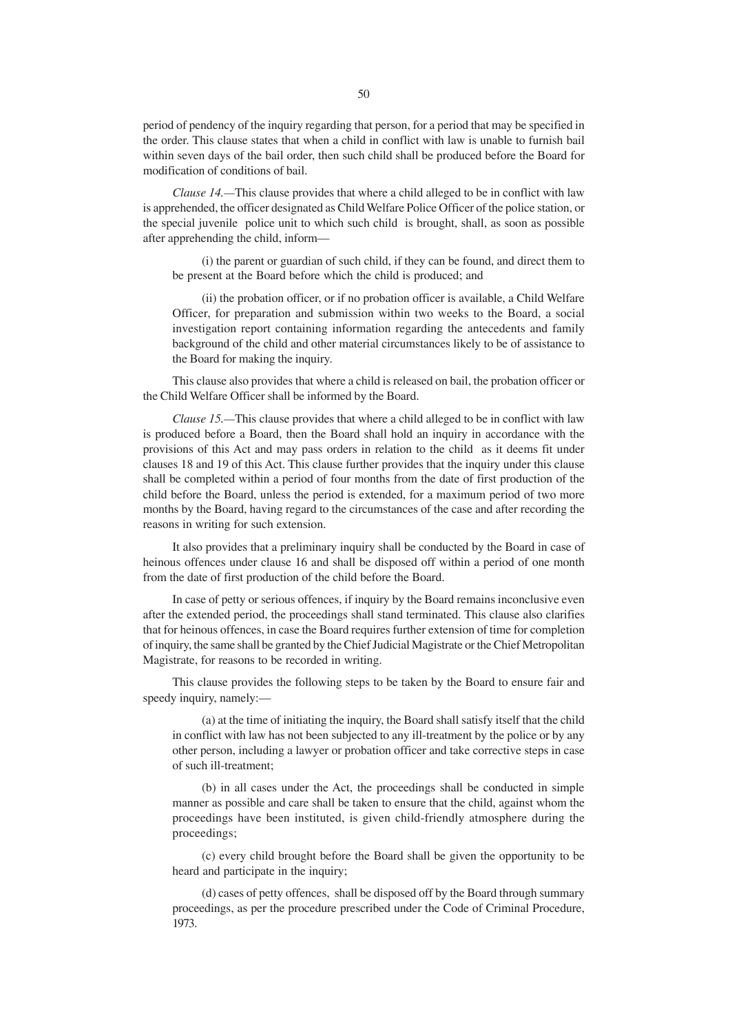period of pendency of the inquiry regarding that person, for a period that may be specified in the order. This clause states that when a child in conflict with law is unable to furnish bail within seven days of the bail order, then such child shall be produced before the Board for modification of conditions of bail.

*Clause 14.*—This clause provides that where a child alleged to be in conflict with law is apprehended, the officer designated as Child Welfare Police Officer of the police station, or the special juvenile police unit to which such child is brought, shall, as soon as possible after apprehending the child, inform—

(i) the parent or guardian of such child, if they can be found, and direct them to be present at the Board before which the child is produced; and

(ii) the probation officer, or if no probation officer is available, a Child Welfare Officer, for preparation and submission within two weeks to the Board, a social investigation report containing information regarding the antecedents and family background of the child and other material circumstances likely to be of assistance to the Board for making the inquiry.

This clause also provides that where a child is released on bail, the probation officer or the Child Welfare Officer shall be informed by the Board.

*Clause 15.*—This clause provides that where a child alleged to be in conflict with law is produced before a Board, then the Board shall hold an inquiry in accordance with the provisions of this Act and may pass orders in relation to the child as it deems fit under clauses 18 and 19 of this Act. This clause further provides that the inquiry under this clause shall be completed within a period of four months from the date of first production of the child before the Board, unless the period is extended, for a maximum period of two more months by the Board, having regard to the circumstances of the case and after recording the reasons in writing for such extension.

It also provides that a preliminary inquiry shall be conducted by the Board in case of heinous offences under clause 16 and shall be disposed off within a period of one month from the date of first production of the child before the Board.

In case of petty or serious offences, if inquiry by the Board remains inconclusive even after the extended period, the proceedings shall stand terminated. This clause also clarifies that for heinous offences, in case the Board requires further extension of time for completion of inquiry, the same shall be granted by the Chief Judicial Magistrate or the Chief Metropolitan Magistrate, for reasons to be recorded in writing.

This clause provides the following steps to be taken by the Board to ensure fair and speedy inquiry, namely:—

(a) at the time of initiating the inquiry, the Board shall satisfy itself that the child in conflict with law has not been subjected to any ill-treatment by the police or by any other person, including a lawyer or probation officer and take corrective steps in case of such ill-treatment;

(b) in all cases under the Act, the proceedings shall be conducted in simple manner as possible and care shall be taken to ensure that the child, against whom the proceedings have been instituted, is given child-friendly atmosphere during the proceedings;

(c) every child brought before the Board shall be given the opportunity to be heard and participate in the inquiry;

(d) cases of petty offences, shall be disposed off by the Board through summary proceedings, as per the procedure prescribed under the Code of Criminal Procedure, 1973.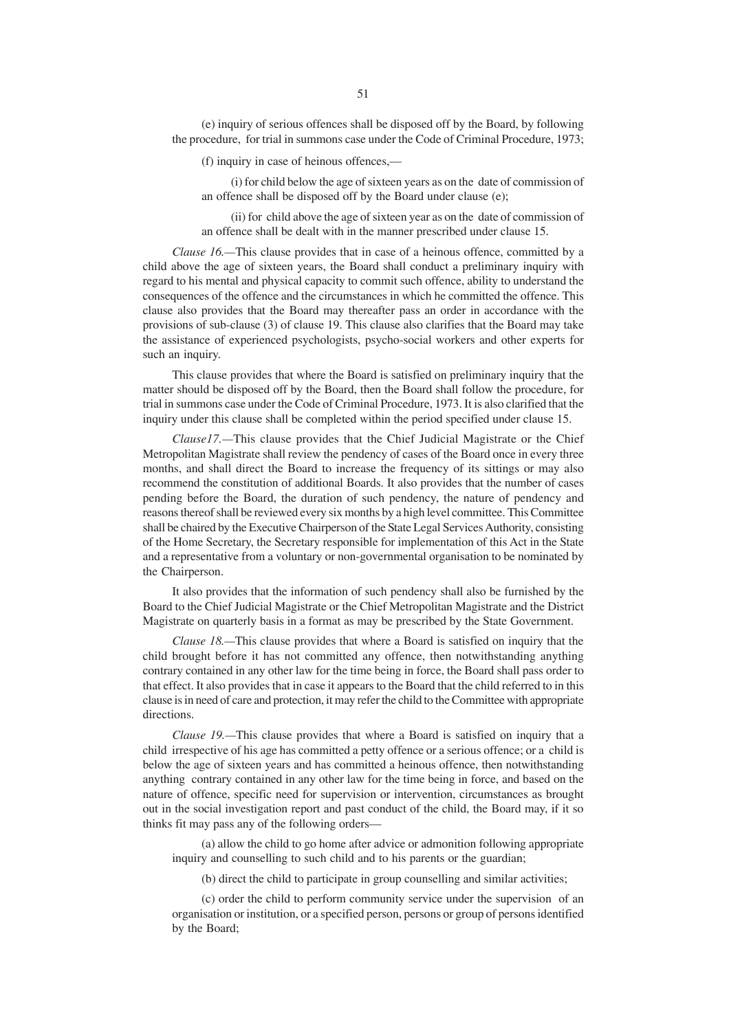(e) inquiry of serious offences shall be disposed off by the Board, by following the procedure, for trial in summons case under the Code of Criminal Procedure, 1973;

(f) inquiry in case of heinous offences,—

(i) for child below the age of sixteen years as on the date of commission of an offence shall be disposed off by the Board under clause (e);

(ii) for child above the age of sixteen year as on the date of commission of an offence shall be dealt with in the manner prescribed under clause 15.

*Clause 16.*—This clause provides that in case of a heinous offence, committed by a child above the age of sixteen years, the Board shall conduct a preliminary inquiry with regard to his mental and physical capacity to commit such offence, ability to understand the consequences of the offence and the circumstances in which he committed the offence. This clause also provides that the Board may thereafter pass an order in accordance with the provisions of sub-clause (3) of clause 19. This clause also clarifies that the Board may take the assistance of experienced psychologists, psycho-social workers and other experts for such an inquiry.

This clause provides that where the Board is satisfied on preliminary inquiry that the matter should be disposed off by the Board, then the Board shall follow the procedure, for trial in summons case under the Code of Criminal Procedure, 1973. It is also clarified that the inquiry under this clause shall be completed within the period specified under clause 15.

*Clause17.*—This clause provides that the Chief Judicial Magistrate or the Chief Metropolitan Magistrate shall review the pendency of cases of the Board once in every three months, and shall direct the Board to increase the frequency of its sittings or may also recommend the constitution of additional Boards. It also provides that the number of cases pending before the Board, the duration of such pendency, the nature of pendency and reasons thereof shall be reviewed every six months by a high level committee. This Committee shall be chaired by the Executive Chairperson of the State Legal Services Authority, consisting of the Home Secretary, the Secretary responsible for implementation of this Act in the State and a representative from a voluntary or non-governmental organisation to be nominated by the Chairperson.

It also provides that the information of such pendency shall also be furnished by the Board to the Chief Judicial Magistrate or the Chief Metropolitan Magistrate and the District Magistrate on quarterly basis in a format as may be prescribed by the State Government.

*Clause 18.*—This clause provides that where a Board is satisfied on inquiry that the child brought before it has not committed any offence, then notwithstanding anything contrary contained in any other law for the time being in force, the Board shall pass order to that effect. It also provides that in case it appears to the Board that the child referred to in this clause is in need of care and protection, it may refer the child to the Committee with appropriate directions.

*Clause 19.*—This clause provides that where a Board is satisfied on inquiry that a child irrespective of his age has committed a petty offence or a serious offence; or a child is below the age of sixteen years and has committed a heinous offence, then notwithstanding anything contrary contained in any other law for the time being in force, and based on the nature of offence, specific need for supervision or intervention, circumstances as brought out in the social investigation report and past conduct of the child, the Board may, if it so thinks fit may pass any of the following orders—

(a) allow the child to go home after advice or admonition following appropriate inquiry and counselling to such child and to his parents or the guardian;

(b) direct the child to participate in group counselling and similar activities;

(c) order the child to perform community service under the supervision of an organisation or institution, or a specified person, persons or group of persons identified by the Board;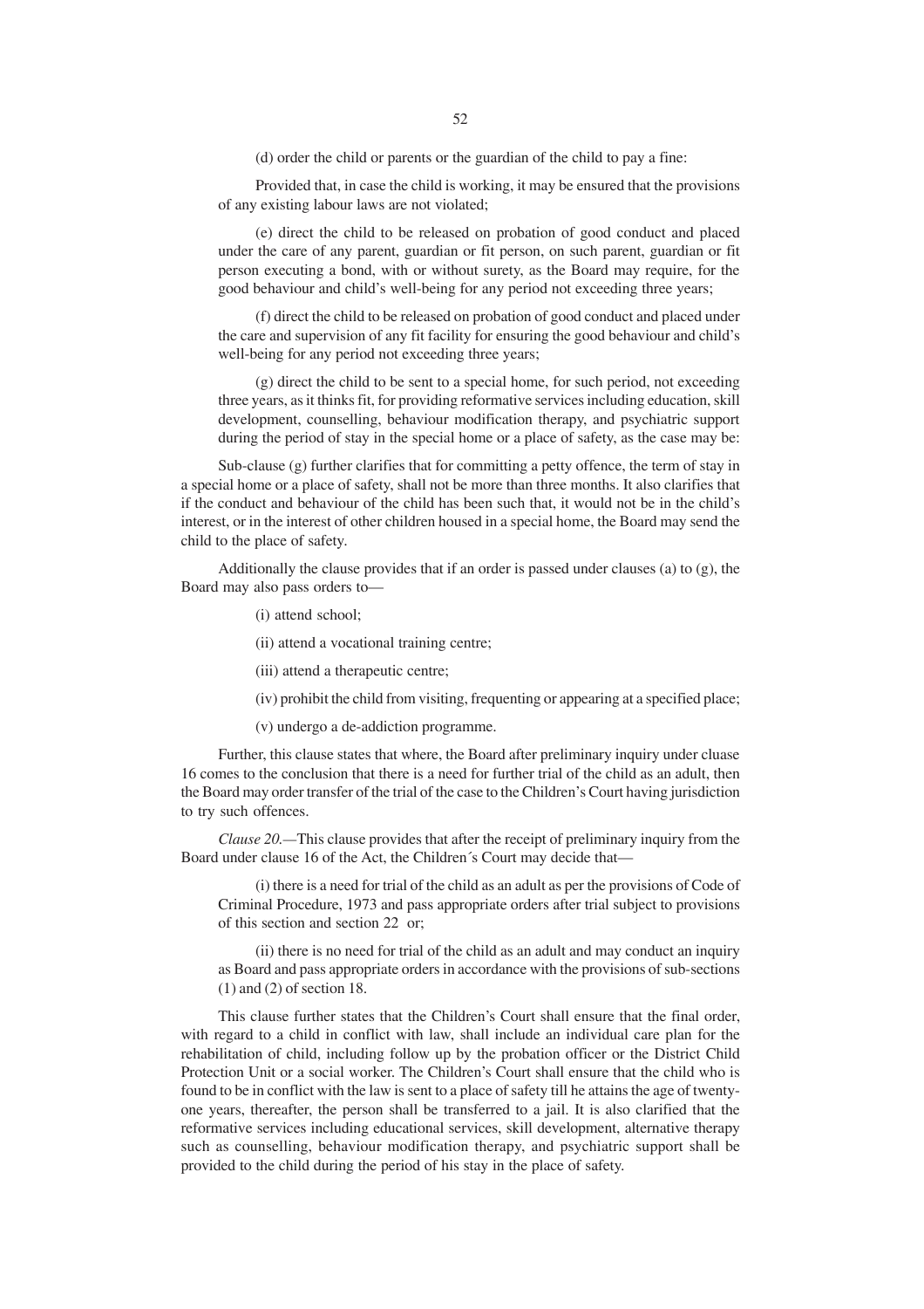(d) order the child or parents or the guardian of the child to pay a fine:

Provided that, in case the child is working, it may be ensured that the provisions of any existing labour laws are not violated;

(e) direct the child to be released on probation of good conduct and placed under the care of any parent, guardian or fit person, on such parent, guardian or fit person executing a bond, with or without surety, as the Board may require, for the good behaviour and child's well-being for any period not exceeding three years;

(f) direct the child to be released on probation of good conduct and placed under the care and supervision of any fit facility for ensuring the good behaviour and child's well-being for any period not exceeding three years;

(g) direct the child to be sent to a special home, for such period, not exceeding three years, as it thinks fit, for providing reformative services including education, skill development, counselling, behaviour modification therapy, and psychiatric support during the period of stay in the special home or a place of safety, as the case may be:

Sub-clause (g) further clarifies that for committing a petty offence, the term of stay in a special home or a place of safety, shall not be more than three months. It also clarifies that if the conduct and behaviour of the child has been such that, it would not be in the child's interest, or in the interest of other children housed in a special home, the Board may send the child to the place of safety.

Additionally the clause provides that if an order is passed under clauses (a) to (g), the Board may also pass orders to—

(i) attend school;

(ii) attend a vocational training centre;

(iii) attend a therapeutic centre;

(iv) prohibit the child from visiting, frequenting or appearing at a specified place;

(v) undergo a de-addiction programme.

Further, this clause states that where, the Board after preliminary inquiry under cluase 16 comes to the conclusion that there is a need for further trial of the child as an adult, then the Board may order transfer of the trial of the case to the Children's Court having jurisdiction to try such offences.

*Clause 20.*—This clause provides that after the receipt of preliminary inquiry from the Board under clause 16 of the Act, the Children´s Court may decide that—

(i) there is a need for trial of the child as an adult as per the provisions of Code of Criminal Procedure, 1973 and pass appropriate orders after trial subject to provisions of this section and section 22 or;

(ii) there is no need for trial of the child as an adult and may conduct an inquiry as Board and pass appropriate orders in accordance with the provisions of sub-sections (1) and (2) of section 18.

This clause further states that the Children's Court shall ensure that the final order, with regard to a child in conflict with law, shall include an individual care plan for the rehabilitation of child, including follow up by the probation officer or the District Child Protection Unit or a social worker. The Children's Court shall ensure that the child who is found to be in conflict with the law is sent to a place of safety till he attains the age of twenty-one years, thereafter, the person shall be transferred to a jail. It is also clarified that the reformative services including educational services, skill development, alternative therapy such as counselling, behaviour modification therapy, and psychiatric support shall be provided to the child during the period of his stay in the place of safety.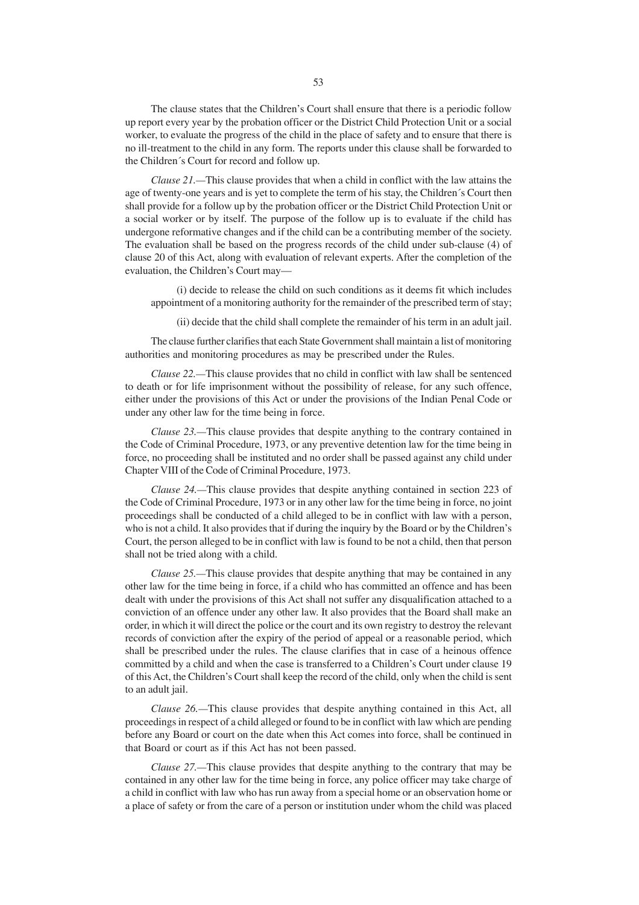The clause states that the Children's Court shall ensure that there is a periodic follow up report every year by the probation officer or the District Child Protection Unit or a social worker, to evaluate the progress of the child in the place of safety and to ensure that there is no ill-treatment to the child in any form. The reports under this clause shall be forwarded to the Children´s Court for record and follow up.

*Clause 21.*—This clause provides that when a child in conflict with the law attains the age of twenty-one years and is yet to complete the term of his stay, the Children´s Court then shall provide for a follow up by the probation officer or the District Child Protection Unit or a social worker or by itself. The purpose of the follow up is to evaluate if the child has undergone reformative changes and if the child can be a contributing member of the society. The evaluation shall be based on the progress records of the child under sub-clause (4) of clause 20 of this Act, along with evaluation of relevant experts. After the completion of the evaluation, the Children's Court may—

(i) decide to release the child on such conditions as it deems fit which includes appointment of a monitoring authority for the remainder of the prescribed term of stay;

(ii) decide that the child shall complete the remainder of his term in an adult jail.

The clause further clarifies that each State Government shall maintain a list of monitoring authorities and monitoring procedures as may be prescribed under the Rules.

*Clause 22.*—This clause provides that no child in conflict with law shall be sentenced to death or for life imprisonment without the possibility of release, for any such offence, either under the provisions of this Act or under the provisions of the Indian Penal Code or under any other law for the time being in force.

*Clause 23.*—This clause provides that despite anything to the contrary contained in the Code of Criminal Procedure, 1973, or any preventive detention law for the time being in force, no proceeding shall be instituted and no order shall be passed against any child under Chapter VIII of the Code of Criminal Procedure, 1973.

*Clause 24.*—This clause provides that despite anything contained in section 223 of the Code of Criminal Procedure, 1973 or in any other law for the time being in force, no joint proceedings shall be conducted of a child alleged to be in conflict with law with a person, who is not a child. It also provides that if during the inquiry by the Board or by the Children's Court, the person alleged to be in conflict with law is found to be not a child, then that person shall not be tried along with a child.

*Clause 25.*—This clause provides that despite anything that may be contained in any other law for the time being in force, if a child who has committed an offence and has been dealt with under the provisions of this Act shall not suffer any disqualification attached to a conviction of an offence under any other law. It also provides that the Board shall make an order, in which it will direct the police or the court and its own registry to destroy the relevant records of conviction after the expiry of the period of appeal or a reasonable period, which shall be prescribed under the rules. The clause clarifies that in case of a heinous offence committed by a child and when the case is transferred to a Children's Court under clause 19 of this Act, the Children's Court shall keep the record of the child, only when the child is sent to an adult jail.

*Clause 26.*—This clause provides that despite anything contained in this Act, all proceedings in respect of a child alleged or found to be in conflict with law which are pending before any Board or court on the date when this Act comes into force, shall be continued in that Board or court as if this Act has not been passed.

*Clause 27.*—This clause provides that despite anything to the contrary that may be contained in any other law for the time being in force, any police officer may take charge of a child in conflict with law who has run away from a special home or an observation home or a place of safety or from the care of a person or institution under whom the child was placed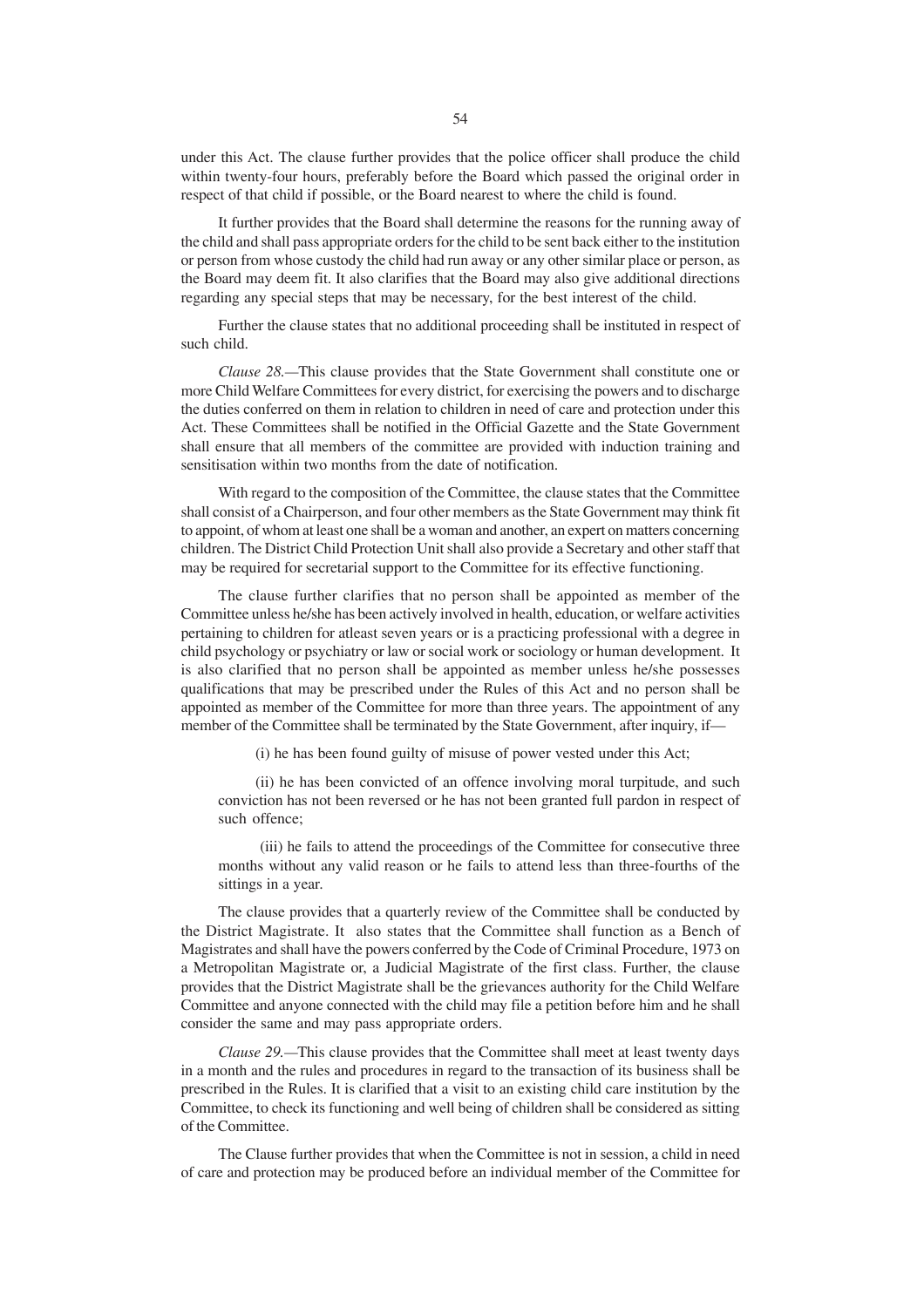under this Act. The clause further provides that the police officer shall produce the child within twenty-four hours, preferably before the Board which passed the original order in respect of that child if possible, or the Board nearest to where the child is found.

It further provides that the Board shall determine the reasons for the running away of the child and shall pass appropriate orders for the child to be sent back either to the institution or person from whose custody the child had run away or any other similar place or person, as the Board may deem fit. It also clarifies that the Board may also give additional directions regarding any special steps that may be necessary, for the best interest of the child.

Further the clause states that no additional proceeding shall be instituted in respect of such child.

*Clause 28.*—This clause provides that the State Government shall constitute one or more Child Welfare Committees for every district, for exercising the powers and to discharge the duties conferred on them in relation to children in need of care and protection under this Act. These Committees shall be notified in the Official Gazette and the State Government shall ensure that all members of the committee are provided with induction training and sensitisation within two months from the date of notification.

With regard to the composition of the Committee, the clause states that the Committee shall consist of a Chairperson, and four other members as the State Government may think fit to appoint, of whom at least one shall be a woman and another, an expert on matters concerning children. The District Child Protection Unit shall also provide a Secretary and other staff that may be required for secretarial support to the Committee for its effective functioning.

The clause further clarifies that no person shall be appointed as member of the Committee unless he/she has been actively involved in health, education, or welfare activities pertaining to children for atleast seven years or is a practicing professional with a degree in child psychology or psychiatry or law or social work or sociology or human development. It is also clarified that no person shall be appointed as member unless he/she possesses qualifications that may be prescribed under the Rules of this Act and no person shall be appointed as member of the Committee for more than three years. The appointment of any member of the Committee shall be terminated by the State Government, after inquiry, if—

(i) he has been found guilty of misuse of power vested under this Act;

(ii) he has been convicted of an offence involving moral turpitude, and such conviction has not been reversed or he has not been granted full pardon in respect of such offence;

(iii) he fails to attend the proceedings of the Committee for consecutive three months without any valid reason or he fails to attend less than three-fourths of the sittings in a year.

The clause provides that a quarterly review of the Committee shall be conducted by the District Magistrate. It also states that the Committee shall function as a Bench of Magistrates and shall have the powers conferred by the Code of Criminal Procedure, 1973 on a Metropolitan Magistrate or, a Judicial Magistrate of the first class. Further, the clause provides that the District Magistrate shall be the grievances authority for the Child Welfare Committee and anyone connected with the child may file a petition before him and he shall consider the same and may pass appropriate orders.

*Clause 29.*—This clause provides that the Committee shall meet at least twenty days in a month and the rules and procedures in regard to the transaction of its business shall be prescribed in the Rules. It is clarified that a visit to an existing child care institution by the Committee, to check its functioning and well being of children shall be considered as sitting of the Committee.

The Clause further provides that when the Committee is not in session, a child in need of care and protection may be produced before an individual member of the Committee for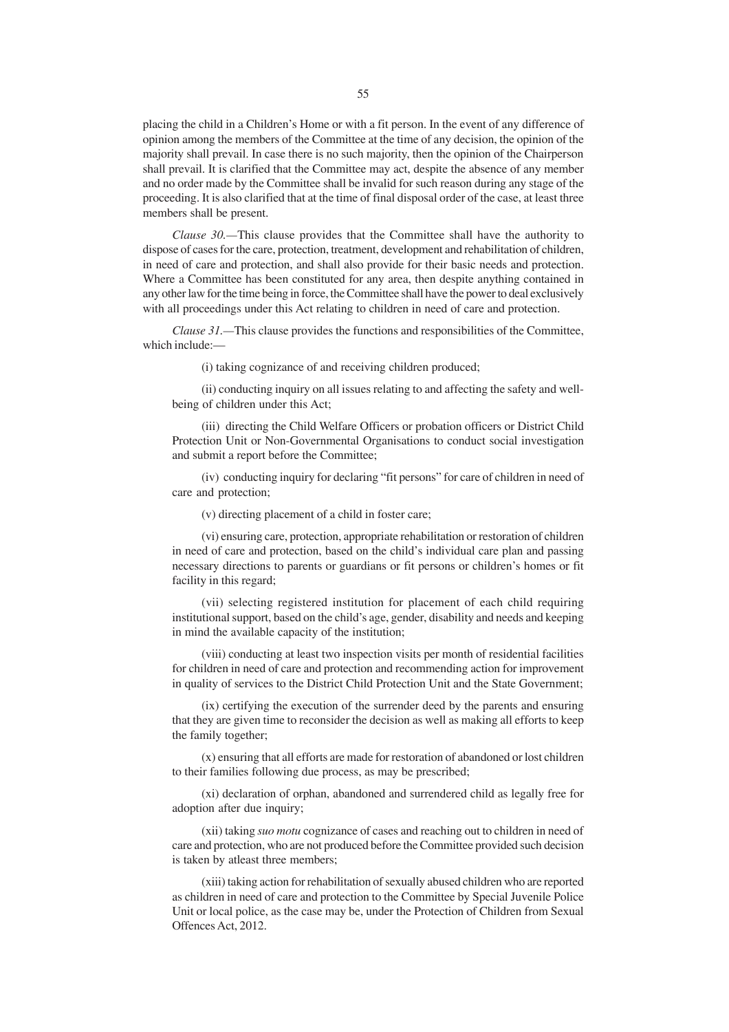placing the child in a Children's Home or with a fit person. In the event of any difference of opinion among the members of the Committee at the time of any decision, the opinion of the majority shall prevail. In case there is no such majority, then the opinion of the Chairperson shall prevail. It is clarified that the Committee may act, despite the absence of any member and no order made by the Committee shall be invalid for such reason during any stage of the proceeding. It is also clarified that at the time of final disposal order of the case, at least three members shall be present.

*Clause 30.*—This clause provides that the Committee shall have the authority to dispose of cases for the care, protection, treatment, development and rehabilitation of children, in need of care and protection, and shall also provide for their basic needs and protection. Where a Committee has been constituted for any area, then despite anything contained in any other law for the time being in force, the Committee shall have the power to deal exclusively with all proceedings under this Act relating to children in need of care and protection.

*Clause 31.*—This clause provides the functions and responsibilities of the Committee, which include:—

(i) taking cognizance of and receiving children produced;

(ii) conducting inquiry on all issues relating to and affecting the safety and well-being of children under this Act;

(iii) directing the Child Welfare Officers or probation officers or District Child Protection Unit or Non-Governmental Organisations to conduct social investigation and submit a report before the Committee;

(iv) conducting inquiry for declaring "fit persons" for care of children in need of care and protection;

(v) directing placement of a child in foster care;

(vi) ensuring care, protection, appropriate rehabilitation or restoration of children in need of care and protection, based on the child's individual care plan and passing necessary directions to parents or guardians or fit persons or children's homes or fit facility in this regard;

(vii) selecting registered institution for placement of each child requiring institutional support, based on the child's age, gender, disability and needs and keeping in mind the available capacity of the institution;

(viii) conducting at least two inspection visits per month of residential facilities for children in need of care and protection and recommending action for improvement in quality of services to the District Child Protection Unit and the State Government;

(ix) certifying the execution of the surrender deed by the parents and ensuring that they are given time to reconsider the decision as well as making all efforts to keep the family together;

(x) ensuring that all efforts are made for restoration of abandoned or lost children to their families following due process, as may be prescribed;

(xi) declaration of orphan, abandoned and surrendered child as legally free for adoption after due inquiry;

(xii) taking *suo motu* cognizance of cases and reaching out to children in need of care and protection, who are not produced before the Committee provided such decision is taken by atleast three members;

(xiii) taking action for rehabilitation of sexually abused children who are reported as children in need of care and protection to the Committee by Special Juvenile Police Unit or local police, as the case may be, under the Protection of Children from Sexual Offences Act, 2012.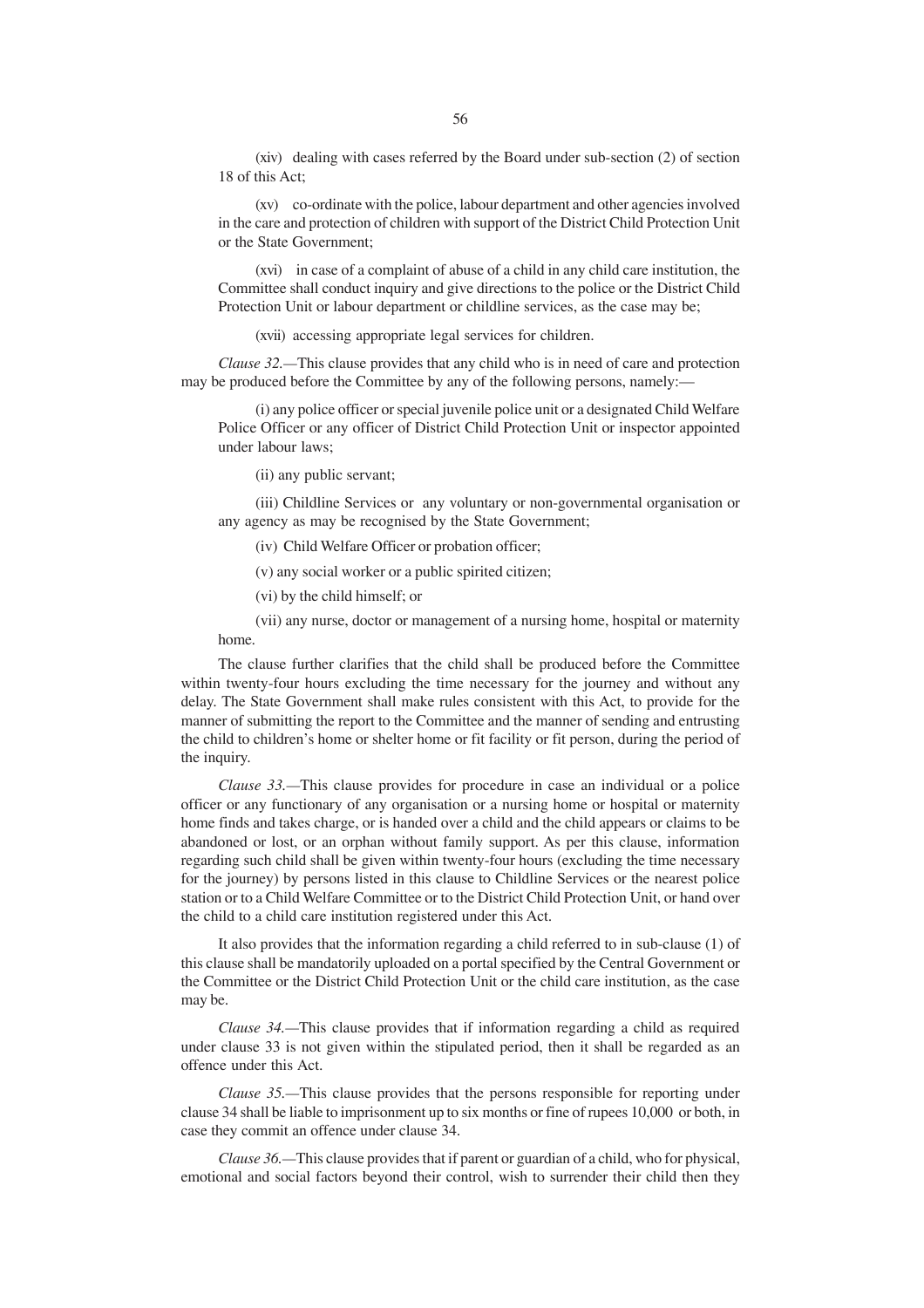(xiv) dealing with cases referred by the Board under sub-section (2) of section 18 of this Act;

(xv) co-ordinate with the police, labour department and other agencies involved in the care and protection of children with support of the District Child Protection Unit or the State Government;

(xvi) in case of a complaint of abuse of a child in any child care institution, the Committee shall conduct inquiry and give directions to the police or the District Child Protection Unit or labour department or childline services, as the case may be;

(xvii) accessing appropriate legal services for children.

*Clause 32.*—This clause provides that any child who is in need of care and protection may be produced before the Committee by any of the following persons, namely:—

(i) any police officer or special juvenile police unit or a designated Child Welfare Police Officer or any officer of District Child Protection Unit or inspector appointed under labour laws;

(ii) any public servant;

(iii) Childline Services or any voluntary or non-governmental organisation or any agency as may be recognised by the State Government;

(iv) Child Welfare Officer or probation officer;

(v) any social worker or a public spirited citizen;

(vi) by the child himself; or

(vii) any nurse, doctor or management of a nursing home, hospital or maternity home.

The clause further clarifies that the child shall be produced before the Committee within twenty-four hours excluding the time necessary for the journey and without any delay. The State Government shall make rules consistent with this Act, to provide for the manner of submitting the report to the Committee and the manner of sending and entrusting the child to children's home or shelter home or fit facility or fit person, during the period of the inquiry.

*Clause 33.*—This clause provides for procedure in case an individual or a police officer or any functionary of any organisation or a nursing home or hospital or maternity home finds and takes charge, or is handed over a child and the child appears or claims to be abandoned or lost, or an orphan without family support. As per this clause, information regarding such child shall be given within twenty-four hours (excluding the time necessary for the journey) by persons listed in this clause to Childline Services or the nearest police station or to a Child Welfare Committee or to the District Child Protection Unit, or hand over the child to a child care institution registered under this Act.

It also provides that the information regarding a child referred to in sub-clause (1) of this clause shall be mandatorily uploaded on a portal specified by the Central Government or the Committee or the District Child Protection Unit or the child care institution, as the case may be.

*Clause 34.*—This clause provides that if information regarding a child as required under clause 33 is not given within the stipulated period, then it shall be regarded as an offence under this Act.

*Clause 35.*—This clause provides that the persons responsible for reporting under clause 34 shall be liable to imprisonment up to six months or fine of rupees 10,000 or both, in case they commit an offence under clause 34.

*Clause 36.*—This clause provides that if parent or guardian of a child, who for physical, emotional and social factors beyond their control, wish to surrender their child then they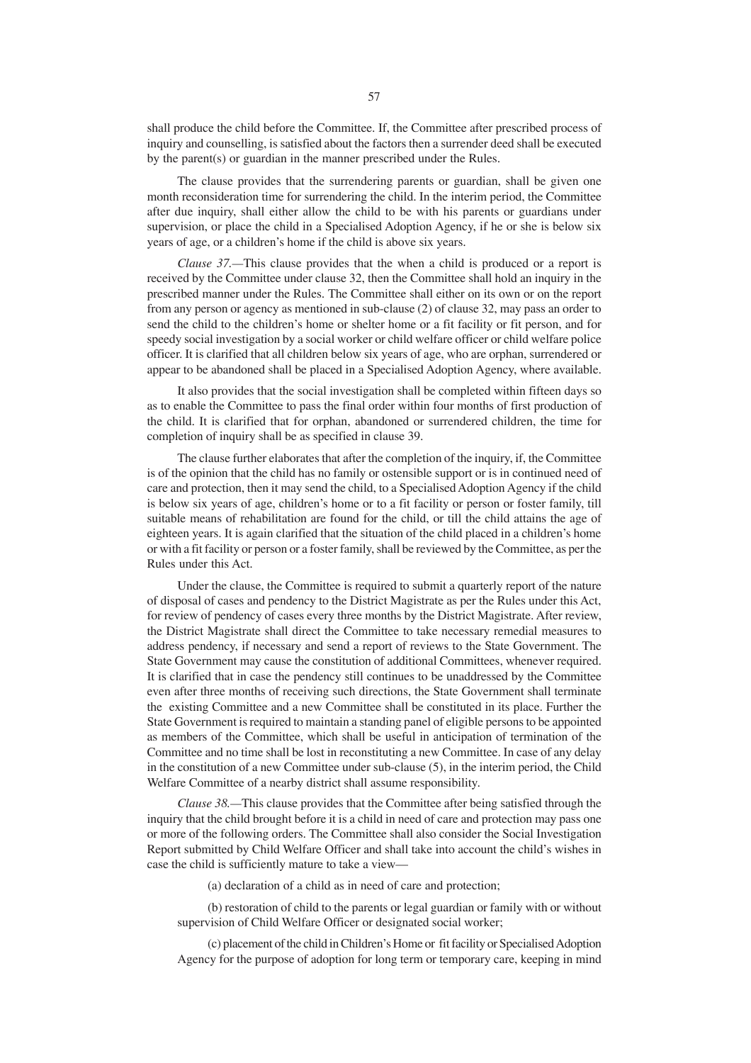shall produce the child before the Committee. If, the Committee after prescribed process of inquiry and counselling, is satisfied about the factors then a surrender deed shall be executed by the parent(s) or guardian in the manner prescribed under the Rules.

The clause provides that the surrendering parents or guardian, shall be given one month reconsideration time for surrendering the child. In the interim period, the Committee after due inquiry, shall either allow the child to be with his parents or guardians under supervision, or place the child in a Specialised Adoption Agency, if he or she is below six years of age, or a children's home if the child is above six years.

*Clause 37.*—This clause provides that the when a child is produced or a report is received by the Committee under clause 32, then the Committee shall hold an inquiry in the prescribed manner under the Rules. The Committee shall either on its own or on the report from any person or agency as mentioned in sub-clause (2) of clause 32, may pass an order to send the child to the children's home or shelter home or a fit facility or fit person, and for speedy social investigation by a social worker or child welfare officer or child welfare police officer. It is clarified that all children below six years of age, who are orphan, surrendered or appear to be abandoned shall be placed in a Specialised Adoption Agency, where available.

It also provides that the social investigation shall be completed within fifteen days so as to enable the Committee to pass the final order within four months of first production of the child. It is clarified that for orphan, abandoned or surrendered children, the time for completion of inquiry shall be as specified in clause 39.

The clause further elaborates that after the completion of the inquiry, if, the Committee is of the opinion that the child has no family or ostensible support or is in continued need of care and protection, then it may send the child, to a Specialised Adoption Agency if the child is below six years of age, children's home or to a fit facility or person or foster family, till suitable means of rehabilitation are found for the child, or till the child attains the age of eighteen years. It is again clarified that the situation of the child placed in a children's home or with a fit facility or person or a foster family, shall be reviewed by the Committee, as per the Rules under this Act.

Under the clause, the Committee is required to submit a quarterly report of the nature of disposal of cases and pendency to the District Magistrate as per the Rules under this Act, for review of pendency of cases every three months by the District Magistrate. After review, the District Magistrate shall direct the Committee to take necessary remedial measures to address pendency, if necessary and send a report of reviews to the State Government. The State Government may cause the constitution of additional Committees, whenever required. It is clarified that in case the pendency still continues to be unaddressed by the Committee even after three months of receiving such directions, the State Government shall terminate the existing Committee and a new Committee shall be constituted in its place. Further the State Government is required to maintain a standing panel of eligible persons to be appointed as members of the Committee, which shall be useful in anticipation of termination of the Committee and no time shall be lost in reconstituting a new Committee. In case of any delay in the constitution of a new Committee under sub-clause (5), in the interim period, the Child Welfare Committee of a nearby district shall assume responsibility.

*Clause 38.*—This clause provides that the Committee after being satisfied through the inquiry that the child brought before it is a child in need of care and protection may pass one or more of the following orders. The Committee shall also consider the Social Investigation Report submitted by Child Welfare Officer and shall take into account the child's wishes in case the child is sufficiently mature to take a view—

(a) declaration of a child as in need of care and protection;

(b) restoration of child to the parents or legal guardian or family with or without supervision of Child Welfare Officer or designated social worker;

(c) placement of the child in Children's Home or fit facility or Specialised Adoption Agency for the purpose of adoption for long term or temporary care, keeping in mind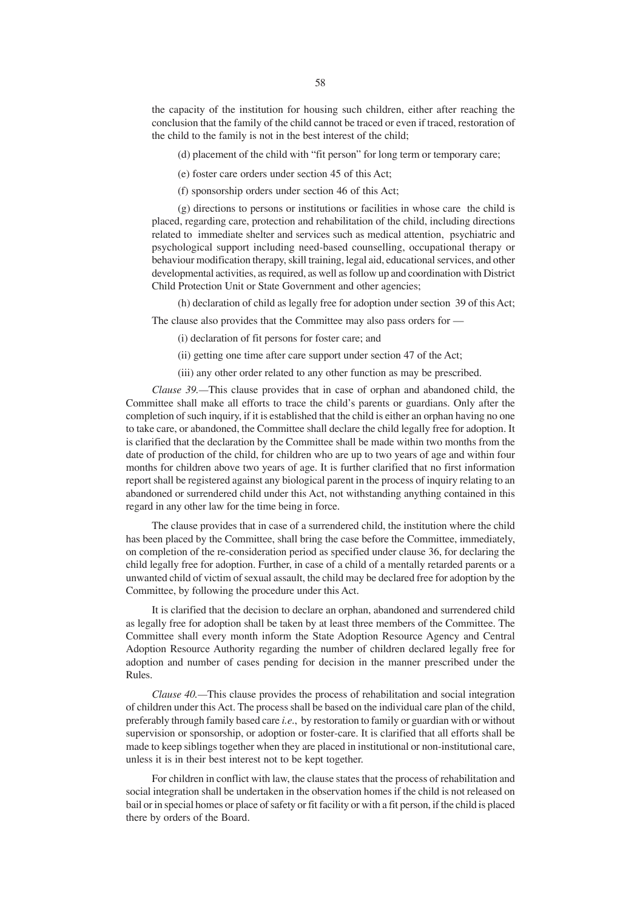the capacity of the institution for housing such children, either after reaching the conclusion that the family of the child cannot be traced or even if traced, restoration of the child to the family is not in the best interest of the child;

(d) placement of the child with "fit person" for long term or temporary care;

(e) foster care orders under section 45 of this Act;

(f) sponsorship orders under section 46 of this Act;

(g) directions to persons or institutions or facilities in whose care the child is placed, regarding care, protection and rehabilitation of the child, including directions related to immediate shelter and services such as medical attention, psychiatric and psychological support including need-based counselling, occupational therapy or behaviour modification therapy, skill training, legal aid, educational services, and other developmental activities, as required, as well as follow up and coordination with District Child Protection Unit or State Government and other agencies;

(h) declaration of child as legally free for adoption under section 39 of this Act;

The clause also provides that the Committee may also pass orders for —

(i) declaration of fit persons for foster care; and

(ii) getting one time after care support under section 47 of the Act;

(iii) any other order related to any other function as may be prescribed.

*Clause 39.*—This clause provides that in case of orphan and abandoned child, the Committee shall make all efforts to trace the child's parents or guardians. Only after the completion of such inquiry, if it is established that the child is either an orphan having no one to take care, or abandoned, the Committee shall declare the child legally free for adoption. It is clarified that the declaration by the Committee shall be made within two months from the date of production of the child, for children who are up to two years of age and within four months for children above two years of age. It is further clarified that no first information report shall be registered against any biological parent in the process of inquiry relating to an abandoned or surrendered child under this Act, not withstanding anything contained in this regard in any other law for the time being in force.

The clause provides that in case of a surrendered child, the institution where the child has been placed by the Committee, shall bring the case before the Committee, immediately, on completion of the re-consideration period as specified under clause 36, for declaring the child legally free for adoption. Further, in case of a child of a mentally retarded parents or a unwanted child of victim of sexual assault, the child may be declared free for adoption by the Committee, by following the procedure under this Act.

It is clarified that the decision to declare an orphan, abandoned and surrendered child as legally free for adoption shall be taken by at least three members of the Committee. The Committee shall every month inform the State Adoption Resource Agency and Central Adoption Resource Authority regarding the number of children declared legally free for adoption and number of cases pending for decision in the manner prescribed under the Rules.

*Clause 40.*—This clause provides the process of rehabilitation and social integration of children under this Act. The process shall be based on the individual care plan of the child, preferably through family based care *i.e.*, by restoration to family or guardian with or without supervision or sponsorship, or adoption or foster-care. It is clarified that all efforts shall be made to keep siblings together when they are placed in institutional or non-institutional care, unless it is in their best interest not to be kept together.

For children in conflict with law, the clause states that the process of rehabilitation and social integration shall be undertaken in the observation homes if the child is not released on bail or in special homes or place of safety or fit facility or with a fit person, if the child is placed there by orders of the Board.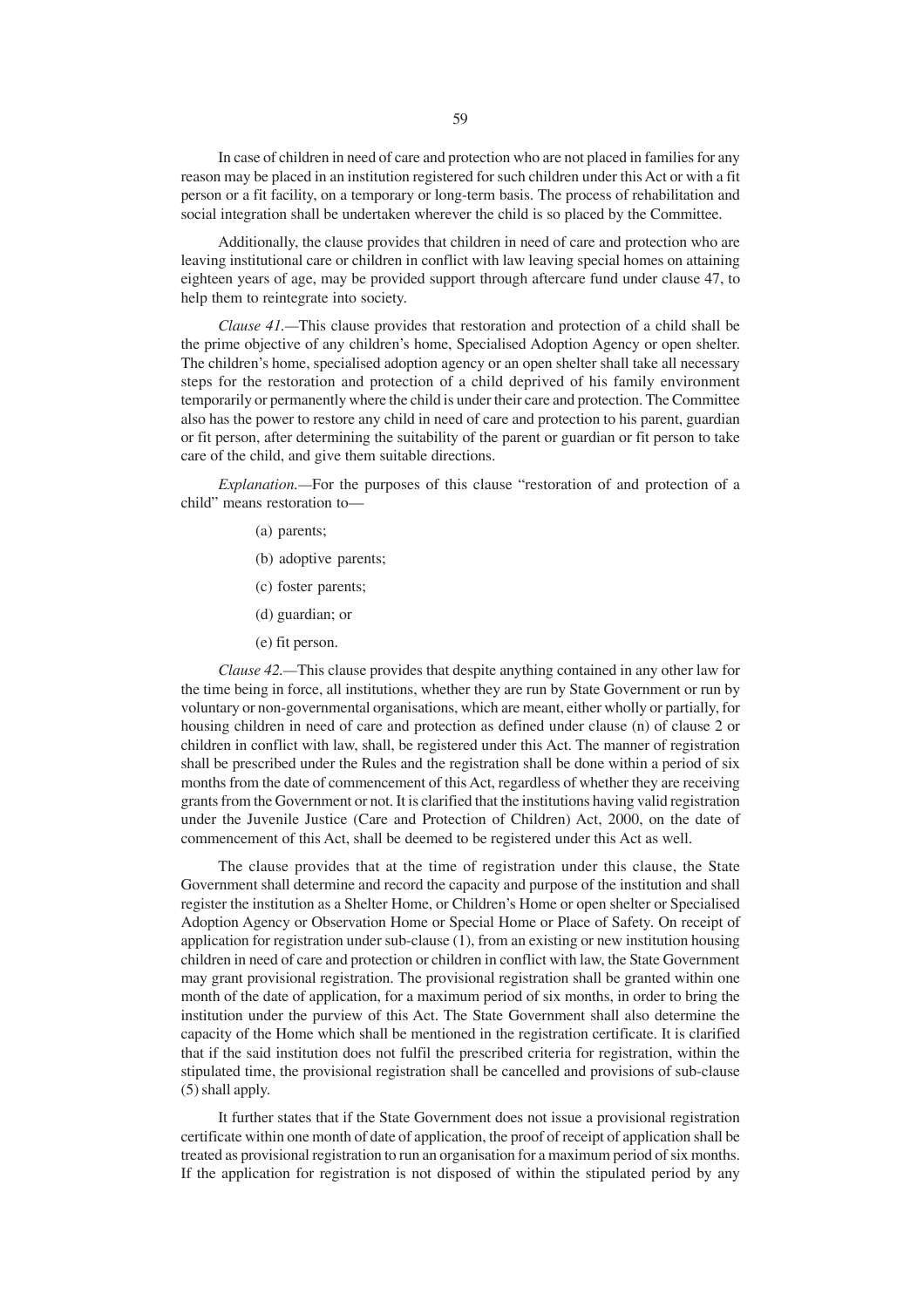In case of children in need of care and protection who are not placed in families for any reason may be placed in an institution registered for such children under this Act or with a fit person or a fit facility, on a temporary or long-term basis. The process of rehabilitation and social integration shall be undertaken wherever the child is so placed by the Committee.

Additionally, the clause provides that children in need of care and protection who are leaving institutional care or children in conflict with law leaving special homes on attaining eighteen years of age, may be provided support through aftercare fund under clause 47, to help them to reintegrate into society.

*Clause 41.*—This clause provides that restoration and protection of a child shall be the prime objective of any children's home, Specialised Adoption Agency or open shelter. The children's home, specialised adoption agency or an open shelter shall take all necessary steps for the restoration and protection of a child deprived of his family environment temporarily or permanently where the child is under their care and protection. The Committee also has the power to restore any child in need of care and protection to his parent, guardian or fit person, after determining the suitability of the parent or guardian or fit person to take care of the child, and give them suitable directions.

*Explanation.*—For the purposes of this clause "restoration of and protection of a child" means restoration to—

(a) parents;

(b) adoptive parents;

(c) foster parents;

(d) guardian; or

(e) fit person.

*Clause 42.*—This clause provides that despite anything contained in any other law for the time being in force, all institutions, whether they are run by State Government or run by voluntary or non-governmental organisations, which are meant, either wholly or partially, for housing children in need of care and protection as defined under clause (n) of clause 2 or children in conflict with law, shall, be registered under this Act. The manner of registration shall be prescribed under the Rules and the registration shall be done within a period of six months from the date of commencement of this Act, regardless of whether they are receiving grants from the Government or not. It is clarified that the institutions having valid registration under the Juvenile Justice (Care and Protection of Children) Act, 2000, on the date of commencement of this Act, shall be deemed to be registered under this Act as well.

The clause provides that at the time of registration under this clause, the State Government shall determine and record the capacity and purpose of the institution and shall register the institution as a Shelter Home, or Children's Home or open shelter or Specialised Adoption Agency or Observation Home or Special Home or Place of Safety. On receipt of application for registration under sub-clause (1), from an existing or new institution housing children in need of care and protection or children in conflict with law, the State Government may grant provisional registration. The provisional registration shall be granted within one month of the date of application, for a maximum period of six months, in order to bring the institution under the purview of this Act. The State Government shall also determine the capacity of the Home which shall be mentioned in the registration certificate. It is clarified that if the said institution does not fulfil the prescribed criteria for registration, within the stipulated time, the provisional registration shall be cancelled and provisions of sub-clause (5) shall apply.

It further states that if the State Government does not issue a provisional registration certificate within one month of date of application, the proof of receipt of application shall be treated as provisional registration to run an organisation for a maximum period of six months. If the application for registration is not disposed of within the stipulated period by any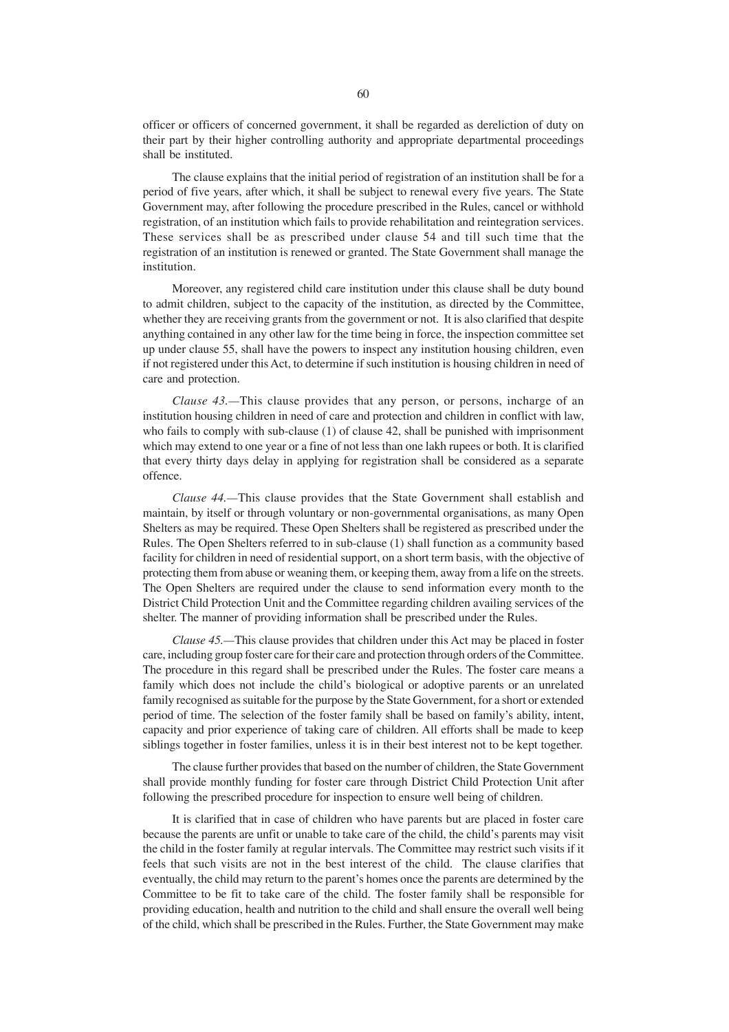officer or officers of concerned government, it shall be regarded as dereliction of duty on their part by their higher controlling authority and appropriate departmental proceedings shall be instituted.

The clause explains that the initial period of registration of an institution shall be for a period of five years, after which, it shall be subject to renewal every five years. The State Government may, after following the procedure prescribed in the Rules, cancel or withhold registration, of an institution which fails to provide rehabilitation and reintegration services. These services shall be as prescribed under clause 54 and till such time that the registration of an institution is renewed or granted. The State Government shall manage the institution.

Moreover, any registered child care institution under this clause shall be duty bound to admit children, subject to the capacity of the institution, as directed by the Committee, whether they are receiving grants from the government or not. It is also clarified that despite anything contained in any other law for the time being in force, the inspection committee set up under clause 55, shall have the powers to inspect any institution housing children, even if not registered under this Act, to determine if such institution is housing children in need of care and protection.

*Clause 43.*—This clause provides that any person, or persons, incharge of an institution housing children in need of care and protection and children in conflict with law, who fails to comply with sub-clause (1) of clause 42, shall be punished with imprisonment which may extend to one year or a fine of not less than one lakh rupees or both. It is clarified that every thirty days delay in applying for registration shall be considered as a separate offence.

*Clause 44.*—This clause provides that the State Government shall establish and maintain, by itself or through voluntary or non-governmental organisations, as many Open Shelters as may be required. These Open Shelters shall be registered as prescribed under the Rules. The Open Shelters referred to in sub-clause (1) shall function as a community based facility for children in need of residential support, on a short term basis, with the objective of protecting them from abuse or weaning them, or keeping them, away from a life on the streets. The Open Shelters are required under the clause to send information every month to the District Child Protection Unit and the Committee regarding children availing services of the shelter. The manner of providing information shall be prescribed under the Rules.

*Clause 45.*—This clause provides that children under this Act may be placed in foster care, including group foster care for their care and protection through orders of the Committee. The procedure in this regard shall be prescribed under the Rules. The foster care means a family which does not include the child's biological or adoptive parents or an unrelated family recognised as suitable for the purpose by the State Government, for a short or extended period of time. The selection of the foster family shall be based on family's ability, intent, capacity and prior experience of taking care of children. All efforts shall be made to keep siblings together in foster families, unless it is in their best interest not to be kept together.

The clause further provides that based on the number of children, the State Government shall provide monthly funding for foster care through District Child Protection Unit after following the prescribed procedure for inspection to ensure well being of children.

It is clarified that in case of children who have parents but are placed in foster care because the parents are unfit or unable to take care of the child, the child's parents may visit the child in the foster family at regular intervals. The Committee may restrict such visits if it feels that such visits are not in the best interest of the child. The clause clarifies that eventually, the child may return to the parent's homes once the parents are determined by the Committee to be fit to take care of the child. The foster family shall be responsible for providing education, health and nutrition to the child and shall ensure the overall well being of the child, which shall be prescribed in the Rules. Further, the State Government may make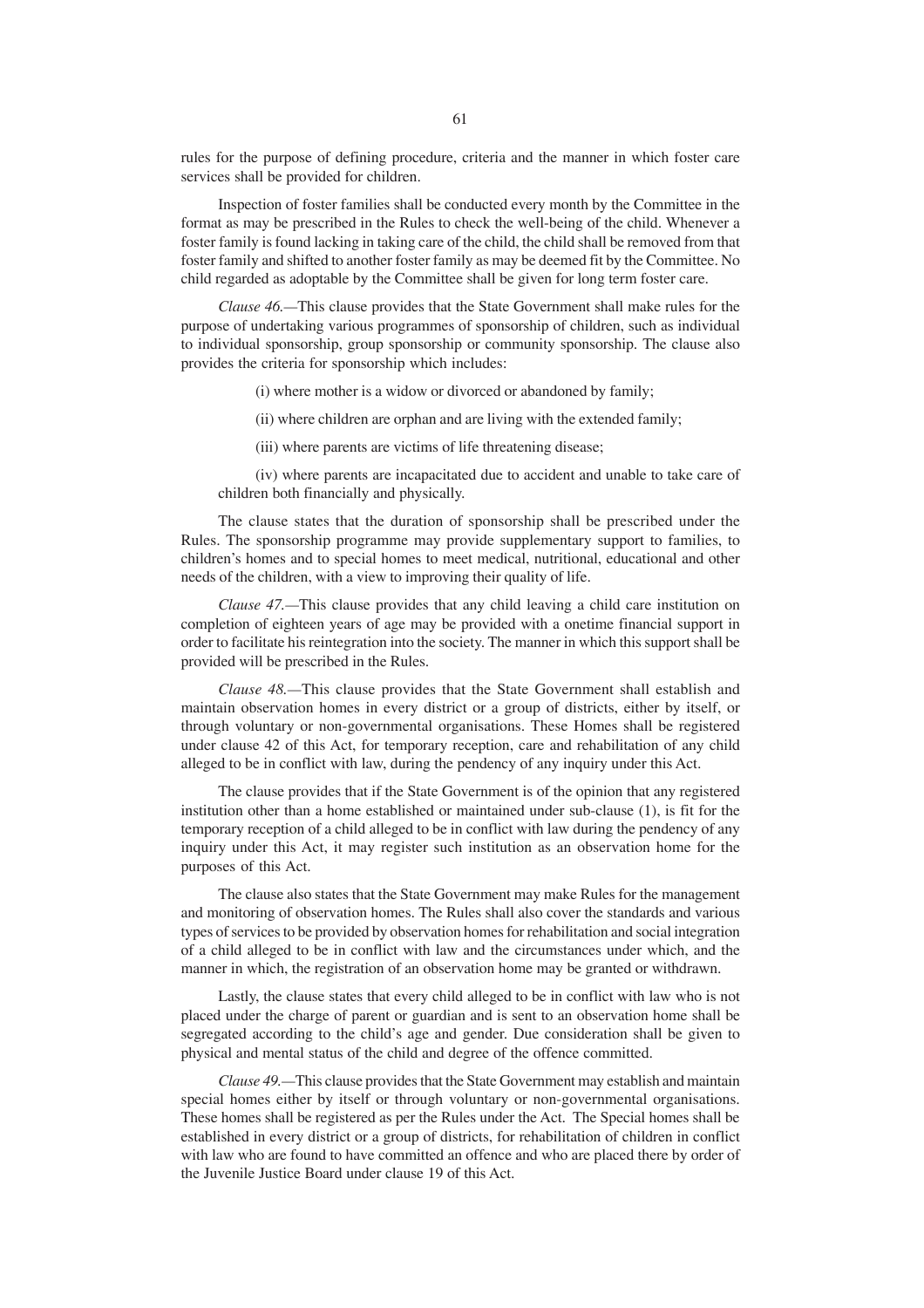rules for the purpose of defining procedure, criteria and the manner in which foster care services shall be provided for children.

Inspection of foster families shall be conducted every month by the Committee in the format as may be prescribed in the Rules to check the well-being of the child. Whenever a foster family is found lacking in taking care of the child, the child shall be removed from that foster family and shifted to another foster family as may be deemed fit by the Committee. No child regarded as adoptable by the Committee shall be given for long term foster care.

*Clause 46.*—This clause provides that the State Government shall make rules for the purpose of undertaking various programmes of sponsorship of children, such as individual to individual sponsorship, group sponsorship or community sponsorship. The clause also provides the criteria for sponsorship which includes:

(i) where mother is a widow or divorced or abandoned by family;

(ii) where children are orphan and are living with the extended family;

(iii) where parents are victims of life threatening disease;

(iv) where parents are incapacitated due to accident and unable to take care of children both financially and physically.

The clause states that the duration of sponsorship shall be prescribed under the Rules. The sponsorship programme may provide supplementary support to families, to children's homes and to special homes to meet medical, nutritional, educational and other needs of the children, with a view to improving their quality of life.

*Clause 47.*—This clause provides that any child leaving a child care institution on completion of eighteen years of age may be provided with a onetime financial support in order to facilitate his reintegration into the society. The manner in which this support shall be provided will be prescribed in the Rules.

*Clause 48.*—This clause provides that the State Government shall establish and maintain observation homes in every district or a group of districts, either by itself, or through voluntary or non-governmental organisations. These Homes shall be registered under clause 42 of this Act, for temporary reception, care and rehabilitation of any child alleged to be in conflict with law, during the pendency of any inquiry under this Act.

The clause provides that if the State Government is of the opinion that any registered institution other than a home established or maintained under sub-clause (1), is fit for the temporary reception of a child alleged to be in conflict with law during the pendency of any inquiry under this Act, it may register such institution as an observation home for the purposes of this Act.

The clause also states that the State Government may make Rules for the management and monitoring of observation homes. The Rules shall also cover the standards and various types of services to be provided by observation homes for rehabilitation and social integration of a child alleged to be in conflict with law and the circumstances under which, and the manner in which, the registration of an observation home may be granted or withdrawn.

Lastly, the clause states that every child alleged to be in conflict with law who is not placed under the charge of parent or guardian and is sent to an observation home shall be segregated according to the child's age and gender. Due consideration shall be given to physical and mental status of the child and degree of the offence committed.

*Clause 49.*—This clause provides that the State Government may establish and maintain special homes either by itself or through voluntary or non-governmental organisations. These homes shall be registered as per the Rules under the Act. The Special homes shall be established in every district or a group of districts, for rehabilitation of children in conflict with law who are found to have committed an offence and who are placed there by order of the Juvenile Justice Board under clause 19 of this Act.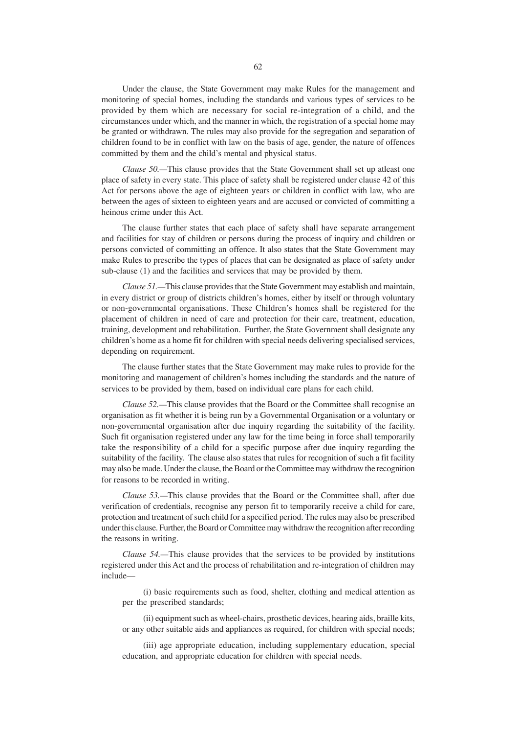Under the clause, the State Government may make Rules for the management and monitoring of special homes, including the standards and various types of services to be provided by them which are necessary for social re-integration of a child, and the circumstances under which, and the manner in which, the registration of a special home may be granted or withdrawn. The rules may also provide for the segregation and separation of children found to be in conflict with law on the basis of age, gender, the nature of offences committed by them and the child's mental and physical status.

*Clause 50.*—This clause provides that the State Government shall set up atleast one place of safety in every state. This place of safety shall be registered under clause 42 of this Act for persons above the age of eighteen years or children in conflict with law, who are between the ages of sixteen to eighteen years and are accused or convicted of committing a heinous crime under this Act.

The clause further states that each place of safety shall have separate arrangement and facilities for stay of children or persons during the process of inquiry and children or persons convicted of committing an offence. It also states that the State Government may make Rules to prescribe the types of places that can be designated as place of safety under sub-clause (1) and the facilities and services that may be provided by them.

*Clause 51.*—This clause provides that the State Government may establish and maintain, in every district or group of districts children's homes, either by itself or through voluntary or non-governmental organisations. These Children's homes shall be registered for the placement of children in need of care and protection for their care, treatment, education, training, development and rehabilitation. Further, the State Government shall designate any children's home as a home fit for children with special needs delivering specialised services, depending on requirement.

The clause further states that the State Government may make rules to provide for the monitoring and management of children's homes including the standards and the nature of services to be provided by them, based on individual care plans for each child.

*Clause 52.*—This clause provides that the Board or the Committee shall recognise an organisation as fit whether it is being run by a Governmental Organisation or a voluntary or non-governmental organisation after due inquiry regarding the suitability of the facility. Such fit organisation registered under any law for the time being in force shall temporarily take the responsibility of a child for a specific purpose after due inquiry regarding the suitability of the facility. The clause also states that rules for recognition of such a fit facility may also be made. Under the clause, the Board or the Committee may withdraw the recognition for reasons to be recorded in writing.

*Clause 53.*—This clause provides that the Board or the Committee shall, after due verification of credentials, recognise any person fit to temporarily receive a child for care, protection and treatment of such child for a specified period. The rules may also be prescribed under this clause. Further, the Board or Committee may withdraw the recognition after recording the reasons in writing.

*Clause 54.*—This clause provides that the services to be provided by institutions registered under this Act and the process of rehabilitation and re-integration of children may include—

(i) basic requirements such as food, shelter, clothing and medical attention as per the prescribed standards;

(ii) equipment such as wheel-chairs, prosthetic devices, hearing aids, braille kits, or any other suitable aids and appliances as required, for children with special needs;

(iii) age appropriate education, including supplementary education, special education, and appropriate education for children with special needs.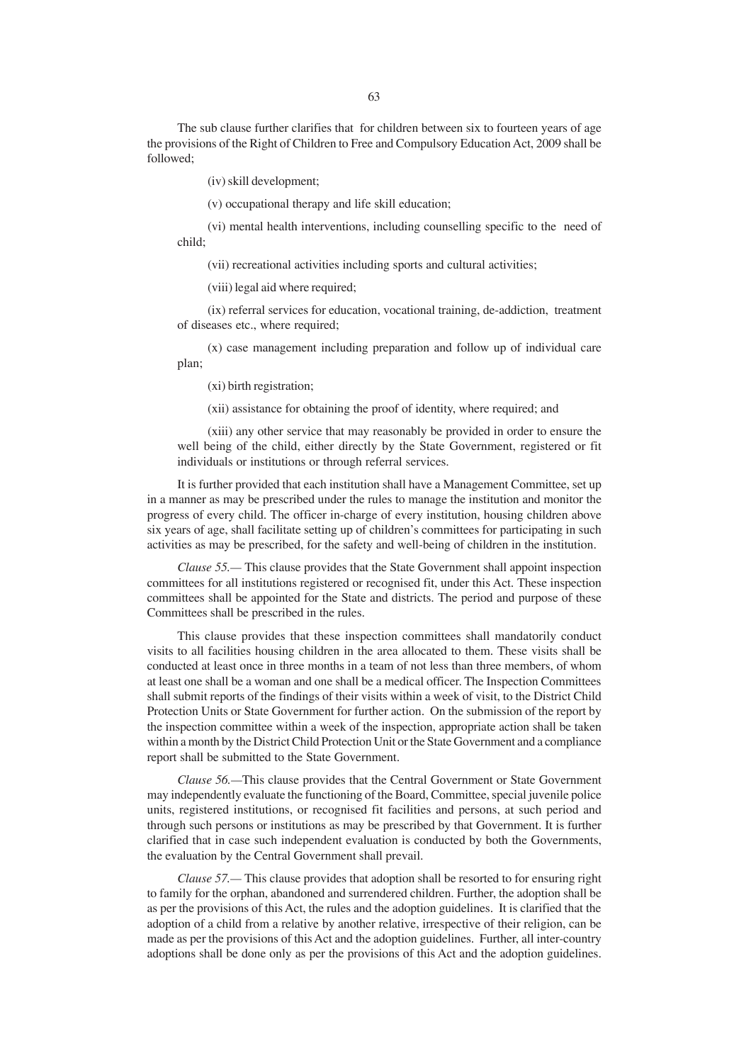The sub clause further clarifies that for children between six to fourteen years of age the provisions of the Right of Children to Free and Compulsory Education Act, 2009 shall be followed;

(iv) skill development;

(v) occupational therapy and life skill education;

(vi) mental health interventions, including counselling specific to the need of child;

(vii) recreational activities including sports and cultural activities;

(viii) legal aid where required;

(ix) referral services for education, vocational training, de-addiction, treatment of diseases etc., where required;

(x) case management including preparation and follow up of individual care plan;

(xi) birth registration;

(xii) assistance for obtaining the proof of identity, where required; and

(xiii) any other service that may reasonably be provided in order to ensure the well being of the child, either directly by the State Government, registered or fit individuals or institutions or through referral services.

It is further provided that each institution shall have a Management Committee, set up in a manner as may be prescribed under the rules to manage the institution and monitor the progress of every child. The officer in-charge of every institution, housing children above six years of age, shall facilitate setting up of children's committees for participating in such activities as may be prescribed, for the safety and well-being of children in the institution.

*Clause 55.*— This clause provides that the State Government shall appoint inspection committees for all institutions registered or recognised fit, under this Act. These inspection committees shall be appointed for the State and districts. The period and purpose of these Committees shall be prescribed in the rules.

This clause provides that these inspection committees shall mandatorily conduct visits to all facilities housing children in the area allocated to them. These visits shall be conducted at least once in three months in a team of not less than three members, of whom at least one shall be a woman and one shall be a medical officer. The Inspection Committees shall submit reports of the findings of their visits within a week of visit, to the District Child Protection Units or State Government for further action. On the submission of the report by the inspection committee within a week of the inspection, appropriate action shall be taken within a month by the District Child Protection Unit or the State Government and a compliance report shall be submitted to the State Government.

*Clause 56.*—This clause provides that the Central Government or State Government may independently evaluate the functioning of the Board, Committee, special juvenile police units, registered institutions, or recognised fit facilities and persons, at such period and through such persons or institutions as may be prescribed by that Government. It is further clarified that in case such independent evaluation is conducted by both the Governments, the evaluation by the Central Government shall prevail.

*Clause 57.*— This clause provides that adoption shall be resorted to for ensuring right to family for the orphan, abandoned and surrendered children. Further, the adoption shall be as per the provisions of this Act, the rules and the adoption guidelines. It is clarified that the adoption of a child from a relative by another relative, irrespective of their religion, can be made as per the provisions of this Act and the adoption guidelines. Further, all inter-country adoptions shall be done only as per the provisions of this Act and the adoption guidelines.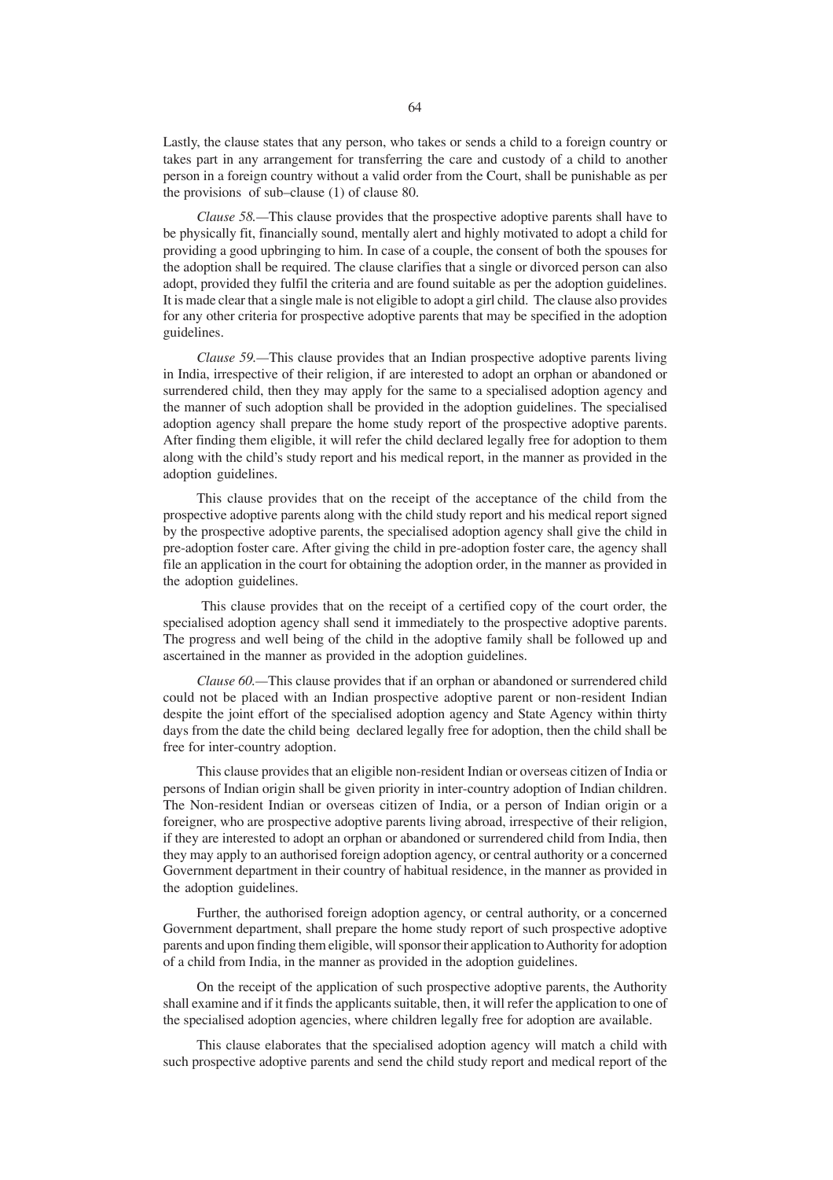Lastly, the clause states that any person, who takes or sends a child to a foreign country or takes part in any arrangement for transferring the care and custody of a child to another person in a foreign country without a valid order from the Court, shall be punishable as per the provisions of sub–clause (1) of clause 80.

*Clause 58.*—This clause provides that the prospective adoptive parents shall have to be physically fit, financially sound, mentally alert and highly motivated to adopt a child for providing a good upbringing to him. In case of a couple, the consent of both the spouses for the adoption shall be required. The clause clarifies that a single or divorced person can also adopt, provided they fulfil the criteria and are found suitable as per the adoption guidelines. It is made clear that a single male is not eligible to adopt a girl child. The clause also provides for any other criteria for prospective adoptive parents that may be specified in the adoption guidelines.

*Clause 59.*—This clause provides that an Indian prospective adoptive parents living in India, irrespective of their religion, if are interested to adopt an orphan or abandoned or surrendered child, then they may apply for the same to a specialised adoption agency and the manner of such adoption shall be provided in the adoption guidelines. The specialised adoption agency shall prepare the home study report of the prospective adoptive parents. After finding them eligible, it will refer the child declared legally free for adoption to them along with the child's study report and his medical report, in the manner as provided in the adoption guidelines.

This clause provides that on the receipt of the acceptance of the child from the prospective adoptive parents along with the child study report and his medical report signed by the prospective adoptive parents, the specialised adoption agency shall give the child in pre-adoption foster care. After giving the child in pre-adoption foster care, the agency shall file an application in the court for obtaining the adoption order, in the manner as provided in the adoption guidelines.

This clause provides that on the receipt of a certified copy of the court order, the specialised adoption agency shall send it immediately to the prospective adoptive parents. The progress and well being of the child in the adoptive family shall be followed up and ascertained in the manner as provided in the adoption guidelines.

*Clause 60.*—This clause provides that if an orphan or abandoned or surrendered child could not be placed with an Indian prospective adoptive parent or non-resident Indian despite the joint effort of the specialised adoption agency and State Agency within thirty days from the date the child being declared legally free for adoption, then the child shall be free for inter-country adoption.

This clause provides that an eligible non-resident Indian or overseas citizen of India or persons of Indian origin shall be given priority in inter-country adoption of Indian children. The Non-resident Indian or overseas citizen of India, or a person of Indian origin or a foreigner, who are prospective adoptive parents living abroad, irrespective of their religion, if they are interested to adopt an orphan or abandoned or surrendered child from India, then they may apply to an authorised foreign adoption agency, or central authority or a concerned Government department in their country of habitual residence, in the manner as provided in the adoption guidelines.

Further, the authorised foreign adoption agency, or central authority, or a concerned Government department, shall prepare the home study report of such prospective adoptive parents and upon finding them eligible, will sponsor their application to Authority for adoption of a child from India, in the manner as provided in the adoption guidelines.

On the receipt of the application of such prospective adoptive parents, the Authority shall examine and if it finds the applicants suitable, then, it will refer the application to one of the specialised adoption agencies, where children legally free for adoption are available.

This clause elaborates that the specialised adoption agency will match a child with such prospective adoptive parents and send the child study report and medical report of the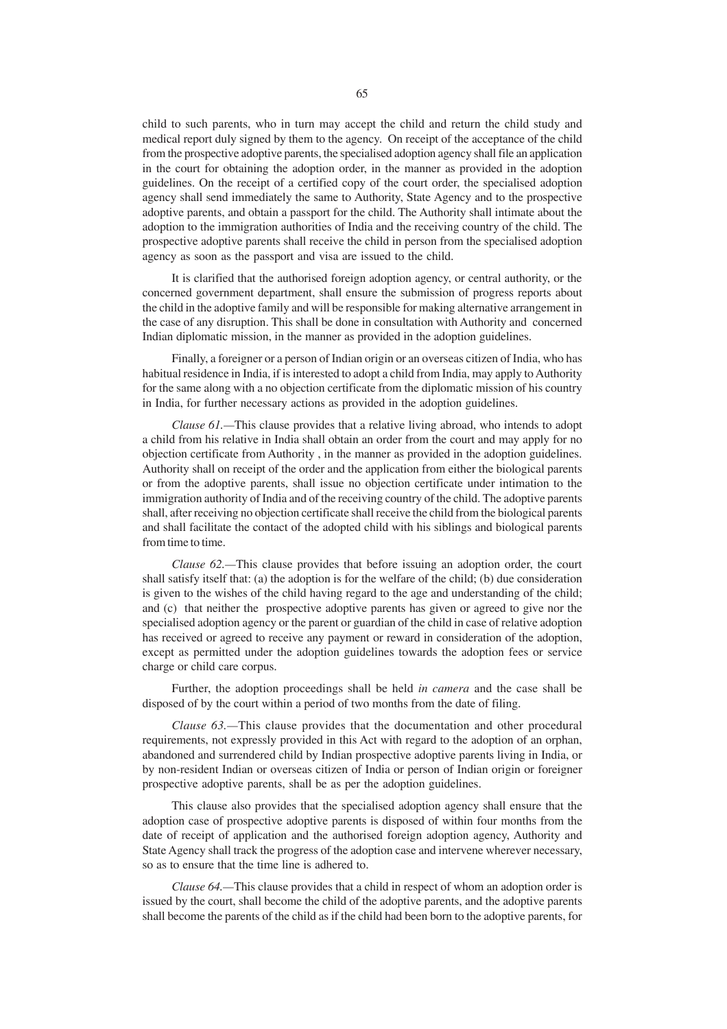child to such parents, who in turn may accept the child and return the child study and medical report duly signed by them to the agency. On receipt of the acceptance of the child from the prospective adoptive parents, the specialised adoption agency shall file an application in the court for obtaining the adoption order, in the manner as provided in the adoption guidelines. On the receipt of a certified copy of the court order, the specialised adoption agency shall send immediately the same to Authority, State Agency and to the prospective adoptive parents, and obtain a passport for the child. The Authority shall intimate about the adoption to the immigration authorities of India and the receiving country of the child. The prospective adoptive parents shall receive the child in person from the specialised adoption agency as soon as the passport and visa are issued to the child.

It is clarified that the authorised foreign adoption agency, or central authority, or the concerned government department, shall ensure the submission of progress reports about the child in the adoptive family and will be responsible for making alternative arrangement in the case of any disruption. This shall be done in consultation with Authority and concerned Indian diplomatic mission, in the manner as provided in the adoption guidelines.

Finally, a foreigner or a person of Indian origin or an overseas citizen of India, who has habitual residence in India, if is interested to adopt a child from India, may apply to Authority for the same along with a no objection certificate from the diplomatic mission of his country in India, for further necessary actions as provided in the adoption guidelines.

*Clause 61.*—This clause provides that a relative living abroad, who intends to adopt a child from his relative in India shall obtain an order from the court and may apply for no objection certificate from Authority , in the manner as provided in the adoption guidelines. Authority shall on receipt of the order and the application from either the biological parents or from the adoptive parents, shall issue no objection certificate under intimation to the immigration authority of India and of the receiving country of the child. The adoptive parents shall, after receiving no objection certificate shall receive the child from the biological parents and shall facilitate the contact of the adopted child with his siblings and biological parents from time to time.

*Clause 62.*—This clause provides that before issuing an adoption order, the court shall satisfy itself that: (a) the adoption is for the welfare of the child; (b) due consideration is given to the wishes of the child having regard to the age and understanding of the child; and (c) that neither the prospective adoptive parents has given or agreed to give nor the specialised adoption agency or the parent or guardian of the child in case of relative adoption has received or agreed to receive any payment or reward in consideration of the adoption, except as permitted under the adoption guidelines towards the adoption fees or service charge or child care corpus.

Further, the adoption proceedings shall be held *in camera* and the case shall be disposed of by the court within a period of two months from the date of filing.

*Clause 63.*—This clause provides that the documentation and other procedural requirements, not expressly provided in this Act with regard to the adoption of an orphan, abandoned and surrendered child by Indian prospective adoptive parents living in India, or by non-resident Indian or overseas citizen of India or person of Indian origin or foreigner prospective adoptive parents, shall be as per the adoption guidelines.

This clause also provides that the specialised adoption agency shall ensure that the adoption case of prospective adoptive parents is disposed of within four months from the date of receipt of application and the authorised foreign adoption agency, Authority and State Agency shall track the progress of the adoption case and intervene wherever necessary, so as to ensure that the time line is adhered to.

*Clause 64.*—This clause provides that a child in respect of whom an adoption order is issued by the court, shall become the child of the adoptive parents, and the adoptive parents shall become the parents of the child as if the child had been born to the adoptive parents, for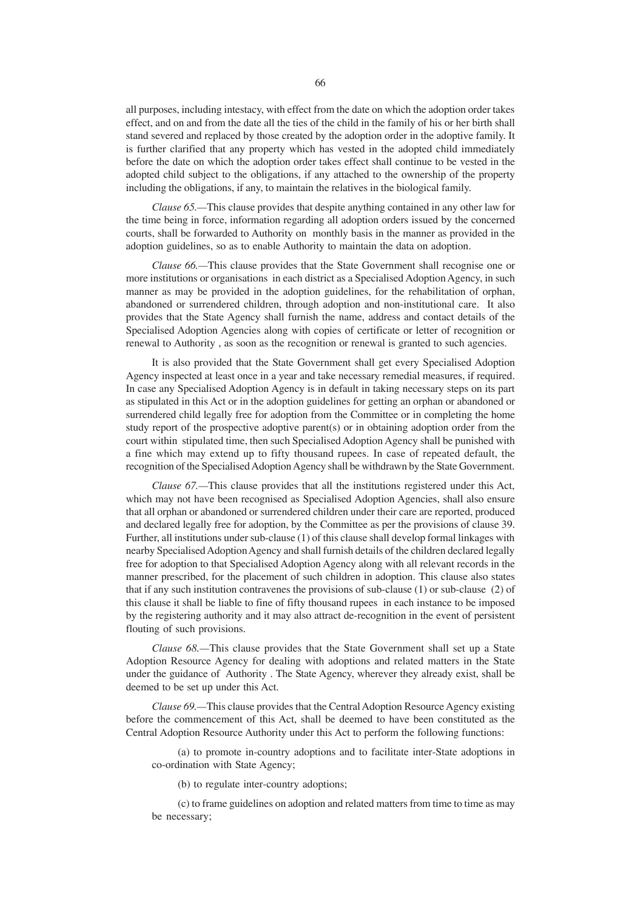all purposes, including intestacy, with effect from the date on which the adoption order takes effect, and on and from the date all the ties of the child in the family of his or her birth shall stand severed and replaced by those created by the adoption order in the adoptive family. It is further clarified that any property which has vested in the adopted child immediately before the date on which the adoption order takes effect shall continue to be vested in the adopted child subject to the obligations, if any attached to the ownership of the property including the obligations, if any, to maintain the relatives in the biological family.

*Clause 65.*—This clause provides that despite anything contained in any other law for the time being in force, information regarding all adoption orders issued by the concerned courts, shall be forwarded to Authority on monthly basis in the manner as provided in the adoption guidelines, so as to enable Authority to maintain the data on adoption.

*Clause 66.*—This clause provides that the State Government shall recognise one or more institutions or organisations in each district as a Specialised Adoption Agency, in such manner as may be provided in the adoption guidelines, for the rehabilitation of orphan, abandoned or surrendered children, through adoption and non-institutional care. It also provides that the State Agency shall furnish the name, address and contact details of the Specialised Adoption Agencies along with copies of certificate or letter of recognition or renewal to Authority , as soon as the recognition or renewal is granted to such agencies.

It is also provided that the State Government shall get every Specialised Adoption Agency inspected at least once in a year and take necessary remedial measures, if required. In case any Specialised Adoption Agency is in default in taking necessary steps on its part as stipulated in this Act or in the adoption guidelines for getting an orphan or abandoned or surrendered child legally free for adoption from the Committee or in completing the home study report of the prospective adoptive parent(s) or in obtaining adoption order from the court within stipulated time, then such Specialised Adoption Agency shall be punished with a fine which may extend up to fifty thousand rupees. In case of repeated default, the recognition of the Specialised Adoption Agency shall be withdrawn by the State Government.

*Clause 67.*—This clause provides that all the institutions registered under this Act, which may not have been recognised as Specialised Adoption Agencies, shall also ensure that all orphan or abandoned or surrendered children under their care are reported, produced and declared legally free for adoption, by the Committee as per the provisions of clause 39. Further, all institutions under sub-clause (1) of this clause shall develop formal linkages with nearby Specialised Adoption Agency and shall furnish details of the children declared legally free for adoption to that Specialised Adoption Agency along with all relevant records in the manner prescribed, for the placement of such children in adoption. This clause also states that if any such institution contravenes the provisions of sub-clause (1) or sub-clause (2) of this clause it shall be liable to fine of fifty thousand rupees in each instance to be imposed by the registering authority and it may also attract de-recognition in the event of persistent flouting of such provisions.

*Clause 68.*—This clause provides that the State Government shall set up a State Adoption Resource Agency for dealing with adoptions and related matters in the State under the guidance of Authority . The State Agency, wherever they already exist, shall be deemed to be set up under this Act.

*Clause 69.*—This clause provides that the Central Adoption Resource Agency existing before the commencement of this Act, shall be deemed to have been constituted as the Central Adoption Resource Authority under this Act to perform the following functions:

(a) to promote in-country adoptions and to facilitate inter-State adoptions in co-ordination with State Agency;

(b) to regulate inter-country adoptions;

(c) to frame guidelines on adoption and related matters from time to time as may be necessary;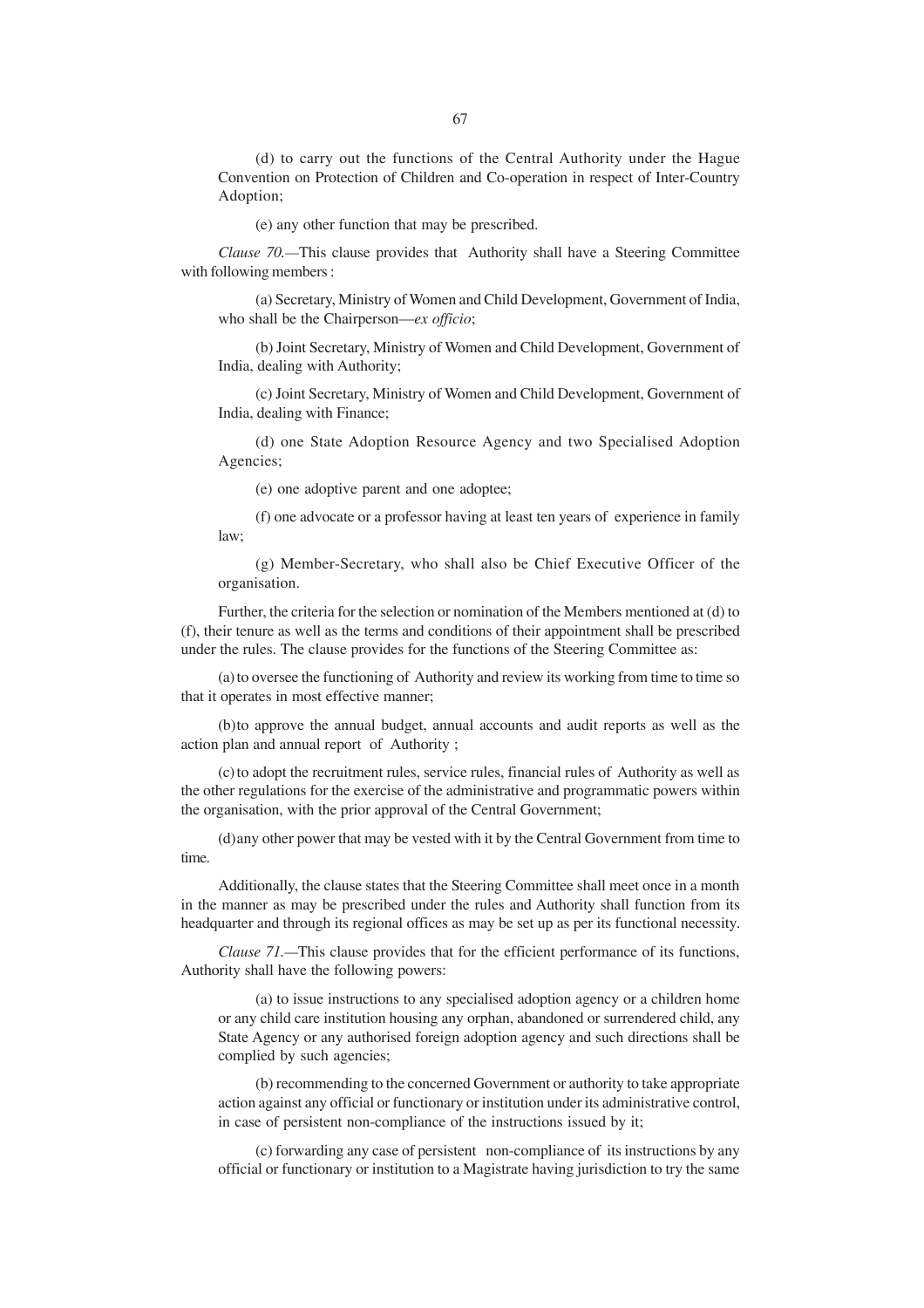(d) to carry out the functions of the Central Authority under the Hague Convention on Protection of Children and Co-operation in respect of Inter-Country Adoption;

(e) any other function that may be prescribed.

*Clause 70.*—This clause provides that Authority shall have a Steering Committee with following members :

(a) Secretary, Ministry of Women and Child Development, Government of India, who shall be the Chairperson—*ex officio*;

(b) Joint Secretary, Ministry of Women and Child Development, Government of India, dealing with Authority;

(c) Joint Secretary, Ministry of Women and Child Development, Government of India, dealing with Finance;

(d) one State Adoption Resource Agency and two Specialised Adoption Agencies;

(e) one adoptive parent and one adoptee;

(f) one advocate or a professor having at least ten years of experience in family law;

(g) Member-Secretary, who shall also be Chief Executive Officer of the organisation.

Further, the criteria for the selection or nomination of the Members mentioned at (d) to (f), their tenure as well as the terms and conditions of their appointment shall be prescribed under the rules. The clause provides for the functions of the Steering Committee as:

(a) to oversee the functioning of Authority and review its working from time to time so that it operates in most effective manner;

(b) to approve the annual budget, annual accounts and audit reports as well as the action plan and annual report of Authority ;

(c) to adopt the recruitment rules, service rules, financial rules of Authority as well as the other regulations for the exercise of the administrative and programmatic powers within the organisation, with the prior approval of the Central Government;

(d) any other power that may be vested with it by the Central Government from time to time.

Additionally, the clause states that the Steering Committee shall meet once in a month in the manner as may be prescribed under the rules and Authority shall function from its headquarter and through its regional offices as may be set up as per its functional necessity.

*Clause 71.*—This clause provides that for the efficient performance of its functions, Authority shall have the following powers:

(a) to issue instructions to any specialised adoption agency or a children home or any child care institution housing any orphan, abandoned or surrendered child, any State Agency or any authorised foreign adoption agency and such directions shall be complied by such agencies;

(b) recommending to the concerned Government or authority to take appropriate action against any official or functionary or institution under its administrative control, in case of persistent non-compliance of the instructions issued by it;

(c) forwarding any case of persistent non-compliance of its instructions by any official or functionary or institution to a Magistrate having jurisdiction to try the same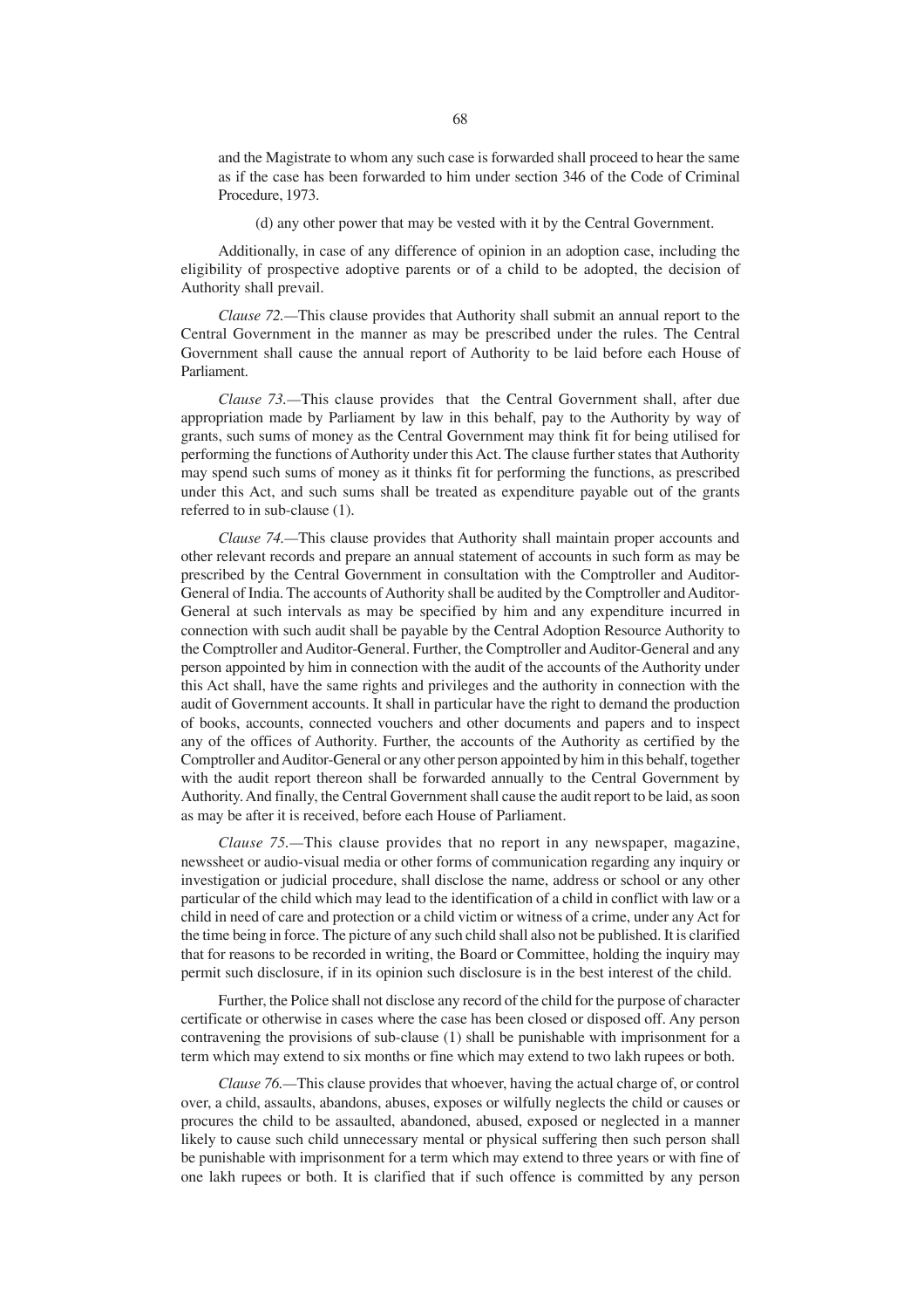and the Magistrate to whom any such case is forwarded shall proceed to hear the same as if the case has been forwarded to him under section 346 of the Code of Criminal Procedure, 1973.

(d) any other power that may be vested with it by the Central Government.

Additionally, in case of any difference of opinion in an adoption case, including the eligibility of prospective adoptive parents or of a child to be adopted, the decision of Authority shall prevail.

*Clause 72.*—This clause provides that Authority shall submit an annual report to the Central Government in the manner as may be prescribed under the rules. The Central Government shall cause the annual report of Authority to be laid before each House of Parliament.

*Clause 73.*—This clause provides that the Central Government shall, after due appropriation made by Parliament by law in this behalf, pay to the Authority by way of grants, such sums of money as the Central Government may think fit for being utilised for performing the functions of Authority under this Act. The clause further states that Authority may spend such sums of money as it thinks fit for performing the functions, as prescribed under this Act, and such sums shall be treated as expenditure payable out of the grants referred to in sub-clause (1).

*Clause 74.*—This clause provides that Authority shall maintain proper accounts and other relevant records and prepare an annual statement of accounts in such form as may be prescribed by the Central Government in consultation with the Comptroller and Auditor-General of India. The accounts of Authority shall be audited by the Comptroller and Auditor-General at such intervals as may be specified by him and any expenditure incurred in connection with such audit shall be payable by the Central Adoption Resource Authority to the Comptroller and Auditor-General. Further, the Comptroller and Auditor-General and any person appointed by him in connection with the audit of the accounts of the Authority under this Act shall, have the same rights and privileges and the authority in connection with the audit of Government accounts. It shall in particular have the right to demand the production of books, accounts, connected vouchers and other documents and papers and to inspect any of the offices of Authority. Further, the accounts of the Authority as certified by the Comptroller and Auditor-General or any other person appointed by him in this behalf, together with the audit report thereon shall be forwarded annually to the Central Government by Authority. And finally, the Central Government shall cause the audit report to be laid, as soon as may be after it is received, before each House of Parliament.

*Clause 75.*—This clause provides that no report in any newspaper, magazine, newssheet or audio-visual media or other forms of communication regarding any inquiry or investigation or judicial procedure, shall disclose the name, address or school or any other particular of the child which may lead to the identification of a child in conflict with law or a child in need of care and protection or a child victim or witness of a crime, under any Act for the time being in force. The picture of any such child shall also not be published. It is clarified that for reasons to be recorded in writing, the Board or Committee, holding the inquiry may permit such disclosure, if in its opinion such disclosure is in the best interest of the child.

Further, the Police shall not disclose any record of the child for the purpose of character certificate or otherwise in cases where the case has been closed or disposed off. Any person contravening the provisions of sub-clause (1) shall be punishable with imprisonment for a term which may extend to six months or fine which may extend to two lakh rupees or both.

*Clause 76.*—This clause provides that whoever, having the actual charge of, or control over, a child, assaults, abandons, abuses, exposes or wilfully neglects the child or causes or procures the child to be assaulted, abandoned, abused, exposed or neglected in a manner likely to cause such child unnecessary mental or physical suffering then such person shall be punishable with imprisonment for a term which may extend to three years or with fine of one lakh rupees or both. It is clarified that if such offence is committed by any person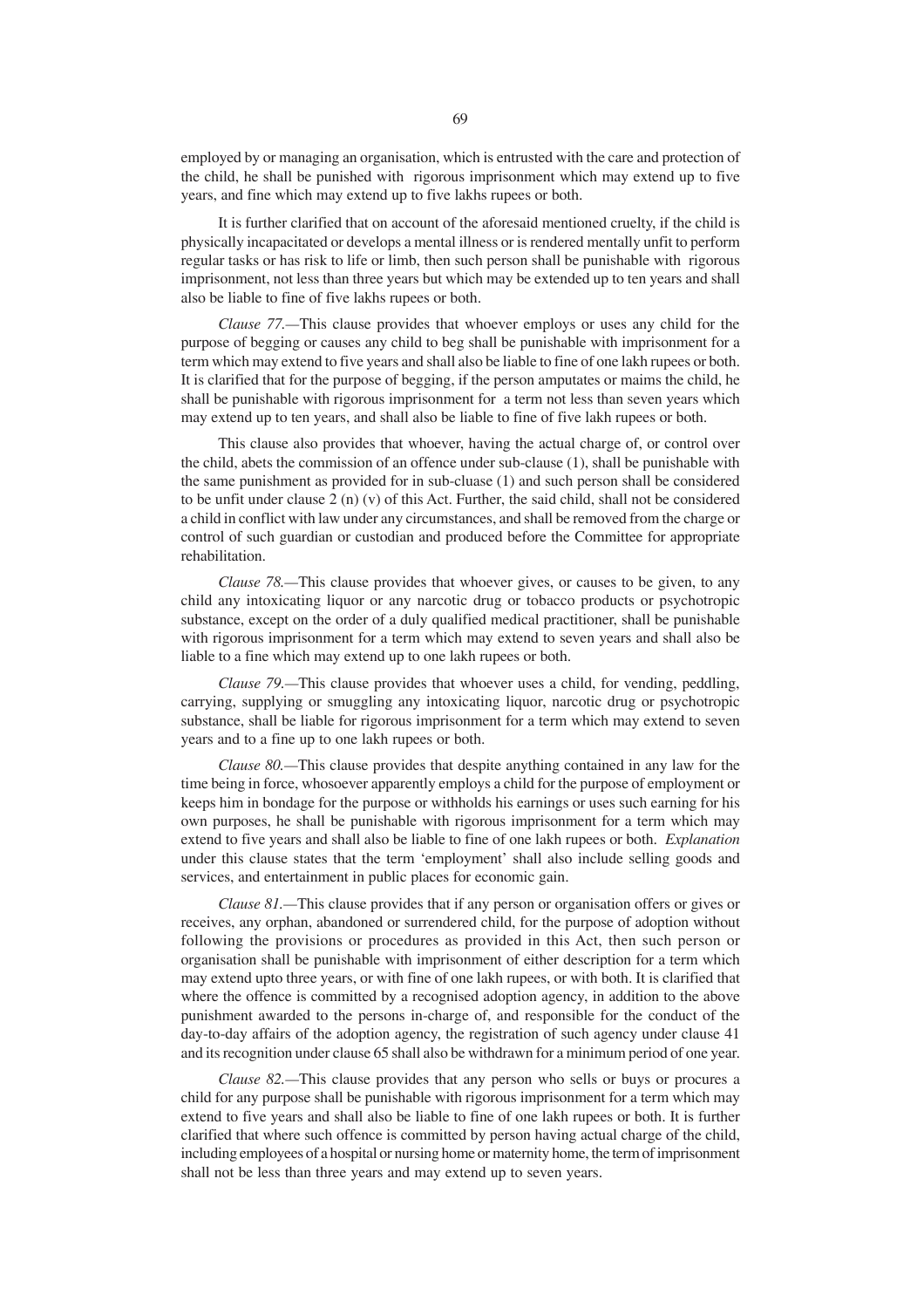employed by or managing an organisation, which is entrusted with the care and protection of the child, he shall be punished with rigorous imprisonment which may extend up to five years, and fine which may extend up to five lakhs rupees or both.

It is further clarified that on account of the aforesaid mentioned cruelty, if the child is physically incapacitated or develops a mental illness or is rendered mentally unfit to perform regular tasks or has risk to life or limb, then such person shall be punishable with rigorous imprisonment, not less than three years but which may be extended up to ten years and shall also be liable to fine of five lakhs rupees or both.

*Clause 77.*—This clause provides that whoever employs or uses any child for the purpose of begging or causes any child to beg shall be punishable with imprisonment for a term which may extend to five years and shall also be liable to fine of one lakh rupees or both. It is clarified that for the purpose of begging, if the person amputates or maims the child, he shall be punishable with rigorous imprisonment for a term not less than seven years which may extend up to ten years, and shall also be liable to fine of five lakh rupees or both.

This clause also provides that whoever, having the actual charge of, or control over the child, abets the commission of an offence under sub-clause (1), shall be punishable with the same punishment as provided for in sub-cluase (1) and such person shall be considered to be unfit under clause 2 (n) (v) of this Act. Further, the said child, shall not be considered a child in conflict with law under any circumstances, and shall be removed from the charge or control of such guardian or custodian and produced before the Committee for appropriate rehabilitation.

*Clause 78.*—This clause provides that whoever gives, or causes to be given, to any child any intoxicating liquor or any narcotic drug or tobacco products or psychotropic substance, except on the order of a duly qualified medical practitioner, shall be punishable with rigorous imprisonment for a term which may extend to seven years and shall also be liable to a fine which may extend up to one lakh rupees or both.

*Clause 79.*—This clause provides that whoever uses a child, for vending, peddling, carrying, supplying or smuggling any intoxicating liquor, narcotic drug or psychotropic substance, shall be liable for rigorous imprisonment for a term which may extend to seven years and to a fine up to one lakh rupees or both.

*Clause 80.*—This clause provides that despite anything contained in any law for the time being in force, whosoever apparently employs a child for the purpose of employment or keeps him in bondage for the purpose or withholds his earnings or uses such earning for his own purposes, he shall be punishable with rigorous imprisonment for a term which may extend to five years and shall also be liable to fine of one lakh rupees or both. *Explanation* under this clause states that the term 'employment' shall also include selling goods and services, and entertainment in public places for economic gain.

*Clause 81.*—This clause provides that if any person or organisation offers or gives or receives, any orphan, abandoned or surrendered child, for the purpose of adoption without following the provisions or procedures as provided in this Act, then such person or organisation shall be punishable with imprisonment of either description for a term which may extend upto three years, or with fine of one lakh rupees, or with both. It is clarified that where the offence is committed by a recognised adoption agency, in addition to the above punishment awarded to the persons in-charge of, and responsible for the conduct of the day-to-day affairs of the adoption agency, the registration of such agency under clause 41 and its recognition under clause 65 shall also be withdrawn for a minimum period of one year.

*Clause 82.*—This clause provides that any person who sells or buys or procures a child for any purpose shall be punishable with rigorous imprisonment for a term which may extend to five years and shall also be liable to fine of one lakh rupees or both. It is further clarified that where such offence is committed by person having actual charge of the child, including employees of a hospital or nursing home or maternity home, the term of imprisonment shall not be less than three years and may extend up to seven years.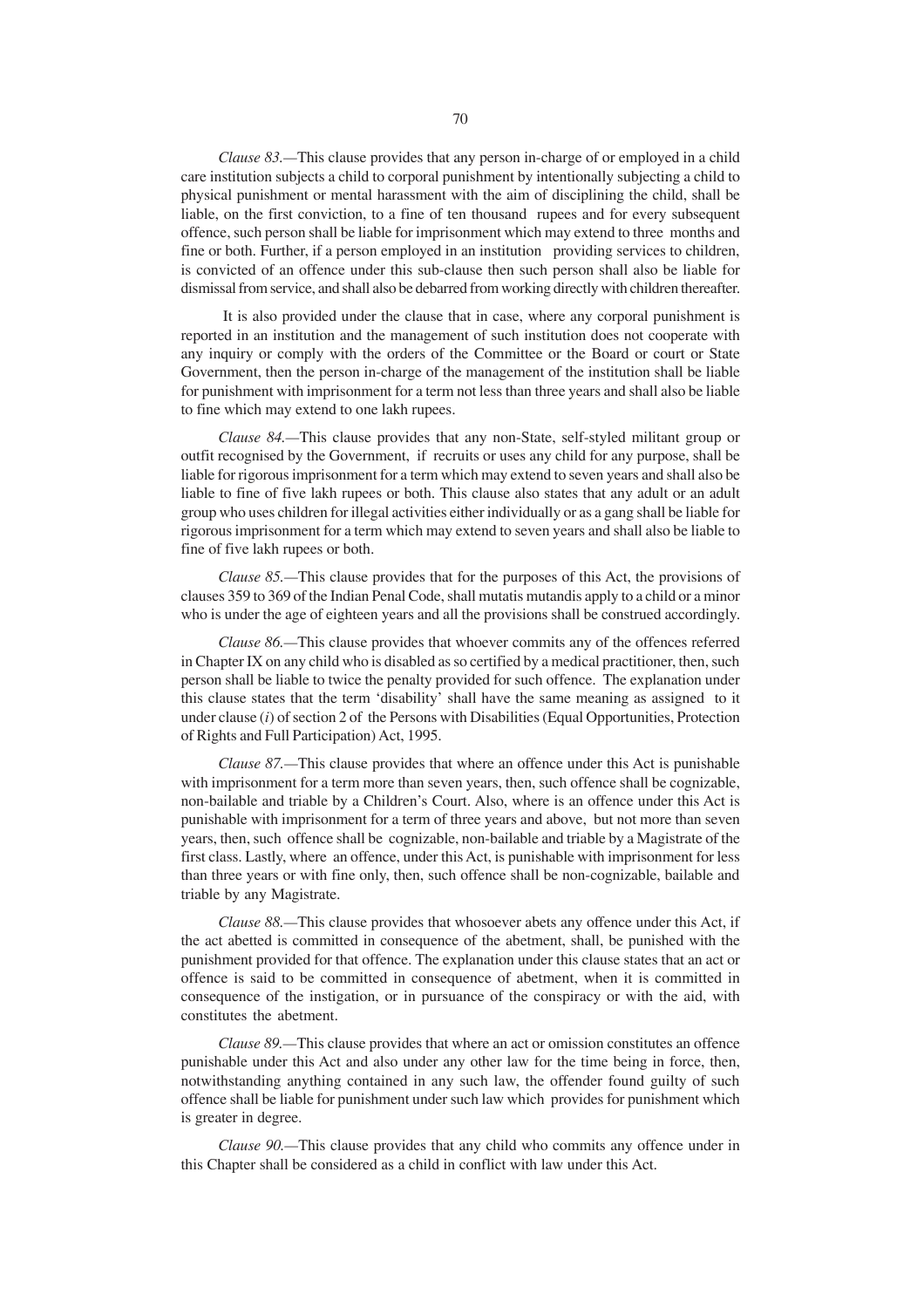*Clause 83.*—This clause provides that any person in-charge of or employed in a child care institution subjects a child to corporal punishment by intentionally subjecting a child to physical punishment or mental harassment with the aim of disciplining the child, shall be liable, on the first conviction, to a fine of ten thousand rupees and for every subsequent offence, such person shall be liable for imprisonment which may extend to three months and fine or both. Further, if a person employed in an institution providing services to children, is convicted of an offence under this sub-clause then such person shall also be liable for dismissal from service, and shall also be debarred from working directly with children thereafter.

It is also provided under the clause that in case, where any corporal punishment is reported in an institution and the management of such institution does not cooperate with any inquiry or comply with the orders of the Committee or the Board or court or State Government, then the person in-charge of the management of the institution shall be liable for punishment with imprisonment for a term not less than three years and shall also be liable to fine which may extend to one lakh rupees.

*Clause 84.*—This clause provides that any non-State, self-styled militant group or outfit recognised by the Government, if recruits or uses any child for any purpose, shall be liable for rigorous imprisonment for a term which may extend to seven years and shall also be liable to fine of five lakh rupees or both. This clause also states that any adult or an adult group who uses children for illegal activities either individually or as a gang shall be liable for rigorous imprisonment for a term which may extend to seven years and shall also be liable to fine of five lakh rupees or both.

*Clause 85.*—This clause provides that for the purposes of this Act, the provisions of clauses 359 to 369 of the Indian Penal Code, shall mutatis mutandis apply to a child or a minor who is under the age of eighteen years and all the provisions shall be construed accordingly.

*Clause 86.*—This clause provides that whoever commits any of the offences referred in Chapter IX on any child who is disabled as so certified by a medical practitioner, then, such person shall be liable to twice the penalty provided for such offence. The explanation under this clause states that the term 'disability' shall have the same meaning as assigned to it under clause (*i*) of section 2 of the Persons with Disabilities (Equal Opportunities, Protection of Rights and Full Participation) Act, 1995.

*Clause 87.*—This clause provides that where an offence under this Act is punishable with imprisonment for a term more than seven years, then, such offence shall be cognizable, non-bailable and triable by a Children's Court. Also, where is an offence under this Act is punishable with imprisonment for a term of three years and above, but not more than seven years, then, such offence shall be cognizable, non-bailable and triable by a Magistrate of the first class. Lastly, where an offence, under this Act, is punishable with imprisonment for less than three years or with fine only, then, such offence shall be non-cognizable, bailable and triable by any Magistrate.

*Clause 88.*—This clause provides that whosoever abets any offence under this Act, if the act abetted is committed in consequence of the abetment, shall, be punished with the punishment provided for that offence. The explanation under this clause states that an act or offence is said to be committed in consequence of abetment, when it is committed in consequence of the instigation, or in pursuance of the conspiracy or with the aid, with constitutes the abetment.

*Clause 89.*—This clause provides that where an act or omission constitutes an offence punishable under this Act and also under any other law for the time being in force, then, notwithstanding anything contained in any such law, the offender found guilty of such offence shall be liable for punishment under such law which provides for punishment which is greater in degree.

*Clause 90.*—This clause provides that any child who commits any offence under in this Chapter shall be considered as a child in conflict with law under this Act.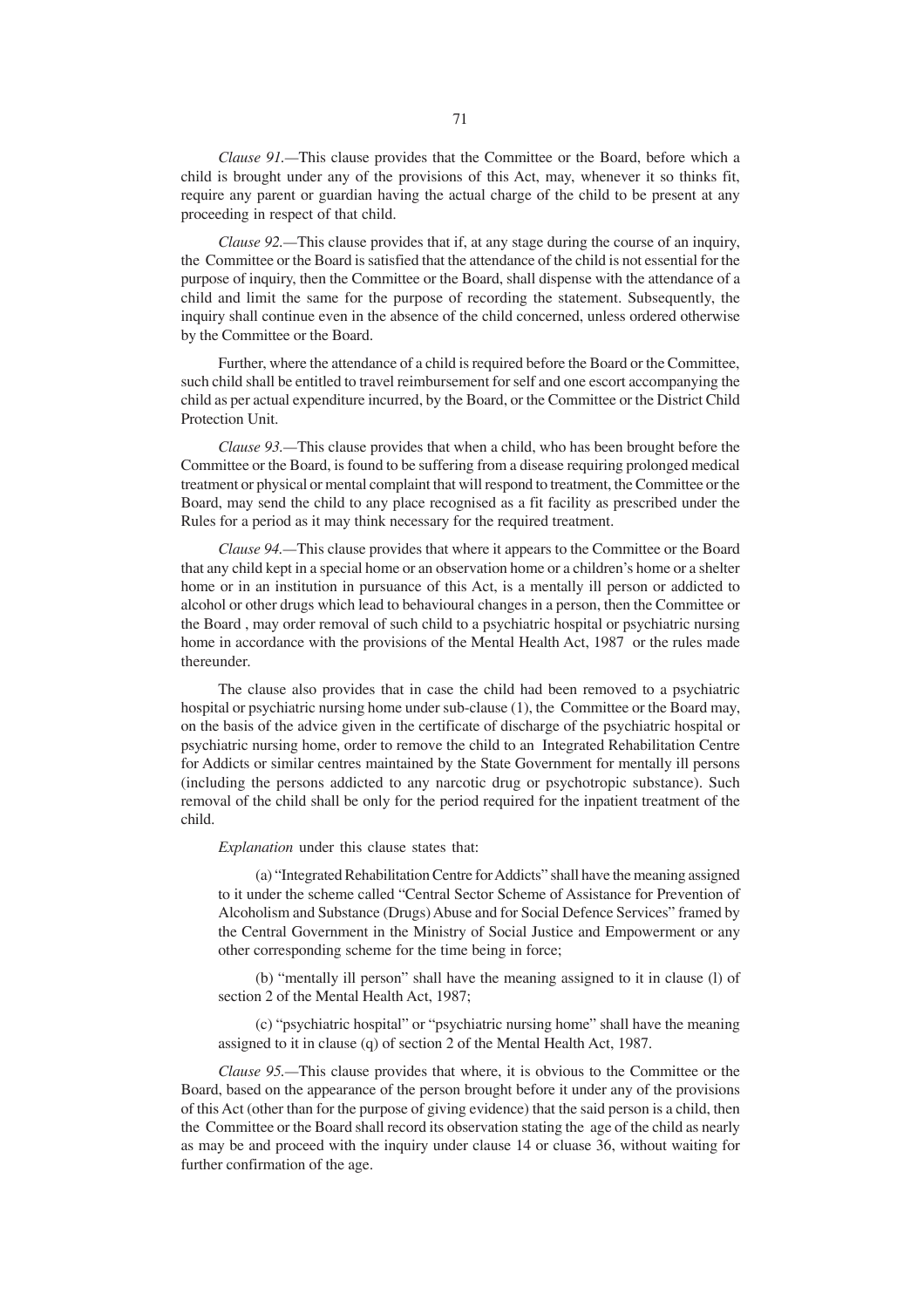*Clause 91.*—This clause provides that the Committee or the Board, before which a child is brought under any of the provisions of this Act, may, whenever it so thinks fit, require any parent or guardian having the actual charge of the child to be present at any proceeding in respect of that child.

*Clause 92.*—This clause provides that if, at any stage during the course of an inquiry, the Committee or the Board is satisfied that the attendance of the child is not essential for the purpose of inquiry, then the Committee or the Board, shall dispense with the attendance of a child and limit the same for the purpose of recording the statement. Subsequently, the inquiry shall continue even in the absence of the child concerned, unless ordered otherwise by the Committee or the Board.

Further, where the attendance of a child is required before the Board or the Committee, such child shall be entitled to travel reimbursement for self and one escort accompanying the child as per actual expenditure incurred, by the Board, or the Committee or the District Child Protection Unit.

*Clause 93.*—This clause provides that when a child, who has been brought before the Committee or the Board, is found to be suffering from a disease requiring prolonged medical treatment or physical or mental complaint that will respond to treatment, the Committee or the Board, may send the child to any place recognised as a fit facility as prescribed under the Rules for a period as it may think necessary for the required treatment.

*Clause 94.*—This clause provides that where it appears to the Committee or the Board that any child kept in a special home or an observation home or a children's home or a shelter home or in an institution in pursuance of this Act, is a mentally ill person or addicted to alcohol or other drugs which lead to behavioural changes in a person, then the Committee or the Board , may order removal of such child to a psychiatric hospital or psychiatric nursing home in accordance with the provisions of the Mental Health Act, 1987 or the rules made thereunder.

The clause also provides that in case the child had been removed to a psychiatric hospital or psychiatric nursing home under sub-clause (1), the Committee or the Board may, on the basis of the advice given in the certificate of discharge of the psychiatric hospital or psychiatric nursing home, order to remove the child to an Integrated Rehabilitation Centre for Addicts or similar centres maintained by the State Government for mentally ill persons (including the persons addicted to any narcotic drug or psychotropic substance). Such removal of the child shall be only for the period required for the inpatient treatment of the child.

*Explanation* under this clause states that:

(a) "Integrated Rehabilitation Centre for Addicts" shall have the meaning assigned to it under the scheme called "Central Sector Scheme of Assistance for Prevention of Alcoholism and Substance (Drugs) Abuse and for Social Defence Services" framed by the Central Government in the Ministry of Social Justice and Empowerment or any other corresponding scheme for the time being in force;

(b) "mentally ill person" shall have the meaning assigned to it in clause (l) of section 2 of the Mental Health Act, 1987;

(c) "psychiatric hospital" or "psychiatric nursing home" shall have the meaning assigned to it in clause (q) of section 2 of the Mental Health Act, 1987.

*Clause 95.*—This clause provides that where, it is obvious to the Committee or the Board, based on the appearance of the person brought before it under any of the provisions of this Act (other than for the purpose of giving evidence) that the said person is a child, then the Committee or the Board shall record its observation stating the age of the child as nearly as may be and proceed with the inquiry under clause 14 or cluase 36, without waiting for further confirmation of the age.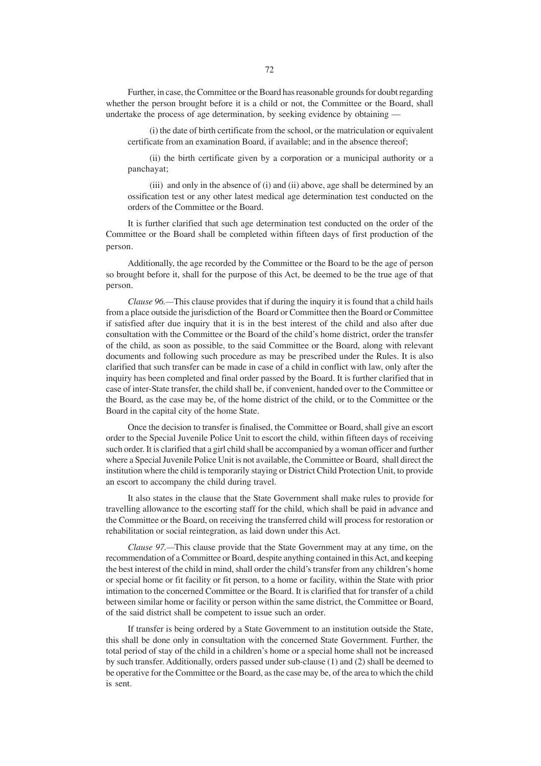Further, in case, the Committee or the Board has reasonable grounds for doubt regarding whether the person brought before it is a child or not, the Committee or the Board, shall undertake the process of age determination, by seeking evidence by obtaining —

(i) the date of birth certificate from the school, or the matriculation or equivalent certificate from an examination Board, if available; and in the absence thereof;

(ii) the birth certificate given by a corporation or a municipal authority or a panchayat;

(iii) and only in the absence of (i) and (ii) above, age shall be determined by an ossification test or any other latest medical age determination test conducted on the orders of the Committee or the Board.

It is further clarified that such age determination test conducted on the order of the Committee or the Board shall be completed within fifteen days of first production of the person.

Additionally, the age recorded by the Committee or the Board to be the age of person so brought before it, shall for the purpose of this Act, be deemed to be the true age of that person.

*Clause 96.*—This clause provides that if during the inquiry it is found that a child hails from a place outside the jurisdiction of the Board or Committee then the Board or Committee if satisfied after due inquiry that it is in the best interest of the child and also after due consultation with the Committee or the Board of the child's home district, order the transfer of the child, as soon as possible, to the said Committee or the Board, along with relevant documents and following such procedure as may be prescribed under the Rules. It is also clarified that such transfer can be made in case of a child in conflict with law, only after the inquiry has been completed and final order passed by the Board. It is further clarified that in case of inter-State transfer, the child shall be, if convenient, handed over to the Committee or the Board, as the case may be, of the home district of the child, or to the Committee or the Board in the capital city of the home State.

Once the decision to transfer is finalised, the Committee or Board, shall give an escort order to the Special Juvenile Police Unit to escort the child, within fifteen days of receiving such order. It is clarified that a girl child shall be accompanied by a woman officer and further where a Special Juvenile Police Unit is not available, the Committee or Board, shall direct the institution where the child is temporarily staying or District Child Protection Unit, to provide an escort to accompany the child during travel.

It also states in the clause that the State Government shall make rules to provide for travelling allowance to the escorting staff for the child, which shall be paid in advance and the Committee or the Board, on receiving the transferred child will process for restoration or rehabilitation or social reintegration, as laid down under this Act.

*Clause 97.*—This clause provide that the State Government may at any time, on the recommendation of a Committee or Board, despite anything contained in this Act, and keeping the best interest of the child in mind, shall order the child's transfer from any children's home or special home or fit facility or fit person, to a home or facility, within the State with prior intimation to the concerned Committee or the Board. It is clarified that for transfer of a child between similar home or facility or person within the same district, the Committee or Board, of the said district shall be competent to issue such an order.

If transfer is being ordered by a State Government to an institution outside the State, this shall be done only in consultation with the concerned State Government. Further, the total period of stay of the child in a children's home or a special home shall not be increased by such transfer. Additionally, orders passed under sub-clause (1) and (2) shall be deemed to be operative for the Committee or the Board, as the case may be, of the area to which the child is sent.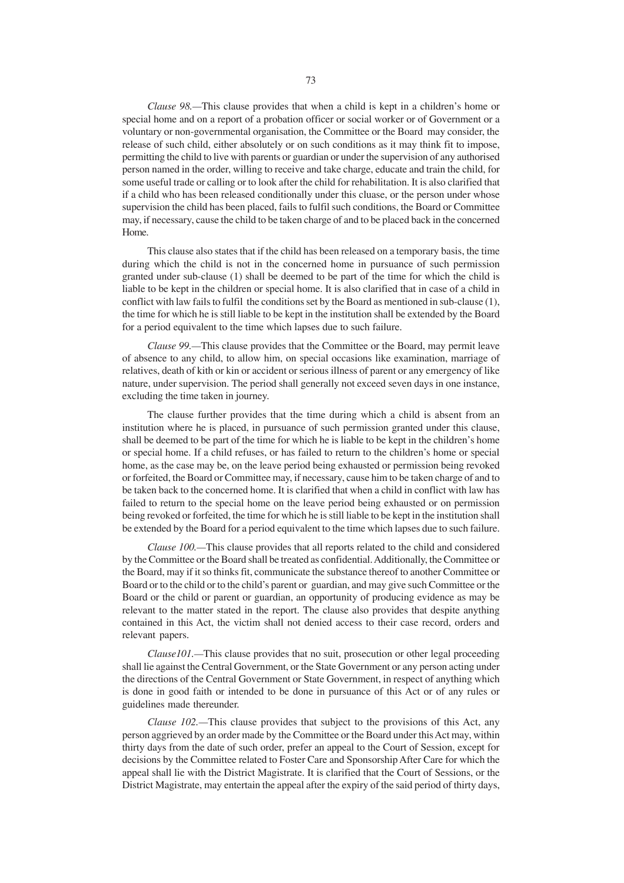*Clause 98.*—This clause provides that when a child is kept in a children's home or special home and on a report of a probation officer or social worker or of Government or a voluntary or non-governmental organisation, the Committee or the Board may consider, the release of such child, either absolutely or on such conditions as it may think fit to impose, permitting the child to live with parents or guardian or under the supervision of any authorised person named in the order, willing to receive and take charge, educate and train the child, for some useful trade or calling or to look after the child for rehabilitation. It is also clarified that if a child who has been released conditionally under this cluase, or the person under whose supervision the child has been placed, fails to fulfil such conditions, the Board or Committee may, if necessary, cause the child to be taken charge of and to be placed back in the concerned Home.

This clause also states that if the child has been released on a temporary basis, the time during which the child is not in the concerned home in pursuance of such permission granted under sub-clause (1) shall be deemed to be part of the time for which the child is liable to be kept in the children or special home. It is also clarified that in case of a child in conflict with law fails to fulfil the conditions set by the Board as mentioned in sub-clause (1), the time for which he is still liable to be kept in the institution shall be extended by the Board for a period equivalent to the time which lapses due to such failure.

*Clause 99.*—This clause provides that the Committee or the Board, may permit leave of absence to any child, to allow him, on special occasions like examination, marriage of relatives, death of kith or kin or accident or serious illness of parent or any emergency of like nature, under supervision. The period shall generally not exceed seven days in one instance, excluding the time taken in journey.

The clause further provides that the time during which a child is absent from an institution where he is placed, in pursuance of such permission granted under this clause, shall be deemed to be part of the time for which he is liable to be kept in the children's home or special home. If a child refuses, or has failed to return to the children's home or special home, as the case may be, on the leave period being exhausted or permission being revoked or forfeited, the Board or Committee may, if necessary, cause him to be taken charge of and to be taken back to the concerned home. It is clarified that when a child in conflict with law has failed to return to the special home on the leave period being exhausted or on permission being revoked or forfeited, the time for which he is still liable to be kept in the institution shall be extended by the Board for a period equivalent to the time which lapses due to such failure.

*Clause 100.*—This clause provides that all reports related to the child and considered by the Committee or the Board shall be treated as confidential. Additionally, the Committee or the Board, may if it so thinks fit, communicate the substance thereof to another Committee or Board or to the child or to the child's parent or guardian, and may give such Committee or the Board or the child or parent or guardian, an opportunity of producing evidence as may be relevant to the matter stated in the report. The clause also provides that despite anything contained in this Act, the victim shall not denied access to their case record, orders and relevant papers.

*Clause101.*—This clause provides that no suit, prosecution or other legal proceeding shall lie against the Central Government, or the State Government or any person acting under the directions of the Central Government or State Government, in respect of anything which is done in good faith or intended to be done in pursuance of this Act or of any rules or guidelines made thereunder.

*Clause 102.*—This clause provides that subject to the provisions of this Act, any person aggrieved by an order made by the Committee or the Board under this Act may, within thirty days from the date of such order, prefer an appeal to the Court of Session, except for decisions by the Committee related to Foster Care and Sponsorship After Care for which the appeal shall lie with the District Magistrate. It is clarified that the Court of Sessions, or the District Magistrate, may entertain the appeal after the expiry of the said period of thirty days,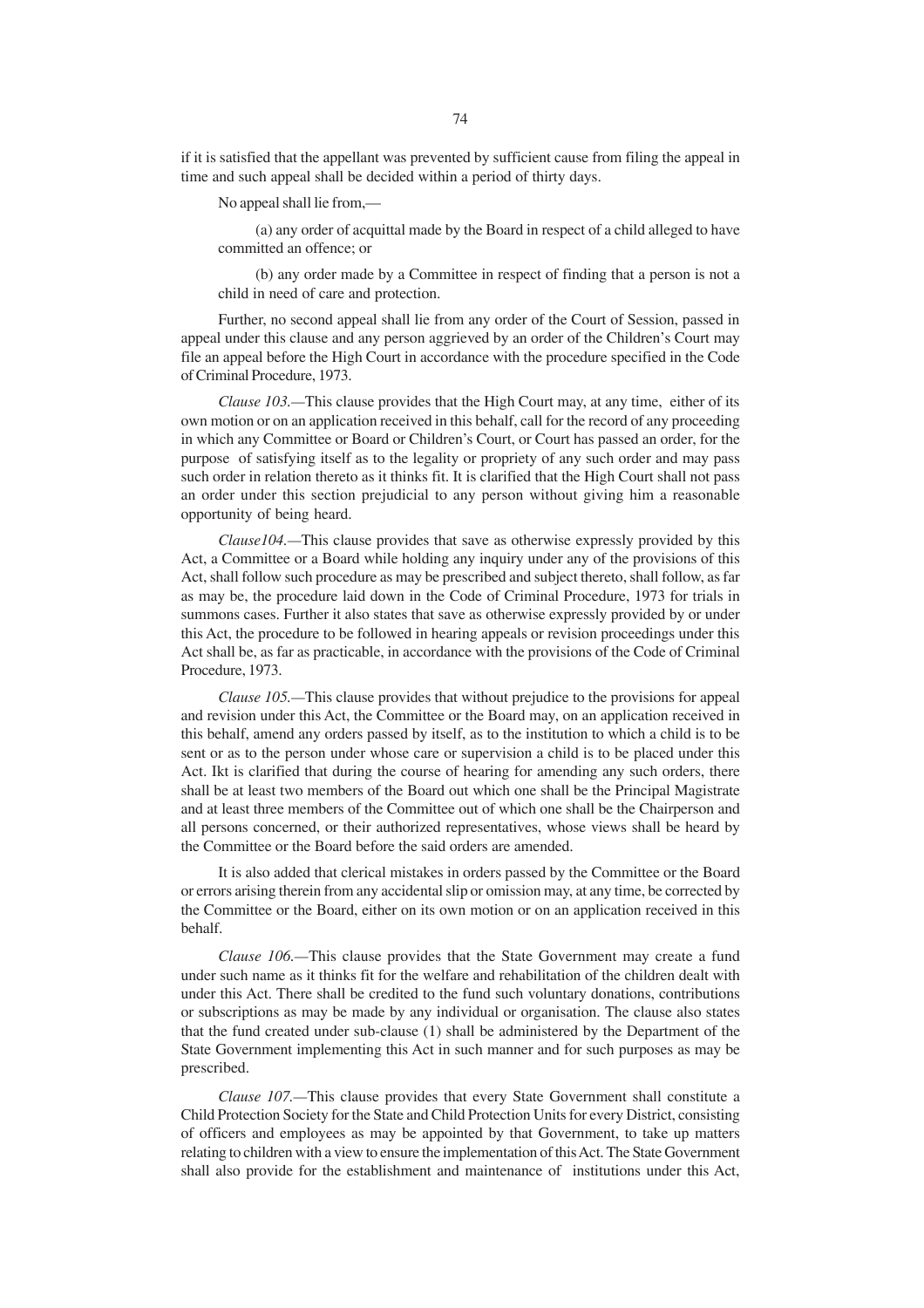if it is satisfied that the appellant was prevented by sufficient cause from filing the appeal in time and such appeal shall be decided within a period of thirty days.

No appeal shall lie from,—

(a) any order of acquittal made by the Board in respect of a child alleged to have committed an offence; or

(b) any order made by a Committee in respect of finding that a person is not a child in need of care and protection.

Further, no second appeal shall lie from any order of the Court of Session, passed in appeal under this clause and any person aggrieved by an order of the Children's Court may file an appeal before the High Court in accordance with the procedure specified in the Code of Criminal Procedure, 1973.

*Clause 103.*—This clause provides that the High Court may, at any time, either of its own motion or on an application received in this behalf, call for the record of any proceeding in which any Committee or Board or Children's Court, or Court has passed an order, for the purpose of satisfying itself as to the legality or propriety of any such order and may pass such order in relation thereto as it thinks fit. It is clarified that the High Court shall not pass an order under this section prejudicial to any person without giving him a reasonable opportunity of being heard.

*Clause104.*—This clause provides that save as otherwise expressly provided by this Act, a Committee or a Board while holding any inquiry under any of the provisions of this Act, shall follow such procedure as may be prescribed and subject thereto, shall follow, as far as may be, the procedure laid down in the Code of Criminal Procedure, 1973 for trials in summons cases. Further it also states that save as otherwise expressly provided by or under this Act, the procedure to be followed in hearing appeals or revision proceedings under this Act shall be, as far as practicable, in accordance with the provisions of the Code of Criminal Procedure, 1973.

*Clause 105.*—This clause provides that without prejudice to the provisions for appeal and revision under this Act, the Committee or the Board may, on an application received in this behalf, amend any orders passed by itself, as to the institution to which a child is to be sent or as to the person under whose care or supervision a child is to be placed under this Act. Ikt is clarified that during the course of hearing for amending any such orders, there shall be at least two members of the Board out which one shall be the Principal Magistrate and at least three members of the Committee out of which one shall be the Chairperson and all persons concerned, or their authorized representatives, whose views shall be heard by the Committee or the Board before the said orders are amended.

It is also added that clerical mistakes in orders passed by the Committee or the Board or errors arising therein from any accidental slip or omission may, at any time, be corrected by the Committee or the Board, either on its own motion or on an application received in this behalf.

*Clause 106.*—This clause provides that the State Government may create a fund under such name as it thinks fit for the welfare and rehabilitation of the children dealt with under this Act. There shall be credited to the fund such voluntary donations, contributions or subscriptions as may be made by any individual or organisation. The clause also states that the fund created under sub-clause (1) shall be administered by the Department of the State Government implementing this Act in such manner and for such purposes as may be prescribed.

*Clause 107.*—This clause provides that every State Government shall constitute a Child Protection Society for the State and Child Protection Units for every District, consisting of officers and employees as may be appointed by that Government, to take up matters relating to children with a view to ensure the implementation of this Act. The State Government shall also provide for the establishment and maintenance of institutions under this Act,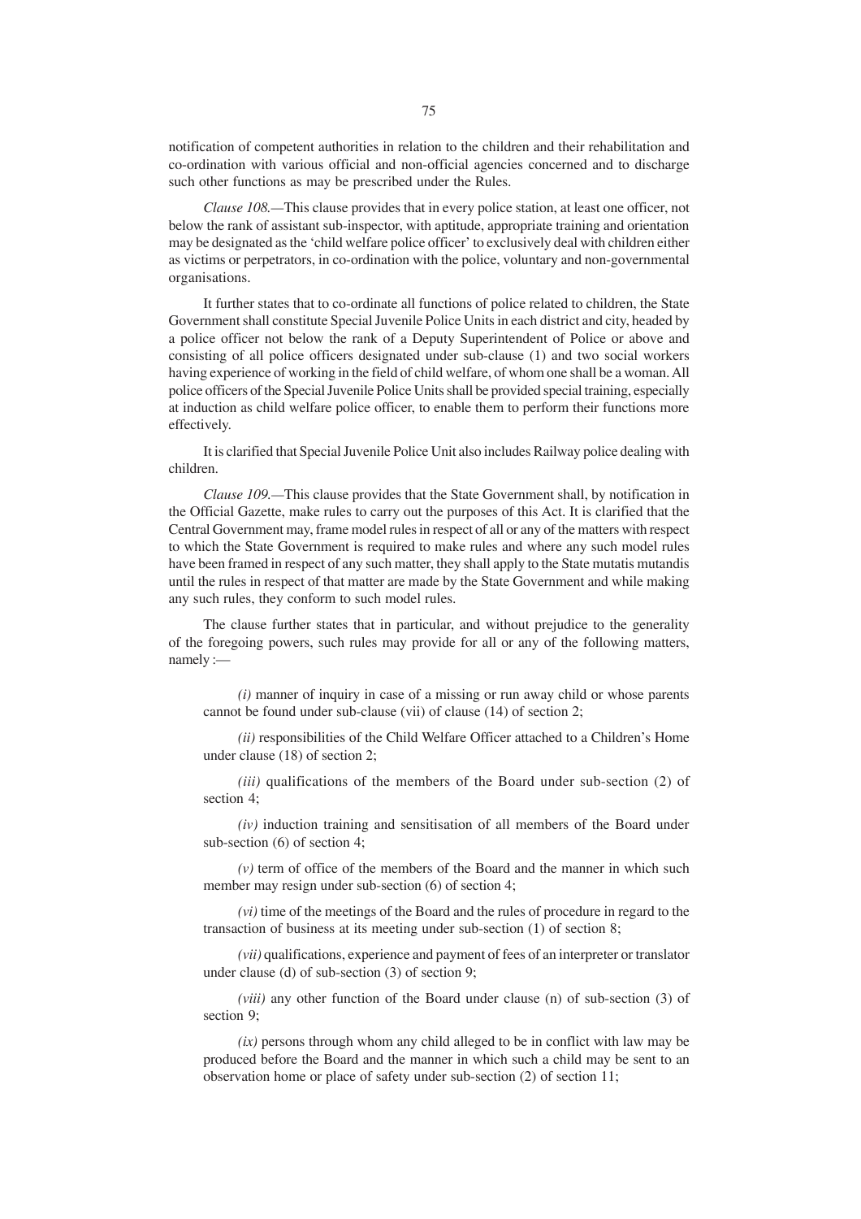notification of competent authorities in relation to the children and their rehabilitation and co-ordination with various official and non-official agencies concerned and to discharge such other functions as may be prescribed under the Rules.

*Clause 108.*—This clause provides that in every police station, at least one officer, not below the rank of assistant sub-inspector, with aptitude, appropriate training and orientation may be designated as the 'child welfare police officer' to exclusively deal with children either as victims or perpetrators, in co-ordination with the police, voluntary and non-governmental organisations.

It further states that to co-ordinate all functions of police related to children, the State Government shall constitute Special Juvenile Police Units in each district and city, headed by a police officer not below the rank of a Deputy Superintendent of Police or above and consisting of all police officers designated under sub-clause (1) and two social workers having experience of working in the field of child welfare, of whom one shall be a woman. All police officers of the Special Juvenile Police Units shall be provided special training, especially at induction as child welfare police officer, to enable them to perform their functions more effectively.

It is clarified that Special Juvenile Police Unit also includes Railway police dealing with children.

*Clause 109.*—This clause provides that the State Government shall, by notification in the Official Gazette, make rules to carry out the purposes of this Act. It is clarified that the Central Government may, frame model rules in respect of all or any of the matters with respect to which the State Government is required to make rules and where any such model rules have been framed in respect of any such matter, they shall apply to the State mutatis mutandis until the rules in respect of that matter are made by the State Government and while making any such rules, they conform to such model rules.

The clause further states that in particular, and without prejudice to the generality of the foregoing powers, such rules may provide for all or any of the following matters, namely :—

*(i)* manner of inquiry in case of a missing or run away child or whose parents cannot be found under sub-clause (vii) of clause (14) of section 2;

*(ii)* responsibilities of the Child Welfare Officer attached to a Children's Home under clause (18) of section 2;

*(iii)* qualifications of the members of the Board under sub-section (2) of section 4;

*(iv)* induction training and sensitisation of all members of the Board under sub-section (6) of section 4;

*(v)* term of office of the members of the Board and the manner in which such member may resign under sub-section (6) of section 4;

*(vi)* time of the meetings of the Board and the rules of procedure in regard to the transaction of business at its meeting under sub-section (1) of section 8;

*(vii)* qualifications, experience and payment of fees of an interpreter or translator under clause (d) of sub-section (3) of section 9;

*(viii)* any other function of the Board under clause (n) of sub-section (3) of section 9;

*(ix)* persons through whom any child alleged to be in conflict with law may be produced before the Board and the manner in which such a child may be sent to an observation home or place of safety under sub-section (2) of section 11;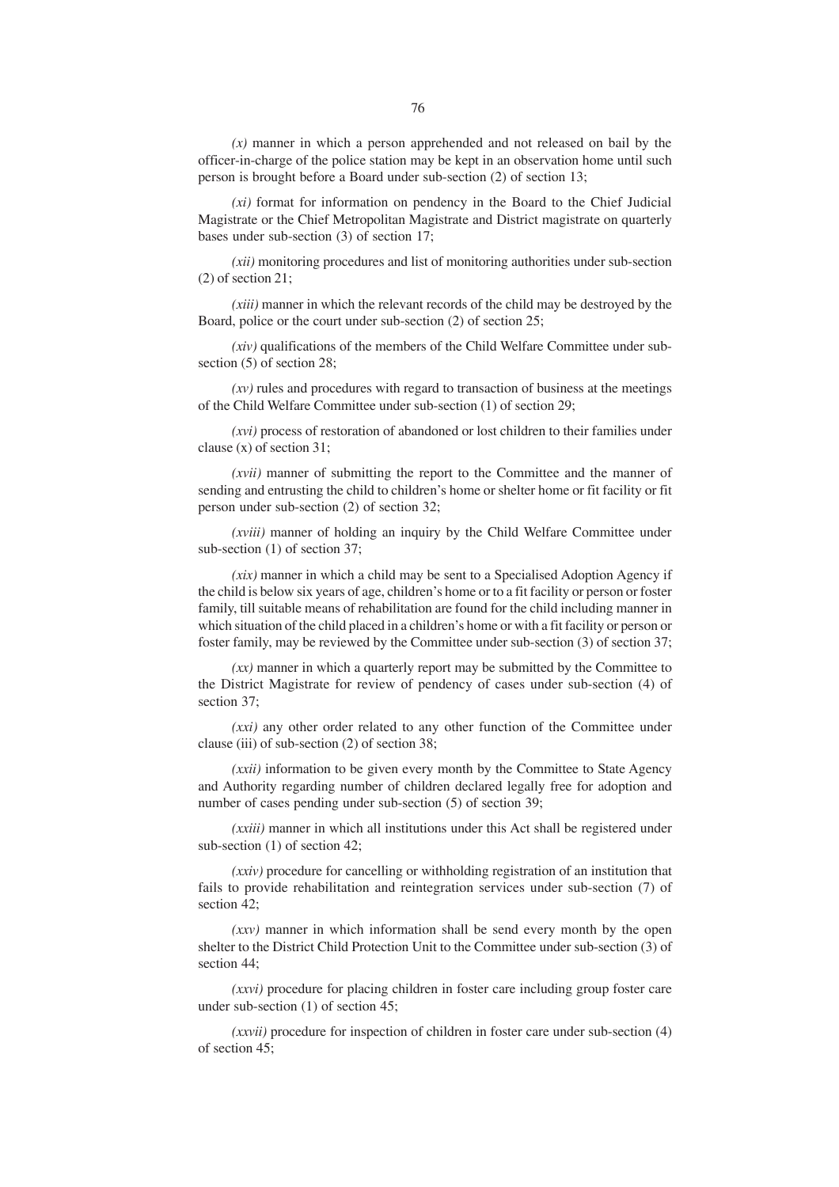*(x)* manner in which a person apprehended and not released on bail by the officer-in-charge of the police station may be kept in an observation home until such person is brought before a Board under sub-section (2) of section 13;

*(xi)* format for information on pendency in the Board to the Chief Judicial Magistrate or the Chief Metropolitan Magistrate and District magistrate on quarterly bases under sub-section (3) of section 17;

*(xii)* monitoring procedures and list of monitoring authorities under sub-section (2) of section 21;

*(xiii)* manner in which the relevant records of the child may be destroyed by the Board, police or the court under sub-section (2) of section 25;

*(xiv)* qualifications of the members of the Child Welfare Committee under sub-section (5) of section 28;

*(xv)* rules and procedures with regard to transaction of business at the meetings of the Child Welfare Committee under sub-section (1) of section 29;

*(xvi)* process of restoration of abandoned or lost children to their families under clause (x) of section 31;

*(xvii)* manner of submitting the report to the Committee and the manner of sending and entrusting the child to children's home or shelter home or fit facility or fit person under sub-section (2) of section 32;

*(xviii)* manner of holding an inquiry by the Child Welfare Committee under sub-section (1) of section 37;

*(xix)* manner in which a child may be sent to a Specialised Adoption Agency if the child is below six years of age, children's home or to a fit facility or person or foster family, till suitable means of rehabilitation are found for the child including manner in which situation of the child placed in a children's home or with a fit facility or person or foster family, may be reviewed by the Committee under sub-section (3) of section 37;

*(xx)* manner in which a quarterly report may be submitted by the Committee to the District Magistrate for review of pendency of cases under sub-section (4) of section 37;

*(xxi)* any other order related to any other function of the Committee under clause (iii) of sub-section (2) of section 38;

*(xxii)* information to be given every month by the Committee to State Agency and Authority regarding number of children declared legally free for adoption and number of cases pending under sub-section (5) of section 39;

*(xxiii)* manner in which all institutions under this Act shall be registered under sub-section (1) of section 42;

*(xxiv)* procedure for cancelling or withholding registration of an institution that fails to provide rehabilitation and reintegration services under sub-section (7) of section 42;

*(xxv)* manner in which information shall be send every month by the open shelter to the District Child Protection Unit to the Committee under sub-section (3) of section 44;

*(xxvi)* procedure for placing children in foster care including group foster care under sub-section (1) of section 45;

*(xxvii)* procedure for inspection of children in foster care under sub-section (4) of section 45;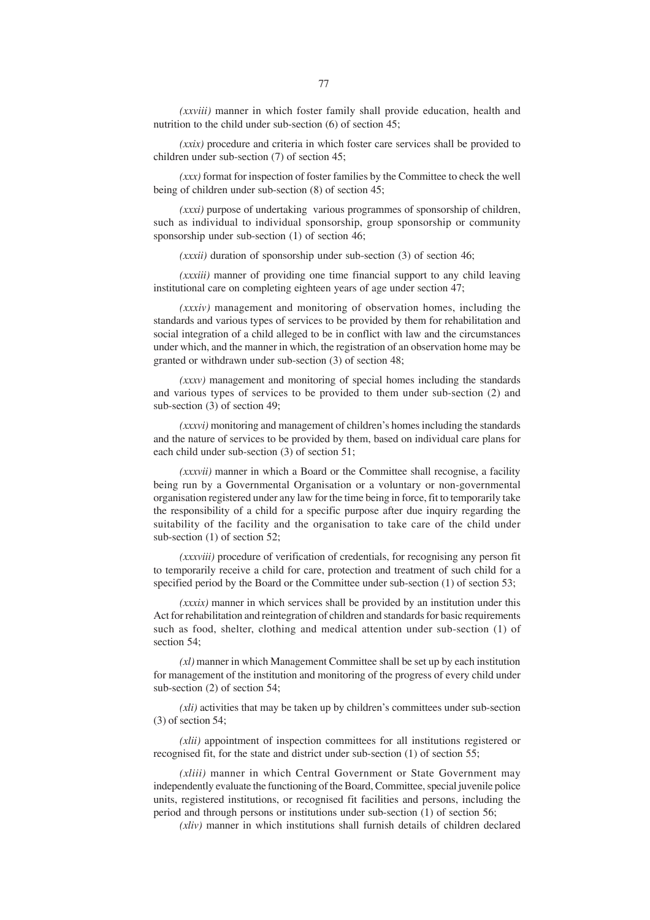*(xxviii)* manner in which foster family shall provide education, health and nutrition to the child under sub-section (6) of section 45;

*(xxix)* procedure and criteria in which foster care services shall be provided to children under sub-section (7) of section 45;

*(xxx)* format for inspection of foster families by the Committee to check the well being of children under sub-section (8) of section 45;

*(xxxi)* purpose of undertaking various programmes of sponsorship of children, such as individual to individual sponsorship, group sponsorship or community sponsorship under sub-section (1) of section 46;

*(xxxii)* duration of sponsorship under sub-section (3) of section 46;

*(xxxiii)* manner of providing one time financial support to any child leaving institutional care on completing eighteen years of age under section 47;

*(xxxiv)* management and monitoring of observation homes, including the standards and various types of services to be provided by them for rehabilitation and social integration of a child alleged to be in conflict with law and the circumstances under which, and the manner in which, the registration of an observation home may be granted or withdrawn under sub-section (3) of section 48;

*(xxxv)* management and monitoring of special homes including the standards and various types of services to be provided to them under sub-section (2) and sub-section (3) of section 49;

*(xxxvi)* monitoring and management of children's homes including the standards and the nature of services to be provided by them, based on individual care plans for each child under sub-section (3) of section 51;

*(xxxvii)* manner in which a Board or the Committee shall recognise, a facility being run by a Governmental Organisation or a voluntary or non-governmental organisation registered under any law for the time being in force, fit to temporarily take the responsibility of a child for a specific purpose after due inquiry regarding the suitability of the facility and the organisation to take care of the child under sub-section (1) of section 52;

*(xxxviii)* procedure of verification of credentials, for recognising any person fit to temporarily receive a child for care, protection and treatment of such child for a specified period by the Board or the Committee under sub-section (1) of section 53;

*(xxxix)* manner in which services shall be provided by an institution under this Act for rehabilitation and reintegration of children and standards for basic requirements such as food, shelter, clothing and medical attention under sub-section (1) of section 54;

*(xl)* manner in which Management Committee shall be set up by each institution for management of the institution and monitoring of the progress of every child under sub-section (2) of section 54;

*(xli)* activities that may be taken up by children's committees under sub-section (3) of section 54;

*(xlii)* appointment of inspection committees for all institutions registered or recognised fit, for the state and district under sub-section (1) of section 55;

*(xliii)* manner in which Central Government or State Government may independently evaluate the functioning of the Board, Committee, special juvenile police units, registered institutions, or recognised fit facilities and persons, including the period and through persons or institutions under sub-section (1) of section 56;

*(xliv)* manner in which institutions shall furnish details of children declared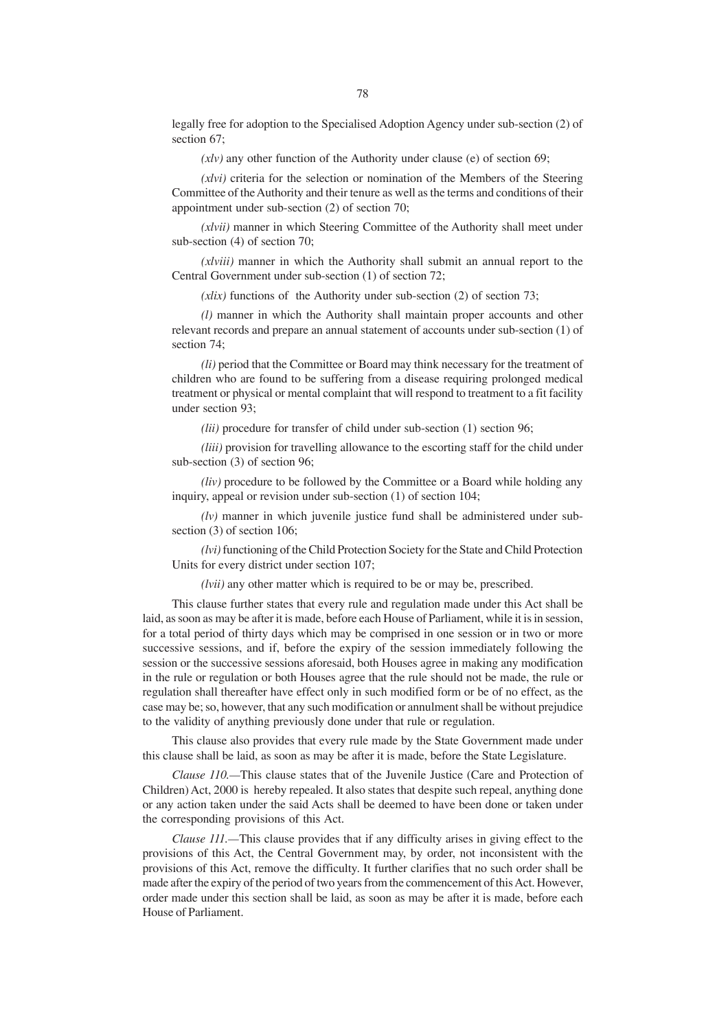legally free for adoption to the Specialised Adoption Agency under sub-section (2) of section 67;

*(xlv)* any other function of the Authority under clause (e) of section 69;

*(xlvi)* criteria for the selection or nomination of the Members of the Steering Committee of the Authority and their tenure as well as the terms and conditions of their appointment under sub-section (2) of section 70;

*(xlvii)* manner in which Steering Committee of the Authority shall meet under sub-section (4) of section 70;

*(xlviii)* manner in which the Authority shall submit an annual report to the Central Government under sub-section (1) of section 72;

*(xlix)* functions of the Authority under sub-section (2) of section 73;

*(l)* manner in which the Authority shall maintain proper accounts and other relevant records and prepare an annual statement of accounts under sub-section (1) of section 74;

*(li)* period that the Committee or Board may think necessary for the treatment of children who are found to be suffering from a disease requiring prolonged medical treatment or physical or mental complaint that will respond to treatment to a fit facility under section 93;

*(lii)* procedure for transfer of child under sub-section (1) section 96;

*(liii)* provision for travelling allowance to the escorting staff for the child under sub-section (3) of section 96;

*(liv)* procedure to be followed by the Committee or a Board while holding any inquiry, appeal or revision under sub-section (1) of section 104;

*(lv)* manner in which juvenile justice fund shall be administered under sub-section (3) of section 106;

*(lvi)* functioning of the Child Protection Society for the State and Child Protection Units for every district under section 107;

*(lvii)* any other matter which is required to be or may be, prescribed.

This clause further states that every rule and regulation made under this Act shall be laid, as soon as may be after it is made, before each House of Parliament, while it is in session, for a total period of thirty days which may be comprised in one session or in two or more successive sessions, and if, before the expiry of the session immediately following the session or the successive sessions aforesaid, both Houses agree in making any modification in the rule or regulation or both Houses agree that the rule should not be made, the rule or regulation shall thereafter have effect only in such modified form or be of no effect, as the case may be; so, however, that any such modification or annulment shall be without prejudice to the validity of anything previously done under that rule or regulation.

This clause also provides that every rule made by the State Government made under this clause shall be laid, as soon as may be after it is made, before the State Legislature.

*Clause 110.*—This clause states that of the Juvenile Justice (Care and Protection of Children) Act, 2000 is hereby repealed. It also states that despite such repeal, anything done or any action taken under the said Acts shall be deemed to have been done or taken under the corresponding provisions of this Act.

*Clause 111.*—This clause provides that if any difficulty arises in giving effect to the provisions of this Act, the Central Government may, by order, not inconsistent with the provisions of this Act, remove the difficulty. It further clarifies that no such order shall be made after the expiry of the period of two years from the commencement of this Act. However, order made under this section shall be laid, as soon as may be after it is made, before each House of Parliament.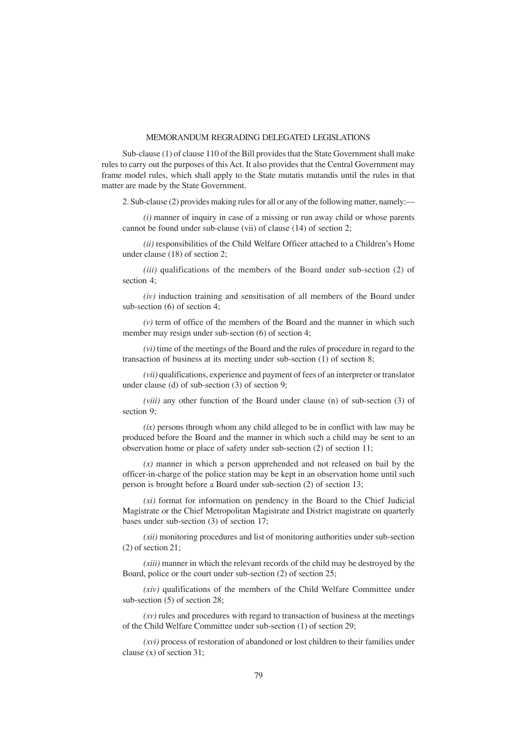## MEMORANDUM REGRADING DELEGATED LEGISLATIONS

Sub-clause (1) of clause 110 of the Bill provides that the State Government shall make rules to carry out the purposes of this Act. It also provides that the Central Government may frame model rules, which shall apply to the State mutatis mutandis until the rules in that matter are made by the State Government.

2. Sub-clause (2) provides making rules for all or any of the following matter, namely:—

*(i)* manner of inquiry in case of a missing or run away child or whose parents cannot be found under sub-clause (vii) of clause (14) of section 2;

*(ii)* responsibilities of the Child Welfare Officer attached to a Children's Home under clause (18) of section 2;

*(iii)* qualifications of the members of the Board under sub-section (2) of section 4;

*(iv)* induction training and sensitisation of all members of the Board under sub-section (6) of section 4;

*(v)* term of office of the members of the Board and the manner in which such member may resign under sub-section (6) of section 4;

*(vi)* time of the meetings of the Board and the rules of procedure in regard to the transaction of business at its meeting under sub-section (1) of section 8;

*(vii)* qualifications, experience and payment of fees of an interpreter or translator under clause (d) of sub-section (3) of section 9;

*(viii)* any other function of the Board under clause (n) of sub-section (3) of section 9;

*(ix)* persons through whom any child alleged to be in conflict with law may be produced before the Board and the manner in which such a child may be sent to an observation home or place of safety under sub-section (2) of section 11;

*(x)* manner in which a person apprehended and not released on bail by the officer-in-charge of the police station may be kept in an observation home until such person is brought before a Board under sub-section (2) of section 13;

*(xi)* format for information on pendency in the Board to the Chief Judicial Magistrate or the Chief Metropolitan Magistrate and District magistrate on quarterly bases under sub-section (3) of section 17;

*(xii)* monitoring procedures and list of monitoring authorities under sub-section (2) of section 21;

*(xiii)* manner in which the relevant records of the child may be destroyed by the Board, police or the court under sub-section (2) of section 25;

*(xiv)* qualifications of the members of the Child Welfare Committee under sub-section (5) of section 28;

*(xv)* rules and procedures with regard to transaction of business at the meetings of the Child Welfare Committee under sub-section (1) of section 29;

*(xvi)* process of restoration of abandoned or lost children to their families under clause (x) of section 31;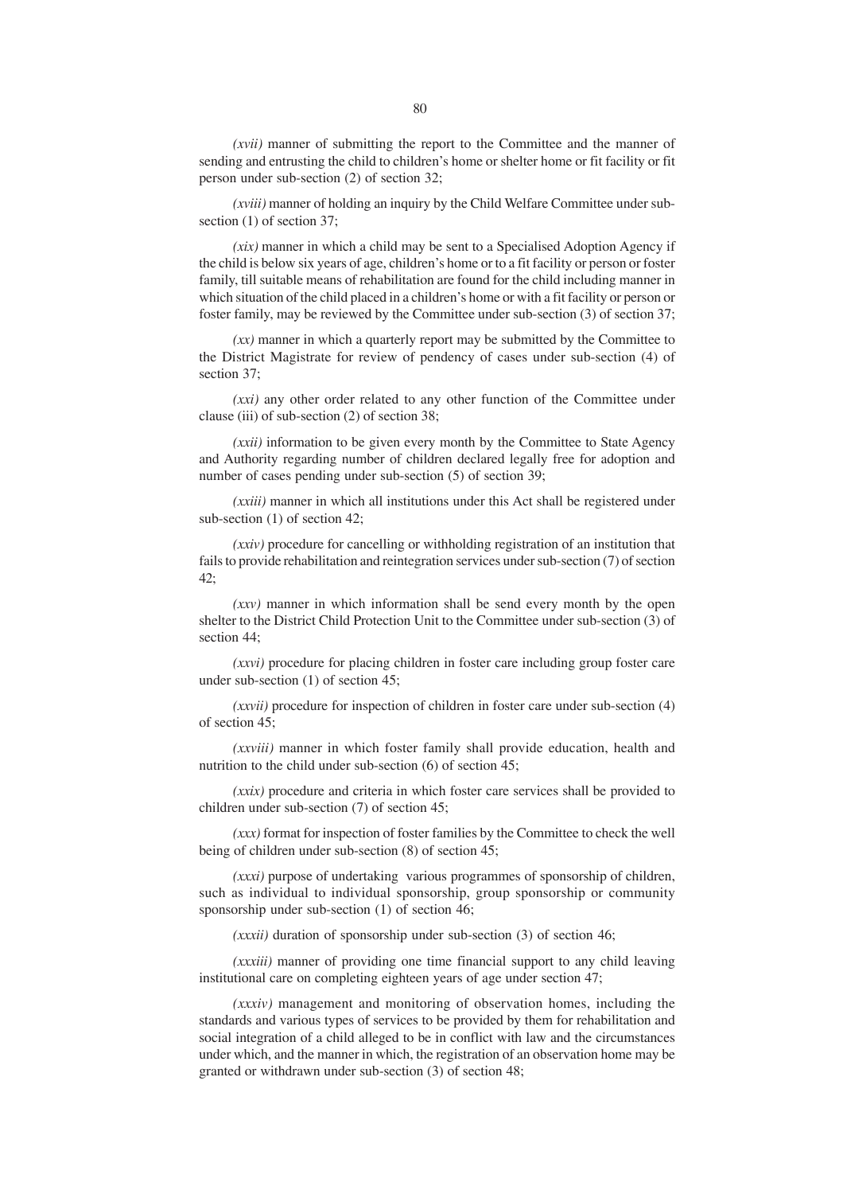*(xvii)* manner of submitting the report to the Committee and the manner of sending and entrusting the child to children's home or shelter home or fit facility or fit person under sub-section (2) of section 32;

*(xviii)* manner of holding an inquiry by the Child Welfare Committee under sub-section (1) of section 37;

*(xix)* manner in which a child may be sent to a Specialised Adoption Agency if the child is below six years of age, children's home or to a fit facility or person or foster family, till suitable means of rehabilitation are found for the child including manner in which situation of the child placed in a children's home or with a fit facility or person or foster family, may be reviewed by the Committee under sub-section (3) of section 37;

*(xx)* manner in which a quarterly report may be submitted by the Committee to the District Magistrate for review of pendency of cases under sub-section (4) of section 37;

*(xxi)* any other order related to any other function of the Committee under clause (iii) of sub-section (2) of section 38;

*(xxii)* information to be given every month by the Committee to State Agency and Authority regarding number of children declared legally free for adoption and number of cases pending under sub-section (5) of section 39;

*(xxiii)* manner in which all institutions under this Act shall be registered under sub-section (1) of section 42;

*(xxiv)* procedure for cancelling or withholding registration of an institution that fails to provide rehabilitation and reintegration services under sub-section (7) of section 42;

*(xxv)* manner in which information shall be send every month by the open shelter to the District Child Protection Unit to the Committee under sub-section (3) of section 44;

*(xxvi)* procedure for placing children in foster care including group foster care under sub-section (1) of section 45;

*(xxvii)* procedure for inspection of children in foster care under sub-section (4) of section 45;

*(xxviii)* manner in which foster family shall provide education, health and nutrition to the child under sub-section (6) of section 45;

*(xxix)* procedure and criteria in which foster care services shall be provided to children under sub-section (7) of section 45;

*(xxx)* format for inspection of foster families by the Committee to check the well being of children under sub-section (8) of section 45;

*(xxxi)* purpose of undertaking various programmes of sponsorship of children, such as individual to individual sponsorship, group sponsorship or community sponsorship under sub-section (1) of section 46;

*(xxxii)* duration of sponsorship under sub-section (3) of section 46;

*(xxxiii)* manner of providing one time financial support to any child leaving institutional care on completing eighteen years of age under section 47;

*(xxxiv)* management and monitoring of observation homes, including the standards and various types of services to be provided by them for rehabilitation and social integration of a child alleged to be in conflict with law and the circumstances under which, and the manner in which, the registration of an observation home may be granted or withdrawn under sub-section (3) of section 48;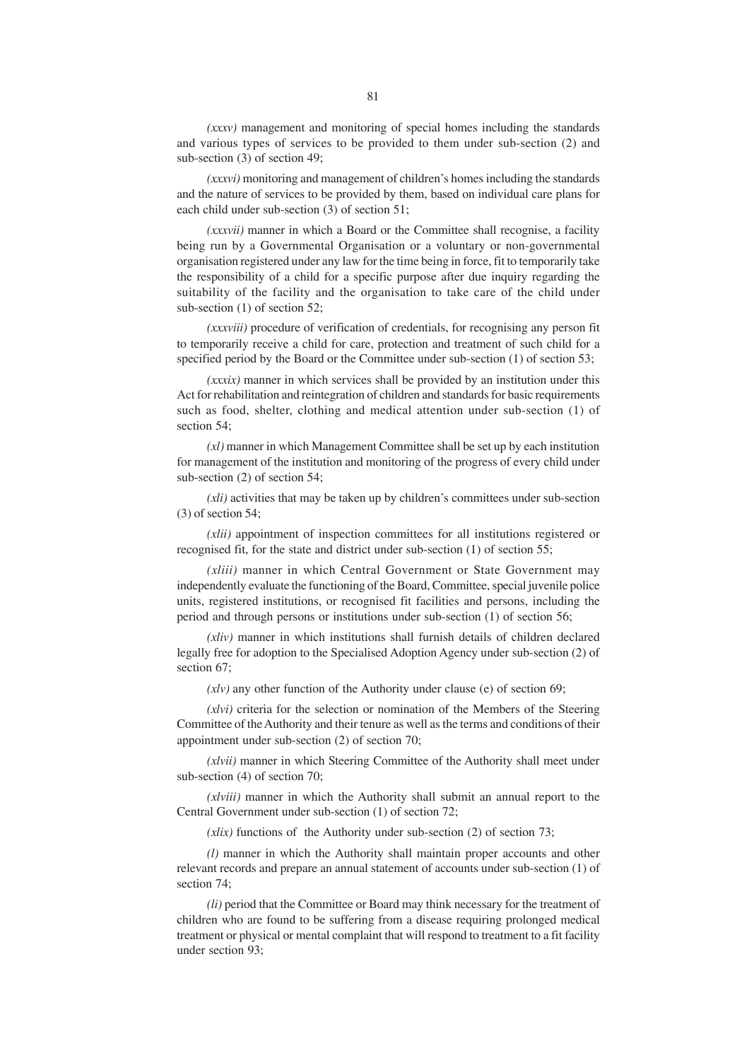*(xxxv)* management and monitoring of special homes including the standards and various types of services to be provided to them under sub-section (2) and sub-section (3) of section 49;

*(xxxvi)* monitoring and management of children's homes including the standards and the nature of services to be provided by them, based on individual care plans for each child under sub-section (3) of section 51;

*(xxxvii)* manner in which a Board or the Committee shall recognise, a facility being run by a Governmental Organisation or a voluntary or non-governmental organisation registered under any law for the time being in force, fit to temporarily take the responsibility of a child for a specific purpose after due inquiry regarding the suitability of the facility and the organisation to take care of the child under sub-section (1) of section 52;

*(xxxviii)* procedure of verification of credentials, for recognising any person fit to temporarily receive a child for care, protection and treatment of such child for a specified period by the Board or the Committee under sub-section (1) of section 53;

*(xxxix)* manner in which services shall be provided by an institution under this Act for rehabilitation and reintegration of children and standards for basic requirements such as food, shelter, clothing and medical attention under sub-section (1) of section 54;

*(xl)* manner in which Management Committee shall be set up by each institution for management of the institution and monitoring of the progress of every child under sub-section (2) of section 54;

*(xli)* activities that may be taken up by children's committees under sub-section (3) of section 54;

*(xlii)* appointment of inspection committees for all institutions registered or recognised fit, for the state and district under sub-section (1) of section 55;

*(xliii)* manner in which Central Government or State Government may independently evaluate the functioning of the Board, Committee, special juvenile police units, registered institutions, or recognised fit facilities and persons, including the period and through persons or institutions under sub-section (1) of section 56;

*(xliv)* manner in which institutions shall furnish details of children declared legally free for adoption to the Specialised Adoption Agency under sub-section (2) of section 67;

*(xlv)* any other function of the Authority under clause (e) of section 69;

*(xlvi)* criteria for the selection or nomination of the Members of the Steering Committee of the Authority and their tenure as well as the terms and conditions of their appointment under sub-section (2) of section 70;

*(xlvii)* manner in which Steering Committee of the Authority shall meet under sub-section (4) of section 70;

*(xlviii)* manner in which the Authority shall submit an annual report to the Central Government under sub-section (1) of section 72;

*(xlix)* functions of the Authority under sub-section (2) of section 73;

*(l)* manner in which the Authority shall maintain proper accounts and other relevant records and prepare an annual statement of accounts under sub-section (1) of section 74;

*(li)* period that the Committee or Board may think necessary for the treatment of children who are found to be suffering from a disease requiring prolonged medical treatment or physical or mental complaint that will respond to treatment to a fit facility under section 93;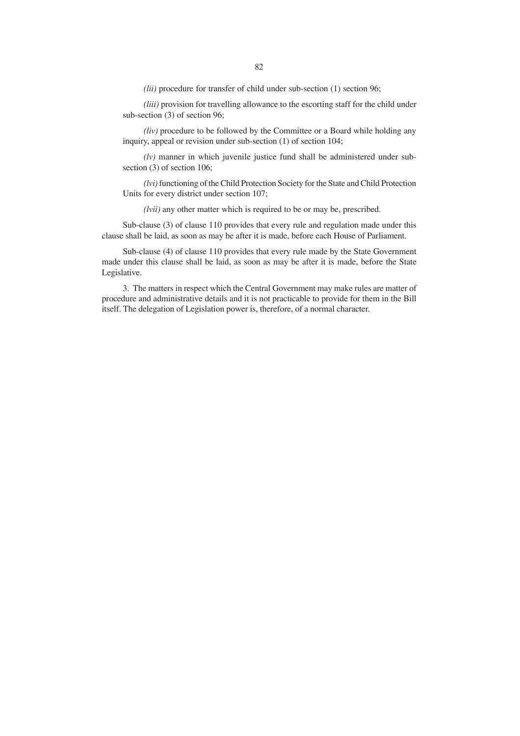*(lii)* procedure for transfer of child under sub-section (1) section 96;

*(liii)* provision for travelling allowance to the escorting staff for the child under sub-section (3) of section 96;

*(liv)* procedure to be followed by the Committee or a Board while holding any inquiry, appeal or revision under sub-section (1) of section 104;

*(lv)* manner in which juvenile justice fund shall be administered under sub-section (3) of section 106;

*(lvi)* functioning of the Child Protection Society for the State and Child Protection Units for every district under section 107;

*(lvii)* any other matter which is required to be or may be, prescribed.

Sub-clause (3) of clause 110 provides that every rule and regulation made under this clause shall be laid, as soon as may be after it is made, before each House of Parliament.

Sub-clause (4) of clause 110 provides that every rule made by the State Government made under this clause shall be laid, as soon as may be after it is made, before the State Legislative.

3. The matters in respect which the Central Government may make rules are matter of procedure and administrative details and it is not practicable to provide for them in the Bill itself. The delegation of Legislation power is, therefore, of a normal character.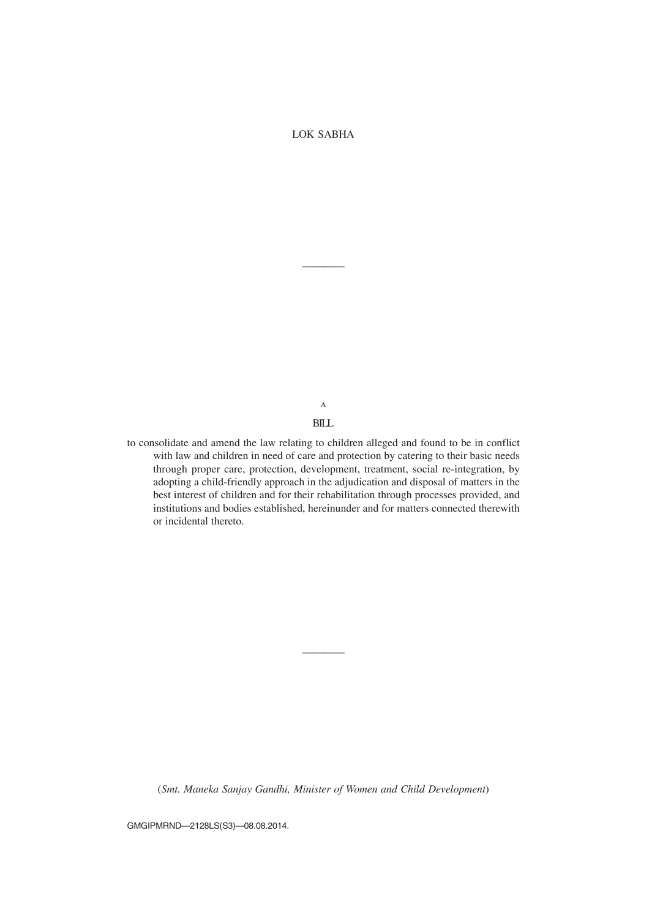LOK SABHA

————

A

BILL

to consolidate and amend the law relating to children alleged and found to be in conflict with law and children in need of care and protection by catering to their basic needs through proper care, protection, development, treatment, social re-integration, by adopting a child-friendly approach in the adjudication and disposal of matters in the best interest of children and for their rehabilitation through processes provided, and institutions and bodies established, hereinunder and for matters connected therewith or incidental thereto.

————

(*Smt. Maneka Sanjay Gandhi, Minister of Women and Child Development*)

GMGIPMRND—2128LS(S3)—08.08.2014.